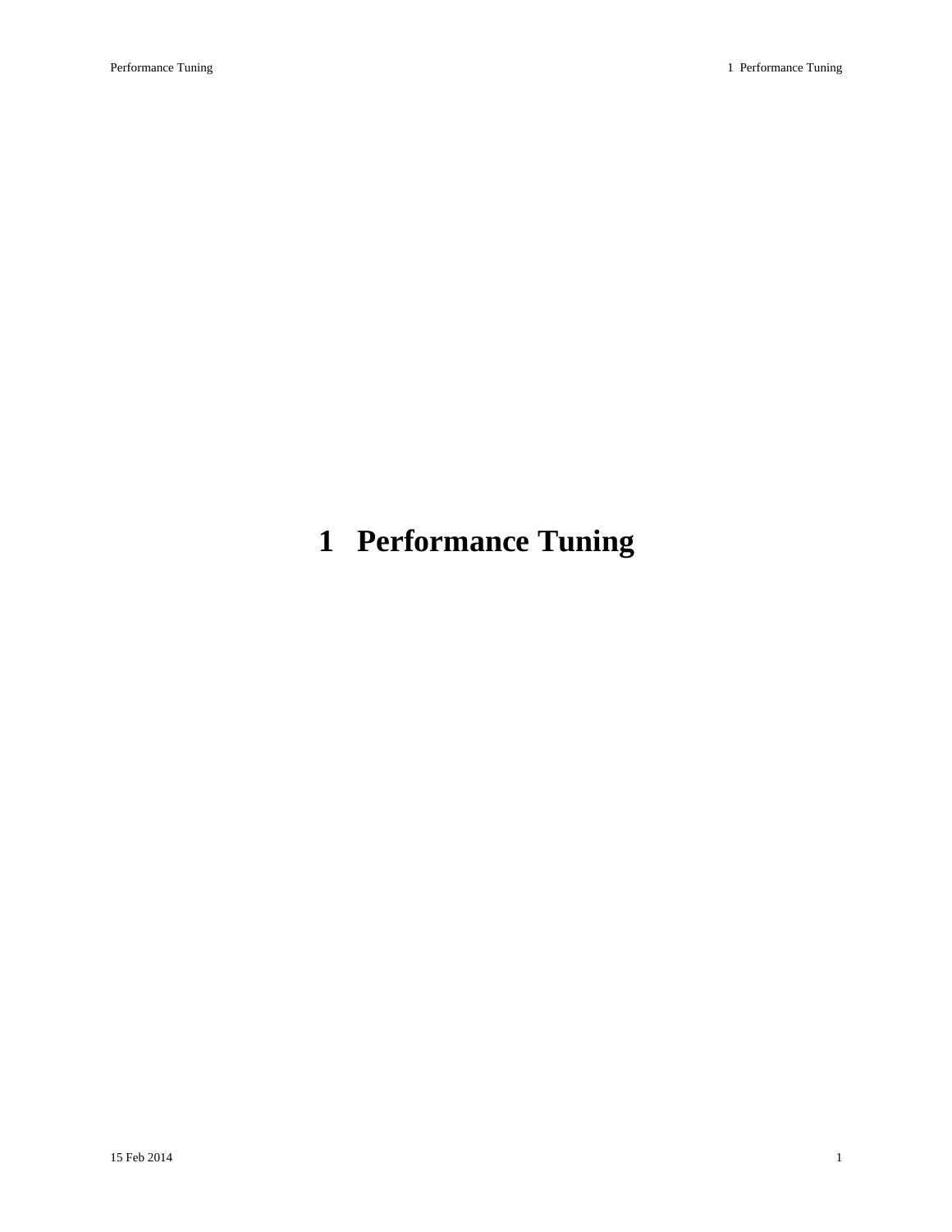# 1 Performance Tuning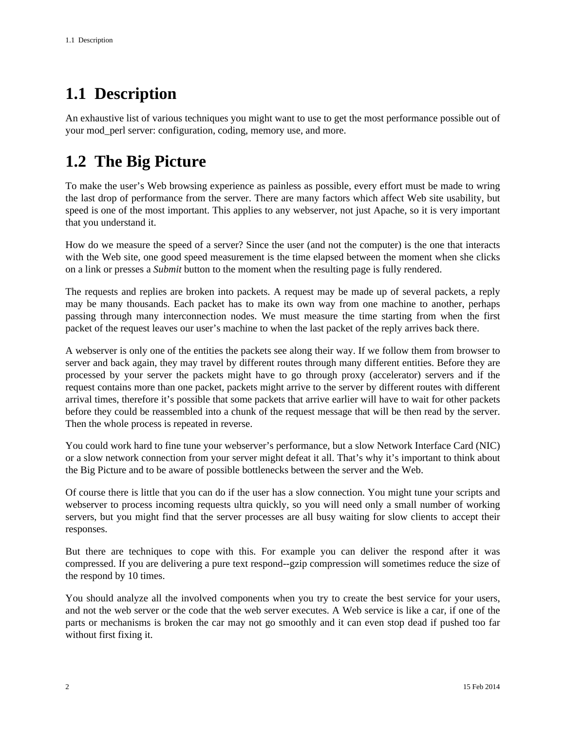## 1.1 Description

An exhaustive list of various techniques you might want to use to get the most performance possible out of your mod_perl server: configuration, coding, memory use, and more.

## 1.2 The Big Picture

To make the user's Web browsing experience as painless as possible, every effort must be made to wring the last drop of performance from the server. There are many factors which affect Web site usability, but speed is one of the most important. This applies to any webserver, not just Apache, so it is very important that you understand it.

How do we measure the speed of a server? Since the user (and not the computer) is the one that interacts with the Web site, one good speed measurement is the time elapsed between the moment when she clicks on a link or presses a *Submit* button to the moment when the resulting page is fully rendered.

The requests and replies are broken into packets. A request may be made up of several packets, a reply may be many thousands. Each packet has to make its own way from one machine to another, perhaps passing through many interconnection nodes. We must measure the time starting from when the first packet of the request leaves our user's machine to when the last packet of the reply arrives back there.

A webserver is only one of the entities the packets see along their way. If we follow them from browser to server and back again, they may travel by different routes through many different entities. Before they are processed by your server the packets might have to go through proxy (accelerator) servers and if the request contains more than one packet, packets might arrive to the server by different routes with different arrival times, therefore it's possible that some packets that arrive earlier will have to wait for other packets before they could be reassembled into a chunk of the request message that will be then read by the server. Then the whole process is repeated in reverse.

You could work hard to fine tune your webserver's performance, but a slow Network Interface Card (NIC) or a slow network connection from your server might defeat it all. That's why it's important to think about the Big Picture and to be aware of possible bottlenecks between the server and the Web.

Of course there is little that you can do if the user has a slow connection. You might tune your scripts and webserver to process incoming requests ultra quickly, so you will need only a small number of working servers, but you might find that the server processes are all busy waiting for slow clients to accept their responses.

But there are techniques to cope with this. For example you can deliver the respond after it was compressed. If you are delivering a pure text respond--gzip compression will sometimes reduce the size of the respond by 10 times.

You should analyze all the involved components when you try to create the best service for your users, and not the web server or the code that the web server executes. A Web service is like a car, if one of the parts or mechanisms is broken the car may not go smoothly and it can even stop dead if pushed too far without first fixing it.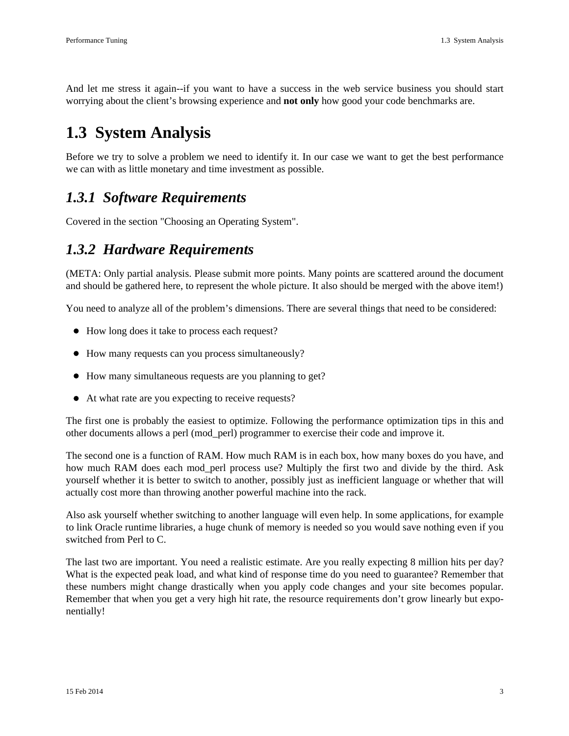And let me stress it again--if you want to have a success in the web service business you should start worrying about the client's browsing experience and **not only** how good your code benchmarks are.

## 1.3 System Analysis

Before we try to solve a problem we need to identify it. In our case we want to get the best performance we can with as little monetary and time investment as possible.

### *1.3.1 Software Requirements*

Covered in the section "Choosing an Operating System".

### *1.3.2 Hardware Requirements*

(META: Only partial analysis. Please submit more points. Many points are scattered around the document and should be gathered here, to represent the whole picture. It also should be merged with the above item!)

You need to analyze all of the problem's dimensions. There are several things that need to be considered:

- How long does it take to process each request?
- How many requests can you process simultaneously?
- How many simultaneous requests are you planning to get?
- At what rate are you expecting to receive requests?

The first one is probably the easiest to optimize. Following the performance optimization tips in this and other documents allows a perl (mod_perl) programmer to exercise their code and improve it.

The second one is a function of RAM. How much RAM is in each box, how many boxes do you have, and how much RAM does each mod_perl process use? Multiply the first two and divide by the third. Ask yourself whether it is better to switch to another, possibly just as inefficient language or whether that will actually cost more than throwing another powerful machine into the rack.

Also ask yourself whether switching to another language will even help. In some applications, for example to link Oracle runtime libraries, a huge chunk of memory is needed so you would save nothing even if you switched from Perl to C.

The last two are important. You need a realistic estimate. Are you really expecting 8 million hits per day? What is the expected peak load, and what kind of response time do you need to guarantee? Remember that these numbers might change drastically when you apply code changes and your site becomes popular. Remember that when you get a very high hit rate, the resource requirements don't grow linearly but exponentially!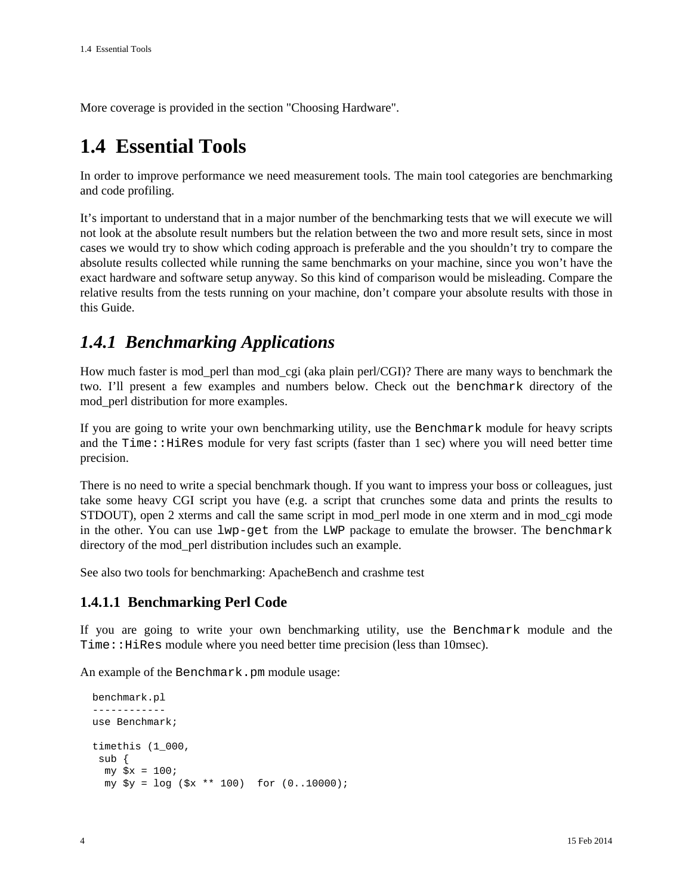More coverage is provided in the section "Choosing Hardware".

# 1.4 Essential Tools

In order to improve performance we need measurement tools. The main tool categories are benchmarking and code profiling.

It's important to understand that in a major number of the benchmarking tests that we will execute we will not look at the absolute result numbers but the relation between the two and more result sets, since in most cases we would try to show which coding approach is preferable and the you shouldn't try to compare the absolute results collected while running the same benchmarks on your machine, since you won't have the exact hardware and software setup anyway. So this kind of comparison would be misleading. Compare the relative results from the tests running on your machine, don't compare your absolute results with those in this Guide.

## *1.4.1 Benchmarking Applications*

How much faster is mod_perl than mod_cgi (aka plain perl/CGI)? There are many ways to benchmark the two. I'll present a few examples and numbers below. Check out the `benchmark` directory of the mod_perl distribution for more examples.

If you are going to write your own benchmarking utility, use the `Benchmark` module for heavy scripts and the `Time::HiRes` module for very fast scripts (faster than 1 sec) where you will need better time precision.

There is no need to write a special benchmark though. If you want to impress your boss or colleagues, just take some heavy CGI script you have (e.g. a script that crunches some data and prints the results to STDOUT), open 2 xterms and call the same script in mod_perl mode in one xterm and in mod_cgi mode in the other. You can use `lwp-get` from the `LWP` package to emulate the browser. The `benchmark` directory of the mod_perl distribution includes such an example.

See also two tools for benchmarking: ApacheBench and crashme test

### 1.4.1.1 Benchmarking Perl Code

If you are going to write your own benchmarking utility, use the `Benchmark` module and the `Time::HiRes` module where you need better time precision (less than 10msec).

An example of the `Benchmark.pm` module usage:

```
benchmark.pl
------------
use Benchmark;

timethis (1_000,
 sub {
  my $x = 100;
  my $y = log ($x ** 100)  for (0..10000);
```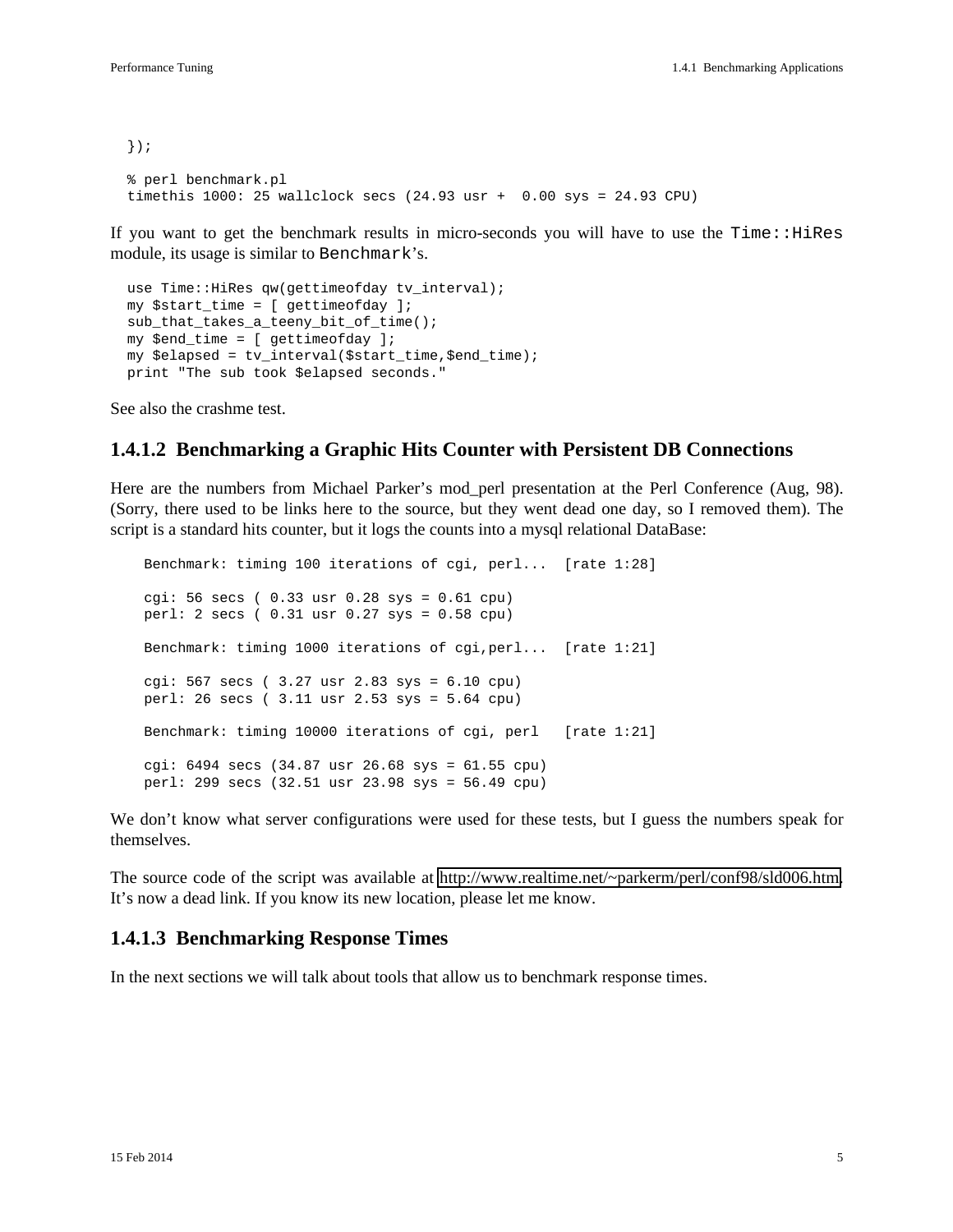```
});

% perl benchmark.pl
timethis 1000: 25 wallclock secs (24.93 usr +  0.00 sys = 24.93 CPU)
```

If you want to get the benchmark results in micro-seconds you will have to use the `Time::HiRes` module, its usage is similar to `Benchmark`'s.

```
use Time::HiRes qw(gettimeofday tv_interval);
my $start_time = [ gettimeofday ];
sub_that_takes_a_teeny_bit_of_time();
my $end_time = [ gettimeofday ];
my $elapsed = tv_interval($start_time,$end_time);
print "The sub took $elapsed seconds."
```

See also the crashme test.

### 1.4.1.2 Benchmarking a Graphic Hits Counter with Persistent DB Connections

Here are the numbers from Michael Parker's mod_perl presentation at the Perl Conference (Aug, 98). (Sorry, there used to be links here to the source, but they went dead one day, so I removed them). The script is a standard hits counter, but it logs the counts into a mysql relational DataBase:

```
Benchmark: timing 100 iterations of cgi, perl...  [rate 1:28]

cgi: 56 secs ( 0.33 usr 0.28 sys = 0.61 cpu)
perl: 2 secs ( 0.31 usr 0.27 sys = 0.58 cpu)

Benchmark: timing 1000 iterations of cgi,perl...  [rate 1:21]

cgi: 567 secs ( 3.27 usr 2.83 sys = 6.10 cpu)
perl: 26 secs ( 3.11 usr 2.53 sys = 5.64 cpu)

Benchmark: timing 10000 iterations of cgi, perl   [rate 1:21]

cgi: 6494 secs (34.87 usr 26.68 sys = 61.55 cpu)
perl: 299 secs (32.51 usr 23.98 sys = 56.49 cpu)
```

We don't know what server configurations were used for these tests, but I guess the numbers speak for themselves.

The source code of the script was available at http://www.realtime.net/~parkerm/perl/conf98/sld006.htm. It's now a dead link. If you know its new location, please let me know.

### 1.4.1.3 Benchmarking Response Times

In the next sections we will talk about tools that allow us to benchmark response times.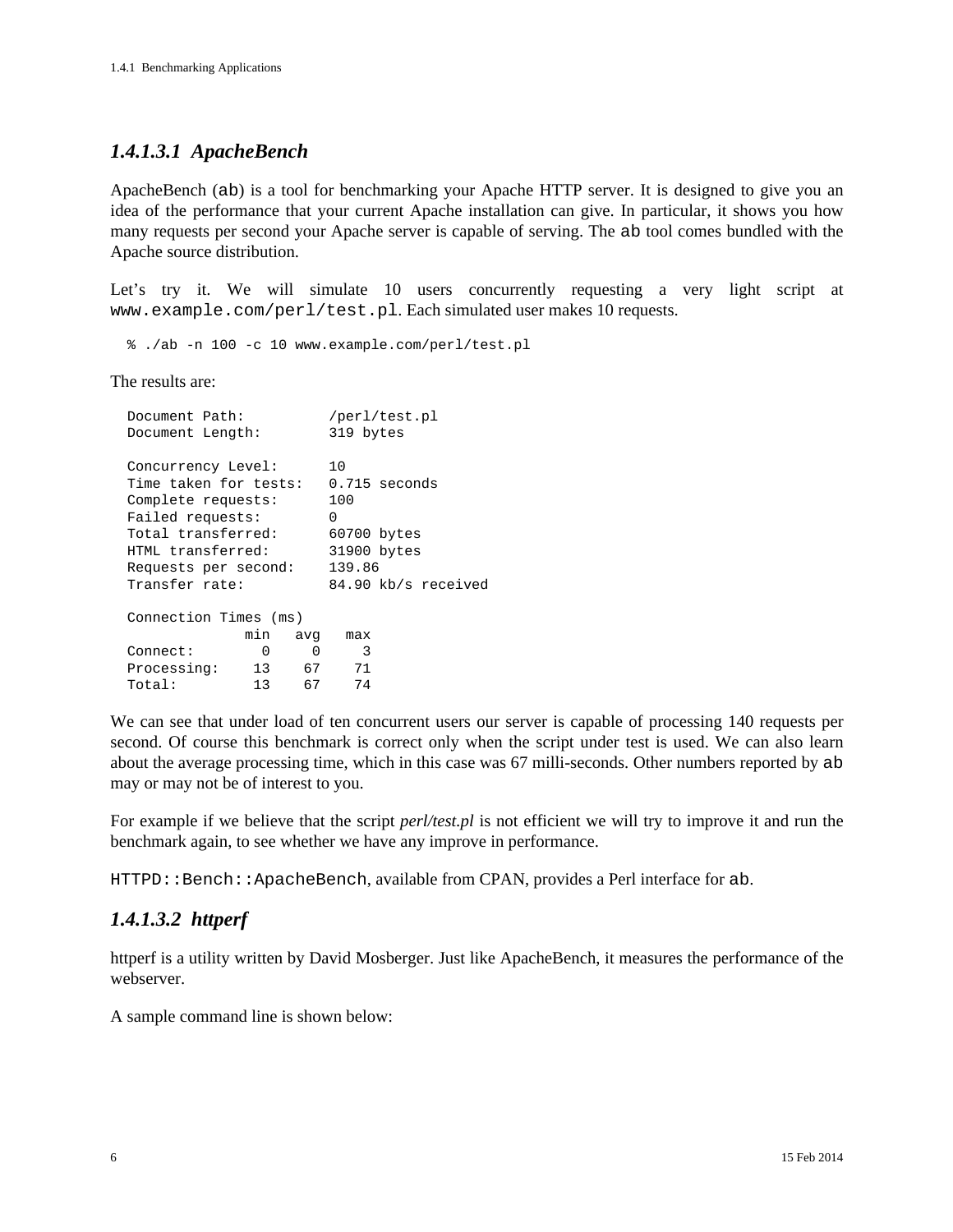### *1.4.1.3.1 ApacheBench*

ApacheBench (`ab`) is a tool for benchmarking your Apache HTTP server. It is designed to give you an idea of the performance that your current Apache installation can give. In particular, it shows you how many requests per second your Apache server is capable of serving. The `ab` tool comes bundled with the Apache source distribution.

Let's try it. We will simulate 10 users concurrently requesting a very light script at `www.example.com/perl/test.pl`. Each simulated user makes 10 requests.

```
% ./ab -n 100 -c 10 www.example.com/perl/test.pl
```

The results are:

```
Document Path:          /perl/test.pl
Document Length:        319 bytes

Concurrency Level:      10
Time taken for tests:   0.715 seconds
Complete requests:      100
Failed requests:        0
Total transferred:      60700 bytes
HTML transferred:       31900 bytes
Requests per second:    139.86
Transfer rate:          84.90 kb/s received

Connection Times (ms)
              min   avg   max
Connect:        0     0     3
Processing:    13    67    71
Total:         13    67    74
```

We can see that under load of ten concurrent users our server is capable of processing 140 requests per second. Of course this benchmark is correct only when the script under test is used. We can also learn about the average processing time, which in this case was 67 milli-seconds. Other numbers reported by `ab` may or may not be of interest to you.

For example if we believe that the script *perl/test.pl* is not efficient we will try to improve it and run the benchmark again, to see whether we have any improve in performance.

`HTTPD::Bench::ApacheBench`, available from CPAN, provides a Perl interface for `ab`.

### *1.4.1.3.2 httperf*

httperf is a utility written by David Mosberger. Just like ApacheBench, it measures the performance of the webserver.

A sample command line is shown below: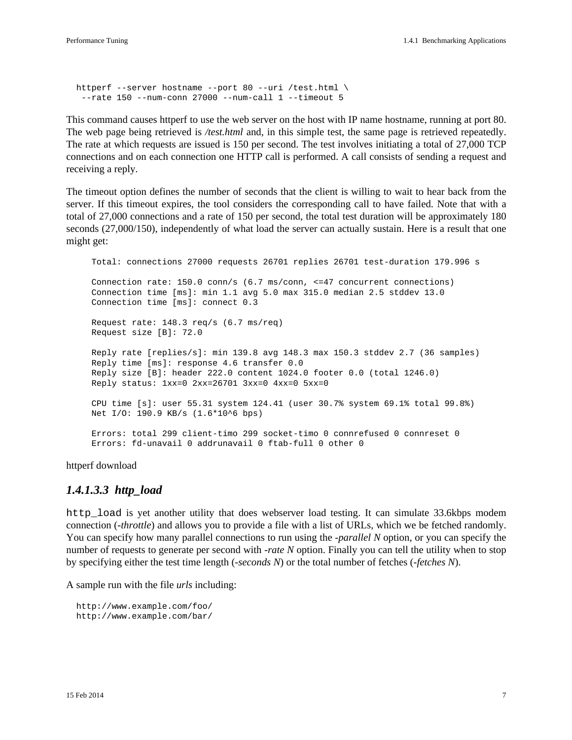```
httperf --server hostname --port 80 --uri /test.html \
 --rate 150 --num-conn 27000 --num-call 1 --timeout 5
```

This command causes httperf to use the web server on the host with IP name hostname, running at port 80. The web page being retrieved is */test.html* and, in this simple test, the same page is retrieved repeatedly. The rate at which requests are issued is 150 per second. The test involves initiating a total of 27,000 TCP connections and on each connection one HTTP call is performed. A call consists of sending a request and receiving a reply.

The timeout option defines the number of seconds that the client is willing to wait to hear back from the server. If this timeout expires, the tool considers the corresponding call to have failed. Note that with a total of 27,000 connections and a rate of 150 per second, the total test duration will be approximately 180 seconds (27,000/150), independently of what load the server can actually sustain. Here is a result that one might get:

```
Total: connections 27000 requests 26701 replies 26701 test-duration 179.996 s

Connection rate: 150.0 conn/s (6.7 ms/conn, <=47 concurrent connections)
Connection time [ms]: min 1.1 avg 5.0 max 315.0 median 2.5 stddev 13.0
Connection time [ms]: connect 0.3

Request rate: 148.3 req/s (6.7 ms/req)
Request size [B]: 72.0

Reply rate [replies/s]: min 139.8 avg 148.3 max 150.3 stddev 2.7 (36 samples)
Reply time [ms]: response 4.6 transfer 0.0
Reply size [B]: header 222.0 content 1024.0 footer 0.0 (total 1246.0)
Reply status: 1xx=0 2xx=26701 3xx=0 4xx=0 5xx=0

CPU time [s]: user 55.31 system 124.41 (user 30.7% system 69.1% total 99.8%)
Net I/O: 190.9 KB/s (1.6*10^6 bps)

Errors: total 299 client-timo 299 socket-timo 0 connrefused 0 connreset 0
Errors: fd-unavail 0 addrunavail 0 ftab-full 0 other 0
```

httperf download

#### *1.4.1.3.3 http_load*

`http_load` is yet another utility that does webserver load testing. It can simulate 33.6kbps modem connection (*-throttle*) and allows you to provide a file with a list of URLs, which we be fetched randomly. You can specify how many parallel connections to run using the *-parallel N* option, or you can specify the number of requests to generate per second with *-rate N* option. Finally you can tell the utility when to stop by specifying either the test time length (*-seconds N*) or the total number of fetches (*-fetches N*).

A sample run with the file *urls* including:

```
http://www.example.com/foo/
http://www.example.com/bar/
```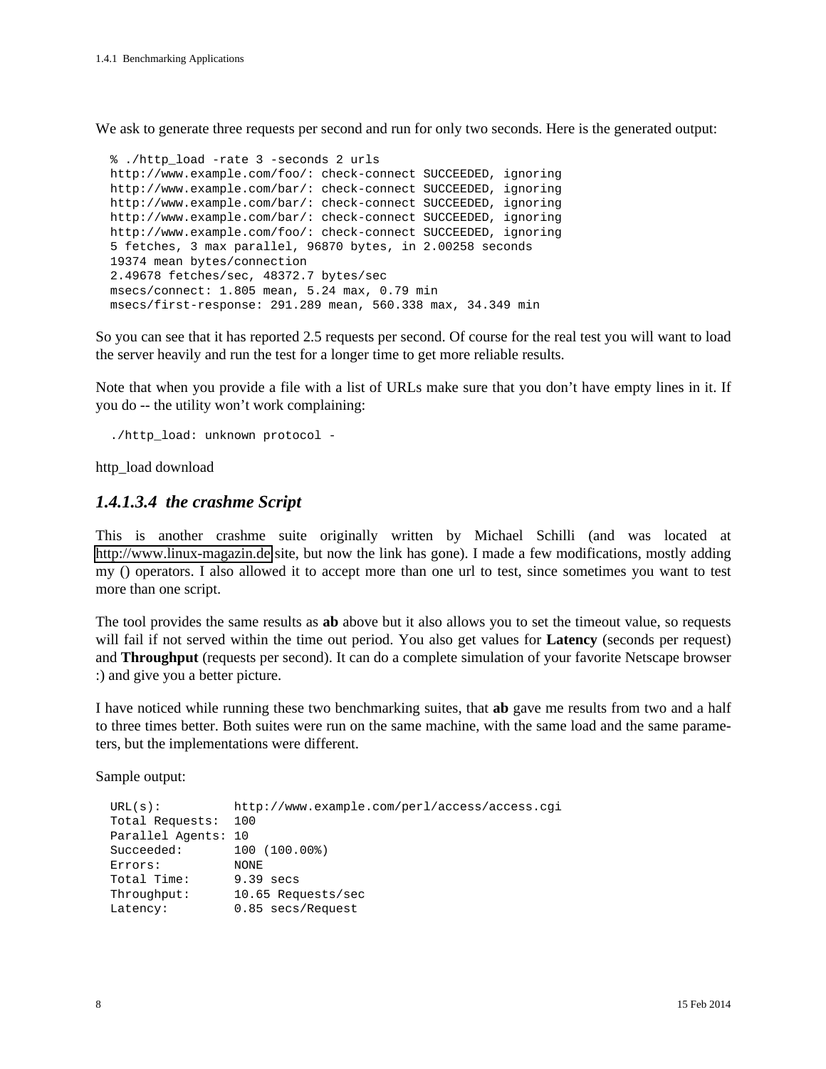We ask to generate three requests per second and run for only two seconds. Here is the generated output:

```
% ./http_load -rate 3 -seconds 2 urls
http://www.example.com/foo/: check-connect SUCCEEDED, ignoring
http://www.example.com/bar/: check-connect SUCCEEDED, ignoring
http://www.example.com/bar/: check-connect SUCCEEDED, ignoring
http://www.example.com/bar/: check-connect SUCCEEDED, ignoring
http://www.example.com/foo/: check-connect SUCCEEDED, ignoring
5 fetches, 3 max parallel, 96870 bytes, in 2.00258 seconds
19374 mean bytes/connection
2.49678 fetches/sec, 48372.7 bytes/sec
msecs/connect: 1.805 mean, 5.24 max, 0.79 min
msecs/first-response: 291.289 mean, 560.338 max, 34.349 min
```

So you can see that it has reported 2.5 requests per second. Of course for the real test you will want to load the server heavily and run the test for a longer time to get more reliable results.

Note that when you provide a file with a list of URLs make sure that you don't have empty lines in it. If you do -- the utility won't work complaining:

```
./http_load: unknown protocol -
```

http_load download

#### *1.4.1.3.4 the crashme Script*

This is another crashme suite originally written by Michael Schilli (and was located at http://www.linux-magazin.de site, but now the link has gone). I made a few modifications, mostly adding my () operators. I also allowed it to accept more than one url to test, since sometimes you want to test more than one script.

The tool provides the same results as **ab** above but it also allows you to set the timeout value, so requests will fail if not served within the time out period. You also get values for **Latency** (seconds per request) and **Throughput** (requests per second). It can do a complete simulation of your favorite Netscape browser :) and give you a better picture.

I have noticed while running these two benchmarking suites, that **ab** gave me results from two and a half to three times better. Both suites were run on the same machine, with the same load and the same parameters, but the implementations were different.

Sample output:

```
URL(s):          http://www.example.com/perl/access/access.cgi
Total Requests:  100
Parallel Agents: 10
Succeeded:       100 (100.00%)
Errors:          NONE
Total Time:      9.39 secs
Throughput:      10.65 Requests/sec
Latency:         0.85 secs/Request
```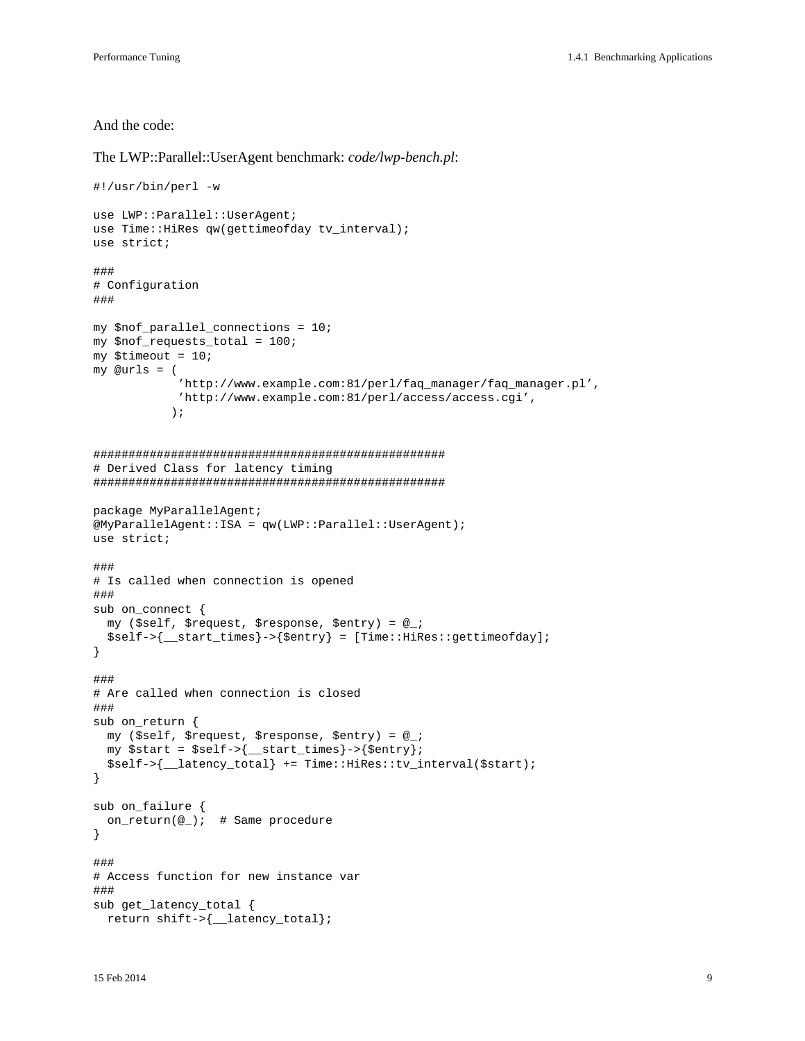And the code:

The LWP::Parallel::UserAgent benchmark: *code/lwp-bench.pl*:

```
#!/usr/bin/perl -w

use LWP::Parallel::UserAgent;
use Time::HiRes qw(gettimeofday tv_interval);
use strict;

###
# Configuration
###

my $nof_parallel_connections = 10;
my $nof_requests_total = 100;
my $timeout = 10;
my @urls = (
            'http://www.example.com:81/perl/faq_manager/faq_manager.pl',
            'http://www.example.com:81/perl/access/access.cgi',
           );


##################################################
# Derived Class for latency timing
##################################################

package MyParallelAgent;
@MyParallelAgent::ISA = qw(LWP::Parallel::UserAgent);
use strict;

###
# Is called when connection is opened
###
sub on_connect {
  my ($self, $request, $response, $entry) = @_;
  $self->{__start_times}->{$entry} = [Time::HiRes::gettimeofday];
}

###
# Are called when connection is closed
###
sub on_return {
  my ($self, $request, $response, $entry) = @_;
  my $start = $self->{__start_times}->{$entry};
  $self->{__latency_total} += Time::HiRes::tv_interval($start);
}

sub on_failure {
  on_return(@_);  # Same procedure
}

###
# Access function for new instance var
###
sub get_latency_total {
  return shift->{__latency_total};
```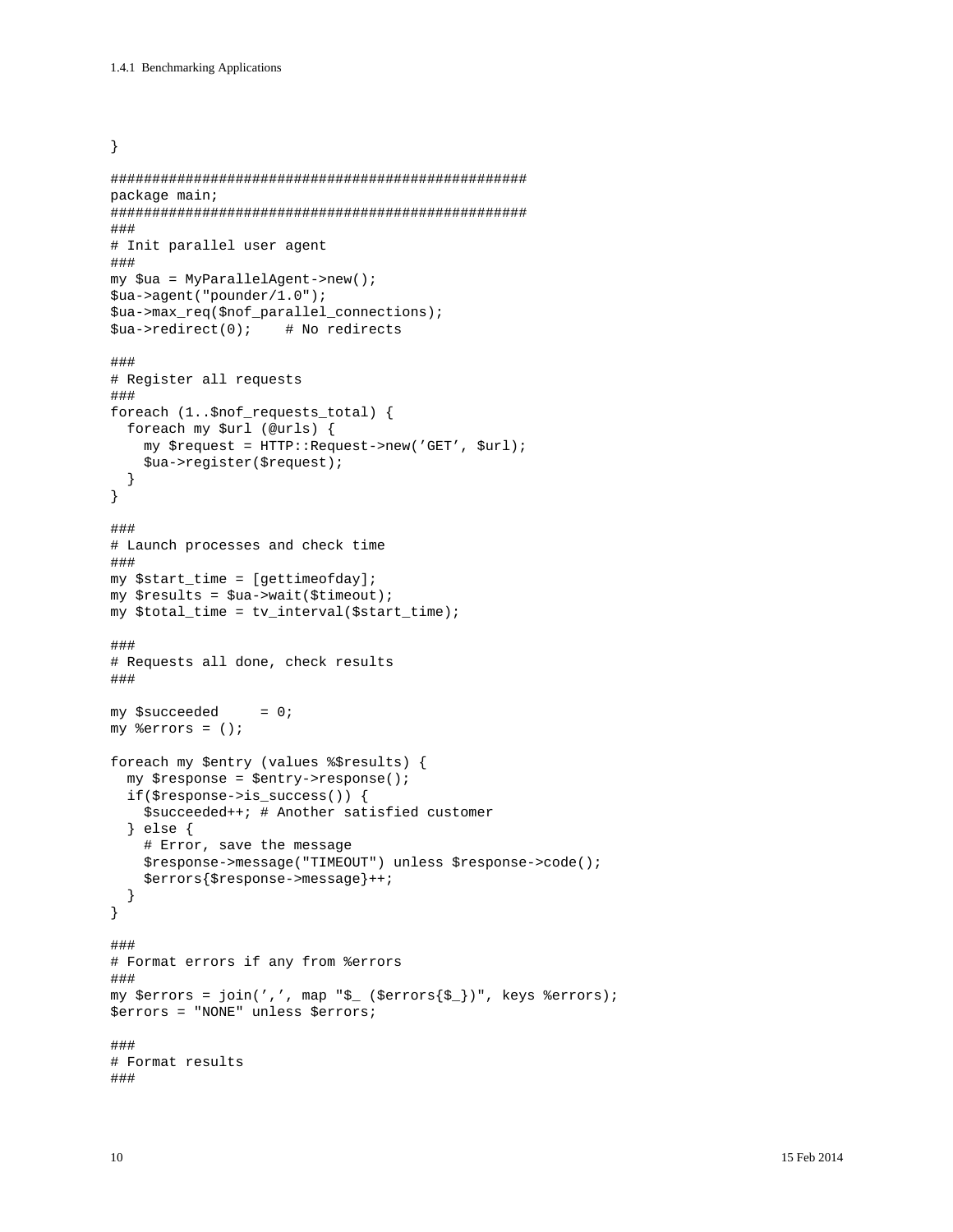```
}

###################################################
package main;
###################################################
###
# Init parallel user agent
###
my $ua = MyParallelAgent->new();
$ua->agent("pounder/1.0");
$ua->max_req($nof_parallel_connections);
$ua->redirect(0);    # No redirects

###
# Register all requests
###
foreach (1..$nof_requests_total) {
  foreach my $url (@urls) {
    my $request = HTTP::Request->new('GET', $url);
    $ua->register($request);
  }
}

###
# Launch processes and check time
###
my $start_time = [gettimeofday];
my $results = $ua->wait($timeout);
my $total_time = tv_interval($start_time);

###
# Requests all done, check results
###

my $succeeded     = 0;
my %errors = ();

foreach my $entry (values %$results) {
  my $response = $entry->response();
  if($response->is_success()) {
    $succeeded++; # Another satisfied customer
  } else {
    # Error, save the message
    $response->message("TIMEOUT") unless $response->code();
    $errors{$response->message}++;
  }
}

###
# Format errors if any from %errors
###
my $errors = join(',', map "$_ ($errors{$_})", keys %errors);
$errors = "NONE" unless $errors;

###
# Format results
###
```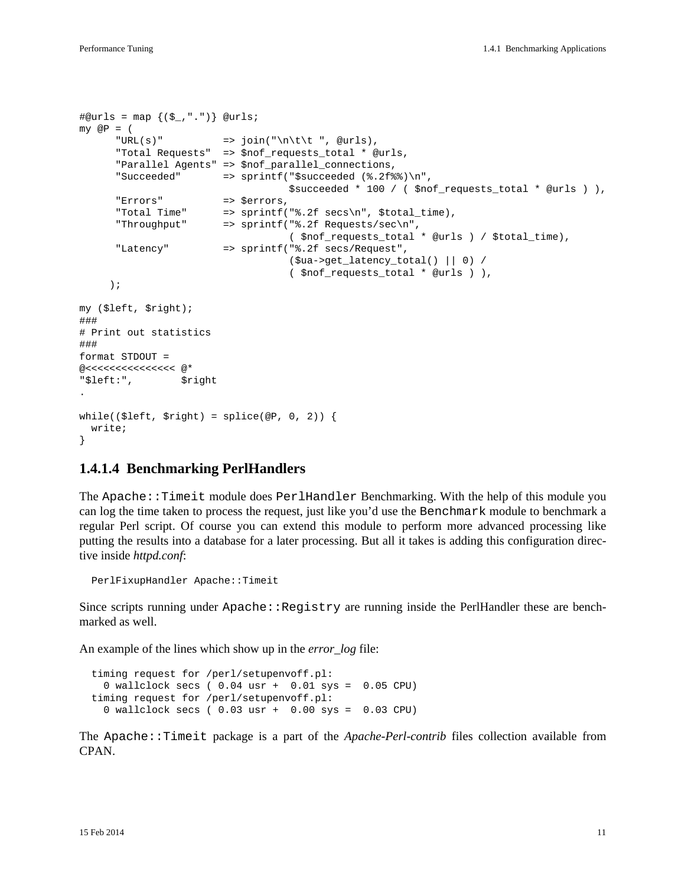```
#@urls = map {($_,".")} @urls;
my @P = (
      "URL(s)"          => join("\n\t\t ", @urls),
      "Total Requests"  => $nof_requests_total * @urls,
      "Parallel Agents" => $nof_parallel_connections,
      "Succeeded"       => sprintf("$succeeded (%.2f%%)\n",
                                   $succeeded * 100 / ( $nof_requests_total * @urls ) ),
      "Errors"          => $errors,
      "Total Time"      => sprintf("%.2f secs\n", $total_time),
      "Throughput"      => sprintf("%.2f Requests/sec\n",
                                   ( $nof_requests_total * @urls ) / $total_time),
      "Latency"         => sprintf("%.2f secs/Request",
                                   ($ua->get_latency_total() || 0) /
                                   ( $nof_requests_total * @urls ) ),
     );

my ($left, $right);
###
# Print out statistics
###
format STDOUT =
@<<<<<<<<<<<<<<< @*
"$left:",        $right
.

while(($left, $right) = splice(@P, 0, 2)) {
  write;
}
```

### 1.4.1.4 Benchmarking PerlHandlers

The `Apache::Timeit` module does `PerlHandler` Benchmarking. With the help of this module you can log the time taken to process the request, just like you'd use the `Benchmark` module to benchmark a regular Perl script. Of course you can extend this module to perform more advanced processing like putting the results into a database for a later processing. But all it takes is adding this configuration directive inside *httpd.conf*:

```
PerlFixupHandler Apache::Timeit
```

Since scripts running under `Apache::Registry` are running inside the PerlHandler these are benchmarked as well.

An example of the lines which show up in the *error_log* file:

```
timing request for /perl/setupenvoff.pl:
  0 wallclock secs ( 0.04 usr +  0.01 sys =  0.05 CPU)
timing request for /perl/setupenvoff.pl:
  0 wallclock secs ( 0.03 usr +  0.00 sys =  0.03 CPU)
```

The `Apache::Timeit` package is a part of the *Apache-Perl-contrib* files collection available from CPAN.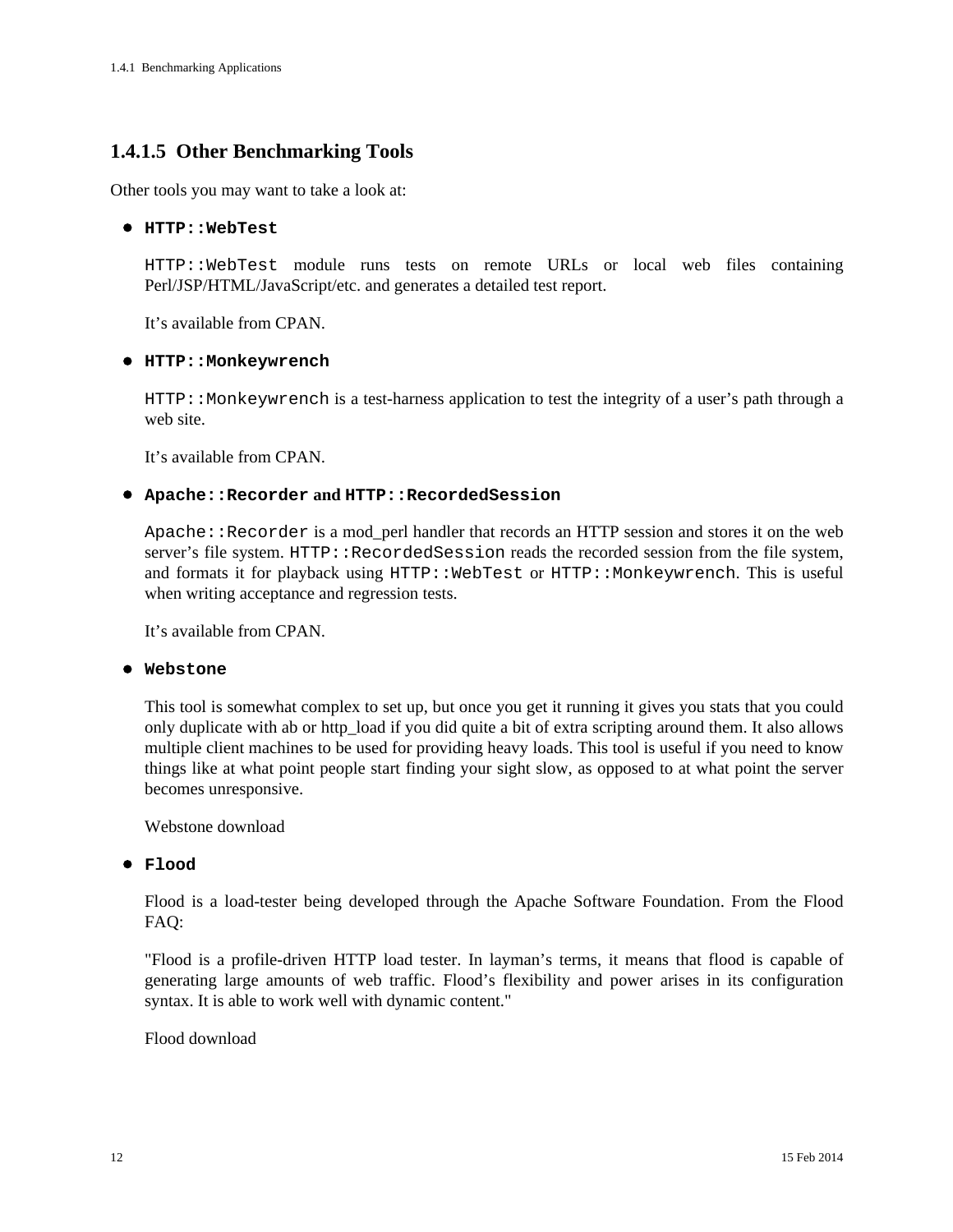#### 1.4.1.5 Other Benchmarking Tools

Other tools you may want to take a look at:

- **`HTTP::WebTest`**

  `HTTP::WebTest` module runs tests on remote URLs or local web files containing Perl/JSP/HTML/JavaScript/etc. and generates a detailed test report.

  It's available from CPAN.

- **`HTTP::Monkeywrench`**

  `HTTP::Monkeywrench` is a test-harness application to test the integrity of a user's path through a web site.

  It's available from CPAN.

- **`Apache::Recorder` and `HTTP::RecordedSession`**

  `Apache::Recorder` is a mod_perl handler that records an HTTP session and stores it on the web server's file system. `HTTP::RecordedSession` reads the recorded session from the file system, and formats it for playback using `HTTP::WebTest` or `HTTP::Monkeywrench`. This is useful when writing acceptance and regression tests.

  It's available from CPAN.

- **`Webstone`**

  This tool is somewhat complex to set up, but once you get it running it gives you stats that you could only duplicate with ab or http_load if you did quite a bit of extra scripting around them. It also allows multiple client machines to be used for providing heavy loads. This tool is useful if you need to know things like at what point people start finding your sight slow, as opposed to at what point the server becomes unresponsive.

  Webstone download

- **`Flood`**

  Flood is a load-tester being developed through the Apache Software Foundation. From the Flood FAQ:

  "Flood is a profile-driven HTTP load tester. In layman's terms, it means that flood is capable of generating large amounts of web traffic. Flood's flexibility and power arises in its configuration syntax. It is able to work well with dynamic content."

  Flood download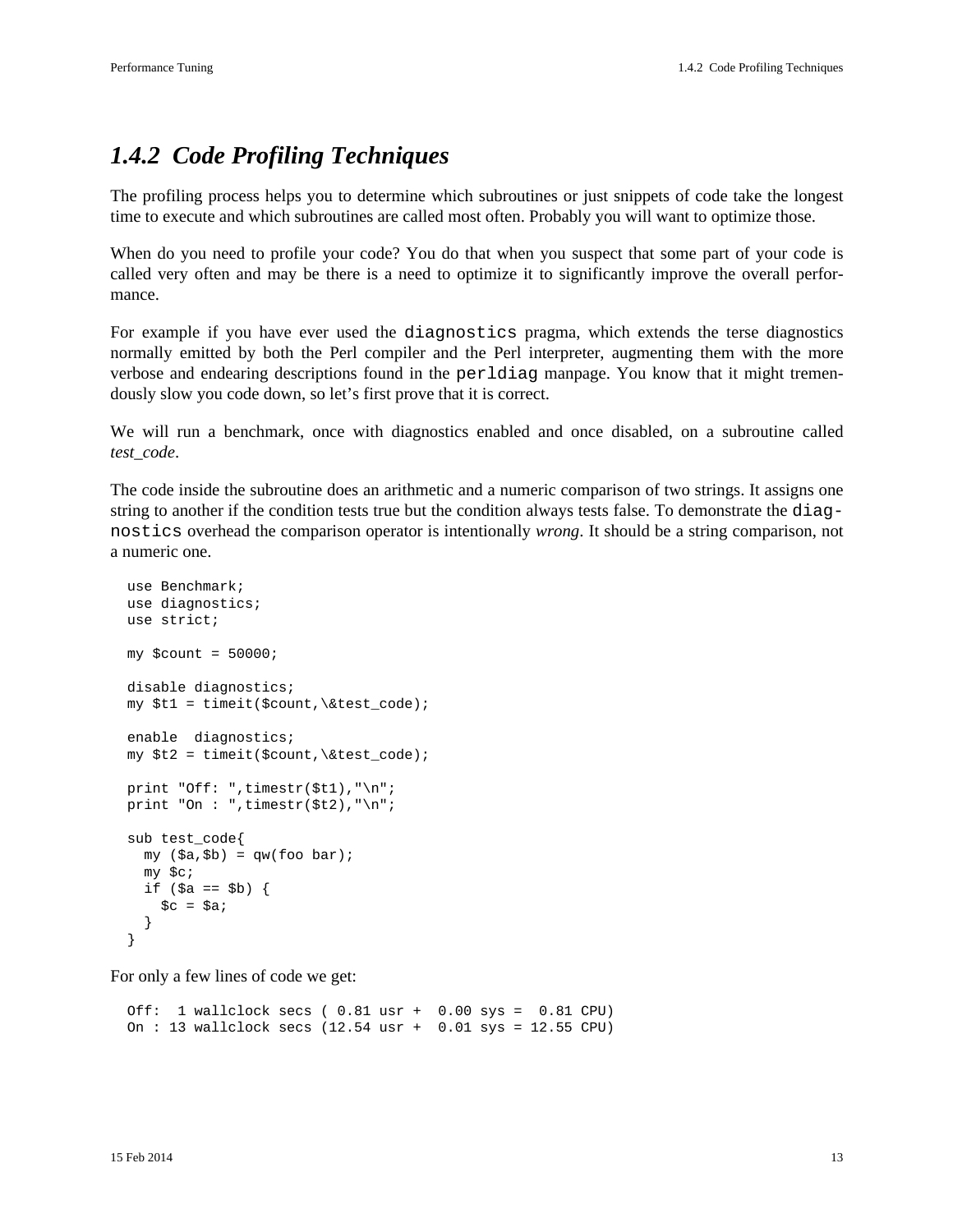## 1.4.2 Code Profiling Techniques

The profiling process helps you to determine which subroutines or just snippets of code take the longest time to execute and which subroutines are called most often. Probably you will want to optimize those.

When do you need to profile your code? You do that when you suspect that some part of your code is called very often and may be there is a need to optimize it to significantly improve the overall performance.

For example if you have ever used the `diagnostics` pragma, which extends the terse diagnostics normally emitted by both the Perl compiler and the Perl interpreter, augmenting them with the more verbose and endearing descriptions found in the `perldiag` manpage. You know that it might tremendously slow you code down, so let's first prove that it is correct.

We will run a benchmark, once with diagnostics enabled and once disabled, on a subroutine called *test_code*.

The code inside the subroutine does an arithmetic and a numeric comparison of two strings. It assigns one string to another if the condition tests true but the condition always tests false. To demonstrate the `diagnostics` overhead the comparison operator is intentionally *wrong*. It should be a string comparison, not a numeric one.

```
use Benchmark;
use diagnostics;
use strict;

my $count = 50000;

disable diagnostics;
my $t1 = timeit($count,\&test_code);

enable  diagnostics;
my $t2 = timeit($count,\&test_code);

print "Off: ",timestr($t1),"\n";
print "On : ",timestr($t2),"\n";

sub test_code{
  my ($a,$b) = qw(foo bar);
  my $c;
  if ($a == $b) {
    $c = $a;
  }
}
```

For only a few lines of code we get:

```
Off:  1 wallclock secs ( 0.81 usr +  0.00 sys =  0.81 CPU)
On : 13 wallclock secs (12.54 usr +  0.01 sys = 12.55 CPU)
```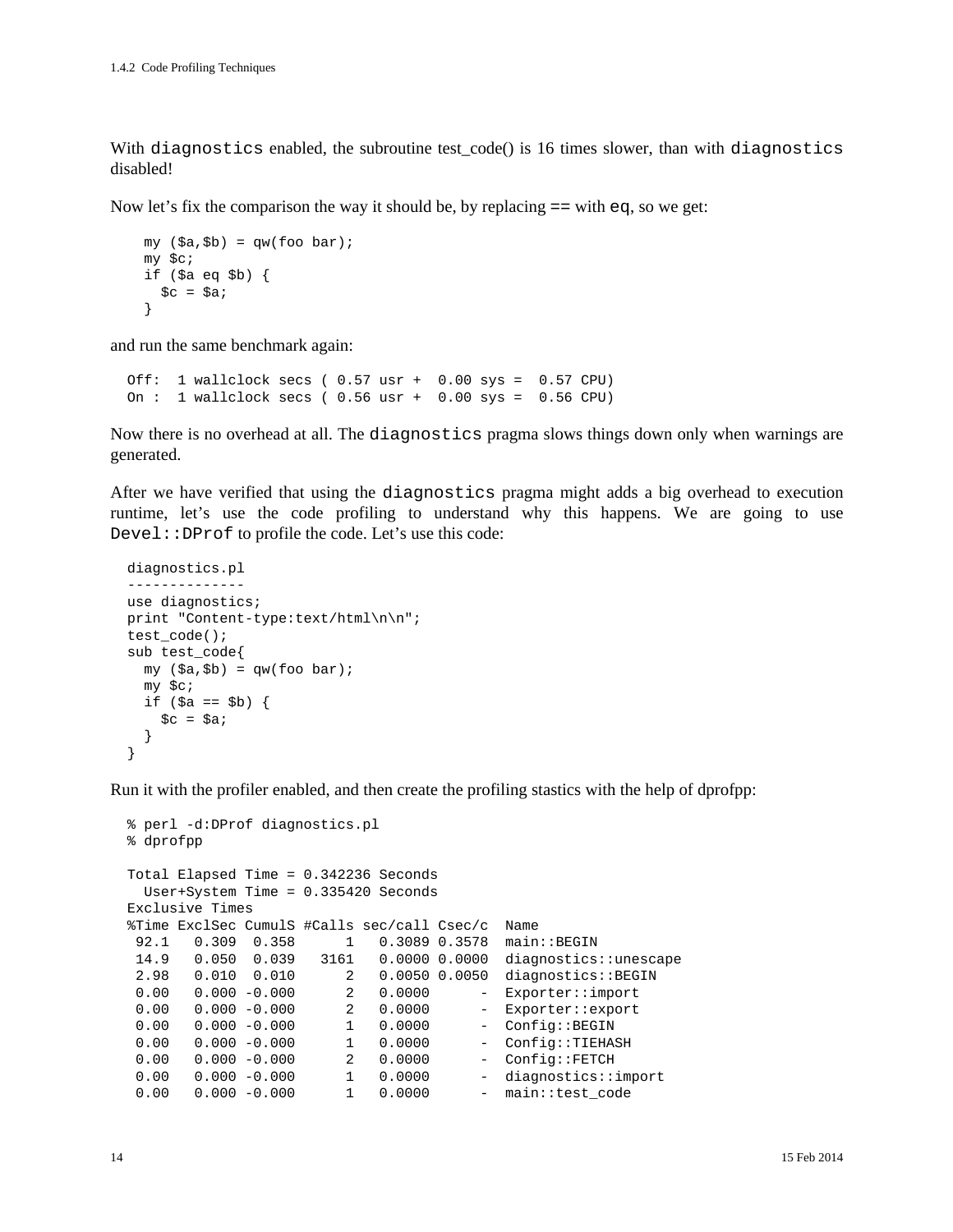With `diagnostics` enabled, the subroutine test_code() is 16 times slower, than with `diagnostics` disabled!

Now let's fix the comparison the way it should be, by replacing `==` with `eq`, so we get:

```
  my ($a,$b) = qw(foo bar);
  my $c;
  if ($a eq $b) {
    $c = $a;
  }
```

and run the same benchmark again:

```
Off:  1 wallclock secs ( 0.57 usr +  0.00 sys =  0.57 CPU)
On :  1 wallclock secs ( 0.56 usr +  0.00 sys =  0.56 CPU)
```

Now there is no overhead at all. The `diagnostics` pragma slows things down only when warnings are generated.

After we have verified that using the `diagnostics` pragma might adds a big overhead to execution runtime, let's use the code profiling to understand why this happens. We are going to use `Devel::DProf` to profile the code. Let's use this code:

```
diagnostics.pl
--------------
use diagnostics;
print "Content-type:text/html\n\n";
test_code();
sub test_code{
  my ($a,$b) = qw(foo bar);
  my $c;
  if ($a == $b) {
    $c = $a;
  }
}
```

Run it with the profiler enabled, and then create the profiling stastics with the help of dprofpp:

```
% perl -d:DProf diagnostics.pl
% dprofpp

Total Elapsed Time = 0.342236 Seconds
  User+System Time = 0.335420 Seconds
Exclusive Times
%Time ExclSec CumulS #Calls sec/call Csec/c  Name
 92.1   0.309  0.358      1   0.3089 0.3578  main::BEGIN
 14.9   0.050  0.039   3161   0.0000 0.0000  diagnostics::unescape
 2.98   0.010  0.010      2   0.0050 0.0050  diagnostics::BEGIN
 0.00   0.000 -0.000      2   0.0000      -  Exporter::import
 0.00   0.000 -0.000      2   0.0000      -  Exporter::export
 0.00   0.000 -0.000      1   0.0000      -  Config::BEGIN
 0.00   0.000 -0.000      1   0.0000      -  Config::TIEHASH
 0.00   0.000 -0.000      2   0.0000      -  Config::FETCH
 0.00   0.000 -0.000      1   0.0000      -  diagnostics::import
 0.00   0.000 -0.000      1   0.0000      -  main::test_code
```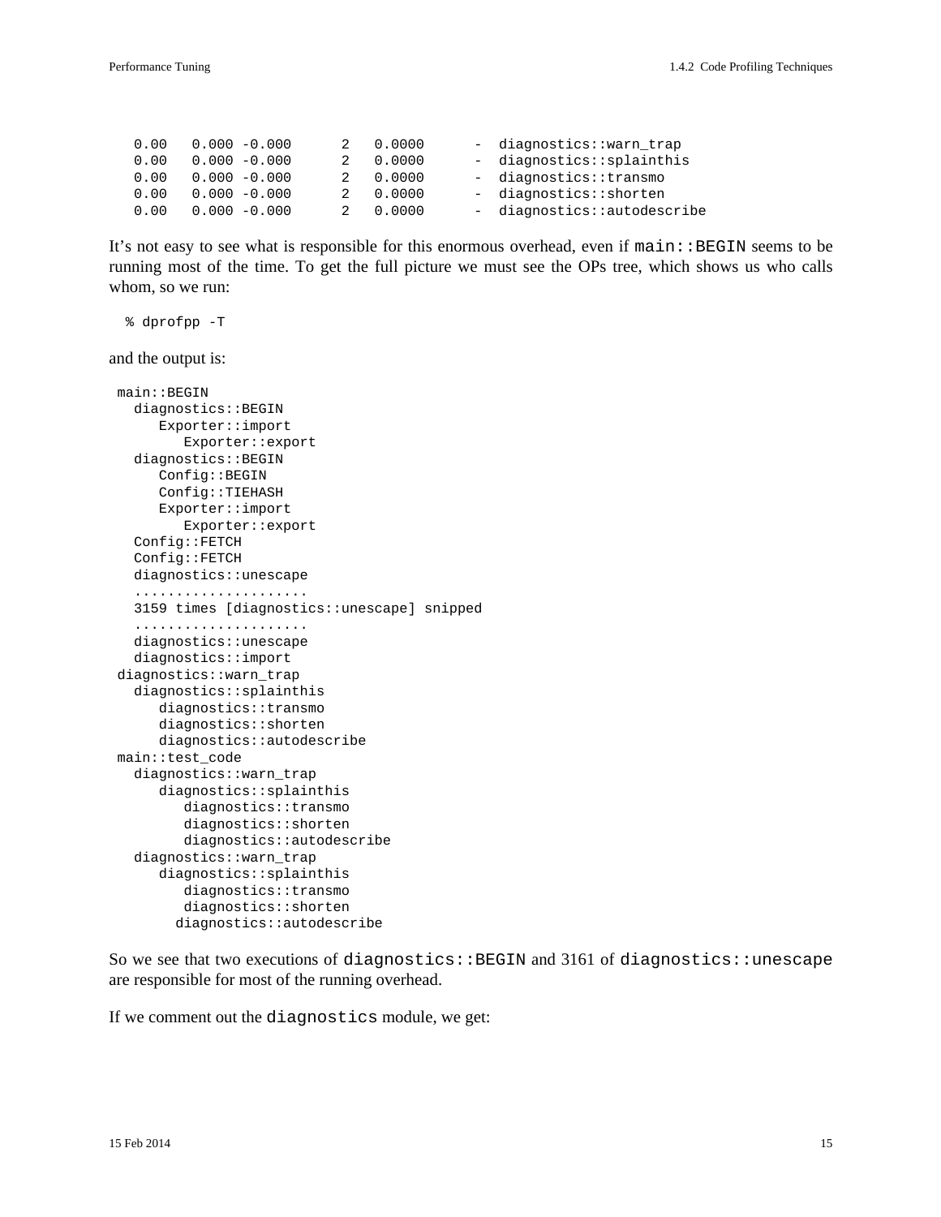```
   0.00   0.000 -0.000      2  0.0000      - diagnostics::warn_trap
   0.00   0.000 -0.000      2  0.0000      - diagnostics::splainthis
   0.00   0.000 -0.000      2  0.0000      - diagnostics::transmo
   0.00   0.000 -0.000      2  0.0000      - diagnostics::shorten
   0.00   0.000 -0.000      2  0.0000      - diagnostics::autodescribe
```

It's not easy to see what is responsible for this enormous overhead, even if `main::BEGIN` seems to be running most of the time. To get the full picture we must see the OPs tree, which shows us who calls whom, so we run:

```
  % dprofpp -T
```

and the output is:

```
 main::BEGIN
   diagnostics::BEGIN
      Exporter::import
         Exporter::export
   diagnostics::BEGIN
      Config::BEGIN
      Config::TIEHASH
      Exporter::import
         Exporter::export
   Config::FETCH
   Config::FETCH
   diagnostics::unescape
   .....................
   3159 times [diagnostics::unescape] snipped
   .....................
   diagnostics::unescape
   diagnostics::import
 diagnostics::warn_trap
   diagnostics::splainthis
      diagnostics::transmo
      diagnostics::shorten
      diagnostics::autodescribe
 main::test_code
   diagnostics::warn_trap
      diagnostics::splainthis
         diagnostics::transmo
         diagnostics::shorten
         diagnostics::autodescribe
   diagnostics::warn_trap
      diagnostics::splainthis
         diagnostics::transmo
         diagnostics::shorten
        diagnostics::autodescribe
```

So we see that two executions of `diagnostics::BEGIN` and 3161 of `diagnostics::unescape` are responsible for most of the running overhead.

If we comment out the `diagnostics` module, we get: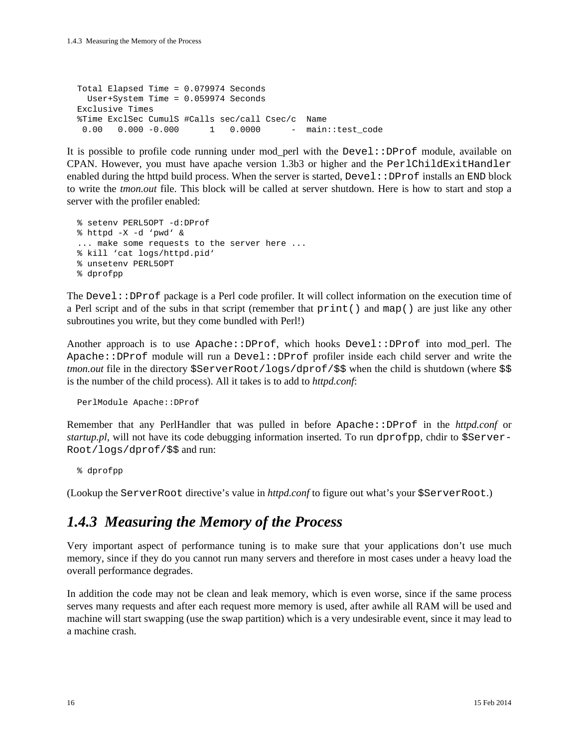```
Total Elapsed Time = 0.079974 Seconds
  User+System Time = 0.059974 Seconds
Exclusive Times
%Time ExclSec CumulS #Calls sec/call Csec/c  Name
 0.00   0.000 -0.000      1   0.0000      -  main::test_code
```

It is possible to profile code running under mod_perl with the `Devel::DProf` module, available on CPAN. However, you must have apache version 1.3b3 or higher and the `PerlChildExitHandler` enabled during the httpd build process. When the server is started, `Devel::DProf` installs an `END` block to write the *tmon.out* file. This block will be called at server shutdown. Here is how to start and stop a server with the profiler enabled:

```
% setenv PERL5OPT -d:DProf
% httpd -X -d ‘pwd‘ &
... make some requests to the server here ...
% kill ‘cat logs/httpd.pid‘
% unsetenv PERL5OPT
% dprofpp
```

The `Devel::DProf` package is a Perl code profiler. It will collect information on the execution time of a Perl script and of the subs in that script (remember that `print()` and `map()` are just like any other subroutines you write, but they come bundled with Perl!)

Another approach is to use `Apache::DProf`, which hooks `Devel::DProf` into mod_perl. The `Apache::DProf` module will run a `Devel::DProf` profiler inside each child server and write the *tmon.out* file in the directory `$ServerRoot/logs/dprof/$$` when the child is shutdown (where `$$` is the number of the child process). All it takes is to add to *httpd.conf*:

```
PerlModule Apache::DProf
```

Remember that any PerlHandler that was pulled in before `Apache::DProf` in the *httpd.conf* or *startup.pl*, will not have its code debugging information inserted. To run `dprofpp`, chdir to `$ServerRoot/logs/dprof/$$` and run:

```
% dprofpp
```

(Lookup the `ServerRoot` directive’s value in *httpd.conf* to figure out what’s your `$ServerRoot`.)

### *1.4.3 Measuring the Memory of the Process*

Very important aspect of performance tuning is to make sure that your applications don’t use much memory, since if they do you cannot run many servers and therefore in most cases under a heavy load the overall performance degrades.

In addition the code may not be clean and leak memory, which is even worse, since if the same process serves many requests and after each request more memory is used, after awhile all RAM will be used and machine will start swapping (use the swap partition) which is a very undesirable event, since it may lead to a machine crash.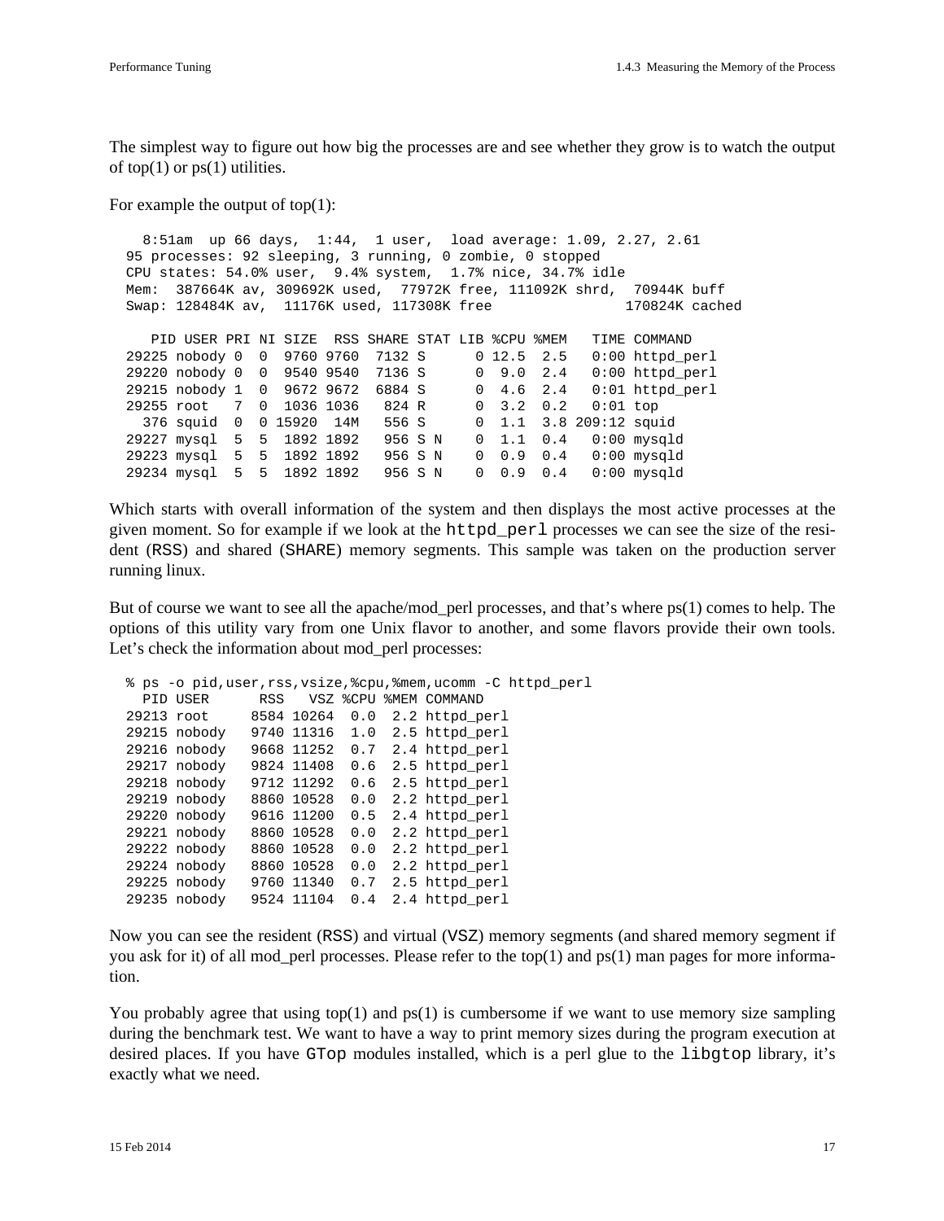The simplest way to figure out how big the processes are and see whether they grow is to watch the output of top(1) or ps(1) utilities.

For example the output of top(1):

```
  8:51am  up 66 days,  1:44,  1 user,  load average: 1.09, 2.27, 2.61
95 processes: 92 sleeping, 3 running, 0 zombie, 0 stopped
CPU states: 54.0% user,  9.4% system,  1.7% nice, 34.7% idle
Mem:  387664K av, 309692K used,  77972K free, 111092K shrd,  70944K buff
Swap: 128484K av,  11176K used, 117308K free                170824K cached

   PID USER PRI NI SIZE  RSS SHARE STAT LIB %CPU %MEM   TIME COMMAND
29225 nobody 0  0  9760 9760  7132 S      0 12.5  2.5   0:00 httpd_perl
29220 nobody 0  0  9540 9540  7136 S      0  9.0  2.4   0:00 httpd_perl
29215 nobody 1  0  9672 9672  6884 S      0  4.6  2.4   0:01 httpd_perl
29255 root   7  0  1036 1036   824 R      0  3.2  0.2   0:01 top
  376 squid  0  0 15920  14M   556 S      0  1.1  3.8 209:12 squid
29227 mysql  5  5  1892 1892   956 S N    0  1.1  0.4   0:00 mysqld
29223 mysql  5  5  1892 1892   956 S N    0  0.9  0.4   0:00 mysqld
29234 mysql  5  5  1892 1892   956 S N    0  0.9  0.4   0:00 mysqld
```

Which starts with overall information of the system and then displays the most active processes at the given moment. So for example if we look at the `httpd_perl` processes we can see the size of the resident (`RSS`) and shared (`SHARE`) memory segments. This sample was taken on the production server running linux.

But of course we want to see all the apache/mod_perl processes, and that's where ps(1) comes to help. The options of this utility vary from one Unix flavor to another, and some flavors provide their own tools. Let's check the information about mod_perl processes:

```
% ps -o pid,user,rss,vsize,%cpu,%mem,ucomm -C httpd_perl
  PID USER      RSS   VSZ %CPU %MEM COMMAND
29213 root     8584 10264  0.0  2.2 httpd_perl
29215 nobody   9740 11316  1.0  2.5 httpd_perl
29216 nobody   9668 11252  0.7  2.4 httpd_perl
29217 nobody   9824 11408  0.6  2.5 httpd_perl
29218 nobody   9712 11292  0.6  2.5 httpd_perl
29219 nobody   8860 10528  0.0  2.2 httpd_perl
29220 nobody   9616 11200  0.5  2.4 httpd_perl
29221 nobody   8860 10528  0.0  2.2 httpd_perl
29222 nobody   8860 10528  0.0  2.2 httpd_perl
29224 nobody   8860 10528  0.0  2.2 httpd_perl
29225 nobody   9760 11340  0.7  2.5 httpd_perl
29235 nobody   9524 11104  0.4  2.4 httpd_perl
```

Now you can see the resident (`RSS`) and virtual (`VSZ`) memory segments (and shared memory segment if you ask for it) of all mod_perl processes. Please refer to the top(1) and ps(1) man pages for more information.

You probably agree that using top(1) and ps(1) is cumbersome if we want to use memory size sampling during the benchmark test. We want to have a way to print memory sizes during the program execution at desired places. If you have `GTop` modules installed, which is a perl glue to the `libgtop` library, it's exactly what we need.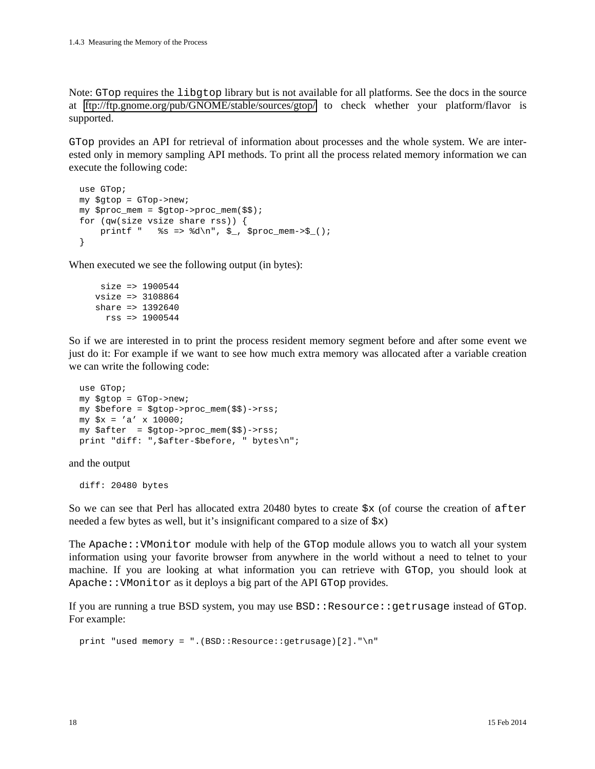Note: `GTop` requires the `libgtop` library but is not available for all platforms. See the docs in the source at ftp://ftp.gnome.org/pub/GNOME/stable/sources/gtop/ to check whether your platform/flavor is supported.

`GTop` provides an API for retrieval of information about processes and the whole system. We are interested only in memory sampling API methods. To print all the process related memory information we can execute the following code:

```
use GTop;
my $gtop = GTop->new;
my $proc_mem = $gtop->proc_mem($$);
for (qw(size vsize share rss)) {
    printf "   %s => %d\n", $_, $proc_mem->$_();
}
```

When executed we see the following output (in bytes):

```
      size => 1900544
     vsize => 3108864
     share => 1392640
       rss => 1900544
```

So if we are interested in to print the process resident memory segment before and after some event we just do it: For example if we want to see how much extra memory was allocated after a variable creation we can write the following code:

```
use GTop;
my $gtop = GTop->new;
my $before = $gtop->proc_mem($$)->rss;
my $x = 'a' x 10000;
my $after  = $gtop->proc_mem($$)->rss;
print "diff: ",$after-$before, " bytes\n";
```

and the output

```
diff: 20480 bytes
```

So we can see that Perl has allocated extra 20480 bytes to create `$x` (of course the creation of `after` needed a few bytes as well, but it's insignificant compared to a size of `$x`)

The `Apache::VMonitor` module with help of the `GTop` module allows you to watch all your system information using your favorite browser from anywhere in the world without a need to telnet to your machine. If you are looking at what information you can retrieve with `GTop`, you should look at `Apache::VMonitor` as it deploys a big part of the API `GTop` provides.

If you are running a true BSD system, you may use `BSD::Resource::getrusage` instead of `GTop`. For example:

```
print "used memory = ".(BSD::Resource::getrusage)[2]."\n"
```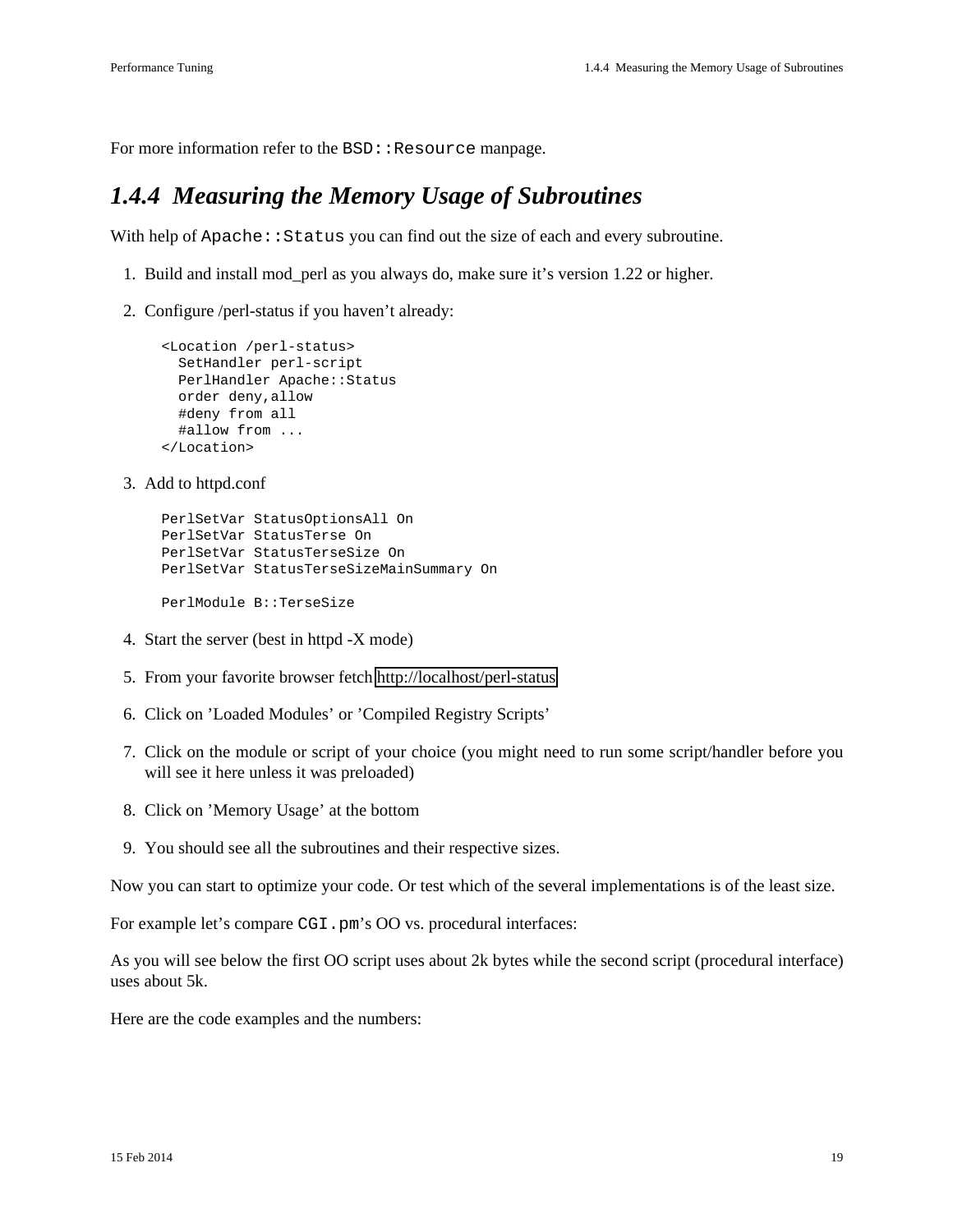For more information refer to the `BSD::Resource` manpage.

### 1.4.4 Measuring the Memory Usage of Subroutines

With help of `Apache::Status` you can find out the size of each and every subroutine.

1. Build and install mod_perl as you always do, make sure it's version 1.22 or higher.
2. Configure /perl-status if you haven't already:

   ```
   <Location /perl-status>
     SetHandler perl-script
     PerlHandler Apache::Status
     order deny,allow
     #deny from all
     #allow from ...
   </Location>
   ```

3. Add to httpd.conf

   ```
   PerlSetVar StatusOptionsAll On
   PerlSetVar StatusTerse On
   PerlSetVar StatusTerseSize On
   PerlSetVar StatusTerseSizeMainSummary On

   PerlModule B::TerseSize
   ```

4. Start the server (best in httpd -X mode)
5. From your favorite browser fetch http://localhost/perl-status
6. Click on 'Loaded Modules' or 'Compiled Registry Scripts'
7. Click on the module or script of your choice (you might need to run some script/handler before you will see it here unless it was preloaded)
8. Click on 'Memory Usage' at the bottom
9. You should see all the subroutines and their respective sizes.

Now you can start to optimize your code. Or test which of the several implementations is of the least size.

For example let's compare `CGI.pm`'s OO vs. procedural interfaces:

As you will see below the first OO script uses about 2k bytes while the second script (procedural interface) uses about 5k.

Here are the code examples and the numbers: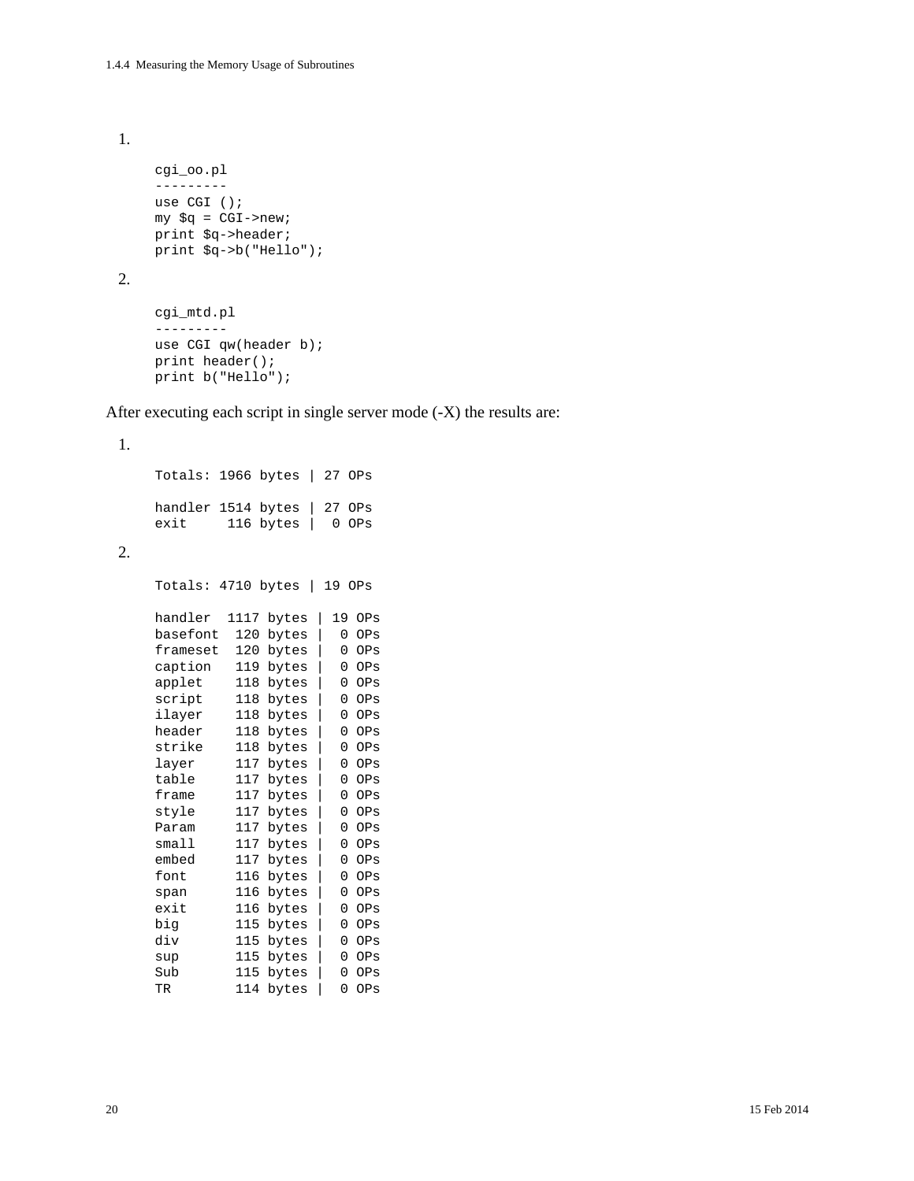1.

```
cgi_oo.pl
---------
use CGI ();
my $q = CGI->new;
print $q->header;
print $q->b("Hello");
```

2.

```
cgi_mtd.pl
---------
use CGI qw(header b);
print header();
print b("Hello");
```

After executing each script in single server mode (-X) the results are:

1.

```
Totals: 1966 bytes | 27 OPs

handler 1514 bytes | 27 OPs
exit     116 bytes |  0 OPs
```

2.

```
Totals: 4710 bytes | 19 OPs

handler  1117 bytes | 19 OPs
basefont  120 bytes |  0 OPs
frameset  120 bytes |  0 OPs
caption   119 bytes |  0 OPs
applet    118 bytes |  0 OPs
script    118 bytes |  0 OPs
ilayer    118 bytes |  0 OPs
header    118 bytes |  0 OPs
strike    118 bytes |  0 OPs
layer     117 bytes |  0 OPs
table     117 bytes |  0 OPs
frame     117 bytes |  0 OPs
style     117 bytes |  0 OPs
Param     117 bytes |  0 OPs
small     117 bytes |  0 OPs
embed     117 bytes |  0 OPs
font      116 bytes |  0 OPs
span      116 bytes |  0 OPs
exit      116 bytes |  0 OPs
big       115 bytes |  0 OPs
div       115 bytes |  0 OPs
sup       115 bytes |  0 OPs
Sub       115 bytes |  0 OPs
TR        114 bytes |  0 OPs
```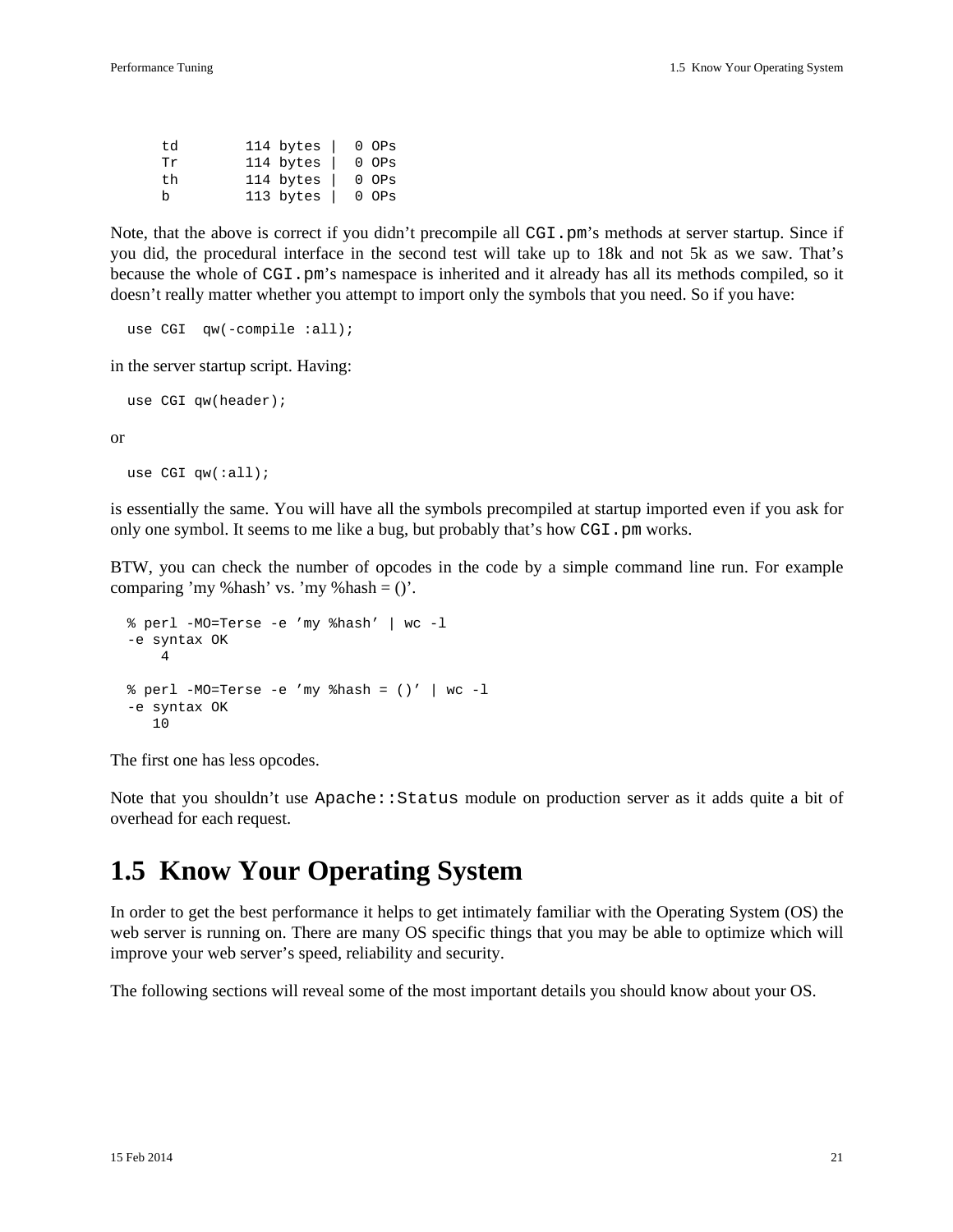```
td        114 bytes |  0 OPs
Tr        114 bytes |  0 OPs
th        114 bytes |  0 OPs
b         113 bytes |  0 OPs
```

Note, that the above is correct if you didn't precompile all `CGI.pm`'s methods at server startup. Since if you did, the procedural interface in the second test will take up to 18k and not 5k as we saw. That's because the whole of `CGI.pm`'s namespace is inherited and it already has all its methods compiled, so it doesn't really matter whether you attempt to import only the symbols that you need. So if you have:

```
use CGI  qw(-compile :all);
```

in the server startup script. Having:

```
use CGI qw(header);
```

or

```
use CGI qw(:all);
```

is essentially the same. You will have all the symbols precompiled at startup imported even if you ask for only one symbol. It seems to me like a bug, but probably that's how `CGI.pm` works.

BTW, you can check the number of opcodes in the code by a simple command line run. For example comparing 'my %hash' vs. 'my %hash = ()'.

```
% perl -MO=Terse -e 'my %hash' | wc -l
-e syntax OK
    4

% perl -MO=Terse -e 'my %hash = ()' | wc -l
-e syntax OK
   10
```

The first one has less opcodes.

Note that you shouldn't use `Apache::Status` module on production server as it adds quite a bit of overhead for each request.

## 1.5 Know Your Operating System

In order to get the best performance it helps to get intimately familiar with the Operating System (OS) the web server is running on. There are many OS specific things that you may be able to optimize which will improve your web server's speed, reliability and security.

The following sections will reveal some of the most important details you should know about your OS.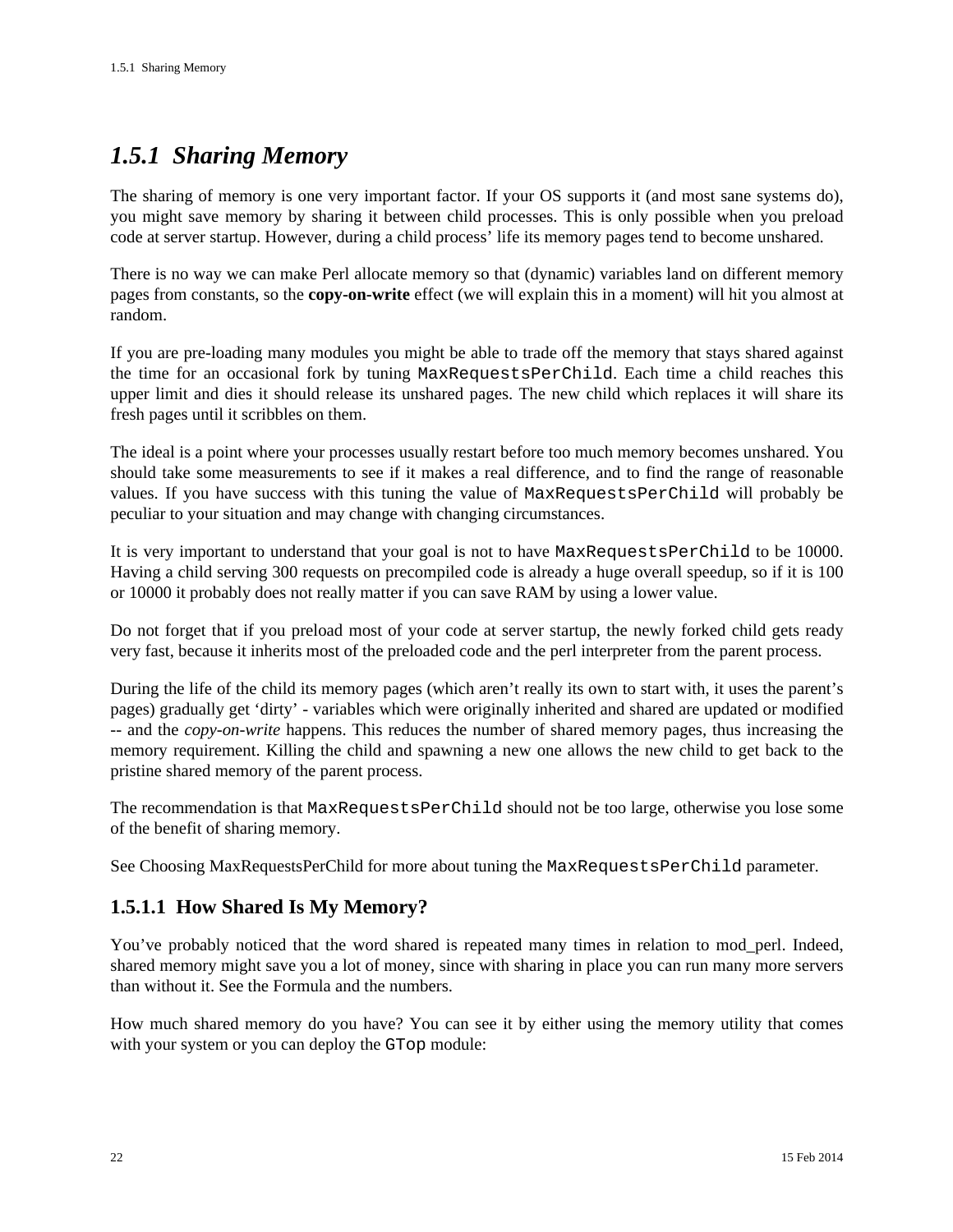## 1.5.1 Sharing Memory

The sharing of memory is one very important factor. If your OS supports it (and most sane systems do), you might save memory by sharing it between child processes. This is only possible when you preload code at server startup. However, during a child process' life its memory pages tend to become unshared.

There is no way we can make Perl allocate memory so that (dynamic) variables land on different memory pages from constants, so the **copy-on-write** effect (we will explain this in a moment) will hit you almost at random.

If you are pre-loading many modules you might be able to trade off the memory that stays shared against the time for an occasional fork by tuning `MaxRequestsPerChild`. Each time a child reaches this upper limit and dies it should release its unshared pages. The new child which replaces it will share its fresh pages until it scribbles on them.

The ideal is a point where your processes usually restart before too much memory becomes unshared. You should take some measurements to see if it makes a real difference, and to find the range of reasonable values. If you have success with this tuning the value of `MaxRequestsPerChild` will probably be peculiar to your situation and may change with changing circumstances.

It is very important to understand that your goal is not to have `MaxRequestsPerChild` to be 10000. Having a child serving 300 requests on precompiled code is already a huge overall speedup, so if it is 100 or 10000 it probably does not really matter if you can save RAM by using a lower value.

Do not forget that if you preload most of your code at server startup, the newly forked child gets ready very fast, because it inherits most of the preloaded code and the perl interpreter from the parent process.

During the life of the child its memory pages (which aren't really its own to start with, it uses the parent's pages) gradually get 'dirty' - variables which were originally inherited and shared are updated or modified -- and the *copy-on-write* happens. This reduces the number of shared memory pages, thus increasing the memory requirement. Killing the child and spawning a new one allows the new child to get back to the pristine shared memory of the parent process.

The recommendation is that `MaxRequestsPerChild` should not be too large, otherwise you lose some of the benefit of sharing memory.

See Choosing MaxRequestsPerChild for more about tuning the `MaxRequestsPerChild` parameter.

### 1.5.1.1 How Shared Is My Memory?

You've probably noticed that the word shared is repeated many times in relation to mod_perl. Indeed, shared memory might save you a lot of money, since with sharing in place you can run many more servers than without it. See the Formula and the numbers.

How much shared memory do you have? You can see it by either using the memory utility that comes with your system or you can deploy the `GTop` module: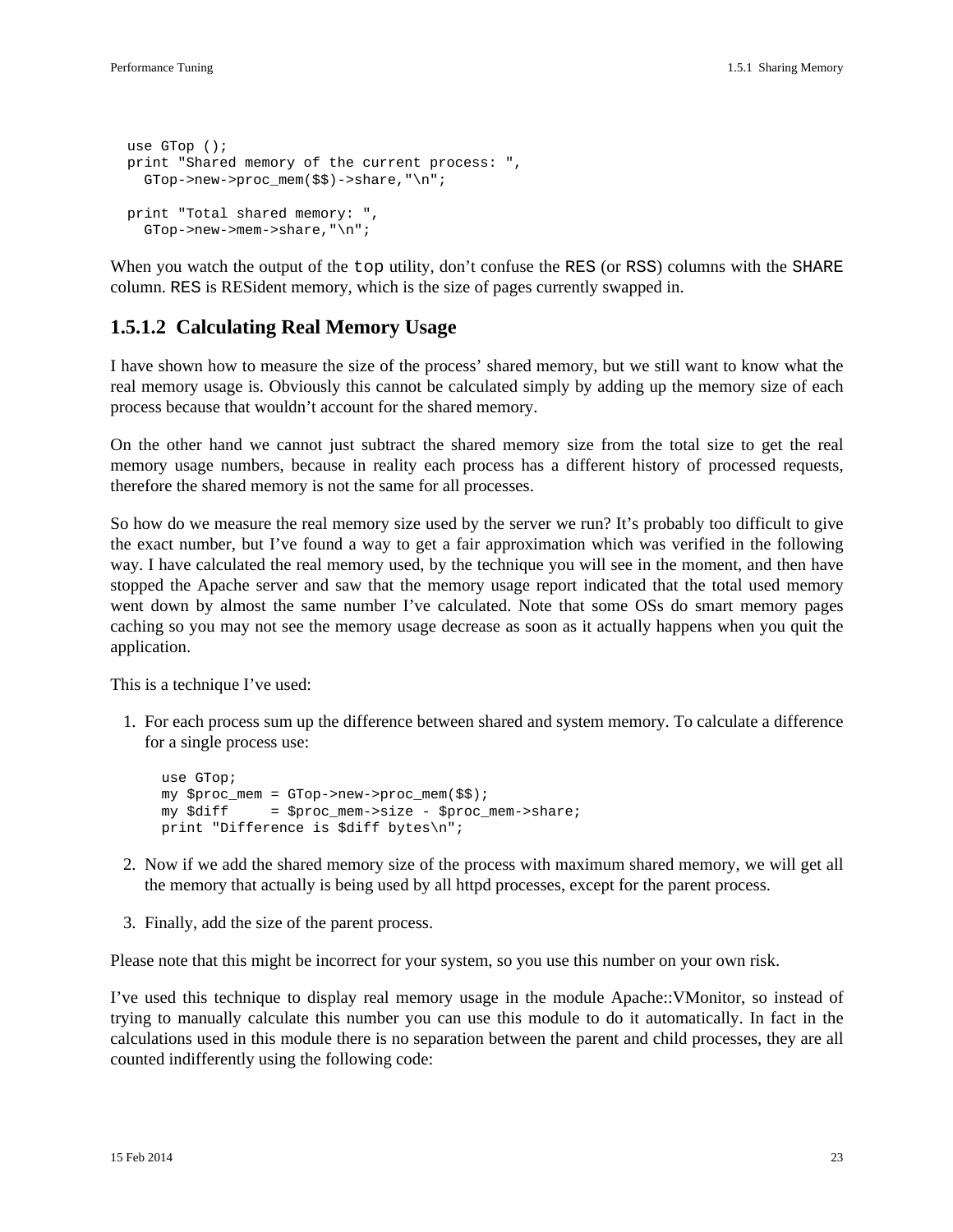```
use GTop ();
print "Shared memory of the current process: ",
  GTop->new->proc_mem($$)->share,"\n";

print "Total shared memory: ",
  GTop->new->mem->share,"\n";
```

When you watch the output of the `top` utility, don't confuse the `RES` (or `RSS`) columns with the `SHARE` column. `RES` is RESident memory, which is the size of pages currently swapped in.

### 1.5.1.2 Calculating Real Memory Usage

I have shown how to measure the size of the process' shared memory, but we still want to know what the real memory usage is. Obviously this cannot be calculated simply by adding up the memory size of each process because that wouldn't account for the shared memory.

On the other hand we cannot just subtract the shared memory size from the total size to get the real memory usage numbers, because in reality each process has a different history of processed requests, therefore the shared memory is not the same for all processes.

So how do we measure the real memory size used by the server we run? It's probably too difficult to give the exact number, but I've found a way to get a fair approximation which was verified in the following way. I have calculated the real memory used, by the technique you will see in the moment, and then have stopped the Apache server and saw that the memory usage report indicated that the total used memory went down by almost the same number I've calculated. Note that some OSs do smart memory pages caching so you may not see the memory usage decrease as soon as it actually happens when you quit the application.

This is a technique I've used:

1. For each process sum up the difference between shared and system memory. To calculate a difference for a single process use:

   ```
   use GTop;
   my $proc_mem = GTop->new->proc_mem($$);
   my $diff     = $proc_mem->size - $proc_mem->share;
   print "Difference is $diff bytes\n";
   ```

2. Now if we add the shared memory size of the process with maximum shared memory, we will get all the memory that actually is being used by all httpd processes, except for the parent process.

3. Finally, add the size of the parent process.

Please note that this might be incorrect for your system, so you use this number on your own risk.

I've used this technique to display real memory usage in the module Apache::VMonitor, so instead of trying to manually calculate this number you can use this module to do it automatically. In fact in the calculations used in this module there is no separation between the parent and child processes, they are all counted indifferently using the following code: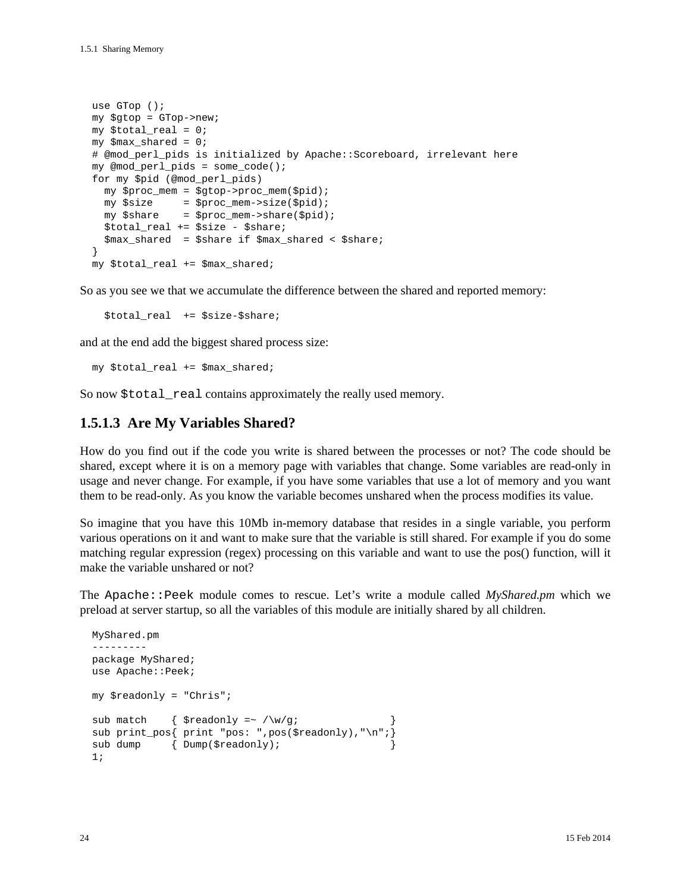```
use GTop ();
my $gtop = GTop->new;
my $total_real = 0;
my $max_shared = 0;
# @mod_perl_pids is initialized by Apache::Scoreboard, irrelevant here
my @mod_perl_pids = some_code();
for my $pid (@mod_perl_pids)
  my $proc_mem = $gtop->proc_mem($pid);
  my $size     = $proc_mem->size($pid);
  my $share    = $proc_mem->share($pid);
  $total_real += $size - $share;
  $max_shared  = $share if $max_shared < $share;
}
my $total_real += $max_shared;
```

So as you see we that we accumulate the difference between the shared and reported memory:

```
  $total_real  += $size-$share;
```

and at the end add the biggest shared process size:

```
my $total_real += $max_shared;
```

So now `$total_real` contains approximately the really used memory.

### 1.5.1.3 Are My Variables Shared?

How do you find out if the code you write is shared between the processes or not? The code should be shared, except where it is on a memory page with variables that change. Some variables are read-only in usage and never change. For example, if you have some variables that use a lot of memory and you want them to be read-only. As you know the variable becomes unshared when the process modifies its value.

So imagine that you have this 10Mb in-memory database that resides in a single variable, you perform various operations on it and want to make sure that the variable is still shared. For example if you do some matching regular expression (regex) processing on this variable and want to use the pos() function, will it make the variable unshared or not?

The `Apache::Peek` module comes to rescue. Let's write a module called *MyShared.pm* which we preload at server startup, so all the variables of this module are initially shared by all children.

```
MyShared.pm
---------
package MyShared;
use Apache::Peek;

my $readonly = "Chris";

sub match    { $readonly =~ /\w/g;               }
sub print_pos{ print "pos: ",pos($readonly),"\n";}
sub dump     { Dump($readonly);                  }
1;
```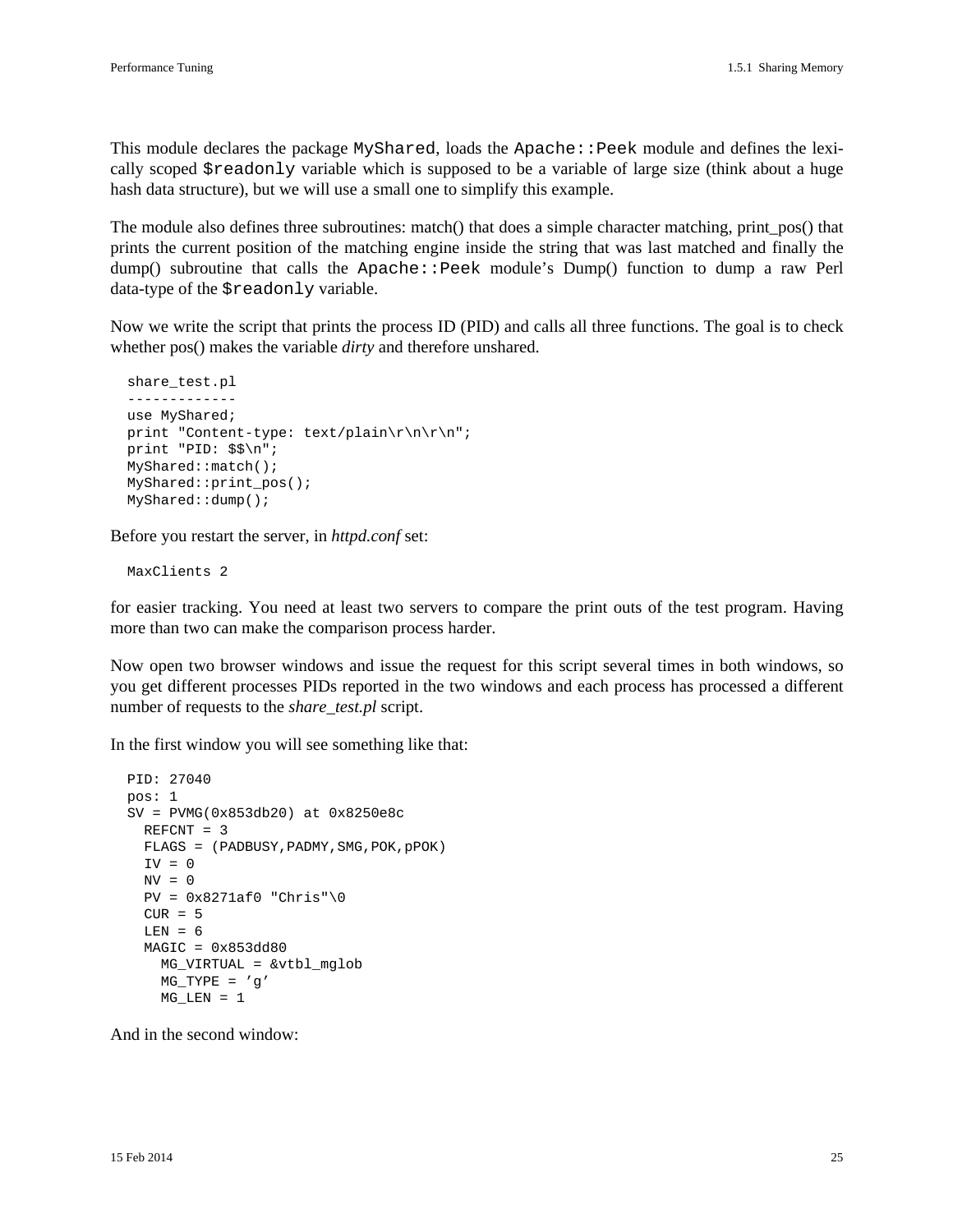This module declares the package `MyShared`, loads the `Apache::Peek` module and defines the lexically scoped `$readonly` variable which is supposed to be a variable of large size (think about a huge hash data structure), but we will use a small one to simplify this example.

The module also defines three subroutines: match() that does a simple character matching, print_pos() that prints the current position of the matching engine inside the string that was last matched and finally the dump() subroutine that calls the `Apache::Peek` module's Dump() function to dump a raw Perl data-type of the `$readonly` variable.

Now we write the script that prints the process ID (PID) and calls all three functions. The goal is to check whether pos() makes the variable *dirty* and therefore unshared.

```
share_test.pl
-------------
use MyShared;
print "Content-type: text/plain\r\n\r\n";
print "PID: $$\n";
MyShared::match();
MyShared::print_pos();
MyShared::dump();
```

Before you restart the server, in *httpd.conf* set:

```
MaxClients 2
```

for easier tracking. You need at least two servers to compare the print outs of the test program. Having more than two can make the comparison process harder.

Now open two browser windows and issue the request for this script several times in both windows, so you get different processes PIDs reported in the two windows and each process has processed a different number of requests to the *share_test.pl* script.

In the first window you will see something like that:

```
PID: 27040
pos: 1
SV = PVMG(0x853db20) at 0x8250e8c
  REFCNT = 3
  FLAGS = (PADBUSY,PADMY,SMG,POK,pPOK)
  IV = 0
  NV = 0
  PV = 0x8271af0 "Chris"\0
  CUR = 5
  LEN = 6
  MAGIC = 0x853dd80
    MG_VIRTUAL = &vtbl_mglob
    MG_TYPE = 'g'
    MG_LEN = 1
```

And in the second window: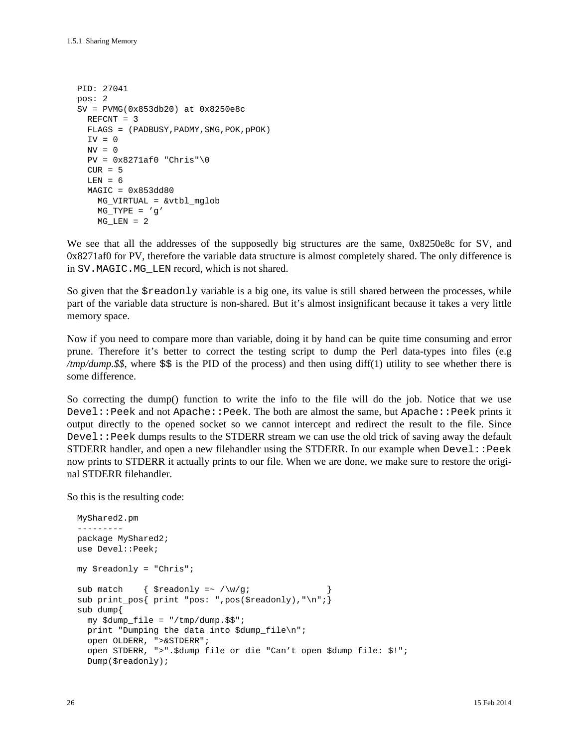```
PID: 27041
pos: 2
SV = PVMG(0x853db20) at 0x8250e8c
  REFCNT = 3
  FLAGS = (PADBUSY,PADMY,SMG,POK,pPOK)
  IV = 0
  NV = 0
  PV = 0x8271af0 "Chris"\0
  CUR = 5
  LEN = 6
  MAGIC = 0x853dd80
    MG_VIRTUAL = &vtbl_mglob
    MG_TYPE = 'g'
    MG_LEN = 2
```

We see that all the addresses of the supposedly big structures are the same, 0x8250e8c for SV, and 0x8271af0 for PV, therefore the variable data structure is almost completely shared. The only difference is in `SV.MAGIC.MG_LEN` record, which is not shared.

So given that the `$readonly` variable is a big one, its value is still shared between the processes, while part of the variable data structure is non-shared. But it's almost insignificant because it takes a very little memory space.

Now if you need to compare more than variable, doing it by hand can be quite time consuming and error prune. Therefore it's better to correct the testing script to dump the Perl data-types into files (e.g */tmp/dump.$$*, where `$$` is the PID of the process) and then using diff(1) utility to see whether there is some difference.

So correcting the dump() function to write the info to the file will do the job. Notice that we use `Devel::Peek` and not `Apache::Peek`. The both are almost the same, but `Apache::Peek` prints it output directly to the opened socket so we cannot intercept and redirect the result to the file. Since `Devel::Peek` dumps results to the STDERR stream we can use the old trick of saving away the default STDERR handler, and open a new filehandler using the STDERR. In our example when `Devel::Peek` now prints to STDERR it actually prints to our file. When we are done, we make sure to restore the original STDERR filehandler.

So this is the resulting code:

```
MyShared2.pm
---------
package MyShared2;
use Devel::Peek;

my $readonly = "Chris";

sub match    { $readonly =~ /\w/g;               }
sub print_pos{ print "pos: ",pos($readonly),"\n";}
sub dump{
  my $dump_file = "/tmp/dump.$$";
  print "Dumping the data into $dump_file\n";
  open OLDERR, ">&STDERR";
  open STDERR, ">".$dump_file or die "Can't open $dump_file: $!";
  Dump($readonly);
```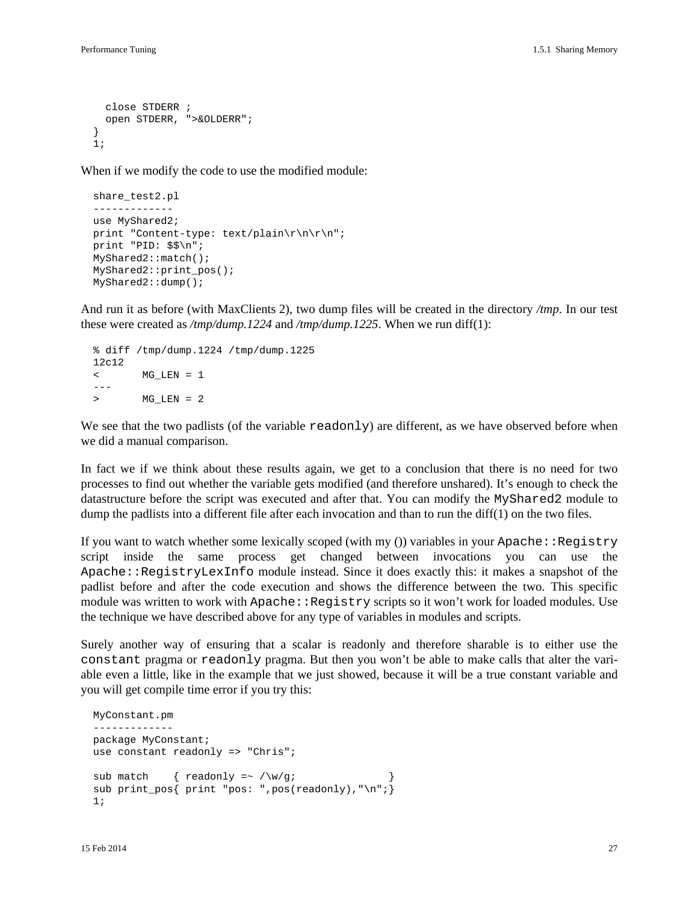```
  close STDERR ;
  open STDERR, ">&OLDERR";
}
1;
```

When if we modify the code to use the modified module:

```
share_test2.pl
-------------
use MyShared2;
print "Content-type: text/plain\r\n\r\n";
print "PID: $$\n";
MyShared2::match();
MyShared2::print_pos();
MyShared2::dump();
```

And run it as before (with MaxClients 2), two dump files will be created in the directory */tmp*. In our test these were created as */tmp/dump.1224* and */tmp/dump.1225*. When we run diff(1):

```
% diff /tmp/dump.1224 /tmp/dump.1225
12c12
<       MG_LEN = 1
---
>       MG_LEN = 2
```

We see that the two padlists (of the variable `readonly`) are different, as we have observed before when we did a manual comparison.

In fact we if we think about these results again, we get to a conclusion that there is no need for two processes to find out whether the variable gets modified (and therefore unshared). It's enough to check the datastructure before the script was executed and after that. You can modify the `MyShared2` module to dump the padlists into a different file after each invocation and than to run the diff(1) on the two files.

If you want to watch whether some lexically scoped (with my ()) variables in your `Apache::Registry` script inside the same process get changed between invocations you can use the `Apache::RegistryLexInfo` module instead. Since it does exactly this: it makes a snapshot of the padlist before and after the code execution and shows the difference between the two. This specific module was written to work with `Apache::Registry` scripts so it won't work for loaded modules. Use the technique we have described above for any type of variables in modules and scripts.

Surely another way of ensuring that a scalar is readonly and therefore sharable is to either use the `constant` pragma or `readonly` pragma. But then you won't be able to make calls that alter the variable even a little, like in the example that we just showed, because it will be a true constant variable and you will get compile time error if you try this:

```
MyConstant.pm
-------------
package MyConstant;
use constant readonly => "Chris";

sub match    { readonly =~ /\w/g;              }
sub print_pos{ print "pos: ",pos(readonly),"\n";}
1;
```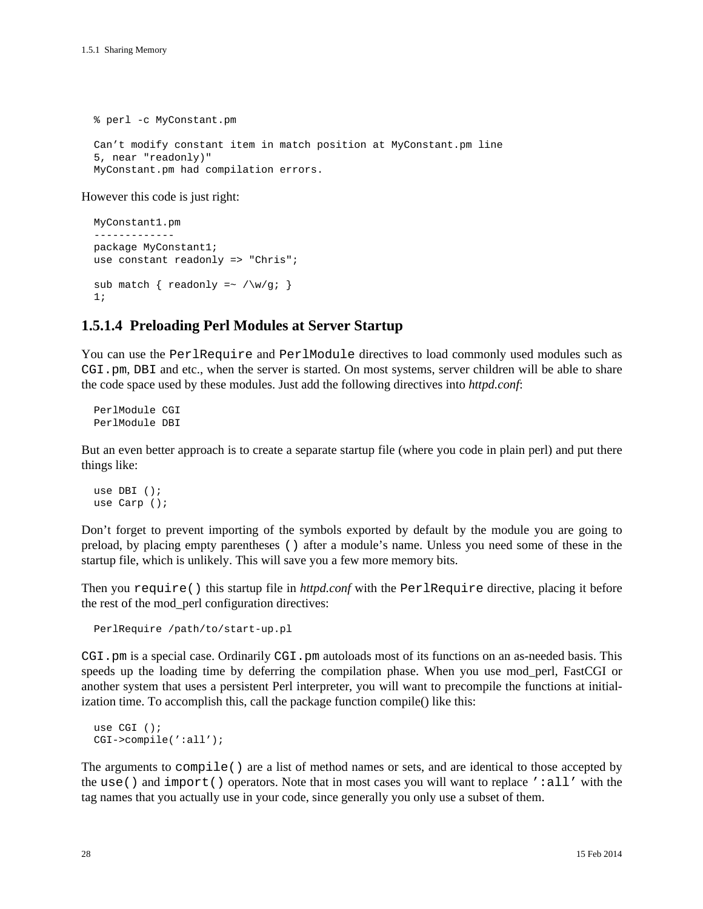```
% perl -c MyConstant.pm

Can't modify constant item in match position at MyConstant.pm line
5, near "readonly)"
MyConstant.pm had compilation errors.
```

However this code is just right:

```
MyConstant1.pm
-------------
package MyConstant1;
use constant readonly => "Chris";

sub match { readonly =~ /\w/g; }
1;
```

### 1.5.1.4 Preloading Perl Modules at Server Startup

You can use the `PerlRequire` and `PerlModule` directives to load commonly used modules such as `CGI.pm`, `DBI` and etc., when the server is started. On most systems, server children will be able to share the code space used by these modules. Just add the following directives into *httpd.conf*:

```
PerlModule CGI
PerlModule DBI
```

But an even better approach is to create a separate startup file (where you code in plain perl) and put there things like:

```
use DBI ();
use Carp ();
```

Don't forget to prevent importing of the symbols exported by default by the module you are going to preload, by placing empty parentheses `()` after a module's name. Unless you need some of these in the startup file, which is unlikely. This will save you a few more memory bits.

Then you `require()` this startup file in *httpd.conf* with the `PerlRequire` directive, placing it before the rest of the mod_perl configuration directives:

```
PerlRequire /path/to/start-up.pl
```

`CGI.pm` is a special case. Ordinarily `CGI.pm` autoloads most of its functions on an as-needed basis. This speeds up the loading time by deferring the compilation phase. When you use mod_perl, FastCGI or another system that uses a persistent Perl interpreter, you will want to precompile the functions at initialization time. To accomplish this, call the package function compile() like this:

```
use CGI ();
CGI->compile(':all');
```

The arguments to `compile()` are a list of method names or sets, and are identical to those accepted by the `use()` and `import()` operators. Note that in most cases you will want to replace `':all'` with the tag names that you actually use in your code, since generally you only use a subset of them.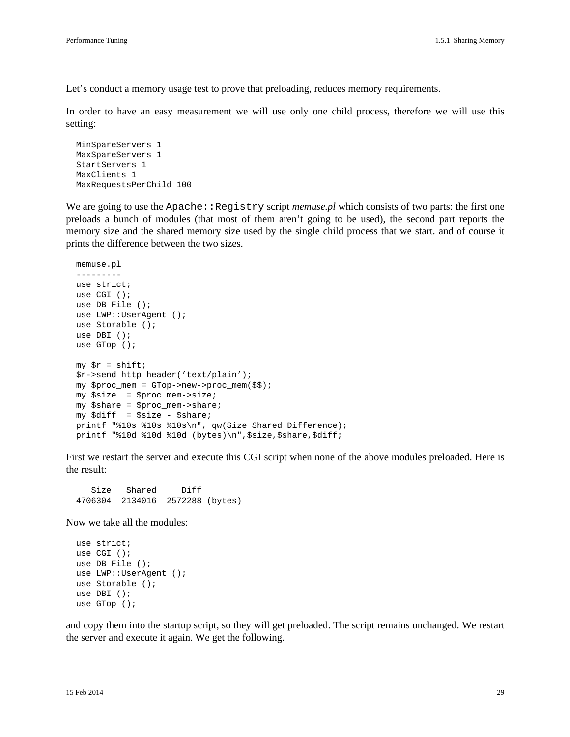Let's conduct a memory usage test to prove that preloading, reduces memory requirements.

In order to have an easy measurement we will use only one child process, therefore we will use this setting:

```
MinSpareServers 1
MaxSpareServers 1
StartServers 1
MaxClients 1
MaxRequestsPerChild 100
```

We are going to use the `Apache::Registry` script *memuse.pl* which consists of two parts: the first one preloads a bunch of modules (that most of them aren't going to be used), the second part reports the memory size and the shared memory size used by the single child process that we start. and of course it prints the difference between the two sizes.

```
memuse.pl
---------
use strict;
use CGI ();
use DB_File ();
use LWP::UserAgent ();
use Storable ();
use DBI ();
use GTop ();

my $r = shift;
$r->send_http_header('text/plain');
my $proc_mem = GTop->new->proc_mem($$);
my $size  = $proc_mem->size;
my $share = $proc_mem->share;
my $diff  = $size - $share;
printf "%10s %10s %10s\n", qw(Size Shared Difference);
printf "%10d %10d %10d (bytes)\n",$size,$share,$diff;
```

First we restart the server and execute this CGI script when none of the above modules preloaded. Here is the result:

```
   Size   Shared     Diff
4706304  2134016  2572288 (bytes)
```

Now we take all the modules:

```
use strict;
use CGI ();
use DB_File ();
use LWP::UserAgent ();
use Storable ();
use DBI ();
use GTop ();
```

and copy them into the startup script, so they will get preloaded. The script remains unchanged. We restart the server and execute it again. We get the following.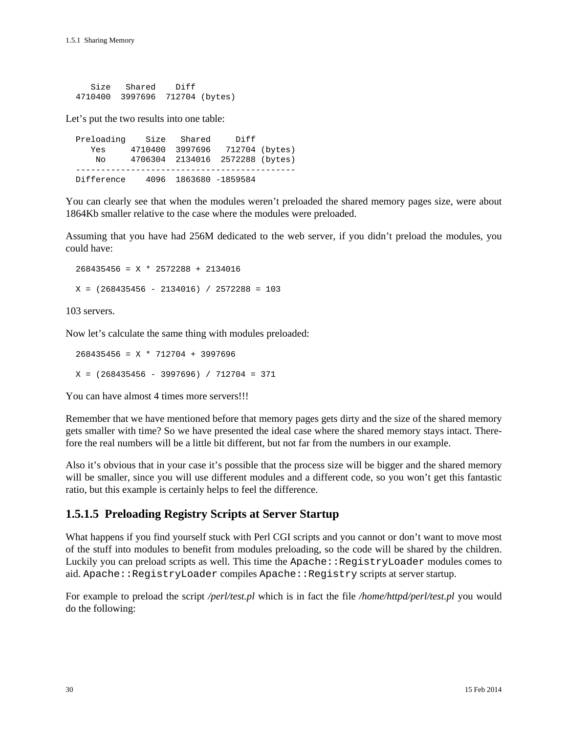```
    Size   Shared    Diff
 4710400  3997696  712704 (bytes)
```

Let’s put the two results into one table:

```
 Preloading    Size   Shared     Diff
    Yes     4710400  3997696   712704 (bytes)
     No     4706304  2134016  2572288 (bytes)
 --------------------------------------------
 Difference    4096  1863680 -1859584
```

You can clearly see that when the modules weren’t preloaded the shared memory pages size, were about 1864Kb smaller relative to the case where the modules were preloaded.

Assuming that you have had 256M dedicated to the web server, if you didn’t preload the modules, you could have:

```
268435456 = X * 2572288 + 2134016

X = (268435456 - 2134016) / 2572288 = 103
```

103 servers.

Now let’s calculate the same thing with modules preloaded:

```
268435456 = X * 712704 + 3997696

X = (268435456 - 3997696) / 712704 = 371
```

You can have almost 4 times more servers!!!

Remember that we have mentioned before that memory pages gets dirty and the size of the shared memory gets smaller with time? So we have presented the ideal case where the shared memory stays intact. Therefore the real numbers will be a little bit different, but not far from the numbers in our example.

Also it’s obvious that in your case it’s possible that the process size will be bigger and the shared memory will be smaller, since you will use different modules and a different code, so you won’t get this fantastic ratio, but this example is certainly helps to feel the difference.

### 1.5.1.5 Preloading Registry Scripts at Server Startup

What happens if you find yourself stuck with Perl CGI scripts and you cannot or don’t want to move most of the stuff into modules to benefit from modules preloading, so the code will be shared by the children. Luckily you can preload scripts as well. This time the `Apache::RegistryLoader` modules comes to aid. `Apache::RegistryLoader` compiles `Apache::Registry` scripts at server startup.

For example to preload the script */perl/test.pl* which is in fact the file */home/httpd/perl/test.pl* you would do the following: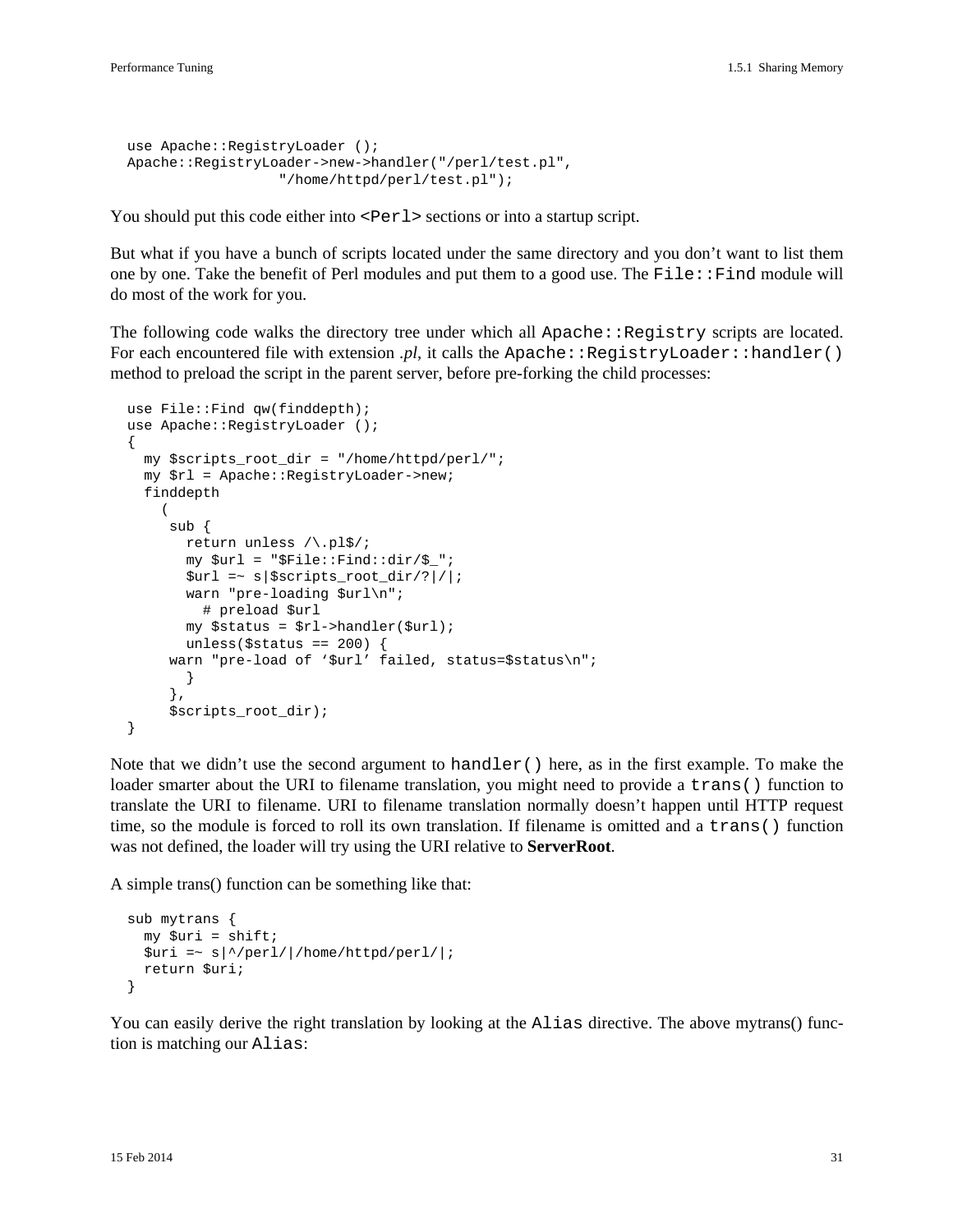```
use Apache::RegistryLoader ();
Apache::RegistryLoader->new->handler("/perl/test.pl",
                  "/home/httpd/perl/test.pl");
```

You should put this code either into `<Perl>` sections or into a startup script.

But what if you have a bunch of scripts located under the same directory and you don't want to list them one by one. Take the benefit of Perl modules and put them to a good use. The `File::Find` module will do most of the work for you.

The following code walks the directory tree under which all `Apache::Registry` scripts are located. For each encountered file with extension *.pl*, it calls the `Apache::RegistryLoader::handler()` method to preload the script in the parent server, before pre-forking the child processes:

```
use File::Find qw(finddepth);
use Apache::RegistryLoader ();
{
  my $scripts_root_dir = "/home/httpd/perl/";
  my $rl = Apache::RegistryLoader->new;
  finddepth
    (
     sub {
       return unless /\.pl$/;
       my $url = "$File::Find::dir/$_";
       $url =~ s|$scripts_root_dir/?|/|;
       warn "pre-loading $url\n";
         # preload $url
       my $status = $rl->handler($url);
       unless($status == 200) {
     warn "pre-load of '$url' failed, status=$status\n";
       }
     },
     $scripts_root_dir);
}
```

Note that we didn't use the second argument to `handler()` here, as in the first example. To make the loader smarter about the URI to filename translation, you might need to provide a `trans()` function to translate the URI to filename. URI to filename translation normally doesn't happen until HTTP request time, so the module is forced to roll its own translation. If filename is omitted and a `trans()` function was not defined, the loader will try using the URI relative to **ServerRoot**.

A simple trans() function can be something like that:

```
sub mytrans {
  my $uri = shift;
  $uri =~ s|^/perl/|/home/httpd/perl/|;
  return $uri;
}
```

You can easily derive the right translation by looking at the `Alias` directive. The above mytrans() function is matching our `Alias`: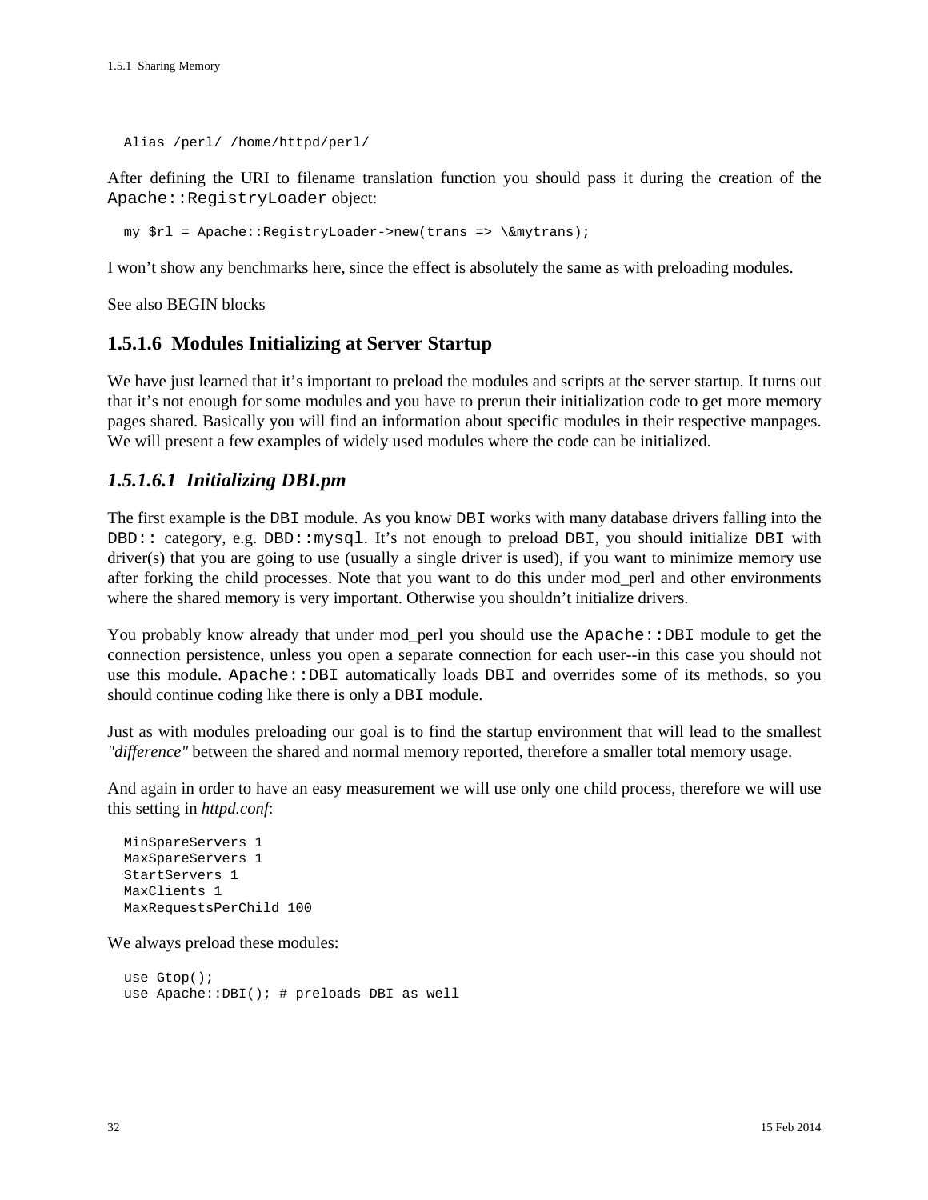```
Alias /perl/ /home/httpd/perl/
```

After defining the URI to filename translation function you should pass it during the creation of the `Apache::RegistryLoader` object:

```
my $rl = Apache::RegistryLoader->new(trans => \&mytrans);
```

I won't show any benchmarks here, since the effect is absolutely the same as with preloading modules.

See also BEGIN blocks

### 1.5.1.6 Modules Initializing at Server Startup

We have just learned that it's important to preload the modules and scripts at the server startup. It turns out that it's not enough for some modules and you have to prerun their initialization code to get more memory pages shared. Basically you will find an information about specific modules in their respective manpages. We will present a few examples of widely used modules where the code can be initialized.

#### *1.5.1.6.1 Initializing DBI.pm*

The first example is the `DBI` module. As you know `DBI` works with many database drivers falling into the `DBD::` category, e.g. `DBD::mysql`. It's not enough to preload `DBI`, you should initialize `DBI` with driver(s) that you are going to use (usually a single driver is used), if you want to minimize memory use after forking the child processes. Note that you want to do this under mod_perl and other environments where the shared memory is very important. Otherwise you shouldn't initialize drivers.

You probably know already that under mod_perl you should use the `Apache::DBI` module to get the connection persistence, unless you open a separate connection for each user--in this case you should not use this module. `Apache::DBI` automatically loads `DBI` and overrides some of its methods, so you should continue coding like there is only a `DBI` module.

Just as with modules preloading our goal is to find the startup environment that will lead to the smallest *"difference"* between the shared and normal memory reported, therefore a smaller total memory usage.

And again in order to have an easy measurement we will use only one child process, therefore we will use this setting in *httpd.conf*:

```
MinSpareServers 1
MaxSpareServers 1
StartServers 1
MaxClients 1
MaxRequestsPerChild 100
```

We always preload these modules:

```
use Gtop();
use Apache::DBI(); # preloads DBI as well
```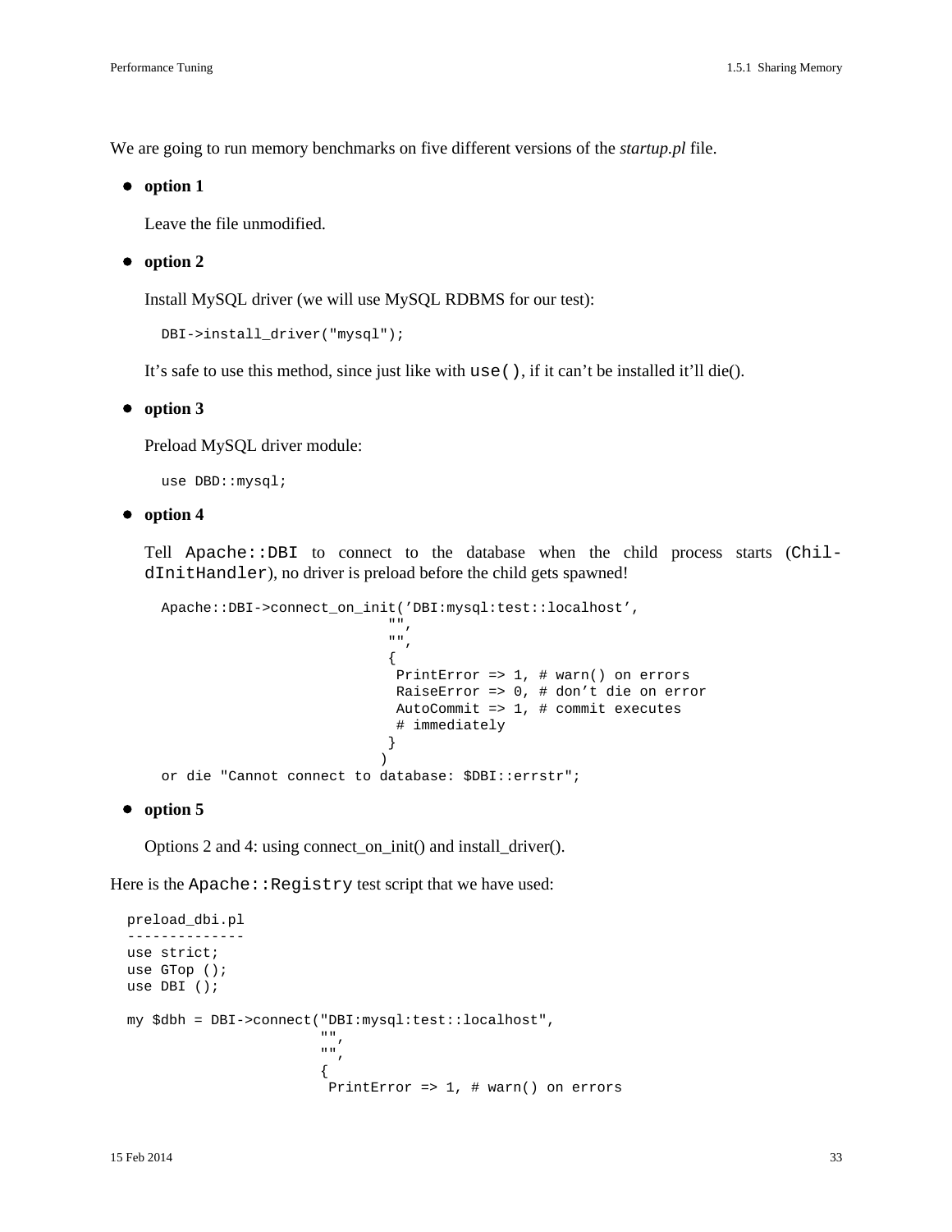We are going to run memory benchmarks on five different versions of the *startup.pl* file.

- **option 1**

  Leave the file unmodified.

- **option 2**

  Install MySQL driver (we will use MySQL RDBMS for our test):

  ```
  DBI->install_driver("mysql");
  ```

  It's safe to use this method, since just like with `use()`, if it can't be installed it'll die().

- **option 3**

  Preload MySQL driver module:

  ```
  use DBD::mysql;
  ```

- **option 4**

  Tell `Apache::DBI` to connect to the database when the child process starts (`ChildInitHandler`), no driver is preload before the child gets spawned!

  ```
  Apache::DBI->connect_on_init('DBI:mysql:test::localhost',
                               "",
                               "",
                               {
                                PrintError => 1, # warn() on errors
                                RaiseError => 0, # don't die on error
                                AutoCommit => 1, # commit executes
                                # immediately
                               }
                              )
  or die "Cannot connect to database: $DBI::errstr";
  ```

- **option 5**

  Options 2 and 4: using connect_on_init() and install_driver().

Here is the `Apache::Registry` test script that we have used:

```
preload_dbi.pl
--------------
use strict;
use GTop ();
use DBI ();

my $dbh = DBI->connect("DBI:mysql:test::localhost",
                       "",
                       "",
                       {
                        PrintError => 1, # warn() on errors
```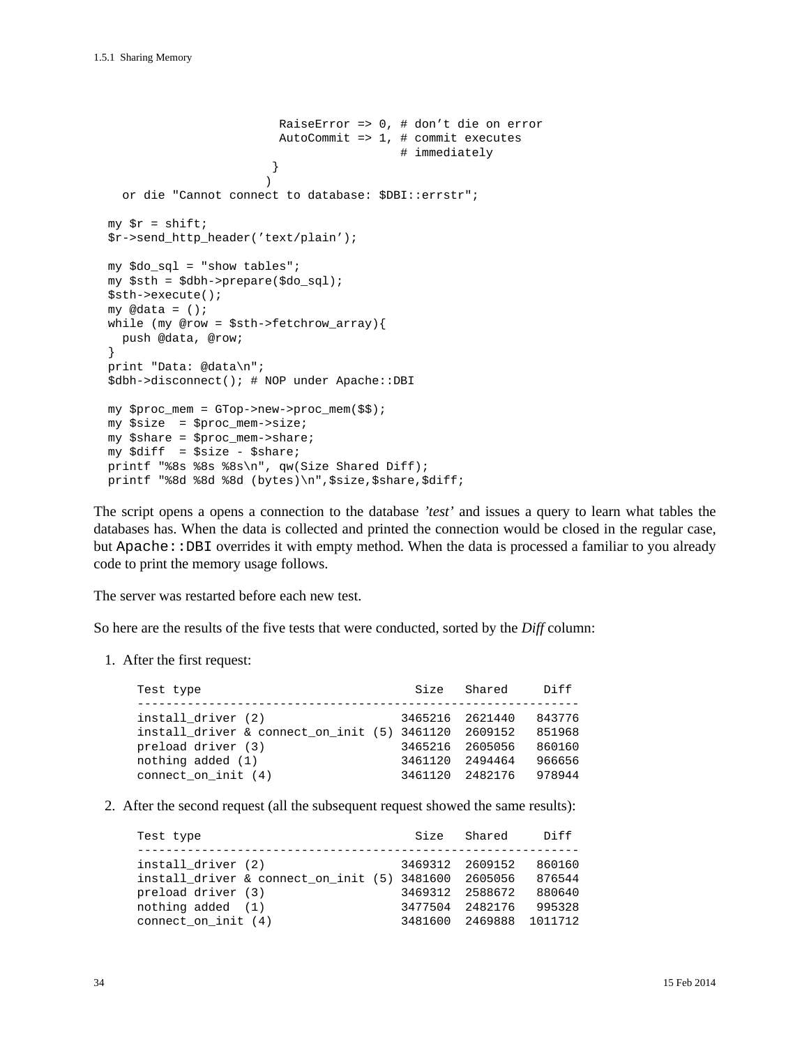```
                        RaiseError => 0, # don't die on error
                        AutoCommit => 1, # commit executes
                                         # immediately
                       }
                      )
    or die "Cannot connect to database: $DBI::errstr";

  my $r = shift;
  $r->send_http_header('text/plain');

  my $do_sql = "show tables";
  my $sth = $dbh->prepare($do_sql);
  $sth->execute();
  my @data = ();
  while (my @row = $sth->fetchrow_array){
    push @data, @row;
  }
  print "Data: @data\n";
  $dbh->disconnect(); # NOP under Apache::DBI

  my $proc_mem = GTop->new->proc_mem($$);
  my $size  = $proc_mem->size;
  my $share = $proc_mem->share;
  my $diff  = $size - $share;
  printf "%8s %8s %8s\n", qw(Size Shared Diff);
  printf "%8d %8d %8d (bytes)\n",$size,$share,$diff;
```

The script opens a opens a connection to the database *'test'* and issues a query to learn what tables the databases has. When the data is collected and printed the connection would be closed in the regular case, but `Apache::DBI` overrides it with empty method. When the data is processed a familiar to you already code to print the memory usage follows.

The server was restarted before each new test.

So here are the results of the five tests that were conducted, sorted by the *Diff* column:

1. After the first request:

```
Test type                              Size   Shared     Diff
--------------------------------------------------------------
install_driver (2)                   3465216  2621440   843776
install_driver & connect_on_init (5) 3461120  2609152   851968
preload driver (3)                   3465216  2605056   860160
nothing added (1)                    3461120  2494464   966656
connect_on_init (4)                  3461120  2482176   978944
```

2. After the second request (all the subsequent request showed the same results):

```
Test type                              Size   Shared     Diff
--------------------------------------------------------------
install_driver (2)                   3469312  2609152   860160
install_driver & connect_on_init (5) 3481600  2605056   876544
preload driver (3)                   3469312  2588672   880640
nothing added  (1)                   3477504  2482176   995328
connect_on_init (4)                  3481600  2469888  1011712
```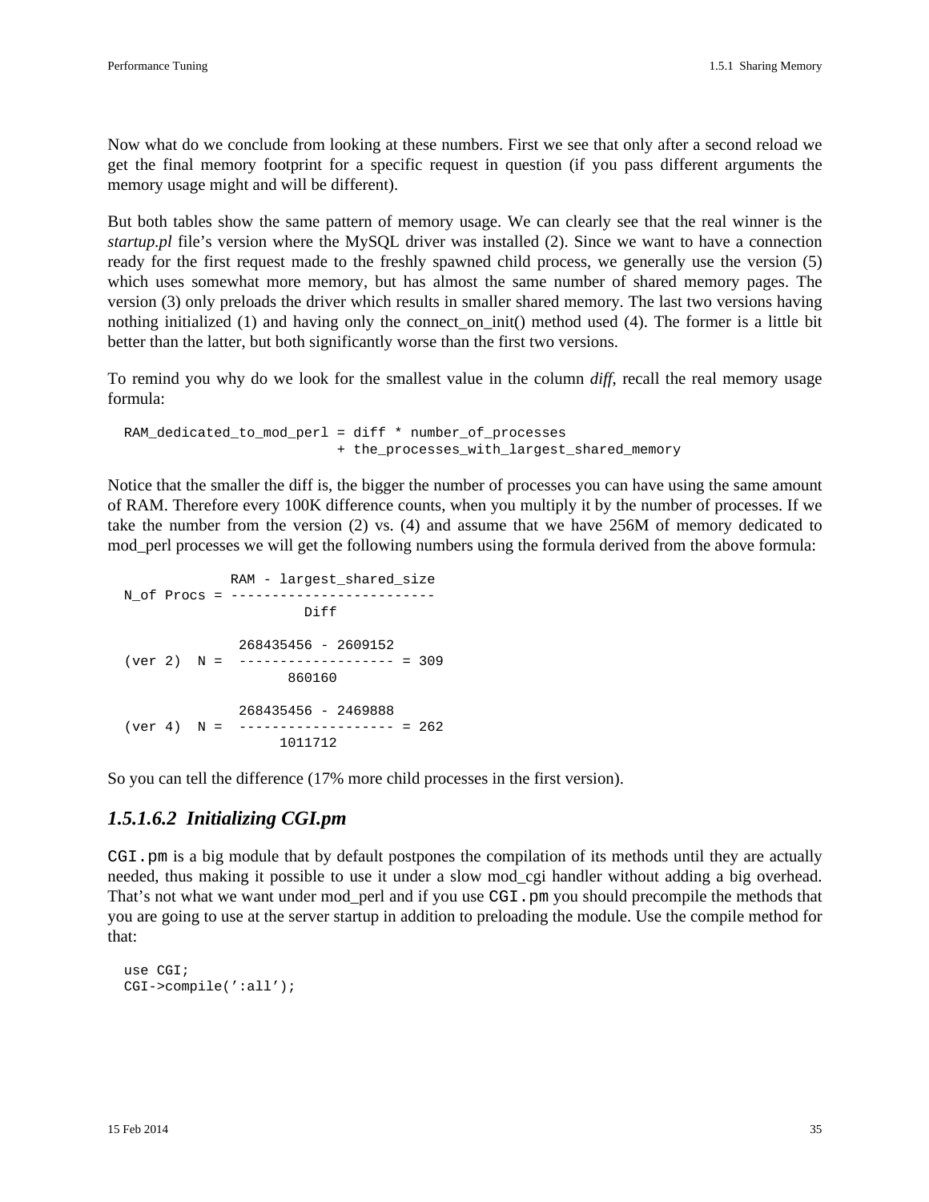Now what do we conclude from looking at these numbers. First we see that only after a second reload we get the final memory footprint for a specific request in question (if you pass different arguments the memory usage might and will be different).

But both tables show the same pattern of memory usage. We can clearly see that the real winner is the *startup.pl* file's version where the MySQL driver was installed (2). Since we want to have a connection ready for the first request made to the freshly spawned child process, we generally use the version (5) which uses somewhat more memory, but has almost the same number of shared memory pages. The version (3) only preloads the driver which results in smaller shared memory. The last two versions having nothing initialized (1) and having only the connect_on_init() method used (4). The former is a little bit better than the latter, but both significantly worse than the first two versions.

To remind you why do we look for the smallest value in the column *diff*, recall the real memory usage formula:

```
RAM_dedicated_to_mod_perl = diff * number_of_processes
                          + the_processes_with_largest_shared_memory
```

Notice that the smaller the diff is, the bigger the number of processes you can have using the same amount of RAM. Therefore every 100K difference counts, when you multiply it by the number of processes. If we take the number from the version (2) vs. (4) and assume that we have 256M of memory dedicated to mod_perl processes we will get the following numbers using the formula derived from the above formula:

```
             RAM - largest_shared_size
N_of Procs = -------------------------
                       Diff

              268435456 - 2609152
(ver 2)  N =  ------------------- = 309
                    860160

              268435456 - 2469888
(ver 4)  N =  ------------------- = 262
                    1011712
```

So you can tell the difference (17% more child processes in the first version).

#### 1.5.1.6.2 Initializing CGI.pm

`CGI.pm` is a big module that by default postpones the compilation of its methods until they are actually needed, thus making it possible to use it under a slow mod_cgi handler without adding a big overhead. That's not what we want under mod_perl and if you use `CGI.pm` you should precompile the methods that you are going to use at the server startup in addition to preloading the module. Use the compile method for that:

```
use CGI;
CGI->compile(':all');
```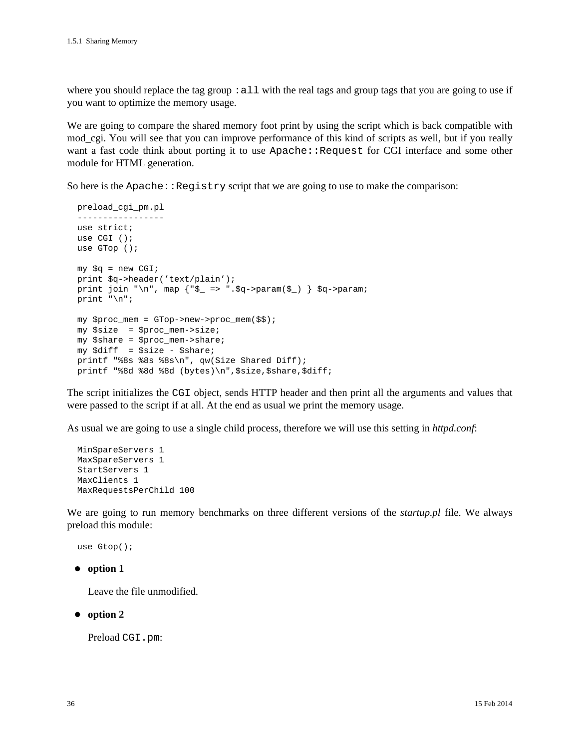where you should replace the tag group `:all` with the real tags and group tags that you are going to use if you want to optimize the memory usage.

We are going to compare the shared memory foot print by using the script which is back compatible with mod_cgi. You will see that you can improve performance of this kind of scripts as well, but if you really want a fast code think about porting it to use `Apache::Request` for CGI interface and some other module for HTML generation.

So here is the `Apache::Registry` script that we are going to use to make the comparison:

```
preload_cgi_pm.pl
-----------------
use strict;
use CGI ();
use GTop ();

my $q = new CGI;
print $q->header('text/plain');
print join "\n", map {"$_ => ".$q->param($_) } $q->param;
print "\n";

my $proc_mem = GTop->new->proc_mem($$);
my $size  = $proc_mem->size;
my $share = $proc_mem->share;
my $diff  = $size - $share;
printf "%8s %8s %8s\n", qw(Size Shared Diff);
printf "%8d %8d %8d (bytes)\n",$size,$share,$diff;
```

The script initializes the `CGI` object, sends HTTP header and then print all the arguments and values that were passed to the script if at all. At the end as usual we print the memory usage.

As usual we are going to use a single child process, therefore we will use this setting in *httpd.conf*:

```
MinSpareServers 1
MaxSpareServers 1
StartServers 1
MaxClients 1
MaxRequestsPerChild 100
```

We are going to run memory benchmarks on three different versions of the *startup.pl* file. We always preload this module:

```
use Gtop();
```

- **option 1**

  Leave the file unmodified.

- **option 2**

  Preload `CGI.pm`: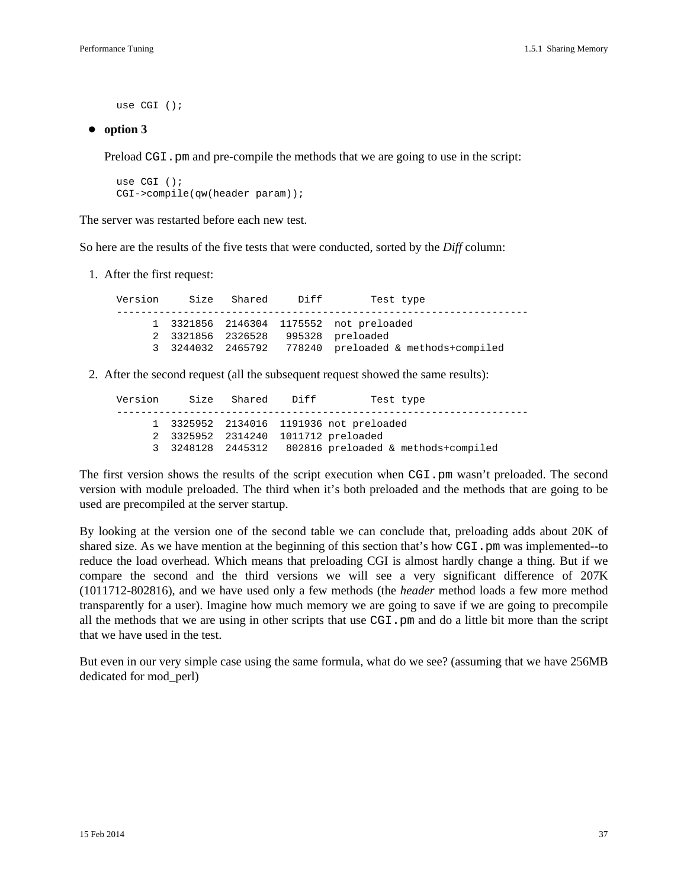```
use CGI ();
```

- **option 3**

  Preload `CGI.pm` and pre-compile the methods that we are going to use in the script:

  ```
  use CGI ();
  CGI->compile(qw(header param));
  ```

The server was restarted before each new test.

So here are the results of the five tests that were conducted, sorted by the *Diff* column:

1. After the first request:

   ```
   Version     Size   Shared     Diff        Test type
   --------------------------------------------------------------------
         1  3321856  2146304  1175552  not preloaded
         2  3321856  2326528   995328  preloaded
         3  3244032  2465792   778240  preloaded & methods+compiled
   ```

2. After the second request (all the subsequent request showed the same results):

   ```
   Version     Size   Shared    Diff         Test type
   --------------------------------------------------------------------
         1  3325952  2134016  1191936 not preloaded
         2  3325952  2314240  1011712 preloaded
         3  3248128  2445312   802816 preloaded & methods+compiled
   ```

The first version shows the results of the script execution when `CGI.pm` wasn't preloaded. The second version with module preloaded. The third when it's both preloaded and the methods that are going to be used are precompiled at the server startup.

By looking at the version one of the second table we can conclude that, preloading adds about 20K of shared size. As we have mention at the beginning of this section that's how `CGI.pm` was implemented--to reduce the load overhead. Which means that preloading CGI is almost hardly change a thing. But if we compare the second and the third versions we will see a very significant difference of 207K (1011712-802816), and we have used only a few methods (the *header* method loads a few more method transparently for a user). Imagine how much memory we are going to save if we are going to precompile all the methods that we are using in other scripts that use `CGI.pm` and do a little bit more than the script that we have used in the test.

But even in our very simple case using the same formula, what do we see? (assuming that we have 256MB dedicated for mod_perl)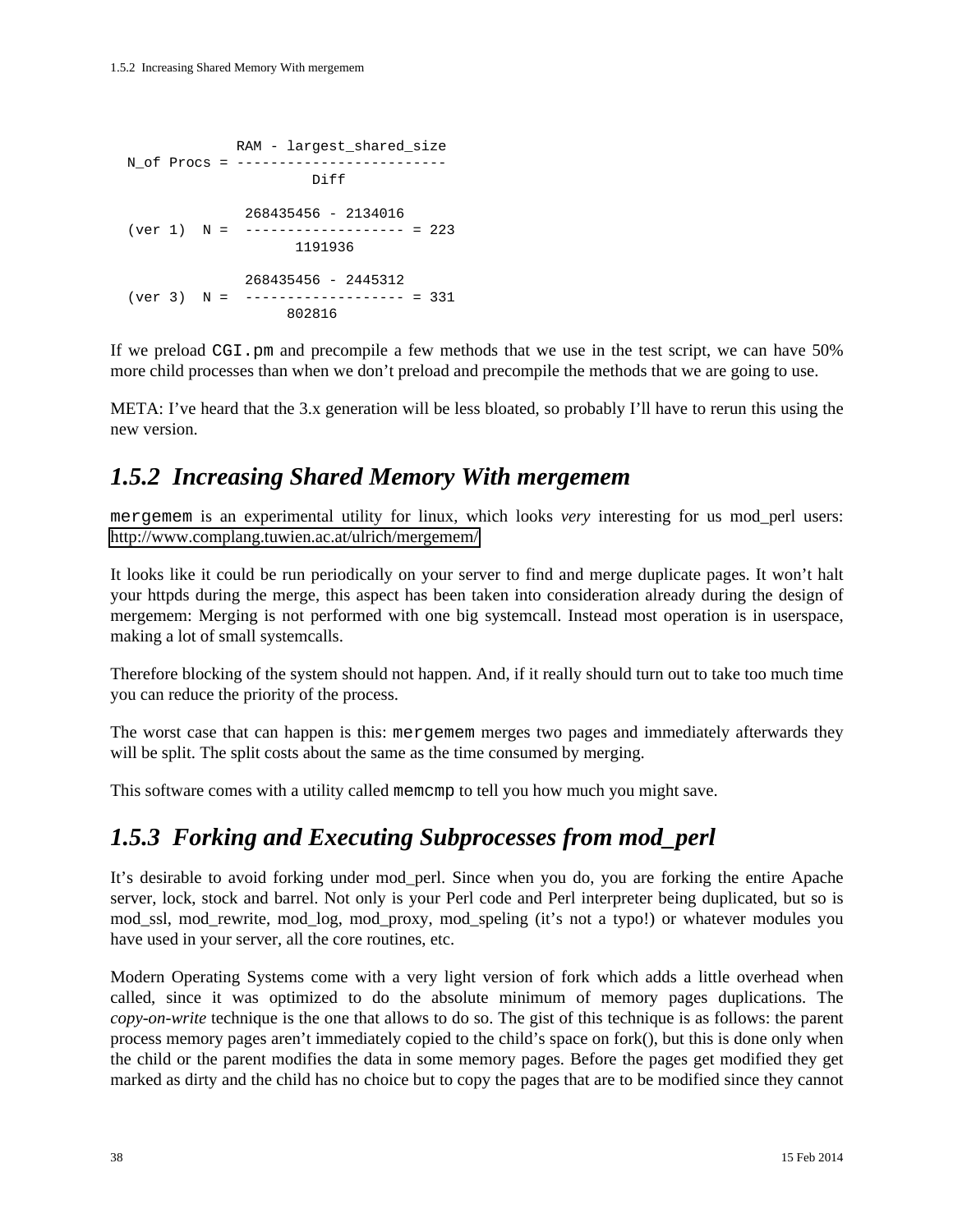```
              RAM - largest_shared_size
  N_of Procs = -------------------------
                       Diff

                268435456 - 2134016
  (ver 1)  N =  ------------------- = 223
                      1191936

                268435456 - 2445312
  (ver 3)  N =  ------------------- = 331
                     802816
```

If we preload `CGI.pm` and precompile a few methods that we use in the test script, we can have 50% more child processes than when we don't preload and precompile the methods that we are going to use.

META: I've heard that the 3.x generation will be less bloated, so probably I'll have to rerun this using the new version.

## *1.5.2 Increasing Shared Memory With mergemem*

`mergemem` is an experimental utility for linux, which looks *very* interesting for us mod_perl users: http://www.complang.tuwien.ac.at/ulrich/mergemem/

It looks like it could be run periodically on your server to find and merge duplicate pages. It won't halt your httpds during the merge, this aspect has been taken into consideration already during the design of mergemem: Merging is not performed with one big systemcall. Instead most operation is in userspace, making a lot of small systemcalls.

Therefore blocking of the system should not happen. And, if it really should turn out to take too much time you can reduce the priority of the process.

The worst case that can happen is this: `mergemem` merges two pages and immediately afterwards they will be split. The split costs about the same as the time consumed by merging.

This software comes with a utility called `memcmp` to tell you how much you might save.

## *1.5.3 Forking and Executing Subprocesses from mod_perl*

It's desirable to avoid forking under mod_perl. Since when you do, you are forking the entire Apache server, lock, stock and barrel. Not only is your Perl code and Perl interpreter being duplicated, but so is mod_ssl, mod_rewrite, mod_log, mod_proxy, mod_speling (it's not a typo!) or whatever modules you have used in your server, all the core routines, etc.

Modern Operating Systems come with a very light version of fork which adds a little overhead when called, since it was optimized to do the absolute minimum of memory pages duplications. The *copy-on-write* technique is the one that allows to do so. The gist of this technique is as follows: the parent process memory pages aren't immediately copied to the child's space on fork(), but this is done only when the child or the parent modifies the data in some memory pages. Before the pages get modified they get marked as dirty and the child has no choice but to copy the pages that are to be modified since they cannot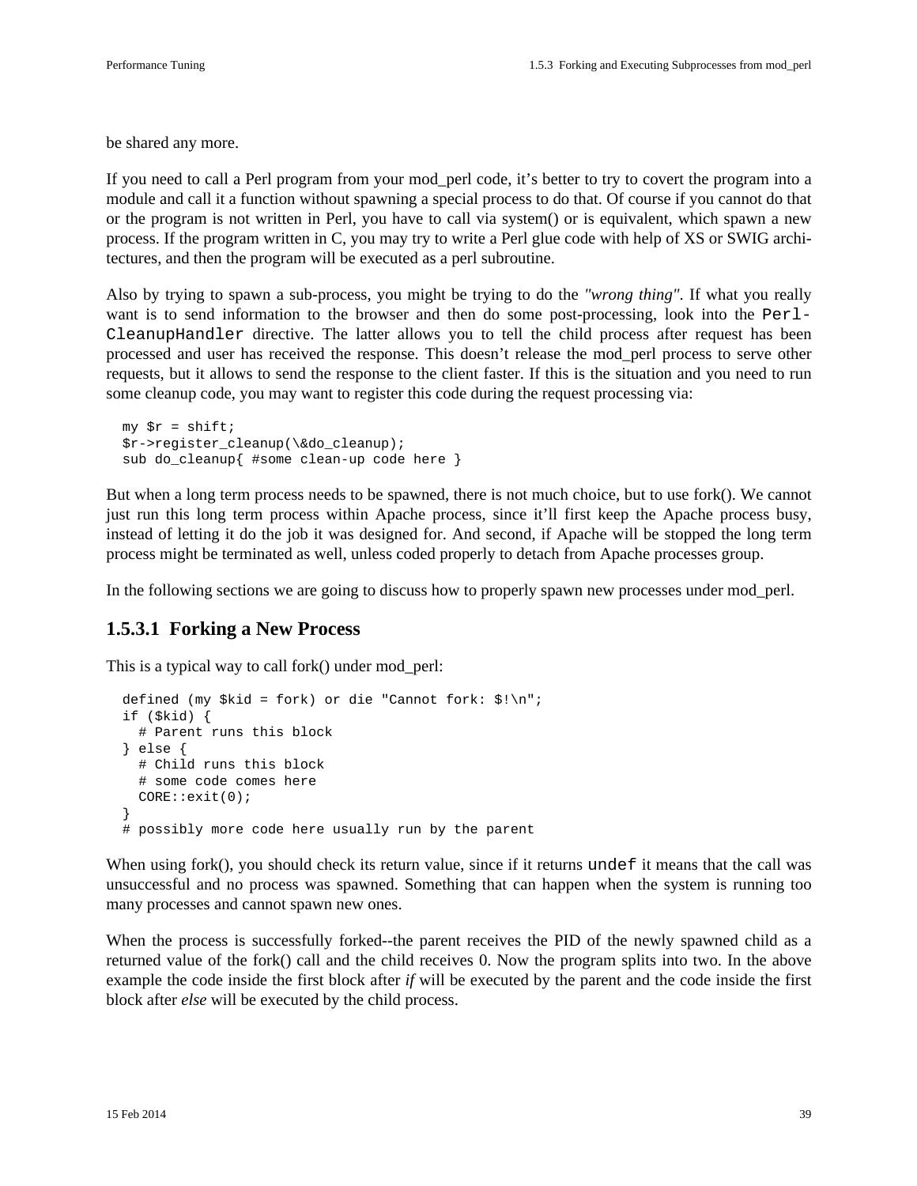be shared any more.

If you need to call a Perl program from your mod_perl code, it's better to try to covert the program into a module and call it a function without spawning a special process to do that. Of course if you cannot do that or the program is not written in Perl, you have to call via system() or is equivalent, which spawn a new process. If the program written in C, you may try to write a Perl glue code with help of XS or SWIG architectures, and then the program will be executed as a perl subroutine.

Also by trying to spawn a sub-process, you might be trying to do the *"wrong thing"*. If what you really want is to send information to the browser and then do some post-processing, look into the `PerlCleanupHandler` directive. The latter allows you to tell the child process after request has been processed and user has received the response. This doesn't release the mod_perl process to serve other requests, but it allows to send the response to the client faster. If this is the situation and you need to run some cleanup code, you may want to register this code during the request processing via:

```
my $r = shift;
$r->register_cleanup(\&do_cleanup);
sub do_cleanup{ #some clean-up code here }
```

But when a long term process needs to be spawned, there is not much choice, but to use fork(). We cannot just run this long term process within Apache process, since it'll first keep the Apache process busy, instead of letting it do the job it was designed for. And second, if Apache will be stopped the long term process might be terminated as well, unless coded properly to detach from Apache processes group.

In the following sections we are going to discuss how to properly spawn new processes under mod_perl.

### 1.5.3.1 Forking a New Process

This is a typical way to call fork() under mod_perl:

```
defined (my $kid = fork) or die "Cannot fork: $!\n";
if ($kid) {
  # Parent runs this block
} else {
  # Child runs this block
  # some code comes here
  CORE::exit(0);
}
# possibly more code here usually run by the parent
```

When using fork(), you should check its return value, since if it returns `undef` it means that the call was unsuccessful and no process was spawned. Something that can happen when the system is running too many processes and cannot spawn new ones.

When the process is successfully forked--the parent receives the PID of the newly spawned child as a returned value of the fork() call and the child receives 0. Now the program splits into two. In the above example the code inside the first block after *if* will be executed by the parent and the code inside the first block after *else* will be executed by the child process.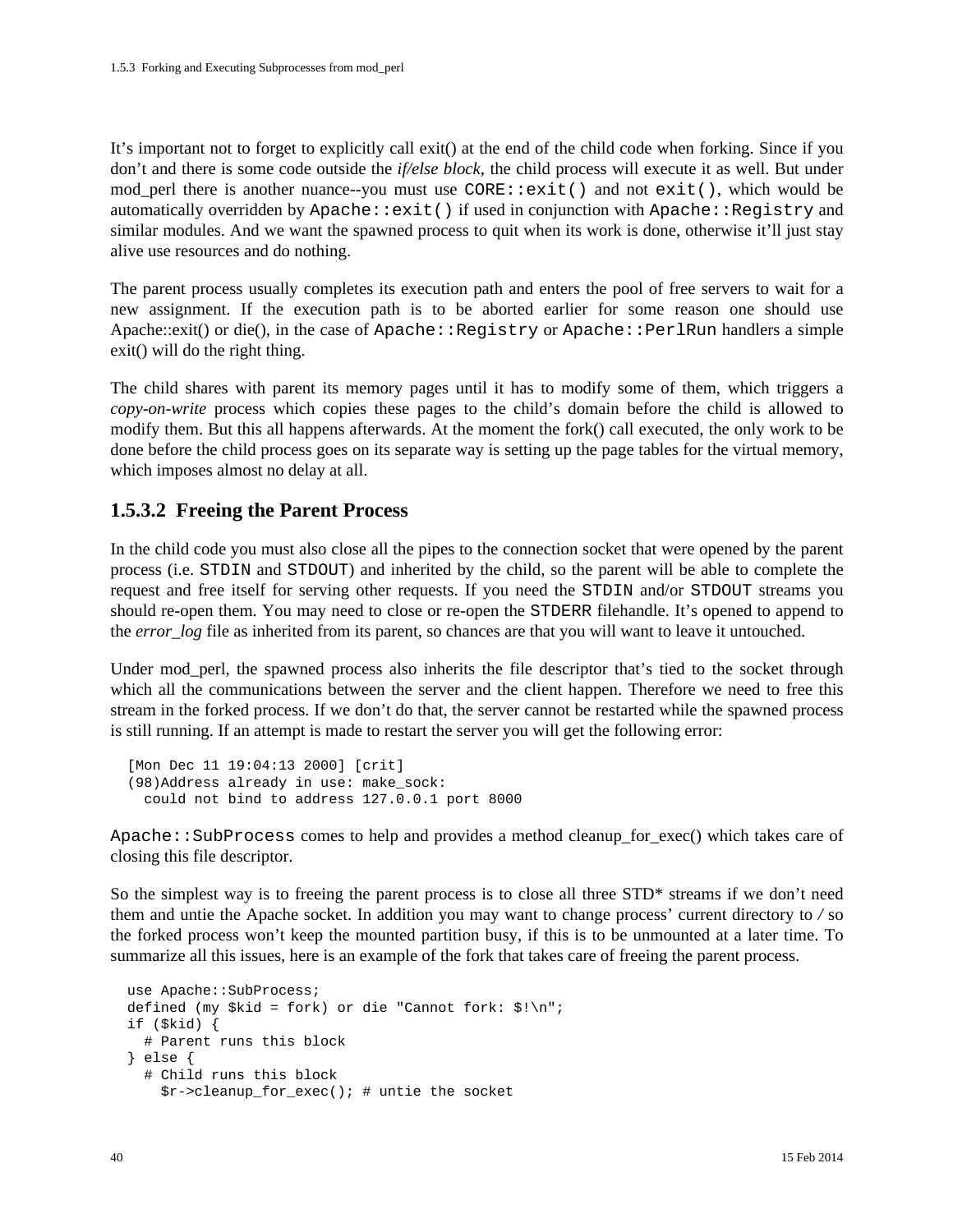It's important not to forget to explicitly call exit() at the end of the child code when forking. Since if you don't and there is some code outside the *if/else block*, the child process will execute it as well. But under mod_perl there is another nuance--you must use `CORE::exit()` and not `exit()`, which would be automatically overridden by `Apache::exit()` if used in conjunction with `Apache::Registry` and similar modules. And we want the spawned process to quit when its work is done, otherwise it'll just stay alive use resources and do nothing.

The parent process usually completes its execution path and enters the pool of free servers to wait for a new assignment. If the execution path is to be aborted earlier for some reason one should use Apache::exit() or die(), in the case of `Apache::Registry` or `Apache::PerlRun` handlers a simple exit() will do the right thing.

The child shares with parent its memory pages until it has to modify some of them, which triggers a *copy-on-write* process which copies these pages to the child's domain before the child is allowed to modify them. But this all happens afterwards. At the moment the fork() call executed, the only work to be done before the child process goes on its separate way is setting up the page tables for the virtual memory, which imposes almost no delay at all.

### 1.5.3.2 Freeing the Parent Process

In the child code you must also close all the pipes to the connection socket that were opened by the parent process (i.e. `STDIN` and `STDOUT`) and inherited by the child, so the parent will be able to complete the request and free itself for serving other requests. If you need the `STDIN` and/or `STDOUT` streams you should re-open them. You may need to close or re-open the `STDERR` filehandle. It's opened to append to the *error_log* file as inherited from its parent, so chances are that you will want to leave it untouched.

Under mod_perl, the spawned process also inherits the file descriptor that's tied to the socket through which all the communications between the server and the client happen. Therefore we need to free this stream in the forked process. If we don't do that, the server cannot be restarted while the spawned process is still running. If an attempt is made to restart the server you will get the following error:

```
[Mon Dec 11 19:04:13 2000] [crit]
(98)Address already in use: make_sock:
  could not bind to address 127.0.0.1 port 8000
```

`Apache::SubProcess` comes to help and provides a method cleanup_for_exec() which takes care of closing this file descriptor.

So the simplest way is to freeing the parent process is to close all three STD* streams if we don't need them and untie the Apache socket. In addition you may want to change process' current directory to */* so the forked process won't keep the mounted partition busy, if this is to be unmounted at a later time. To summarize all this issues, here is an example of the fork that takes care of freeing the parent process.

```
use Apache::SubProcess;
defined (my $kid = fork) or die "Cannot fork: $!\n";
if ($kid) {
  # Parent runs this block
} else {
  # Child runs this block
    $r->cleanup_for_exec(); # untie the socket
```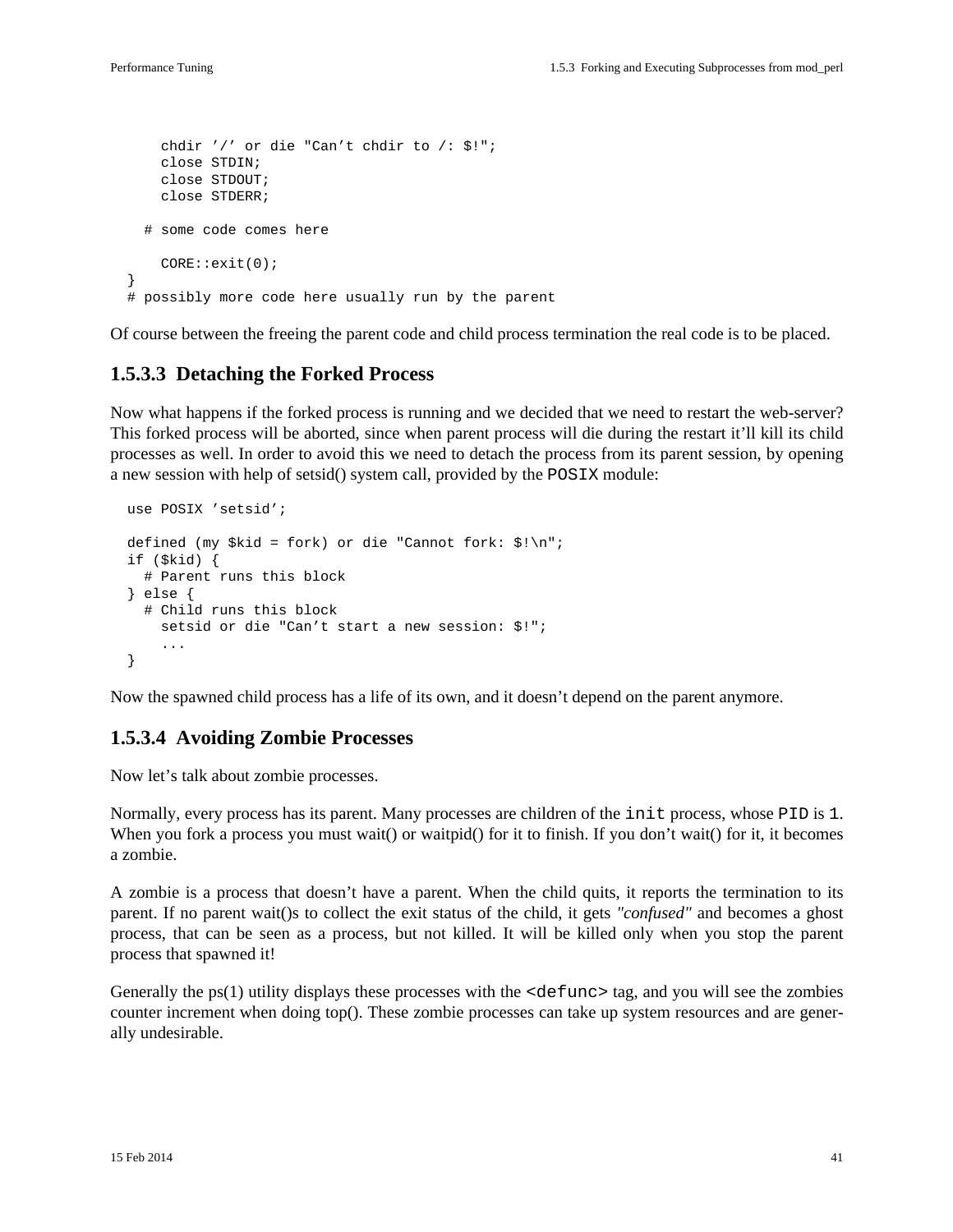```
    chdir '/' or die "Can't chdir to /: $!";
    close STDIN;
    close STDOUT;
    close STDERR;

  # some code comes here

    CORE::exit(0);
}
# possibly more code here usually run by the parent
```

Of course between the freeing the parent code and child process termination the real code is to be placed.

### 1.5.3.3 Detaching the Forked Process

Now what happens if the forked process is running and we decided that we need to restart the web-server? This forked process will be aborted, since when parent process will die during the restart it'll kill its child processes as well. In order to avoid this we need to detach the process from its parent session, by opening a new session with help of setsid() system call, provided by the `POSIX` module:

```
use POSIX 'setsid';

defined (my $kid = fork) or die "Cannot fork: $!\n";
if ($kid) {
  # Parent runs this block
} else {
  # Child runs this block
    setsid or die "Can't start a new session: $!";
    ...
}
```

Now the spawned child process has a life of its own, and it doesn't depend on the parent anymore.

### 1.5.3.4 Avoiding Zombie Processes

Now let's talk about zombie processes.

Normally, every process has its parent. Many processes are children of the `init` process, whose `PID` is `1`. When you fork a process you must wait() or waitpid() for it to finish. If you don't wait() for it, it becomes a zombie.

A zombie is a process that doesn't have a parent. When the child quits, it reports the termination to its parent. If no parent wait()s to collect the exit status of the child, it gets *"confused"* and becomes a ghost process, that can be seen as a process, but not killed. It will be killed only when you stop the parent process that spawned it!

Generally the ps(1) utility displays these processes with the `<defunc>` tag, and you will see the zombies counter increment when doing top(). These zombie processes can take up system resources and are generally undesirable.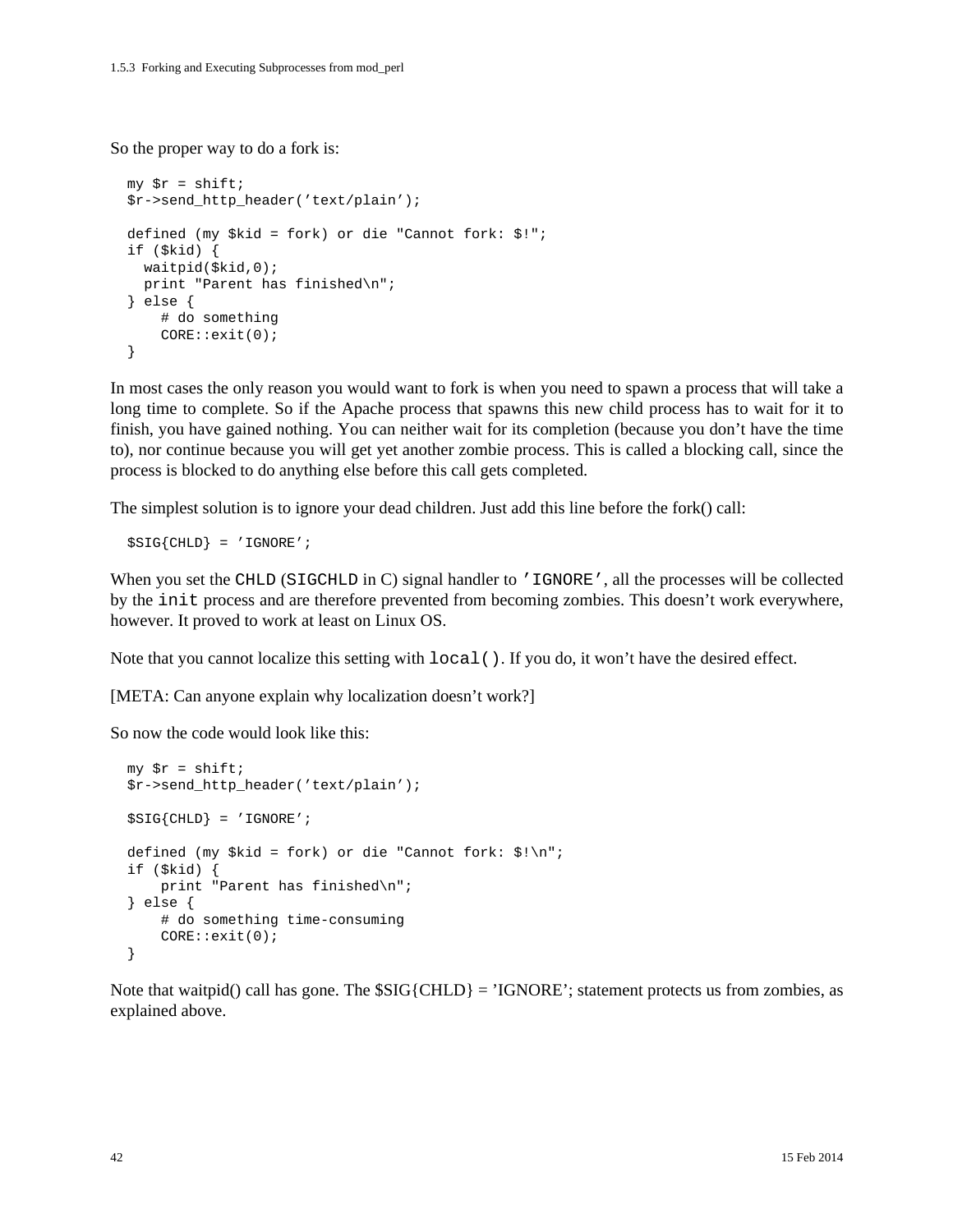So the proper way to do a fork is:

```
my $r = shift;
$r->send_http_header('text/plain');

defined (my $kid = fork) or die "Cannot fork: $!";
if ($kid) {
  waitpid($kid,0);
  print "Parent has finished\n";
} else {
    # do something
    CORE::exit(0);
}
```

In most cases the only reason you would want to fork is when you need to spawn a process that will take a long time to complete. So if the Apache process that spawns this new child process has to wait for it to finish, you have gained nothing. You can neither wait for its completion (because you don't have the time to), nor continue because you will get yet another zombie process. This is called a blocking call, since the process is blocked to do anything else before this call gets completed.

The simplest solution is to ignore your dead children. Just add this line before the fork() call:

```
$SIG{CHLD} = 'IGNORE';
```

When you set the `CHLD` (`SIGCHLD` in C) signal handler to `'IGNORE'`, all the processes will be collected by the `init` process and are therefore prevented from becoming zombies. This doesn't work everywhere, however. It proved to work at least on Linux OS.

Note that you cannot localize this setting with `local()`. If you do, it won't have the desired effect.

[META: Can anyone explain why localization doesn't work?]

So now the code would look like this:

```
my $r = shift;
$r->send_http_header('text/plain');

$SIG{CHLD} = 'IGNORE';

defined (my $kid = fork) or die "Cannot fork: $!\n";
if ($kid) {
    print "Parent has finished\n";
} else {
    # do something time-consuming
    CORE::exit(0);
}
```

Note that waitpid() call has gone. The $SIG{CHLD} = 'IGNORE'; statement protects us from zombies, as explained above.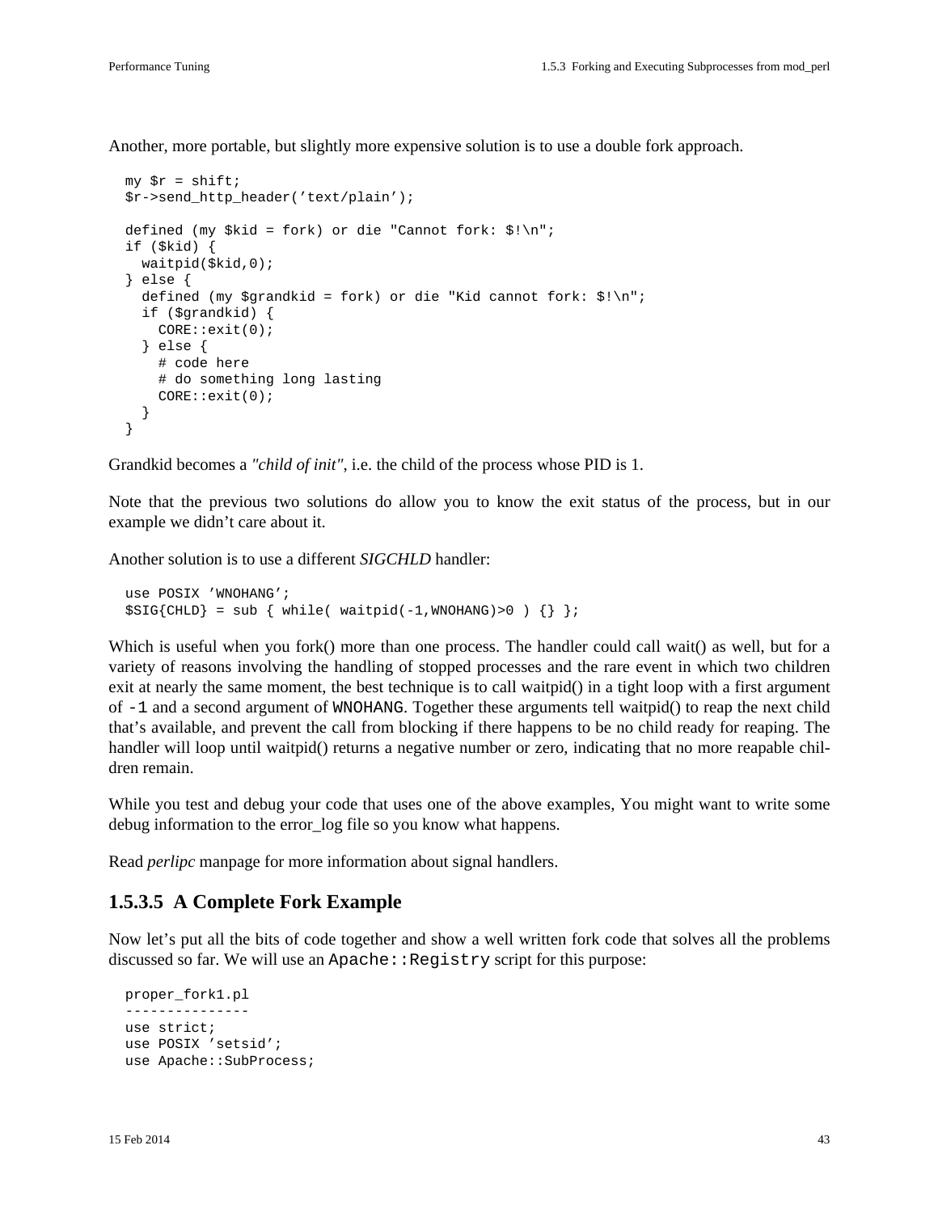Another, more portable, but slightly more expensive solution is to use a double fork approach.

```
my $r = shift;
$r->send_http_header('text/plain');

defined (my $kid = fork) or die "Cannot fork: $!\n";
if ($kid) {
  waitpid($kid,0);
} else {
  defined (my $grandkid = fork) or die "Kid cannot fork: $!\n";
  if ($grandkid) {
    CORE::exit(0);
  } else {
    # code here
    # do something long lasting
    CORE::exit(0);
  }
}
```

Grandkid becomes a *"child of init"*, i.e. the child of the process whose PID is 1.

Note that the previous two solutions do allow you to know the exit status of the process, but in our example we didn't care about it.

Another solution is to use a different *SIGCHLD* handler:

```
use POSIX 'WNOHANG';
$SIG{CHLD} = sub { while( waitpid(-1,WNOHANG)>0 ) {} };
```

Which is useful when you fork() more than one process. The handler could call wait() as well, but for a variety of reasons involving the handling of stopped processes and the rare event in which two children exit at nearly the same moment, the best technique is to call waitpid() in a tight loop with a first argument of `-1` and a second argument of `WNOHANG`. Together these arguments tell waitpid() to reap the next child that's available, and prevent the call from blocking if there happens to be no child ready for reaping. The handler will loop until waitpid() returns a negative number or zero, indicating that no more reapable children remain.

While you test and debug your code that uses one of the above examples, You might want to write some debug information to the error_log file so you know what happens.

Read *perlipc* manpage for more information about signal handlers.

### 1.5.3.5 A Complete Fork Example

Now let's put all the bits of code together and show a well written fork code that solves all the problems discussed so far. We will use an `Apache::Registry` script for this purpose:

```
proper_fork1.pl
---------------
use strict;
use POSIX 'setsid';
use Apache::SubProcess;
```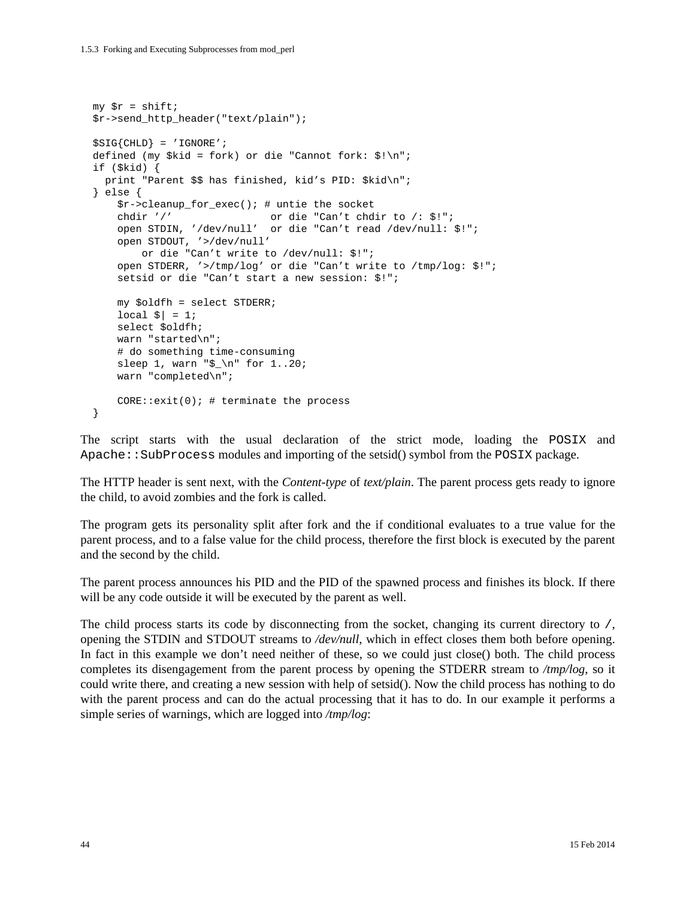```
my $r = shift;
$r->send_http_header("text/plain");

$SIG{CHLD} = 'IGNORE';
defined (my $kid = fork) or die "Cannot fork: $!\n";
if ($kid) {
  print "Parent $$ has finished, kid's PID: $kid\n";
} else {
    $r->cleanup_for_exec(); # untie the socket
    chdir '/'                or die "Can't chdir to /: $!";
    open STDIN, '/dev/null'  or die "Can't read /dev/null: $!";
    open STDOUT, '>/dev/null'
        or die "Can't write to /dev/null: $!";
    open STDERR, '>/tmp/log' or die "Can't write to /tmp/log: $!";
    setsid or die "Can't start a new session: $!";

    my $oldfh = select STDERR;
    local $| = 1;
    select $oldfh;
    warn "started\n";
    # do something time-consuming
    sleep 1, warn "$_\n" for 1..20;
    warn "completed\n";

    CORE::exit(0); # terminate the process
}
```

The script starts with the usual declaration of the strict mode, loading the `POSIX` and `Apache::SubProcess` modules and importing of the setsid() symbol from the `POSIX` package.

The HTTP header is sent next, with the *Content-type* of *text/plain*. The parent process gets ready to ignore the child, to avoid zombies and the fork is called.

The program gets its personality split after fork and the if conditional evaluates to a true value for the parent process, and to a false value for the child process, therefore the first block is executed by the parent and the second by the child.

The parent process announces his PID and the PID of the spawned process and finishes its block. If there will be any code outside it will be executed by the parent as well.

The child process starts its code by disconnecting from the socket, changing its current directory to `/`, opening the STDIN and STDOUT streams to */dev/null*, which in effect closes them both before opening. In fact in this example we don't need neither of these, so we could just close() both. The child process completes its disengagement from the parent process by opening the STDERR stream to */tmp/log*, so it could write there, and creating a new session with help of setsid(). Now the child process has nothing to do with the parent process and can do the actual processing that it has to do. In our example it performs a simple series of warnings, which are logged into */tmp/log*: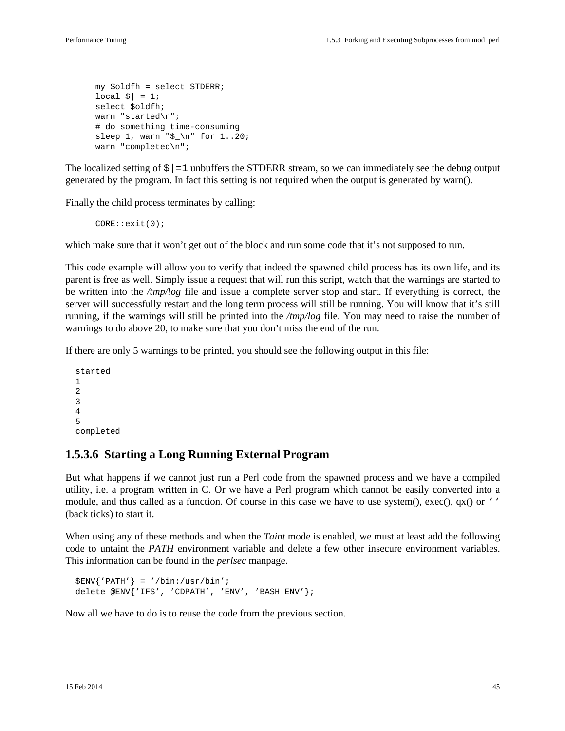```
my $oldfh = select STDERR;
local $| = 1;
select $oldfh;
warn "started\n";
# do something time-consuming
sleep 1, warn "$_\n" for 1..20;
warn "completed\n";
```

The localized setting of `$|=1` unbuffers the STDERR stream, so we can immediately see the debug output generated by the program. In fact this setting is not required when the output is generated by warn().

Finally the child process terminates by calling:

```
CORE::exit(0);
```

which make sure that it won't get out of the block and run some code that it's not supposed to run.

This code example will allow you to verify that indeed the spawned child process has its own life, and its parent is free as well. Simply issue a request that will run this script, watch that the warnings are started to be written into the */tmp/log* file and issue a complete server stop and start. If everything is correct, the server will successfully restart and the long term process will still be running. You will know that it's still running, if the warnings will still be printed into the */tmp/log* file. You may need to raise the number of warnings to do above 20, to make sure that you don't miss the end of the run.

If there are only 5 warnings to be printed, you should see the following output in this file:

```
started
1
2
3
4
5
completed
```

### 1.5.3.6 Starting a Long Running External Program

But what happens if we cannot just run a Perl code from the spawned process and we have a compiled utility, i.e. a program written in C. Or we have a Perl program which cannot be easily converted into a module, and thus called as a function. Of course in this case we have to use system(), exec(), qx() or `` ` ` `` (back ticks) to start it.

When using any of these methods and when the *Taint* mode is enabled, we must at least add the following code to untaint the *PATH* environment variable and delete a few other insecure environment variables. This information can be found in the *perlsec* manpage.

```
$ENV{'PATH'} = '/bin:/usr/bin';
delete @ENV{'IFS', 'CDPATH', 'ENV', 'BASH_ENV'};
```

Now all we have to do is to reuse the code from the previous section.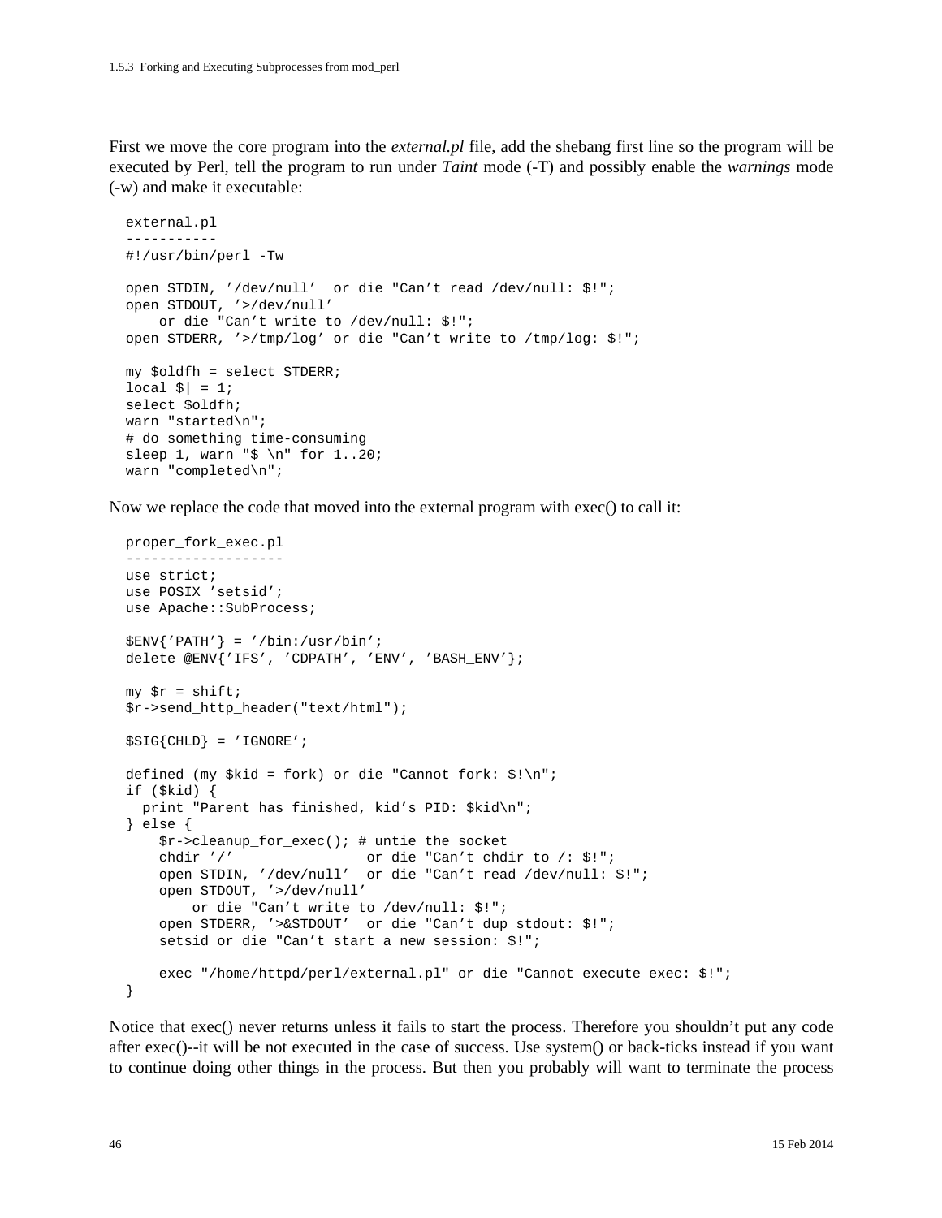First we move the core program into the *external.pl* file, add the shebang first line so the program will be executed by Perl, tell the program to run under *Taint* mode (-T) and possibly enable the *warnings* mode (-w) and make it executable:

```
external.pl
-----------
#!/usr/bin/perl -Tw

open STDIN, '/dev/null'  or die "Can't read /dev/null: $!";
open STDOUT, '>/dev/null'
    or die "Can't write to /dev/null: $!";
open STDERR, '>/tmp/log' or die "Can't write to /tmp/log: $!";

my $oldfh = select STDERR;
local $| = 1;
select $oldfh;
warn "started\n";
# do something time-consuming
sleep 1, warn "$_\n" for 1..20;
warn "completed\n";
```

Now we replace the code that moved into the external program with exec() to call it:

```
proper_fork_exec.pl
-------------------
use strict;
use POSIX 'setsid';
use Apache::SubProcess;

$ENV{'PATH'} = '/bin:/usr/bin';
delete @ENV{'IFS', 'CDPATH', 'ENV', 'BASH_ENV'};

my $r = shift;
$r->send_http_header("text/html");

$SIG{CHLD} = 'IGNORE';

defined (my $kid = fork) or die "Cannot fork: $!\n";
if ($kid) {
  print "Parent has finished, kid's PID: $kid\n";
} else {
    $r->cleanup_for_exec(); # untie the socket
    chdir '/'                or die "Can't chdir to /: $!";
    open STDIN, '/dev/null'  or die "Can't read /dev/null: $!";
    open STDOUT, '>/dev/null'
        or die "Can't write to /dev/null: $!";
    open STDERR, '>&STDOUT'  or die "Can't dup stdout: $!";
    setsid or die "Can't start a new session: $!";

    exec "/home/httpd/perl/external.pl" or die "Cannot execute exec: $!";
}
```

Notice that exec() never returns unless it fails to start the process. Therefore you shouldn't put any code after exec()--it will be not executed in the case of success. Use system() or back-ticks instead if you want to continue doing other things in the process. But then you probably will want to terminate the process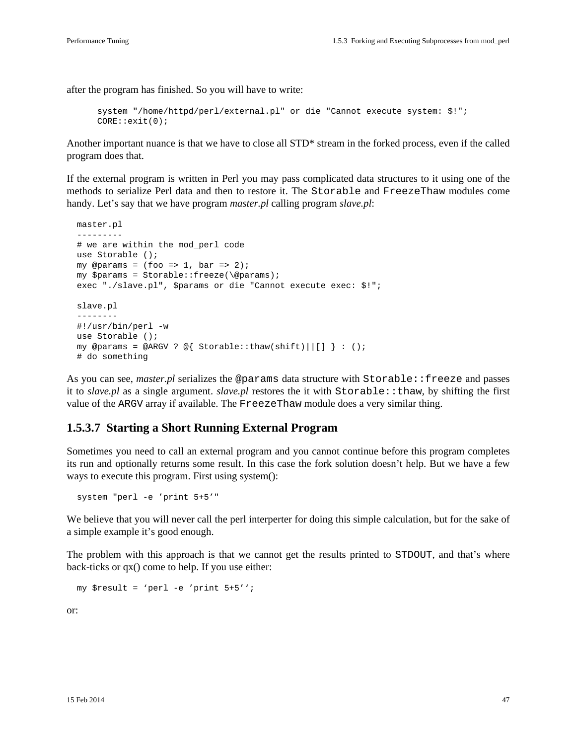after the program has finished. So you will have to write:

```
system "/home/httpd/perl/external.pl" or die "Cannot execute system: $!";
CORE::exit(0);
```

Another important nuance is that we have to close all STD* stream in the forked process, even if the called program does that.

If the external program is written in Perl you may pass complicated data structures to it using one of the methods to serialize Perl data and then to restore it. The `Storable` and `FreezeThaw` modules come handy. Let's say that we have program *master.pl* calling program *slave.pl*:

```
master.pl
---------
# we are within the mod_perl code
use Storable ();
my @params = (foo => 1, bar => 2);
my $params = Storable::freeze(\@params);
exec "./slave.pl", $params or die "Cannot execute exec: $!";

slave.pl
--------
#!/usr/bin/perl -w
use Storable ();
my @params = @ARGV ? @{ Storable::thaw(shift)||[] } : ();
# do something
```

As you can see, *master.pl* serializes the `@params` data structure with `Storable::freeze` and passes it to *slave.pl* as a single argument. *slave.pl* restores the it with `Storable::thaw`, by shifting the first value of the `ARGV` array if available. The `FreezeThaw` module does a very similar thing.

### 1.5.3.7 Starting a Short Running External Program

Sometimes you need to call an external program and you cannot continue before this program completes its run and optionally returns some result. In this case the fork solution doesn't help. But we have a few ways to execute this program. First using system():

```
system "perl -e 'print 5+5'"
```

We believe that you will never call the perl interperter for doing this simple calculation, but for the sake of a simple example it's good enough.

The problem with this approach is that we cannot get the results printed to `STDOUT`, and that's where back-ticks or qx() come to help. If you use either:

```
my $result = `perl -e 'print 5+5'`;
```

or: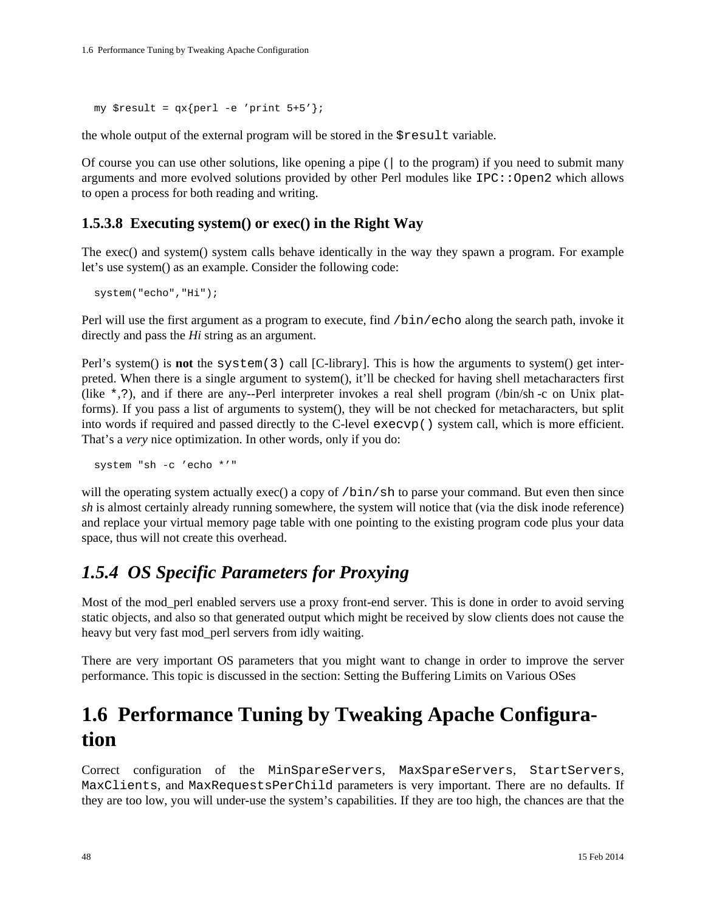```
my $result = qx{perl -e 'print 5+5'};
```

the whole output of the external program will be stored in the `$result` variable.

Of course you can use other solutions, like opening a pipe (`|` to the program) if you need to submit many arguments and more evolved solutions provided by other Perl modules like `IPC::Open2` which allows to open a process for both reading and writing.

### 1.5.3.8 Executing system() or exec() in the Right Way

The exec() and system() system calls behave identically in the way they spawn a program. For example let's use system() as an example. Consider the following code:

```
system("echo","Hi");
```

Perl will use the first argument as a program to execute, find `/bin/echo` along the search path, invoke it directly and pass the *Hi* string as an argument.

Perl's system() is **not** the `system(3)` call [C-library]. This is how the arguments to system() get interpreted. When there is a single argument to system(), it'll be checked for having shell metacharacters first (like `*`,`?`), and if there are any--Perl interpreter invokes a real shell program (/bin/sh -c on Unix platforms). If you pass a list of arguments to system(), they will be not checked for metacharacters, but split into words if required and passed directly to the C-level `execvp()` system call, which is more efficient. That's a *very* nice optimization. In other words, only if you do:

```
system "sh -c 'echo *'"
```

will the operating system actually exec() a copy of `/bin/sh` to parse your command. But even then since *sh* is almost certainly already running somewhere, the system will notice that (via the disk inode reference) and replace your virtual memory page table with one pointing to the existing program code plus your data space, thus will not create this overhead.

## *1.5.4 OS Specific Parameters for Proxying*

Most of the mod_perl enabled servers use a proxy front-end server. This is done in order to avoid serving static objects, and also so that generated output which might be received by slow clients does not cause the heavy but very fast mod_perl servers from idly waiting.

There are very important OS parameters that you might want to change in order to improve the server performance. This topic is discussed in the section: Setting the Buffering Limits on Various OSes

# 1.6 Performance Tuning by Tweaking Apache Configuration

Correct configuration of the `MinSpareServers`, `MaxSpareServers`, `StartServers`, `MaxClients`, and `MaxRequestsPerChild` parameters is very important. There are no defaults. If they are too low, you will under-use the system's capabilities. If they are too high, the chances are that the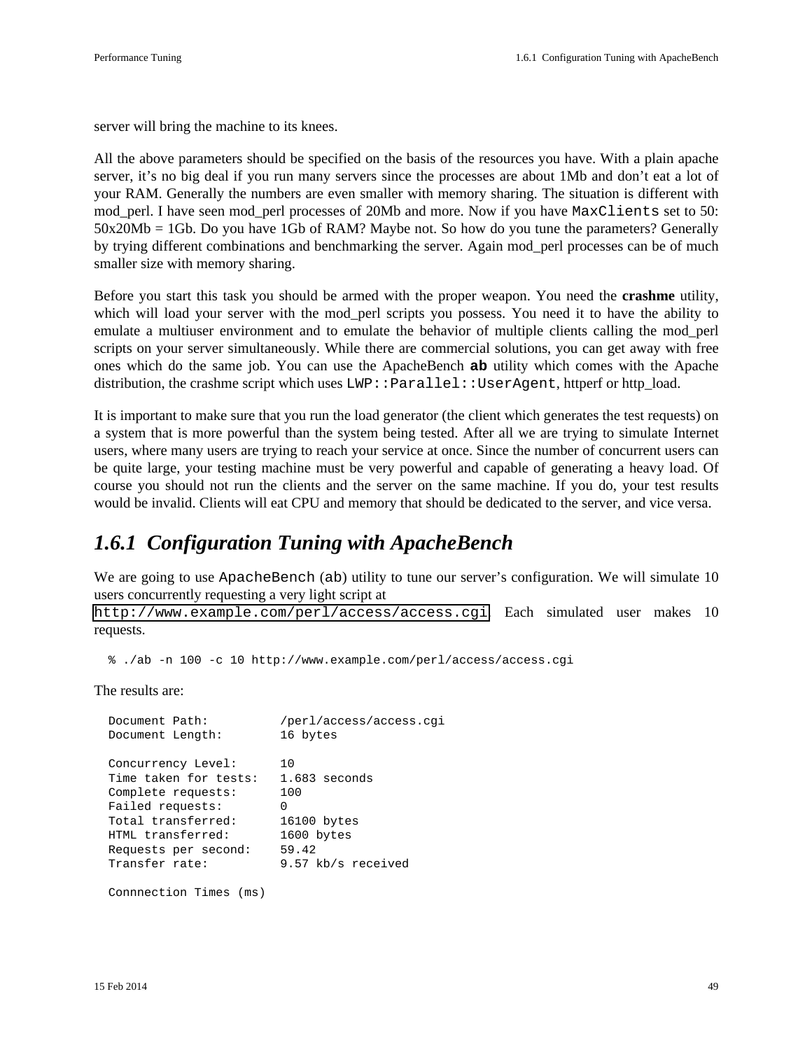server will bring the machine to its knees.

All the above parameters should be specified on the basis of the resources you have. With a plain apache server, it's no big deal if you run many servers since the processes are about 1Mb and don't eat a lot of your RAM. Generally the numbers are even smaller with memory sharing. The situation is different with mod_perl. I have seen mod_perl processes of 20Mb and more. Now if you have `MaxClients` set to 50: 50x20Mb = 1Gb. Do you have 1Gb of RAM? Maybe not. So how do you tune the parameters? Generally by trying different combinations and benchmarking the server. Again mod_perl processes can be of much smaller size with memory sharing.

Before you start this task you should be armed with the proper weapon. You need the **crashme** utility, which will load your server with the mod_perl scripts you possess. You need it to have the ability to emulate a multiuser environment and to emulate the behavior of multiple clients calling the mod_perl scripts on your server simultaneously. While there are commercial solutions, you can get away with free ones which do the same job. You can use the ApacheBench **`ab`** utility which comes with the Apache distribution, the crashme script which uses `LWP::Parallel::UserAgent`, httperf or http_load.

It is important to make sure that you run the load generator (the client which generates the test requests) on a system that is more powerful than the system being tested. After all we are trying to simulate Internet users, where many users are trying to reach your service at once. Since the number of concurrent users can be quite large, your testing machine must be very powerful and capable of generating a heavy load. Of course you should not run the clients and the server on the same machine. If you do, your test results would be invalid. Clients will eat CPU and memory that should be dedicated to the server, and vice versa.

## *1.6.1 Configuration Tuning with ApacheBench*

We are going to use `ApacheBench` (`ab`) utility to tune our server's configuration. We will simulate 10 users concurrently requesting a very light script at `http://www.example.com/perl/access/access.cgi`. Each simulated user makes 10 requests.

```
% ./ab -n 100 -c 10 http://www.example.com/perl/access/access.cgi
```

The results are:

```
Document Path:          /perl/access/access.cgi
Document Length:        16 bytes

Concurrency Level:      10
Time taken for tests:   1.683 seconds
Complete requests:      100
Failed requests:        0
Total transferred:      16100 bytes
HTML transferred:       1600 bytes
Requests per second:    59.42
Transfer rate:          9.57 kb/s received

Connnection Times (ms)
```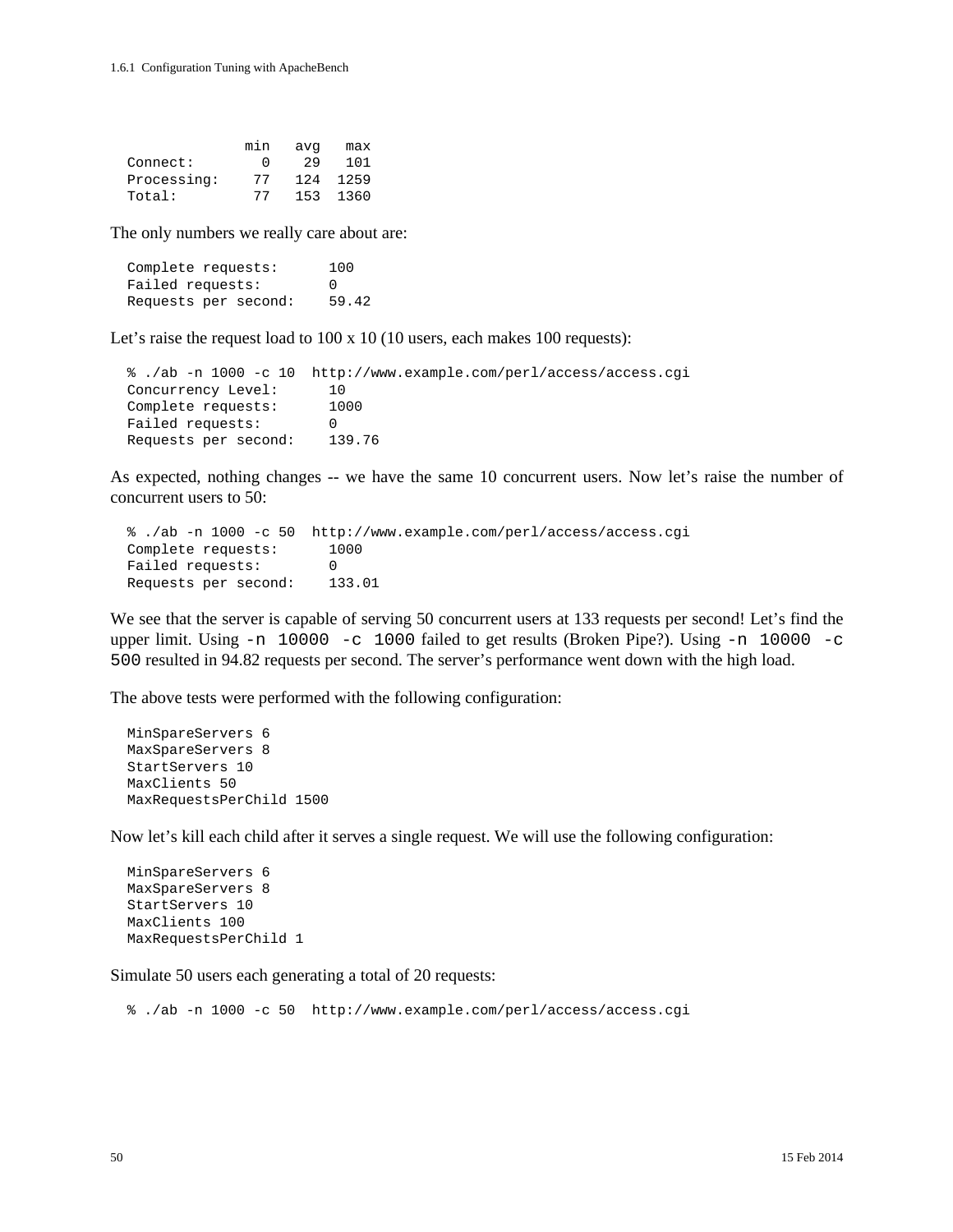```
              min   avg   max
Connect:        0    29   101
Processing:    77   124  1259
Total:         77   153  1360
```

The only numbers we really care about are:

```
Complete requests:      100
Failed requests:        0
Requests per second:    59.42
```

Let’s raise the request load to 100 x 10 (10 users, each makes 100 requests):

```
% ./ab -n 1000 -c 10  http://www.example.com/perl/access/access.cgi
Concurrency Level:      10
Complete requests:      1000
Failed requests:        0
Requests per second:    139.76
```

As expected, nothing changes -- we have the same 10 concurrent users. Now let’s raise the number of concurrent users to 50:

```
% ./ab -n 1000 -c 50  http://www.example.com/perl/access/access.cgi
Complete requests:      1000
Failed requests:        0
Requests per second:    133.01
```

We see that the server is capable of serving 50 concurrent users at 133 requests per second! Let’s find the upper limit. Using `-n 10000 -c 1000` failed to get results (Broken Pipe?). Using `-n 10000 -c 500` resulted in 94.82 requests per second. The server’s performance went down with the high load.

The above tests were performed with the following configuration:

```
MinSpareServers 6
MaxSpareServers 8
StartServers 10
MaxClients 50
MaxRequestsPerChild 1500
```

Now let’s kill each child after it serves a single request. We will use the following configuration:

```
MinSpareServers 6
MaxSpareServers 8
StartServers 10
MaxClients 100
MaxRequestsPerChild 1
```

Simulate 50 users each generating a total of 20 requests:

```
% ./ab -n 1000 -c 50  http://www.example.com/perl/access/access.cgi
```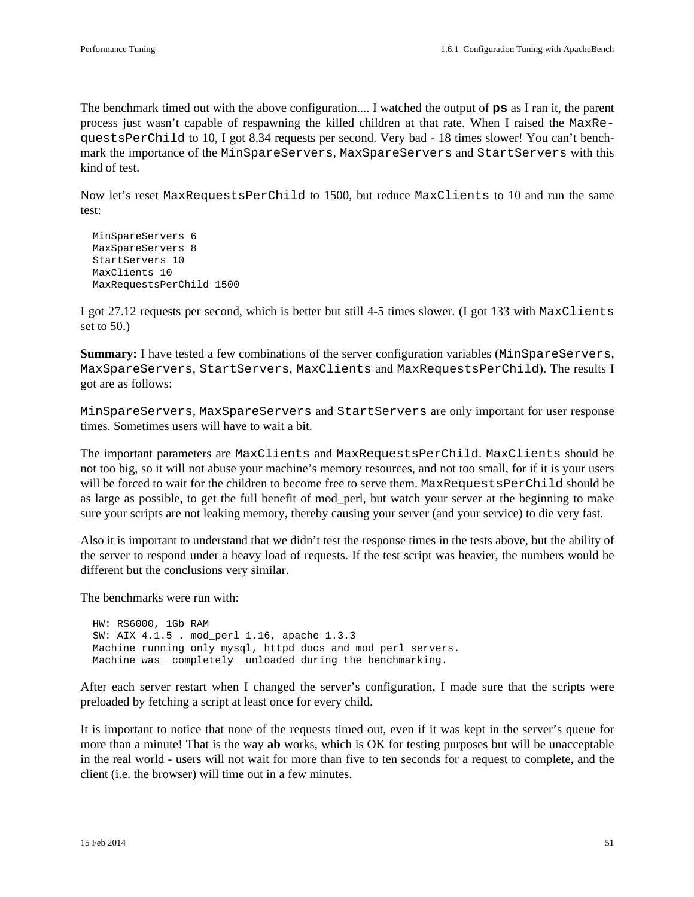The benchmark timed out with the above configuration.... I watched the output of **ps** as I ran it, the parent process just wasn't capable of respawning the killed children at that rate. When I raised the `MaxRequestsPerChild` to 10, I got 8.34 requests per second. Very bad - 18 times slower! You can't benchmark the importance of the `MinSpareServers`, `MaxSpareServers` and `StartServers` with this kind of test.

Now let's reset `MaxRequestsPerChild` to 1500, but reduce `MaxClients` to 10 and run the same test:

```
MinSpareServers 6
MaxSpareServers 8
StartServers 10
MaxClients 10
MaxRequestsPerChild 1500
```

I got 27.12 requests per second, which is better but still 4-5 times slower. (I got 133 with `MaxClients` set to 50.)

**Summary:** I have tested a few combinations of the server configuration variables (`MinSpareServers`, `MaxSpareServers`, `StartServers`, `MaxClients` and `MaxRequestsPerChild`). The results I got are as follows:

`MinSpareServers`, `MaxSpareServers` and `StartServers` are only important for user response times. Sometimes users will have to wait a bit.

The important parameters are `MaxClients` and `MaxRequestsPerChild`. `MaxClients` should be not too big, so it will not abuse your machine's memory resources, and not too small, for if it is your users will be forced to wait for the children to become free to serve them. `MaxRequestsPerChild` should be as large as possible, to get the full benefit of mod_perl, but watch your server at the beginning to make sure your scripts are not leaking memory, thereby causing your server (and your service) to die very fast.

Also it is important to understand that we didn't test the response times in the tests above, but the ability of the server to respond under a heavy load of requests. If the test script was heavier, the numbers would be different but the conclusions very similar.

The benchmarks were run with:

```
HW: RS6000, 1Gb RAM
SW: AIX 4.1.5 . mod_perl 1.16, apache 1.3.3
Machine running only mysql, httpd docs and mod_perl servers.
Machine was _completely_ unloaded during the benchmarking.
```

After each server restart when I changed the server's configuration, I made sure that the scripts were preloaded by fetching a script at least once for every child.

It is important to notice that none of the requests timed out, even if it was kept in the server's queue for more than a minute! That is the way **ab** works, which is OK for testing purposes but will be unacceptable in the real world - users will not wait for more than five to ten seconds for a request to complete, and the client (i.e. the browser) will time out in a few minutes.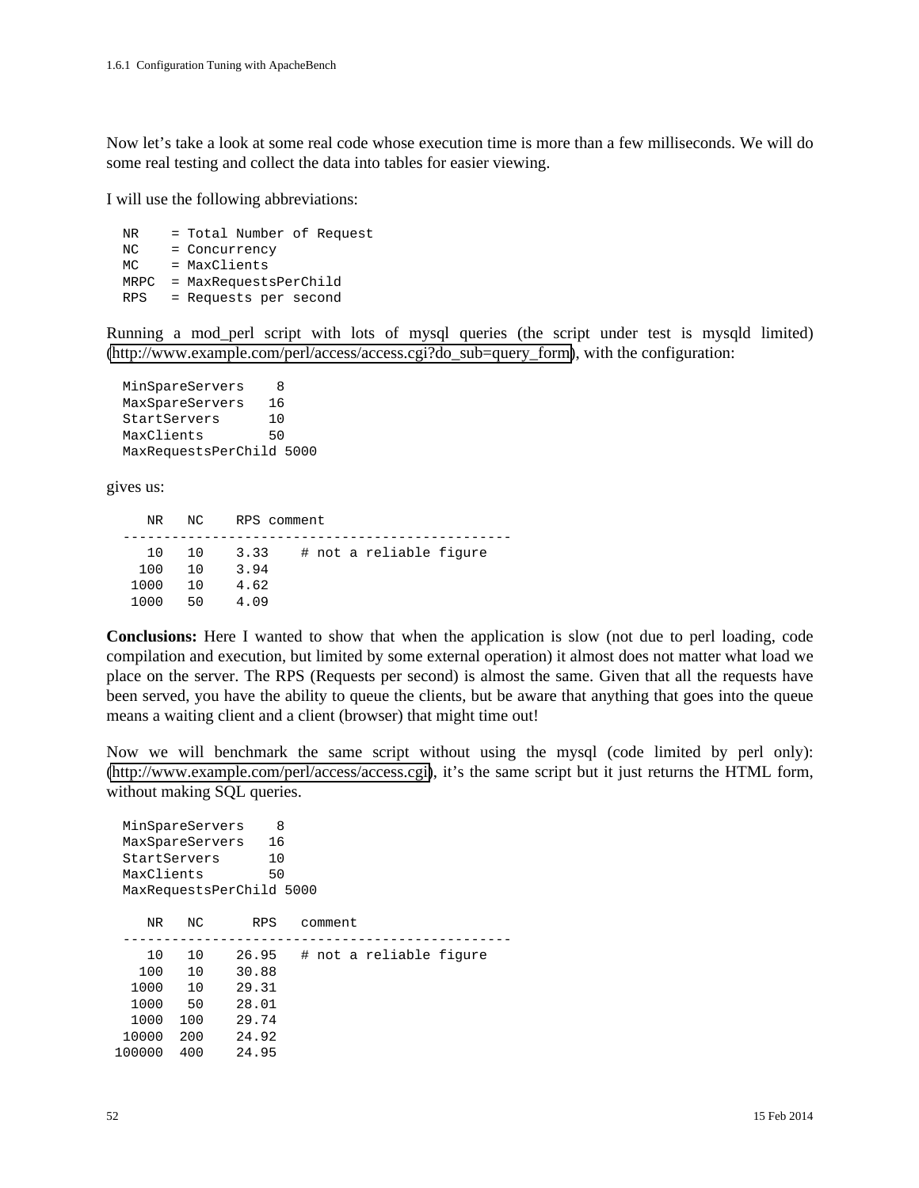Now let's take a look at some real code whose execution time is more than a few milliseconds. We will do some real testing and collect the data into tables for easier viewing.

I will use the following abbreviations:

```
NR    = Total Number of Request
NC    = Concurrency
MC    = MaxClients
MRPC  = MaxRequestsPerChild
RPS   = Requests per second
```

Running a mod_perl script with lots of mysql queries (the script under test is mysqld limited) (http://www.example.com/perl/access/access.cgi?do_sub=query_form), with the configuration:

```
MinSpareServers    8
MaxSpareServers   16
StartServers      10
MaxClients        50
MaxRequestsPerChild 5000
```

gives us:

```
   NR   NC    RPS comment
------------------------------------------------
   10   10    3.33    # not a reliable figure
  100   10    3.94
 1000   10    4.62
 1000   50    4.09
```

**Conclusions:** Here I wanted to show that when the application is slow (not due to perl loading, code compilation and execution, but limited by some external operation) it almost does not matter what load we place on the server. The RPS (Requests per second) is almost the same. Given that all the requests have been served, you have the ability to queue the clients, but be aware that anything that goes into the queue means a waiting client and a client (browser) that might time out!

Now we will benchmark the same script without using the mysql (code limited by perl only): (http://www.example.com/perl/access/access.cgi), it's the same script but it just returns the HTML form, without making SQL queries.

```
MinSpareServers    8
MaxSpareServers   16
StartServers      10
MaxClients        50
MaxRequestsPerChild 5000

   NR   NC      RPS   comment
------------------------------------------------
   10   10    26.95   # not a reliable figure
  100   10    30.88
 1000   10    29.31
 1000   50    28.01
 1000  100    29.74
10000  200    24.92
100000  400    24.95
```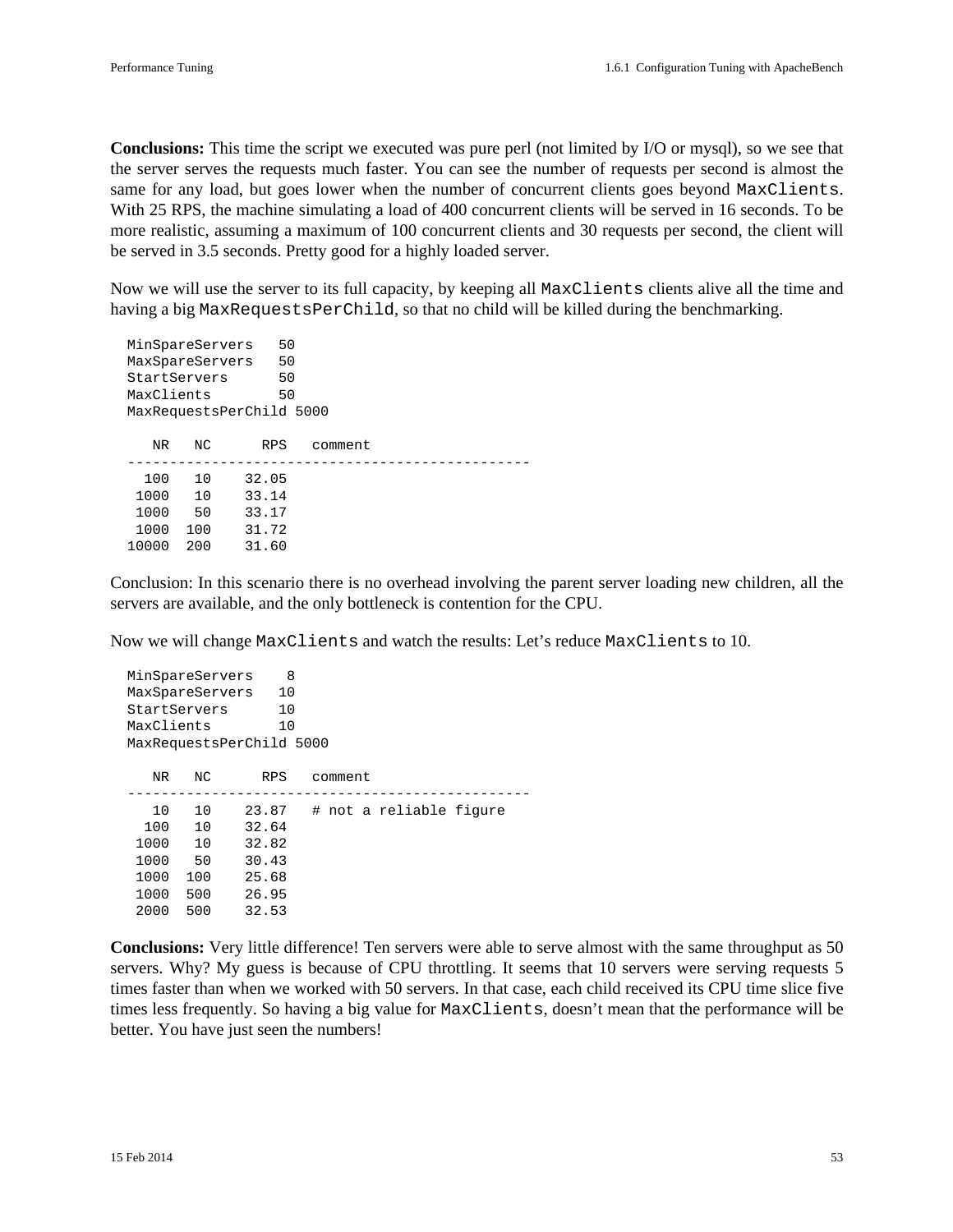**Conclusions:** This time the script we executed was pure perl (not limited by I/O or mysql), so we see that the server serves the requests much faster. You can see the number of requests per second is almost the same for any load, but goes lower when the number of concurrent clients goes beyond `MaxClients`. With 25 RPS, the machine simulating a load of 400 concurrent clients will be served in 16 seconds. To be more realistic, assuming a maximum of 100 concurrent clients and 30 requests per second, the client will be served in 3.5 seconds. Pretty good for a highly loaded server.

Now we will use the server to its full capacity, by keeping all `MaxClients` clients alive all the time and having a big `MaxRequestsPerChild`, so that no child will be killed during the benchmarking.

```
MinSpareServers   50
MaxSpareServers   50
StartServers      50
MaxClients        50
MaxRequestsPerChild 5000

   NR   NC      RPS   comment
------------------------------------------------
  100   10    32.05
 1000   10    33.14
 1000   50    33.17
 1000  100    31.72
10000  200    31.60
```

Conclusion: In this scenario there is no overhead involving the parent server loading new children, all the servers are available, and the only bottleneck is contention for the CPU.

Now we will change `MaxClients` and watch the results: Let's reduce `MaxClients` to 10.

```
MinSpareServers    8
MaxSpareServers   10
StartServers      10
MaxClients        10
MaxRequestsPerChild 5000

   NR   NC      RPS   comment
------------------------------------------------
   10   10    23.87   # not a reliable figure
  100   10    32.64
 1000   10    32.82
 1000   50    30.43
 1000  100    25.68
 1000  500    26.95
 2000  500    32.53
```

**Conclusions:** Very little difference! Ten servers were able to serve almost with the same throughput as 50 servers. Why? My guess is because of CPU throttling. It seems that 10 servers were serving requests 5 times faster than when we worked with 50 servers. In that case, each child received its CPU time slice five times less frequently. So having a big value for `MaxClients`, doesn't mean that the performance will be better. You have just seen the numbers!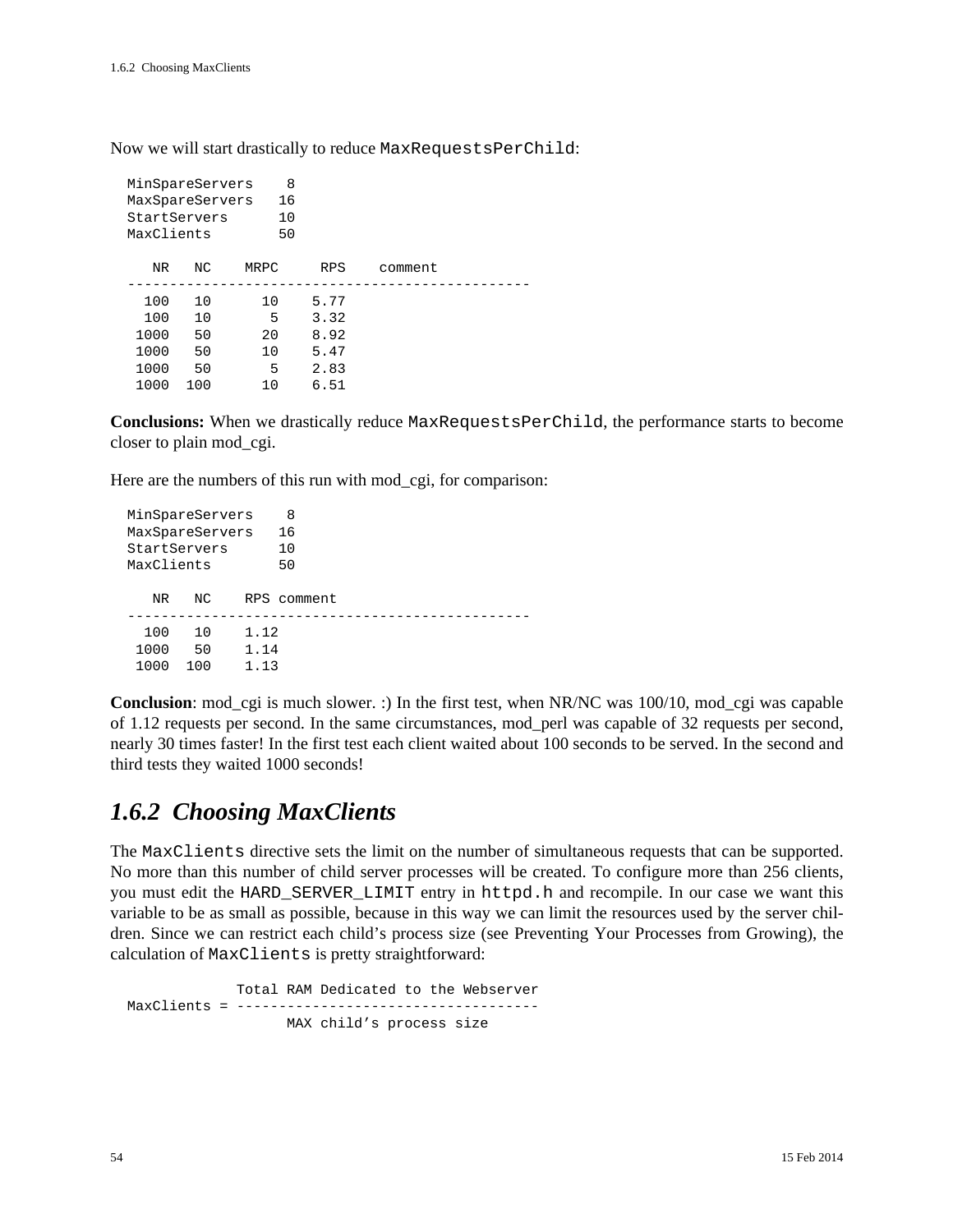Now we will start drastically to reduce `MaxRequestsPerChild`:

```
MinSpareServers    8
MaxSpareServers   16
StartServers      10
MaxClients        50

   NR   NC    MRPC     RPS    comment
-----------------------------------------------
  100   10      10    5.77 
  100   10       5    3.32
 1000   50      20    8.92
 1000   50      10    5.47
 1000   50       5    2.83
 1000  100      10    6.51
```

**Conclusions:** When we drastically reduce `MaxRequestsPerChild`, the performance starts to become closer to plain mod_cgi.

Here are the numbers of this run with mod_cgi, for comparison:

```
MinSpareServers    8
MaxSpareServers   16
StartServers      10
MaxClients        50

   NR   NC    RPS comment
-----------------------------------------------
  100   10    1.12
 1000   50    1.14
 1000  100    1.13
```

**Conclusion**: mod_cgi is much slower. :) In the first test, when NR/NC was 100/10, mod_cgi was capable of 1.12 requests per second. In the same circumstances, mod_perl was capable of 32 requests per second, nearly 30 times faster! In the first test each client waited about 100 seconds to be served. In the second and third tests they waited 1000 seconds!

## *1.6.2 Choosing MaxClients*

The `MaxClients` directive sets the limit on the number of simultaneous requests that can be supported. No more than this number of child server processes will be created. To configure more than 256 clients, you must edit the `HARD_SERVER_LIMIT` entry in `httpd.h` and recompile. In our case we want this variable to be as small as possible, because in this way we can limit the resources used by the server children. Since we can restrict each child's process size (see Preventing Your Processes from Growing), the calculation of `MaxClients` is pretty straightforward:

```
             Total RAM Dedicated to the Webserver
MaxClients = ------------------------------------
                   MAX child's process size
```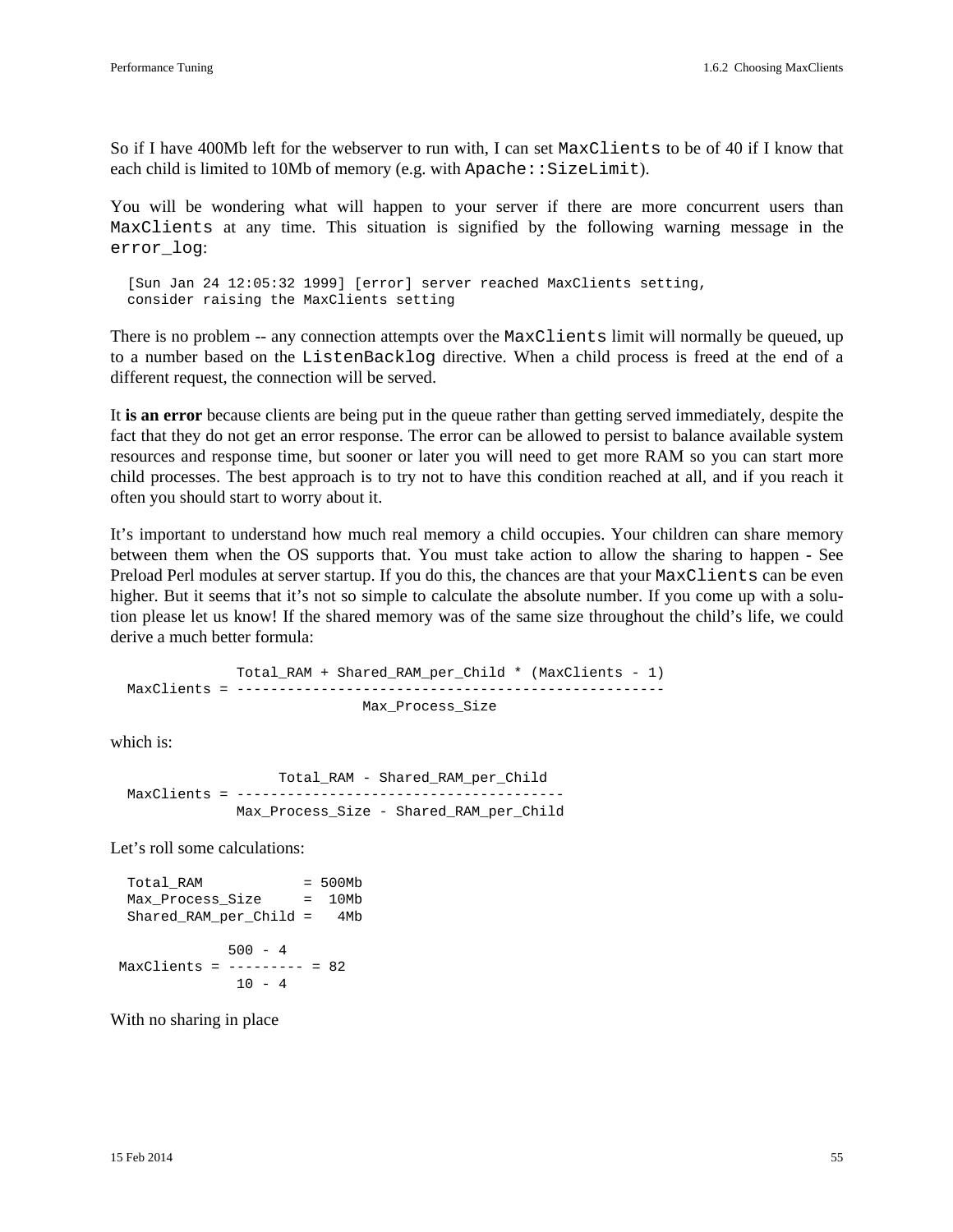So if I have 400Mb left for the webserver to run with, I can set `MaxClients` to be of 40 if I know that each child is limited to 10Mb of memory (e.g. with `Apache::SizeLimit`).

You will be wondering what will happen to your server if there are more concurrent users than `MaxClients` at any time. This situation is signified by the following warning message in the `error_log`:

```
[Sun Jan 24 12:05:32 1999] [error] server reached MaxClients setting,
consider raising the MaxClients setting
```

There is no problem -- any connection attempts over the `MaxClients` limit will normally be queued, up to a number based on the `ListenBacklog` directive. When a child process is freed at the end of a different request, the connection will be served.

It **is an error** because clients are being put in the queue rather than getting served immediately, despite the fact that they do not get an error response. The error can be allowed to persist to balance available system resources and response time, but sooner or later you will need to get more RAM so you can start more child processes. The best approach is to try not to have this condition reached at all, and if you reach it often you should start to worry about it.

It's important to understand how much real memory a child occupies. Your children can share memory between them when the OS supports that. You must take action to allow the sharing to happen - See Preload Perl modules at server startup. If you do this, the chances are that your `MaxClients` can be even higher. But it seems that it's not so simple to calculate the absolute number. If you come up with a solution please let us know! If the shared memory was of the same size throughout the child's life, we could derive a much better formula:

```
             Total_RAM + Shared_RAM_per_Child * (MaxClients - 1)
MaxClients = ---------------------------------------------------
                          Max_Process_Size
```

which is:

```
                  Total_RAM - Shared_RAM_per_Child
MaxClients = ---------------------------------------
             Max_Process_Size - Shared_RAM_per_Child
```

Let's roll some calculations:

```
Total_RAM            = 500Mb
Max_Process_Size     =  10Mb
Shared_RAM_per_Child =   4Mb

             500 - 4
MaxClients = --------- = 82
              10 - 4
```

With no sharing in place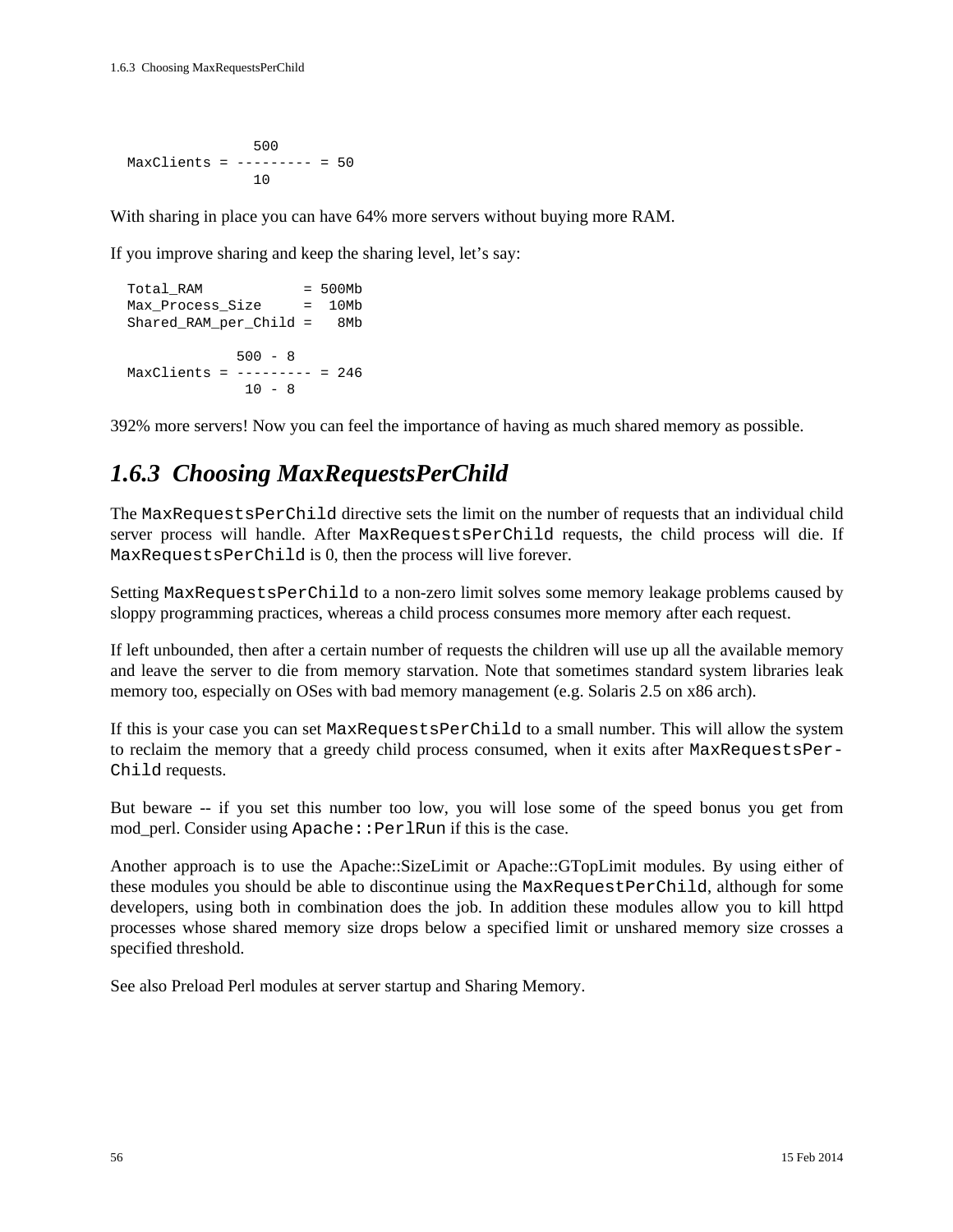```
                500
MaxClients = --------- = 50
                10
```

With sharing in place you can have 64% more servers without buying more RAM.

If you improve sharing and keep the sharing level, let's say:

```
Total_RAM            = 500Mb
Max_Process_Size     =  10Mb
Shared_RAM_per_Child =   8Mb

             500 - 8
MaxClients = --------- = 246
              10 - 8
```

392% more servers! Now you can feel the importance of having as much shared memory as possible.

### *1.6.3 Choosing MaxRequestsPerChild*

The `MaxRequestsPerChild` directive sets the limit on the number of requests that an individual child server process will handle. After `MaxRequestsPerChild` requests, the child process will die. If `MaxRequestsPerChild` is 0, then the process will live forever.

Setting `MaxRequestsPerChild` to a non-zero limit solves some memory leakage problems caused by sloppy programming practices, whereas a child process consumes more memory after each request.

If left unbounded, then after a certain number of requests the children will use up all the available memory and leave the server to die from memory starvation. Note that sometimes standard system libraries leak memory too, especially on OSes with bad memory management (e.g. Solaris 2.5 on x86 arch).

If this is your case you can set `MaxRequestsPerChild` to a small number. This will allow the system to reclaim the memory that a greedy child process consumed, when it exits after `MaxRequestsPerChild` requests.

But beware -- if you set this number too low, you will lose some of the speed bonus you get from mod_perl. Consider using `Apache::PerlRun` if this is the case.

Another approach is to use the Apache::SizeLimit or Apache::GTopLimit modules. By using either of these modules you should be able to discontinue using the `MaxRequestPerChild`, although for some developers, using both in combination does the job. In addition these modules allow you to kill httpd processes whose shared memory size drops below a specified limit or unshared memory size crosses a specified threshold.

See also Preload Perl modules at server startup and Sharing Memory.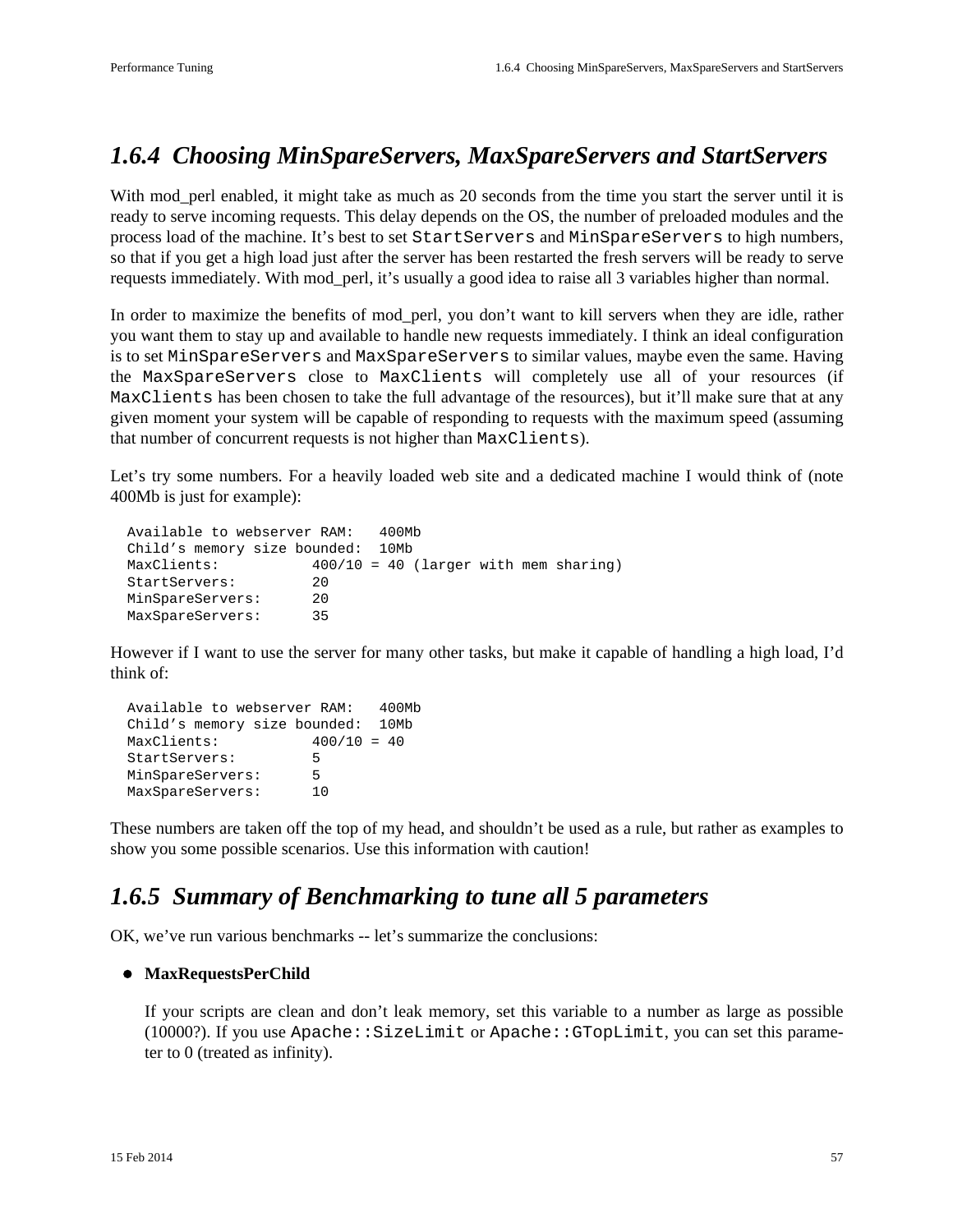### 1.6.4 Choosing MinSpareServers, MaxSpareServers and StartServers

With mod_perl enabled, it might take as much as 20 seconds from the time you start the server until it is ready to serve incoming requests. This delay depends on the OS, the number of preloaded modules and the process load of the machine. It's best to set `StartServers` and `MinSpareServers` to high numbers, so that if you get a high load just after the server has been restarted the fresh servers will be ready to serve requests immediately. With mod_perl, it's usually a good idea to raise all 3 variables higher than normal.

In order to maximize the benefits of mod_perl, you don't want to kill servers when they are idle, rather you want them to stay up and available to handle new requests immediately. I think an ideal configuration is to set `MinSpareServers` and `MaxSpareServers` to similar values, maybe even the same. Having the `MaxSpareServers` close to `MaxClients` will completely use all of your resources (if `MaxClients` has been chosen to take the full advantage of the resources), but it'll make sure that at any given moment your system will be capable of responding to requests with the maximum speed (assuming that number of concurrent requests is not higher than `MaxClients`).

Let's try some numbers. For a heavily loaded web site and a dedicated machine I would think of (note 400Mb is just for example):

```
Available to webserver RAM:   400Mb
Child's memory size bounded:  10Mb
MaxClients:           400/10 = 40 (larger with mem sharing)
StartServers:         20
MinSpareServers:      20
MaxSpareServers:      35
```

However if I want to use the server for many other tasks, but make it capable of handling a high load, I'd think of:

```
Available to webserver RAM:   400Mb
Child's memory size bounded:  10Mb
MaxClients:           400/10 = 40
StartServers:         5
MinSpareServers:      5
MaxSpareServers:      10
```

These numbers are taken off the top of my head, and shouldn't be used as a rule, but rather as examples to show you some possible scenarios. Use this information with caution!

### 1.6.5 Summary of Benchmarking to tune all 5 parameters

OK, we've run various benchmarks -- let's summarize the conclusions:

- **MaxRequestsPerChild**

  If your scripts are clean and don't leak memory, set this variable to a number as large as possible (10000?). If you use `Apache::SizeLimit` or `Apache::GTopLimit`, you can set this parameter to 0 (treated as infinity).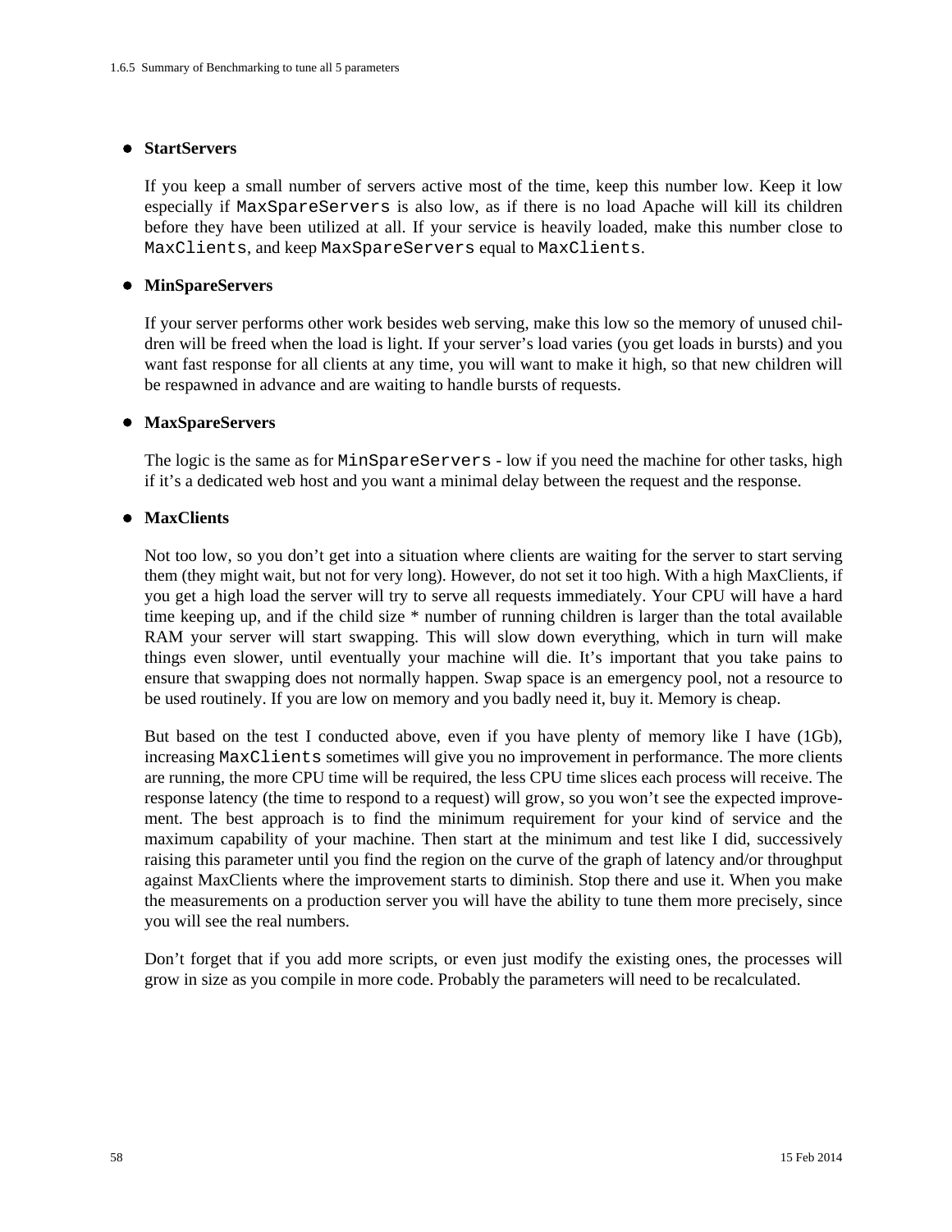- **StartServers**

  If you keep a small number of servers active most of the time, keep this number low. Keep it low especially if `MaxSpareServers` is also low, as if there is no load Apache will kill its children before they have been utilized at all. If your service is heavily loaded, make this number close to `MaxClients`, and keep `MaxSpareServers` equal to `MaxClients`.

- **MinSpareServers**

  If your server performs other work besides web serving, make this low so the memory of unused children will be freed when the load is light. If your server's load varies (you get loads in bursts) and you want fast response for all clients at any time, you will want to make it high, so that new children will be respawned in advance and are waiting to handle bursts of requests.

- **MaxSpareServers**

  The logic is the same as for `MinSpareServers` - low if you need the machine for other tasks, high if it's a dedicated web host and you want a minimal delay between the request and the response.

- **MaxClients**

  Not too low, so you don't get into a situation where clients are waiting for the server to start serving them (they might wait, but not for very long). However, do not set it too high. With a high MaxClients, if you get a high load the server will try to serve all requests immediately. Your CPU will have a hard time keeping up, and if the child size * number of running children is larger than the total available RAM your server will start swapping. This will slow down everything, which in turn will make things even slower, until eventually your machine will die. It's important that you take pains to ensure that swapping does not normally happen. Swap space is an emergency pool, not a resource to be used routinely. If you are low on memory and you badly need it, buy it. Memory is cheap.

  But based on the test I conducted above, even if you have plenty of memory like I have (1Gb), increasing `MaxClients` sometimes will give you no improvement in performance. The more clients are running, the more CPU time will be required, the less CPU time slices each process will receive. The response latency (the time to respond to a request) will grow, so you won't see the expected improvement. The best approach is to find the minimum requirement for your kind of service and the maximum capability of your machine. Then start at the minimum and test like I did, successively raising this parameter until you find the region on the curve of the graph of latency and/or throughput against MaxClients where the improvement starts to diminish. Stop there and use it. When you make the measurements on a production server you will have the ability to tune them more precisely, since you will see the real numbers.

  Don't forget that if you add more scripts, or even just modify the existing ones, the processes will grow in size as you compile in more code. Probably the parameters will need to be recalculated.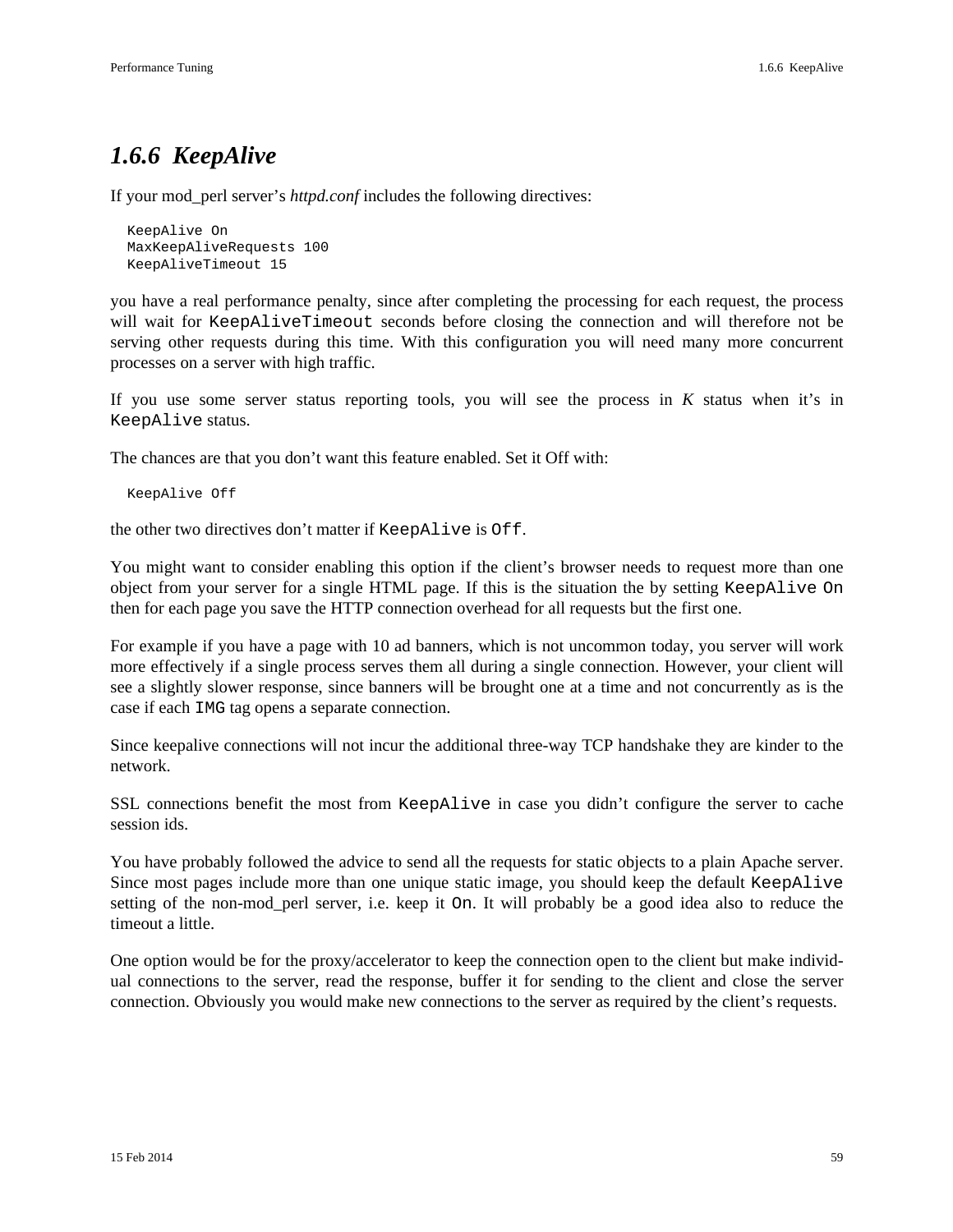### 1.6.6 KeepAlive

If your mod_perl server's *httpd.conf* includes the following directives:

```
KeepAlive On
MaxKeepAliveRequests 100
KeepAliveTimeout 15
```

you have a real performance penalty, since after completing the processing for each request, the process will wait for `KeepAliveTimeout` seconds before closing the connection and will therefore not be serving other requests during this time. With this configuration you will need many more concurrent processes on a server with high traffic.

If you use some server status reporting tools, you will see the process in *K* status when it's in `KeepAlive` status.

The chances are that you don't want this feature enabled. Set it Off with:

```
KeepAlive Off
```

the other two directives don't matter if `KeepAlive` is `Off`.

You might want to consider enabling this option if the client's browser needs to request more than one object from your server for a single HTML page. If this is the situation the by setting `KeepAlive On` then for each page you save the HTTP connection overhead for all requests but the first one.

For example if you have a page with 10 ad banners, which is not uncommon today, you server will work more effectively if a single process serves them all during a single connection. However, your client will see a slightly slower response, since banners will be brought one at a time and not concurrently as is the case if each `IMG` tag opens a separate connection.

Since keepalive connections will not incur the additional three-way TCP handshake they are kinder to the network.

SSL connections benefit the most from `KeepAlive` in case you didn't configure the server to cache session ids.

You have probably followed the advice to send all the requests for static objects to a plain Apache server. Since most pages include more than one unique static image, you should keep the default `KeepAlive` setting of the non-mod_perl server, i.e. keep it `On`. It will probably be a good idea also to reduce the timeout a little.

One option would be for the proxy/accelerator to keep the connection open to the client but make individual connections to the server, read the response, buffer it for sending to the client and close the server connection. Obviously you would make new connections to the server as required by the client's requests.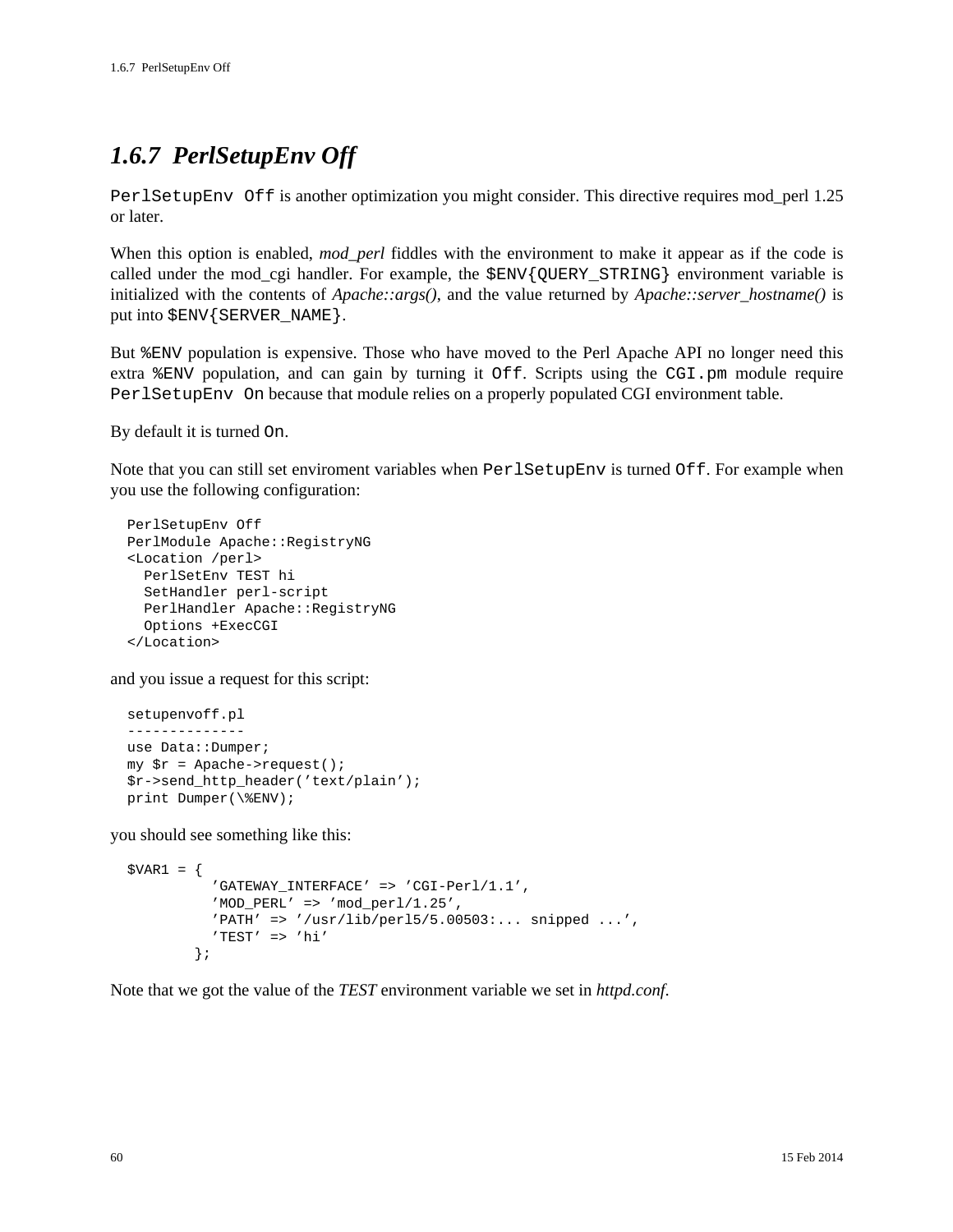### 1.6.7 PerlSetupEnv Off

`PerlSetupEnv Off` is another optimization you might consider. This directive requires mod_perl 1.25 or later.

When this option is enabled, *mod_perl* fiddles with the environment to make it appear as if the code is called under the mod_cgi handler. For example, the `$ENV{QUERY_STRING}` environment variable is initialized with the contents of *Apache::args()*, and the value returned by *Apache::server_hostname()* is put into `$ENV{SERVER_NAME}`.

But `%ENV` population is expensive. Those who have moved to the Perl Apache API no longer need this extra `%ENV` population, and can gain by turning it `Off`. Scripts using the `CGI.pm` module require `PerlSetupEnv On` because that module relies on a properly populated CGI environment table.

By default it is turned `On`.

Note that you can still set enviroment variables when `PerlSetupEnv` is turned `Off`. For example when you use the following configuration:

```
PerlSetupEnv Off
PerlModule Apache::RegistryNG
<Location /perl>
  PerlSetEnv TEST hi
  SetHandler perl-script
  PerlHandler Apache::RegistryNG
  Options +ExecCGI
</Location>
```

and you issue a request for this script:

```
setupenvoff.pl
--------------
use Data::Dumper;
my $r = Apache->request();
$r->send_http_header('text/plain');
print Dumper(\%ENV);
```

you should see something like this:

```
$VAR1 = {
          'GATEWAY_INTERFACE' => 'CGI-Perl/1.1',
          'MOD_PERL' => 'mod_perl/1.25',
          'PATH' => '/usr/lib/perl5/5.00503:... snipped ...',
          'TEST' => 'hi'
        };
```

Note that we got the value of the *TEST* environment variable we set in *httpd.conf*.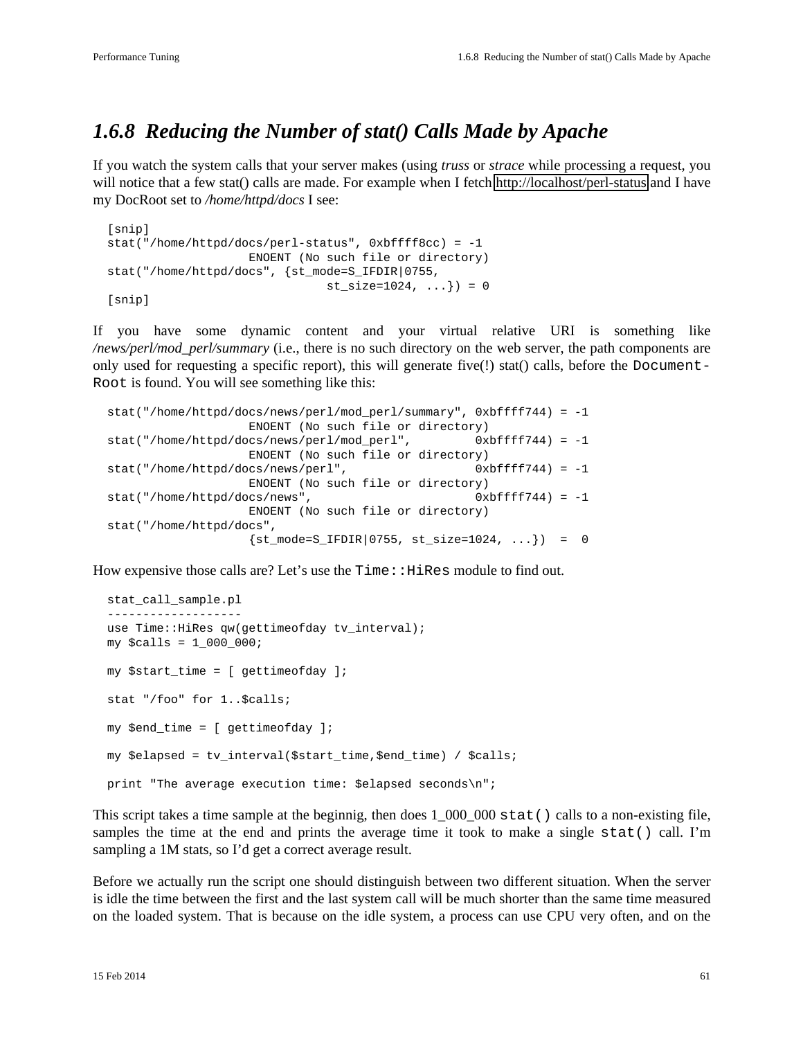### *1.6.8 Reducing the Number of stat() Calls Made by Apache*

If you watch the system calls that your server makes (using *truss* or *strace* while processing a request, you will notice that a few stat() calls are made. For example when I fetch http://localhost/perl-status and I have my DocRoot set to */home/httpd/docs* I see:

```
[snip]
stat("/home/httpd/docs/perl-status", 0xbffff8cc) = -1
                    ENOENT (No such file or directory)
stat("/home/httpd/docs", {st_mode=S_IFDIR|0755,
                               st_size=1024, ...}) = 0
[snip]
```

If you have some dynamic content and your virtual relative URI is something like */news/perl/mod_perl/summary* (i.e., there is no such directory on the web server, the path components are only used for requesting a specific report), this will generate five(!) stat() calls, before the `DocumentRoot` is found. You will see something like this:

```
stat("/home/httpd/docs/news/perl/mod_perl/summary", 0xbffff744) = -1
                    ENOENT (No such file or directory)
stat("/home/httpd/docs/news/perl/mod_perl",         0xbffff744) = -1
                    ENOENT (No such file or directory)
stat("/home/httpd/docs/news/perl",                  0xbffff744) = -1
                    ENOENT (No such file or directory)
stat("/home/httpd/docs/news",                       0xbffff744) = -1
                    ENOENT (No such file or directory)
stat("/home/httpd/docs",
                    {st_mode=S_IFDIR|0755, st_size=1024, ...})  =  0
```

How expensive those calls are? Let's use the `Time::HiRes` module to find out.

```
stat_call_sample.pl
-------------------
use Time::HiRes qw(gettimeofday tv_interval);
my $calls = 1_000_000;

my $start_time = [ gettimeofday ];

stat "/foo" for 1..$calls;

my $end_time = [ gettimeofday ];

my $elapsed = tv_interval($start_time,$end_time) / $calls;

print "The average execution time: $elapsed seconds\n";
```

This script takes a time sample at the beginnig, then does 1_000_000 `stat()` calls to a non-existing file, samples the time at the end and prints the average time it took to make a single `stat()` call. I'm sampling a 1M stats, so I'd get a correct average result.

Before we actually run the script one should distinguish between two different situation. When the server is idle the time between the first and the last system call will be much shorter than the same time measured on the loaded system. That is because on the idle system, a process can use CPU very often, and on the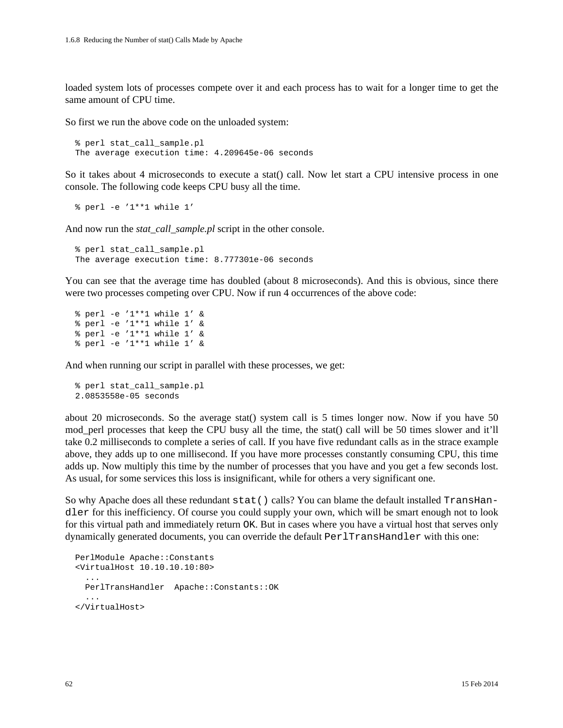loaded system lots of processes compete over it and each process has to wait for a longer time to get the same amount of CPU time.

So first we run the above code on the unloaded system:

```
% perl stat_call_sample.pl
The average execution time: 4.209645e-06 seconds
```

So it takes about 4 microseconds to execute a stat() call. Now let start a CPU intensive process in one console. The following code keeps CPU busy all the time.

```
% perl -e '1**1 while 1'
```

And now run the *stat_call_sample.pl* script in the other console.

```
% perl stat_call_sample.pl
The average execution time: 8.777301e-06 seconds
```

You can see that the average time has doubled (about 8 microseconds). And this is obvious, since there were two processes competing over CPU. Now if run 4 occurrences of the above code:

```
% perl -e '1**1 while 1' &
% perl -e '1**1 while 1' &
% perl -e '1**1 while 1' &
% perl -e '1**1 while 1' &
```

And when running our script in parallel with these processes, we get:

```
% perl stat_call_sample.pl
2.0853558e-05 seconds
```

about 20 microseconds. So the average stat() system call is 5 times longer now. Now if you have 50 mod_perl processes that keep the CPU busy all the time, the stat() call will be 50 times slower and it'll take 0.2 milliseconds to complete a series of call. If you have five redundant calls as in the strace example above, they adds up to one millisecond. If you have more processes constantly consuming CPU, this time adds up. Now multiply this time by the number of processes that you have and you get a few seconds lost. As usual, for some services this loss is insignificant, while for others a very significant one.

So why Apache does all these redundant `stat()` calls? You can blame the default installed `TransHandler` for this inefficiency. Of course you could supply your own, which will be smart enough not to look for this virtual path and immediately return `OK`. But in cases where you have a virtual host that serves only dynamically generated documents, you can override the default `PerlTransHandler` with this one:

```
PerlModule Apache::Constants
<VirtualHost 10.10.10.10:80>
  ...
  PerlTransHandler  Apache::Constants::OK
  ...
</VirtualHost>
```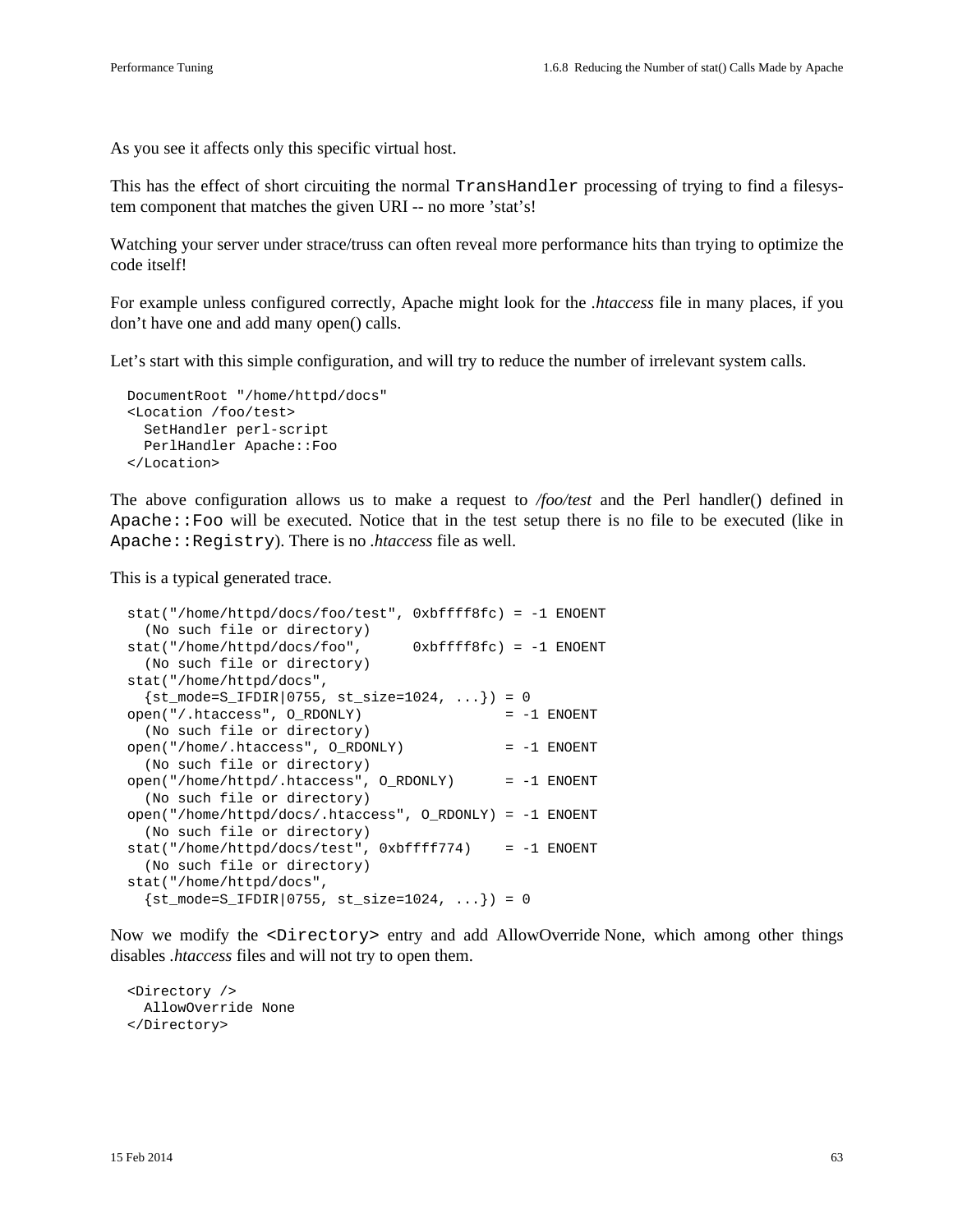As you see it affects only this specific virtual host.

This has the effect of short circuiting the normal `TransHandler` processing of trying to find a filesystem component that matches the given URI -- no more 'stat's!

Watching your server under strace/truss can often reveal more performance hits than trying to optimize the code itself!

For example unless configured correctly, Apache might look for the *.htaccess* file in many places, if you don't have one and add many open() calls.

Let's start with this simple configuration, and will try to reduce the number of irrelevant system calls.

```
DocumentRoot "/home/httpd/docs"
<Location /foo/test>
  SetHandler perl-script
  PerlHandler Apache::Foo
</Location>
```

The above configuration allows us to make a request to */foo/test* and the Perl handler() defined in `Apache::Foo` will be executed. Notice that in the test setup there is no file to be executed (like in `Apache::Registry`). There is no *.htaccess* file as well.

This is a typical generated trace.

```
stat("/home/httpd/docs/foo/test", 0xbffff8fc) = -1 ENOENT
  (No such file or directory)
stat("/home/httpd/docs/foo",      0xbffff8fc) = -1 ENOENT
  (No such file or directory)
stat("/home/httpd/docs",
  {st_mode=S_IFDIR|0755, st_size=1024, ...}) = 0
open("/.htaccess", O_RDONLY)                 = -1 ENOENT
  (No such file or directory)
open("/home/.htaccess", O_RDONLY)            = -1 ENOENT
  (No such file or directory)
open("/home/httpd/.htaccess", O_RDONLY)      = -1 ENOENT
  (No such file or directory)
open("/home/httpd/docs/.htaccess", O_RDONLY) = -1 ENOENT
  (No such file or directory)
stat("/home/httpd/docs/test", 0xbffff774)    = -1 ENOENT
  (No such file or directory)
stat("/home/httpd/docs",
  {st_mode=S_IFDIR|0755, st_size=1024, ...}) = 0
```

Now we modify the `<Directory>` entry and add AllowOverride None, which among other things disables *.htaccess* files and will not try to open them.

```
<Directory />
  AllowOverride None
</Directory>
```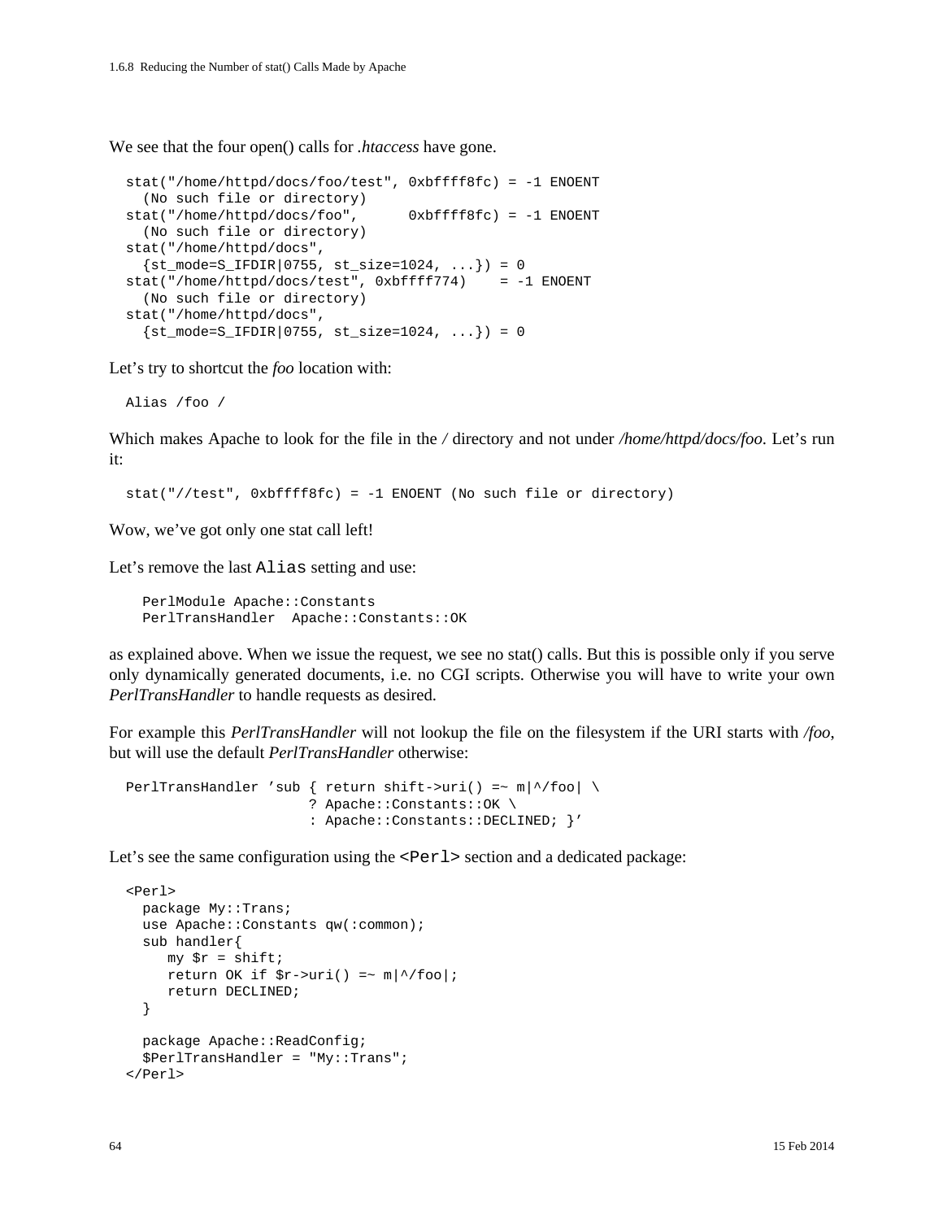We see that the four open() calls for *.htaccess* have gone.

```
stat("/home/httpd/docs/foo/test", 0xbffff8fc) = -1 ENOENT
  (No such file or directory)
stat("/home/httpd/docs/foo",      0xbffff8fc) = -1 ENOENT
  (No such file or directory)
stat("/home/httpd/docs",
  {st_mode=S_IFDIR|0755, st_size=1024, ...}) = 0
stat("/home/httpd/docs/test", 0xbffff774)    = -1 ENOENT
  (No such file or directory)
stat("/home/httpd/docs",
  {st_mode=S_IFDIR|0755, st_size=1024, ...}) = 0
```

Let's try to shortcut the *foo* location with:

```
Alias /foo /
```

Which makes Apache to look for the file in the */* directory and not under */home/httpd/docs/foo*. Let's run it:

```
stat("//test", 0xbffff8fc) = -1 ENOENT (No such file or directory)
```

Wow, we've got only one stat call left!

Let's remove the last `Alias` setting and use:

```
  PerlModule Apache::Constants
  PerlTransHandler  Apache::Constants::OK
```

as explained above. When we issue the request, we see no stat() calls. But this is possible only if you serve only dynamically generated documents, i.e. no CGI scripts. Otherwise you will have to write your own *PerlTransHandler* to handle requests as desired.

For example this *PerlTransHandler* will not lookup the file on the filesystem if the URI starts with */foo*, but will use the default *PerlTransHandler* otherwise:

```
PerlTransHandler 'sub { return shift->uri() =~ m|^/foo| \
                      ? Apache::Constants::OK \
                      : Apache::Constants::DECLINED; }'
```

Let's see the same configuration using the `<Perl>` section and a dedicated package:

```
<Perl>
  package My::Trans;
  use Apache::Constants qw(:common);
  sub handler{
     my $r = shift;
     return OK if $r->uri() =~ m|^/foo|;
     return DECLINED;
  }

  package Apache::ReadConfig;
  $PerlTransHandler = "My::Trans";
</Perl>
```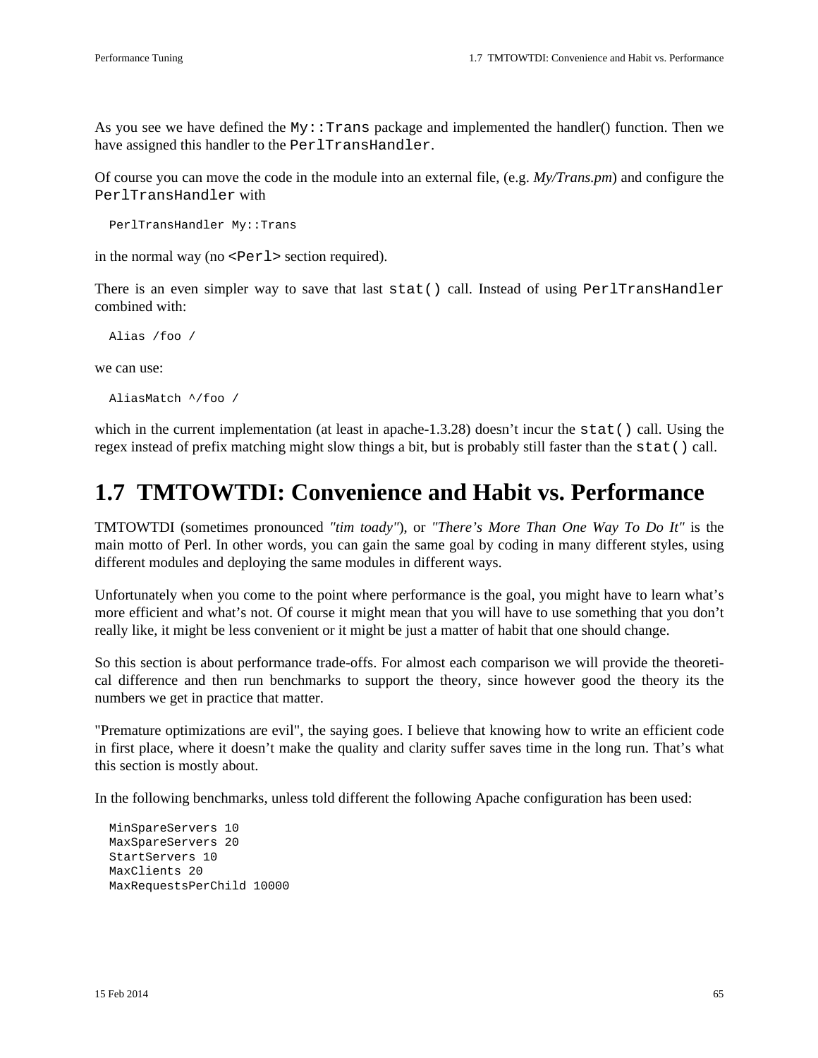As you see we have defined the `My::Trans` package and implemented the handler() function. Then we have assigned this handler to the `PerlTransHandler`.

Of course you can move the code in the module into an external file, (e.g. *My/Trans.pm*) and configure the `PerlTransHandler` with

```
PerlTransHandler My::Trans
```

in the normal way (no `<Perl>` section required).

There is an even simpler way to save that last `stat()` call. Instead of using `PerlTransHandler` combined with:

```
Alias /foo /
```

we can use:

```
AliasMatch ^/foo /
```

which in the current implementation (at least in apache-1.3.28) doesn't incur the `stat()` call. Using the regex instead of prefix matching might slow things a bit, but is probably still faster than the `stat()` call.

## 1.7 TMTOWTDI: Convenience and Habit vs. Performance

TMTOWTDI (sometimes pronounced *"tim toady"*), or *"There's More Than One Way To Do It"* is the main motto of Perl. In other words, you can gain the same goal by coding in many different styles, using different modules and deploying the same modules in different ways.

Unfortunately when you come to the point where performance is the goal, you might have to learn what's more efficient and what's not. Of course it might mean that you will have to use something that you don't really like, it might be less convenient or it might be just a matter of habit that one should change.

So this section is about performance trade-offs. For almost each comparison we will provide the theoretical difference and then run benchmarks to support the theory, since however good the theory its the numbers we get in practice that matter.

"Premature optimizations are evil", the saying goes. I believe that knowing how to write an efficient code in first place, where it doesn't make the quality and clarity suffer saves time in the long run. That's what this section is mostly about.

In the following benchmarks, unless told different the following Apache configuration has been used:

```
MinSpareServers 10
MaxSpareServers 20
StartServers 10
MaxClients 20
MaxRequestsPerChild 10000
```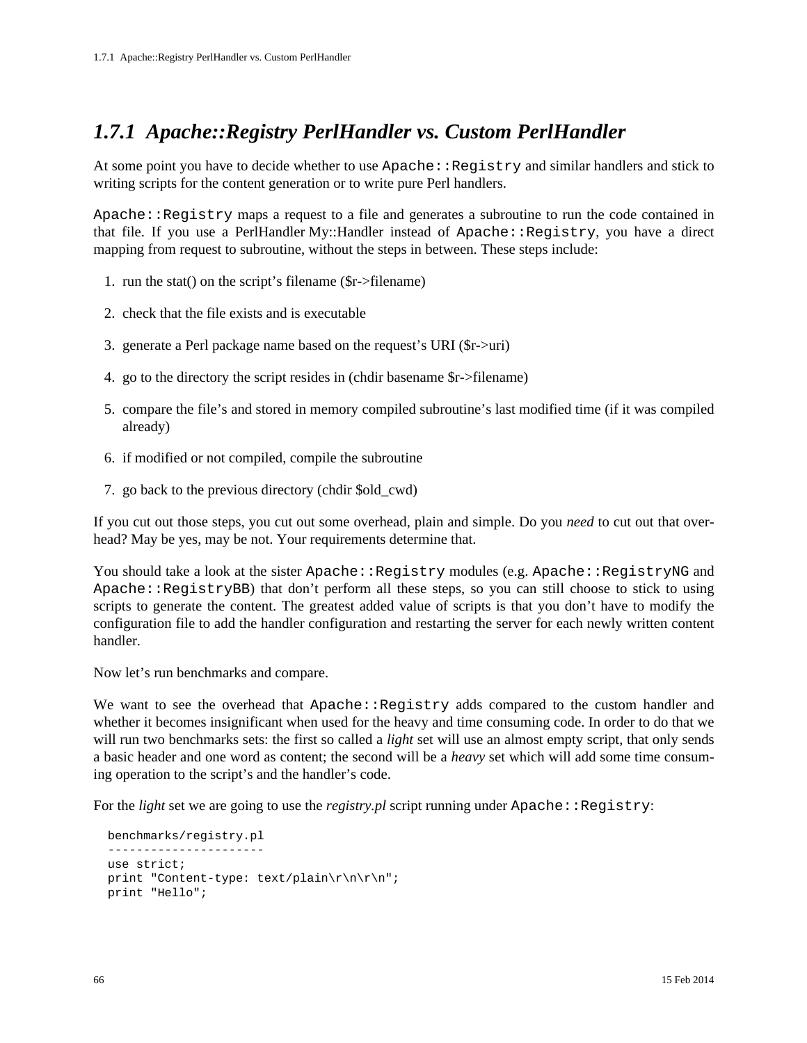### 1.7.1 Apache::Registry PerlHandler vs. Custom PerlHandler

At some point you have to decide whether to use `Apache::Registry` and similar handlers and stick to writing scripts for the content generation or to write pure Perl handlers.

`Apache::Registry` maps a request to a file and generates a subroutine to run the code contained in that file. If you use a PerlHandler My::Handler instead of `Apache::Registry`, you have a direct mapping from request to subroutine, without the steps in between. These steps include:

1. run the stat() on the script's filename ($r->filename)
2. check that the file exists and is executable
3. generate a Perl package name based on the request's URI ($r->uri)
4. go to the directory the script resides in (chdir basename $r->filename)
5. compare the file's and stored in memory compiled subroutine's last modified time (if it was compiled already)
6. if modified or not compiled, compile the subroutine
7. go back to the previous directory (chdir $old_cwd)

If you cut out those steps, you cut out some overhead, plain and simple. Do you *need* to cut out that overhead? May be yes, may be not. Your requirements determine that.

You should take a look at the sister `Apache::Registry` modules (e.g. `Apache::RegistryNG` and `Apache::RegistryBB`) that don't perform all these steps, so you can still choose to stick to using scripts to generate the content. The greatest added value of scripts is that you don't have to modify the configuration file to add the handler configuration and restarting the server for each newly written content handler.

Now let's run benchmarks and compare.

We want to see the overhead that `Apache::Registry` adds compared to the custom handler and whether it becomes insignificant when used for the heavy and time consuming code. In order to do that we will run two benchmarks sets: the first so called a *light* set will use an almost empty script, that only sends a basic header and one word as content; the second will be a *heavy* set which will add some time consuming operation to the script's and the handler's code.

For the *light* set we are going to use the *registry.pl* script running under `Apache::Registry`:

```
benchmarks/registry.pl
----------------------
use strict;
print "Content-type: text/plain\r\n\r\n";
print "Hello";
```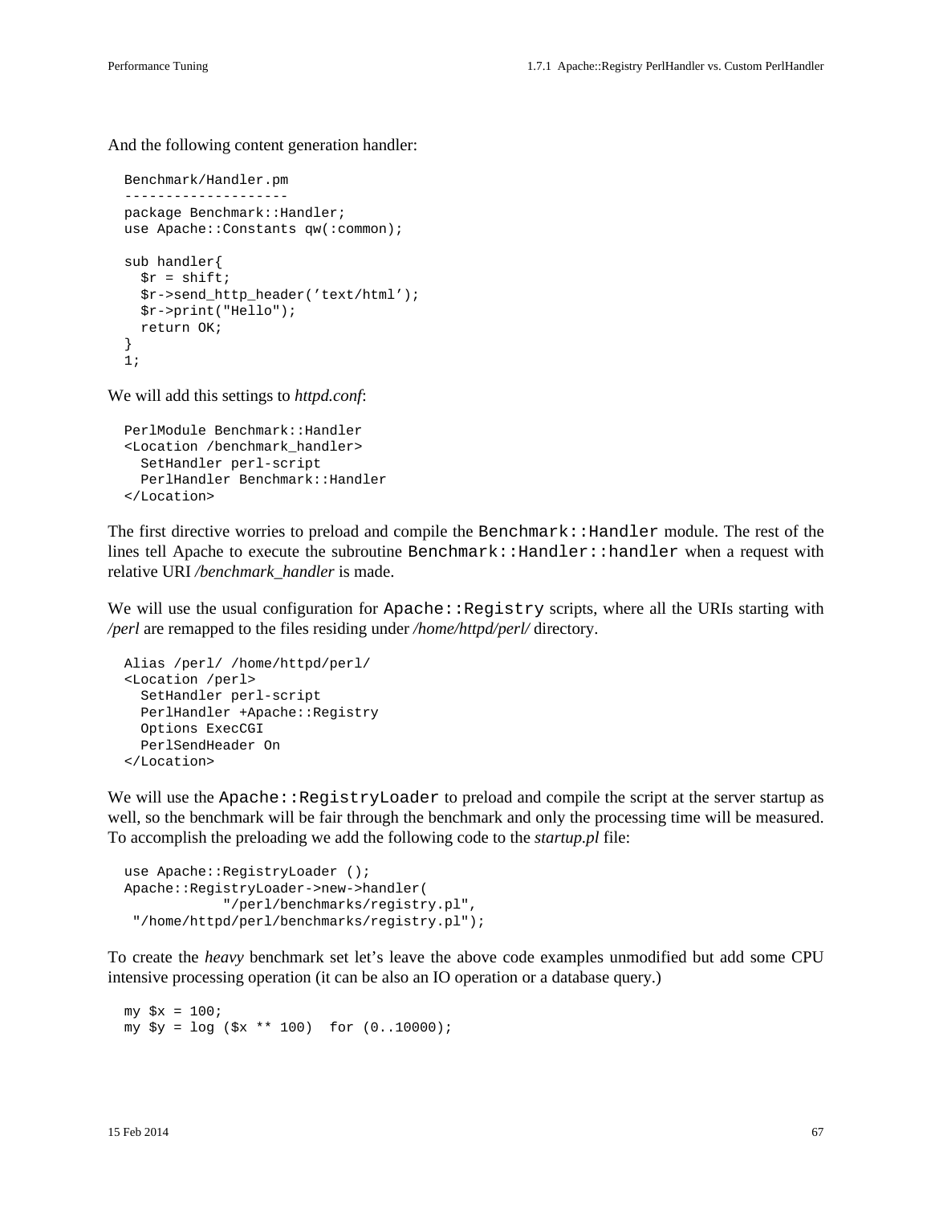And the following content generation handler:

```
Benchmark/Handler.pm
--------------------
package Benchmark::Handler;
use Apache::Constants qw(:common);

sub handler{
  $r = shift;
  $r->send_http_header('text/html');
  $r->print("Hello");
  return OK;
}
1;
```

We will add this settings to *httpd.conf*:

```
PerlModule Benchmark::Handler
<Location /benchmark_handler>
  SetHandler perl-script
  PerlHandler Benchmark::Handler
</Location>
```

The first directive worries to preload and compile the `Benchmark::Handler` module. The rest of the lines tell Apache to execute the subroutine `Benchmark::Handler::handler` when a request with relative URI */benchmark_handler* is made.

We will use the usual configuration for `Apache::Registry` scripts, where all the URIs starting with */perl* are remapped to the files residing under */home/httpd/perl/* directory.

```
Alias /perl/ /home/httpd/perl/
<Location /perl>
  SetHandler perl-script
  PerlHandler +Apache::Registry
  Options ExecCGI
  PerlSendHeader On
</Location>
```

We will use the `Apache::RegistryLoader` to preload and compile the script at the server startup as well, so the benchmark will be fair through the benchmark and only the processing time will be measured. To accomplish the preloading we add the following code to the *startup.pl* file:

```
use Apache::RegistryLoader ();
Apache::RegistryLoader->new->handler(
            "/perl/benchmarks/registry.pl",
 "/home/httpd/perl/benchmarks/registry.pl");
```

To create the *heavy* benchmark set let's leave the above code examples unmodified but add some CPU intensive processing operation (it can be also an IO operation or a database query.)

```
my $x = 100;
my $y = log ($x ** 100)  for (0..10000);
```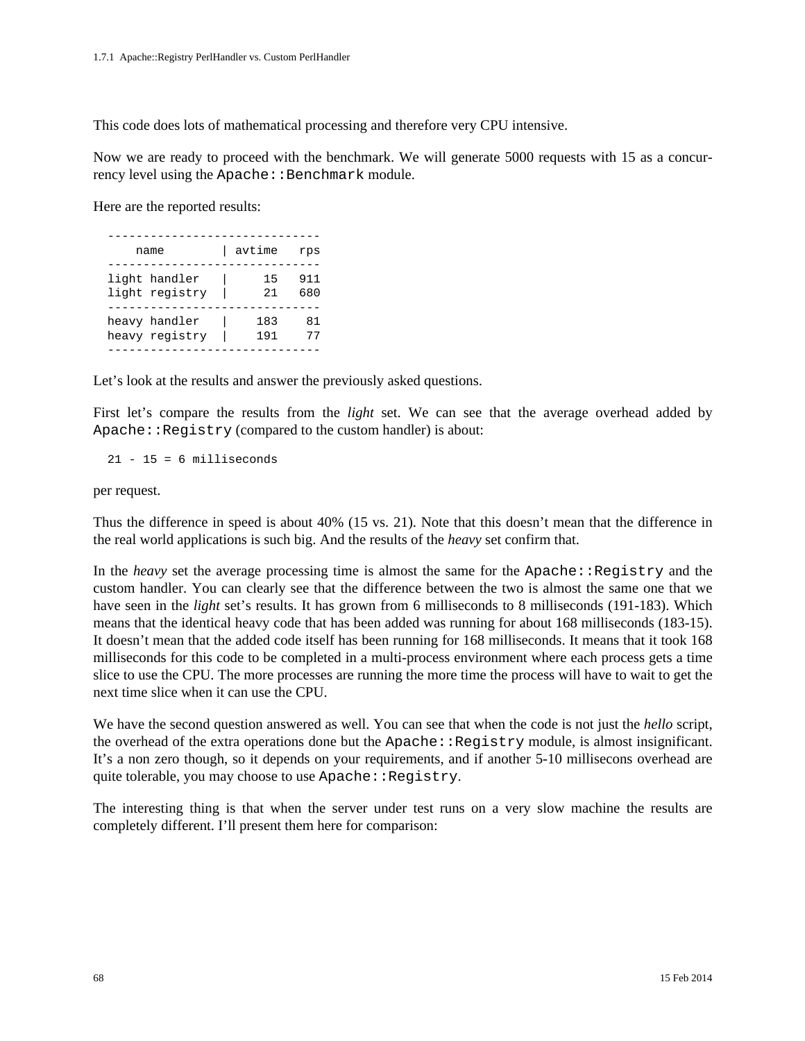This code does lots of mathematical processing and therefore very CPU intensive.

Now we are ready to proceed with the benchmark. We will generate 5000 requests with 15 as a concurrency level using the `Apache::Benchmark` module.

Here are the reported results:

```
------------------------------
    name        | avtime   rps
------------------------------
light handler   |     15   911
light registry  |     21   680
------------------------------
heavy handler   |    183    81
heavy registry  |    191    77
------------------------------
```

Let's look at the results and answer the previously asked questions.

First let's compare the results from the *light* set. We can see that the average overhead added by `Apache::Registry` (compared to the custom handler) is about:

```
21 - 15 = 6 milliseconds
```

per request.

Thus the difference in speed is about 40% (15 vs. 21). Note that this doesn't mean that the difference in the real world applications is such big. And the results of the *heavy* set confirm that.

In the *heavy* set the average processing time is almost the same for the `Apache::Registry` and the custom handler. You can clearly see that the difference between the two is almost the same one that we have seen in the *light* set's results. It has grown from 6 milliseconds to 8 milliseconds (191-183). Which means that the identical heavy code that has been added was running for about 168 milliseconds (183-15). It doesn't mean that the added code itself has been running for 168 milliseconds. It means that it took 168 milliseconds for this code to be completed in a multi-process environment where each process gets a time slice to use the CPU. The more processes are running the more time the process will have to wait to get the next time slice when it can use the CPU.

We have the second question answered as well. You can see that when the code is not just the *hello* script, the overhead of the extra operations done but the `Apache::Registry` module, is almost insignificant. It's a non zero though, so it depends on your requirements, and if another 5-10 millisecons overhead are quite tolerable, you may choose to use `Apache::Registry`.

The interesting thing is that when the server under test runs on a very slow machine the results are completely different. I'll present them here for comparison: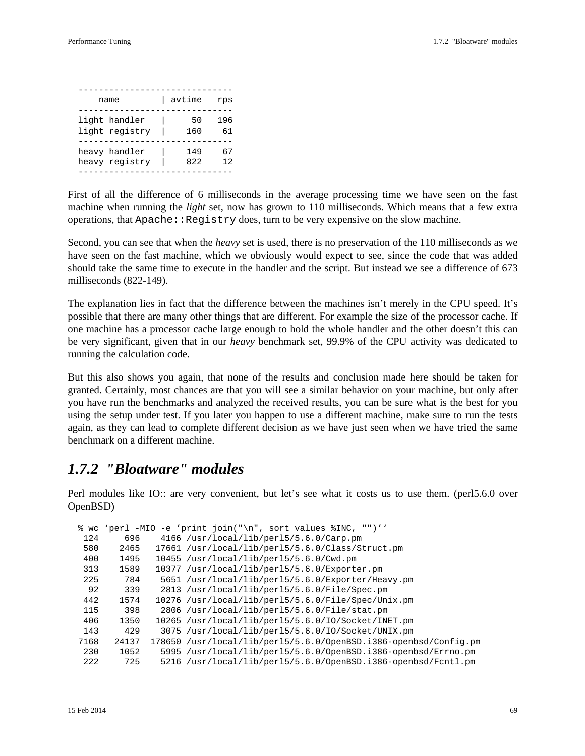```
  ------------------------------
      name        | avtime   rps
  ------------------------------
  light handler   |     50   196
  light registry  |    160    61
  ------------------------------
  heavy handler   |    149    67
  heavy registry  |    822    12
  ------------------------------
```

First of all the difference of 6 milliseconds in the average processing time we have seen on the fast machine when running the *light* set, now has grown to 110 milliseconds. Which means that a few extra operations, that `Apache::Registry` does, turn to be very expensive on the slow machine.

Second, you can see that when the *heavy* set is used, there is no preservation of the 110 milliseconds as we have seen on the fast machine, which we obviously would expect to see, since the code that was added should take the same time to execute in the handler and the script. But instead we see a difference of 673 milliseconds (822-149).

The explanation lies in fact that the difference between the machines isn't merely in the CPU speed. It's possible that there are many other things that are different. For example the size of the processor cache. If one machine has a processor cache large enough to hold the whole handler and the other doesn't this can be very significant, given that in our *heavy* benchmark set, 99.9% of the CPU activity was dedicated to running the calculation code.

But this also shows you again, that none of the results and conclusion made here should be taken for granted. Certainly, most chances are that you will see a similar behavior on your machine, but only after you have run the benchmarks and analyzed the received results, you can be sure what is the best for you using the setup under test. If you later you happen to use a different machine, make sure to run the tests again, as they can lead to complete different decision as we have just seen when we have tried the same benchmark on a different machine.

## *1.7.2 "Bloatware" modules*

Perl modules like IO:: are very convenient, but let's see what it costs us to use them. (perl5.6.0 over OpenBSD)

```
% wc `perl -MIO -e 'print join("\n", sort values %INC, "")'`
 124     696    4166 /usr/local/lib/perl5/5.6.0/Carp.pm
 580    2465   17661 /usr/local/lib/perl5/5.6.0/Class/Struct.pm
 400    1495   10455 /usr/local/lib/perl5/5.6.0/Cwd.pm
 313    1589   10377 /usr/local/lib/perl5/5.6.0/Exporter.pm
 225     784    5651 /usr/local/lib/perl5/5.6.0/Exporter/Heavy.pm
  92     339    2813 /usr/local/lib/perl5/5.6.0/File/Spec.pm
 442    1574   10276 /usr/local/lib/perl5/5.6.0/File/Spec/Unix.pm
 115     398    2806 /usr/local/lib/perl5/5.6.0/File/stat.pm
 406    1350   10265 /usr/local/lib/perl5/5.6.0/IO/Socket/INET.pm
 143     429    3075 /usr/local/lib/perl5/5.6.0/IO/Socket/UNIX.pm
7168   24137  178650 /usr/local/lib/perl5/5.6.0/OpenBSD.i386-openbsd/Config.pm
 230    1052    5995 /usr/local/lib/perl5/5.6.0/OpenBSD.i386-openbsd/Errno.pm
 222     725    5216 /usr/local/lib/perl5/5.6.0/OpenBSD.i386-openbsd/Fcntl.pm
```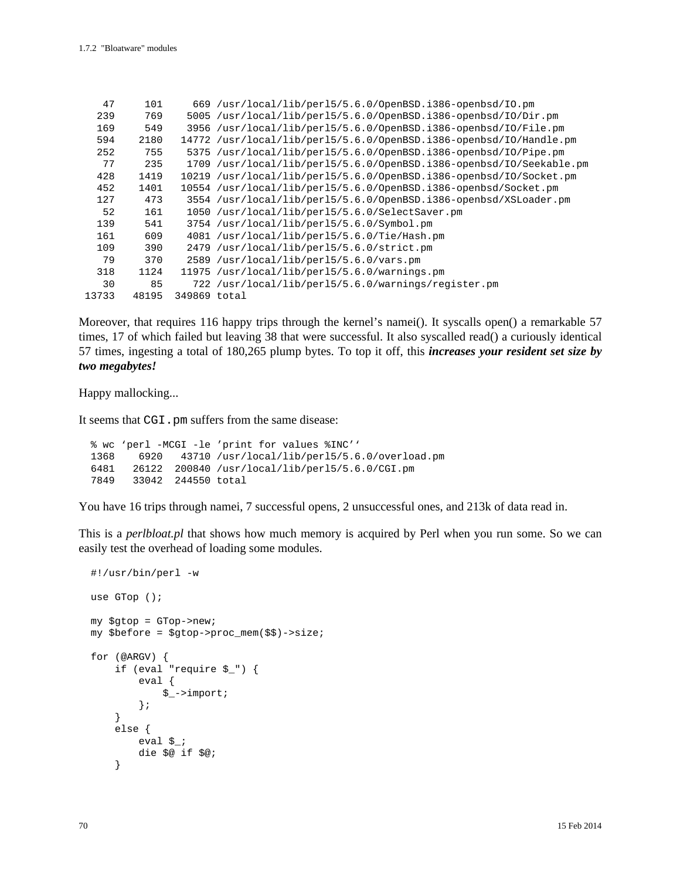```
    47     101     669 /usr/local/lib/perl5/5.6.0/OpenBSD.i386-openbsd/IO.pm
   239     769    5005 /usr/local/lib/perl5/5.6.0/OpenBSD.i386-openbsd/IO/Dir.pm
   169     549    3956 /usr/local/lib/perl5/5.6.0/OpenBSD.i386-openbsd/IO/File.pm
   594    2180   14772 /usr/local/lib/perl5/5.6.0/OpenBSD.i386-openbsd/IO/Handle.pm
   252     755    5375 /usr/local/lib/perl5/5.6.0/OpenBSD.i386-openbsd/IO/Pipe.pm
    77     235    1709 /usr/local/lib/perl5/5.6.0/OpenBSD.i386-openbsd/IO/Seekable.pm
   428    1419   10219 /usr/local/lib/perl5/5.6.0/OpenBSD.i386-openbsd/IO/Socket.pm
   452    1401   10554 /usr/local/lib/perl5/5.6.0/OpenBSD.i386-openbsd/Socket.pm
   127     473    3554 /usr/local/lib/perl5/5.6.0/OpenBSD.i386-openbsd/XSLoader.pm
    52     161    1050 /usr/local/lib/perl5/5.6.0/SelectSaver.pm
   139     541    3754 /usr/local/lib/perl5/5.6.0/Symbol.pm
   161     609    4081 /usr/local/lib/perl5/5.6.0/Tie/Hash.pm
   109     390    2479 /usr/local/lib/perl5/5.6.0/strict.pm
    79     370    2589 /usr/local/lib/perl5/5.6.0/vars.pm
   318    1124   11975 /usr/local/lib/perl5/5.6.0/warnings.pm
    30      85     722 /usr/local/lib/perl5/5.6.0/warnings/register.pm
 13733   48195  349869 total
```

Moreover, that requires 116 happy trips through the kernel's namei(). It syscalls open() a remarkable 57 times, 17 of which failed but leaving 38 that were successful. It also syscalled read() a curiously identical 57 times, ingesting a total of 180,265 plump bytes. To top it off, this ***increases your resident set size by two megabytes!***

Happy mallocking...

It seems that `CGI.pm` suffers from the same disease:

```
% wc `perl -MCGI -le 'print for values %INC'`
1368    6920   43710 /usr/local/lib/perl5/5.6.0/overload.pm
6481   26122  200840 /usr/local/lib/perl5/5.6.0/CGI.pm
7849   33042  244550 total
```

You have 16 trips through namei, 7 successful opens, 2 unsuccessful ones, and 213k of data read in.

This is a *perlbloat.pl* that shows how much memory is acquired by Perl when you run some. So we can easily test the overhead of loading some modules.

```
#!/usr/bin/perl -w

use GTop ();

my $gtop = GTop->new;
my $before = $gtop->proc_mem($$)->size;

for (@ARGV) {
    if (eval "require $_") {
        eval {
            $_->import;
        };
    }
    else {
        eval $_;
        die $@ if $@;
    }
```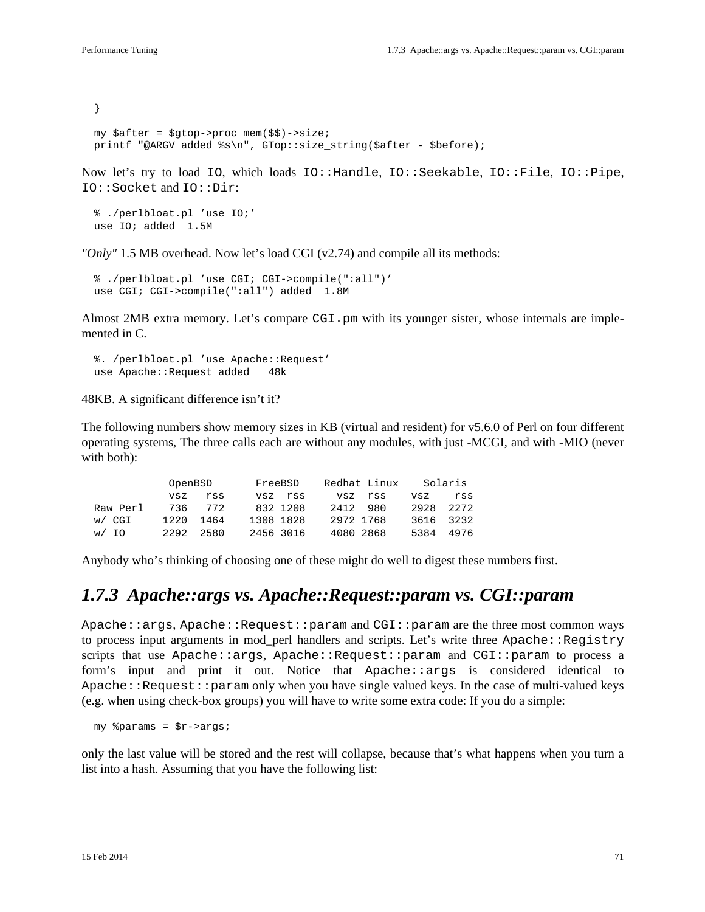```
}

my $after = $gtop->proc_mem($$)->size;
printf "@ARGV added %s\n", GTop::size_string($after - $before);
```

Now let's try to load `IO`, which loads `IO::Handle`, `IO::Seekable`, `IO::File`, `IO::Pipe`, `IO::Socket` and `IO::Dir`:

```
% ./perlbloat.pl 'use IO;'
use IO; added  1.5M
```

*"Only"* 1.5 MB overhead. Now let's load CGI (v2.74) and compile all its methods:

```
% ./perlbloat.pl 'use CGI; CGI->compile(":all")'
use CGI; CGI->compile(":all") added  1.8M
```

Almost 2MB extra memory. Let's compare `CGI.pm` with its younger sister, whose internals are implemented in C.

```
%. /perlbloat.pl 'use Apache::Request'
use Apache::Request added   48k
```

48KB. A significant difference isn't it?

The following numbers show memory sizes in KB (virtual and resident) for v5.6.0 of Perl on four different operating systems, The three calls each are without any modules, with just -MCGI, and with -MIO (never with both):

```
            OpenBSD       FreeBSD    Redhat Linux    Solaris
            vsz   rss     vsz  rss     vsz  rss    vsz    rss
Raw Perl    736   772     832 1208    2412  980    2928  2272
w/ CGI     1220  1464    1308 1828    2972 1768    3616  3232
w/ IO      2292  2580    2456 3016    4080 2868    5384  4976
```

Anybody who's thinking of choosing one of these might do well to digest these numbers first.

### *1.7.3 Apache::args vs. Apache::Request::param vs. CGI::param*

`Apache::args`, `Apache::Request::param` and `CGI::param` are the three most common ways to process input arguments in mod_perl handlers and scripts. Let's write three `Apache::Registry` scripts that use `Apache::args`, `Apache::Request::param` and `CGI::param` to process a form's input and print it out. Notice that `Apache::args` is considered identical to `Apache::Request::param` only when you have single valued keys. In the case of multi-valued keys (e.g. when using check-box groups) you will have to write some extra code: If you do a simple:

```
my %params = $r->args;
```

only the last value will be stored and the rest will collapse, because that's what happens when you turn a list into a hash. Assuming that you have the following list: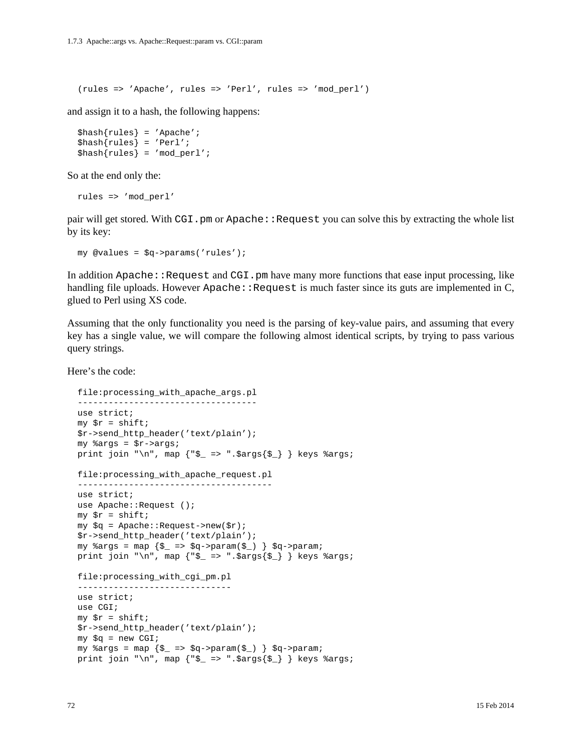```
(rules => 'Apache', rules => 'Perl', rules => 'mod_perl')
```

and assign it to a hash, the following happens:

```
$hash{rules} = 'Apache';
$hash{rules} = 'Perl';
$hash{rules} = 'mod_perl';
```

So at the end only the:

```
rules => 'mod_perl'
```

pair will get stored. With `CGI.pm` or `Apache::Request` you can solve this by extracting the whole list by its key:

```
my @values = $q->params('rules');
```

In addition `Apache::Request` and `CGI.pm` have many more functions that ease input processing, like handling file uploads. However `Apache::Request` is much faster since its guts are implemented in C, glued to Perl using XS code.

Assuming that the only functionality you need is the parsing of key-value pairs, and assuming that every key has a single value, we will compare the following almost identical scripts, by trying to pass various query strings.

Here's the code:

```
file:processing_with_apache_args.pl
-----------------------------------
use strict;
my $r = shift;
$r->send_http_header('text/plain');
my %args = $r->args;
print join "\n", map {"$_ => ".$args{$_} } keys %args;

file:processing_with_apache_request.pl
--------------------------------------
use strict;
use Apache::Request ();
my $r = shift;
my $q = Apache::Request->new($r);
$r->send_http_header('text/plain');
my %args = map {$_ => $q->param($_) } $q->param;
print join "\n", map {"$_ => ".$args{$_} } keys %args;

file:processing_with_cgi_pm.pl
------------------------------
use strict;
use CGI;
my $r = shift;
$r->send_http_header('text/plain');
my $q = new CGI;
my %args = map {$_ => $q->param($_) } $q->param;
print join "\n", map {"$_ => ".$args{$_} } keys %args;
```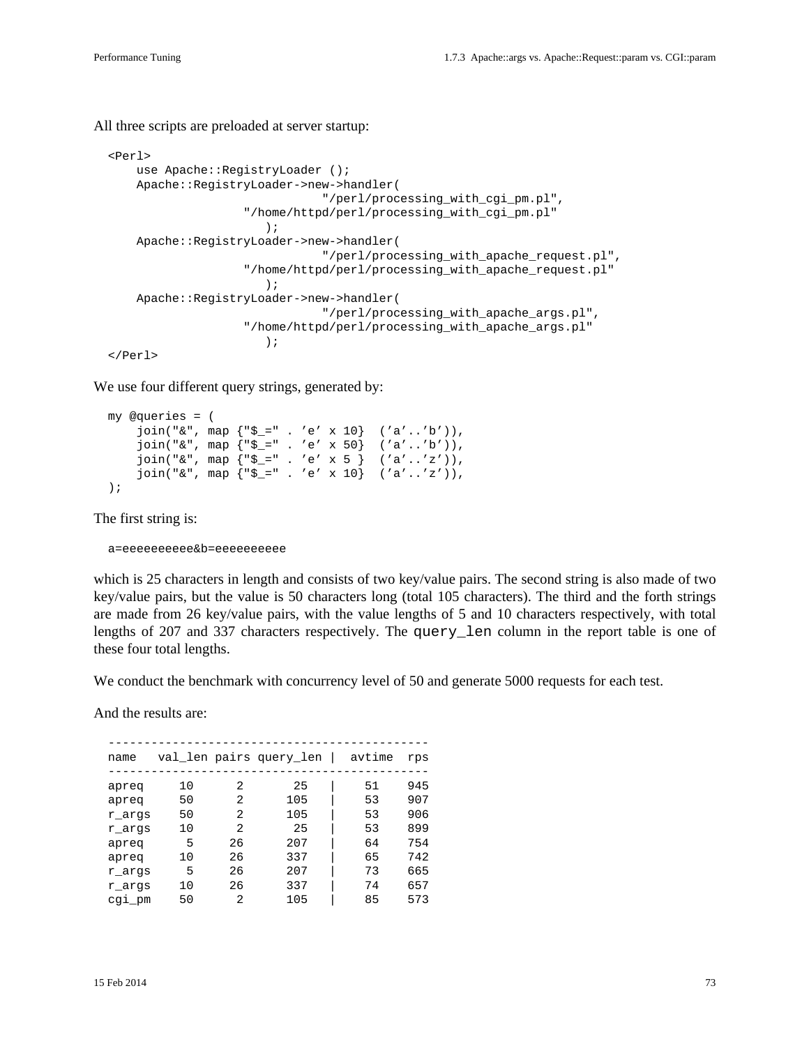All three scripts are preloaded at server startup:

```
<Perl>
    use Apache::RegistryLoader ();
    Apache::RegistryLoader->new->handler(
                              "/perl/processing_with_cgi_pm.pl",
                 "/home/httpd/perl/processing_with_cgi_pm.pl"
                    );
    Apache::RegistryLoader->new->handler(
                              "/perl/processing_with_apache_request.pl",
                 "/home/httpd/perl/processing_with_apache_request.pl"
                    );
    Apache::RegistryLoader->new->handler(
                              "/perl/processing_with_apache_args.pl",
                 "/home/httpd/perl/processing_with_apache_args.pl"
                    );
</Perl>
```

We use four different query strings, generated by:

```
my @queries = (
    join("&", map {"$_=" . 'e' x 10}  ('a'..'b')),
    join("&", map {"$_=" . 'e' x 50}  ('a'..'b')),
    join("&", map {"$_=" . 'e' x 5 }  ('a'..'z')),
    join("&", map {"$_=" . 'e' x 10}  ('a'..'z')),
);
```

The first string is:

```
a=eeeeeeeeee&b=eeeeeeeeee
```

which is 25 characters in length and consists of two key/value pairs. The second string is also made of two key/value pairs, but the value is 50 characters long (total 105 characters). The third and the forth strings are made from 26 key/value pairs, with the value lengths of 5 and 10 characters respectively, with total lengths of 207 and 337 characters respectively. The `query_len` column in the report table is one of these four total lengths.

We conduct the benchmark with concurrency level of 50 and generate 5000 requests for each test.

And the results are:

```
---------------------------------------------
name   val_len pairs query_len |  avtime  rps
---------------------------------------------
apreq     10      2       25   |     51   945
apreq     50      2      105   |     53   907
r_args    50      2      105   |     53   906
r_args    10      2       25   |     53   899
apreq      5     26      207   |     64   754
apreq     10     26      337   |     65   742
r_args     5     26      207   |     73   665
r_args    10     26      337   |     74   657
cgi_pm    50      2      105   |     85   573
```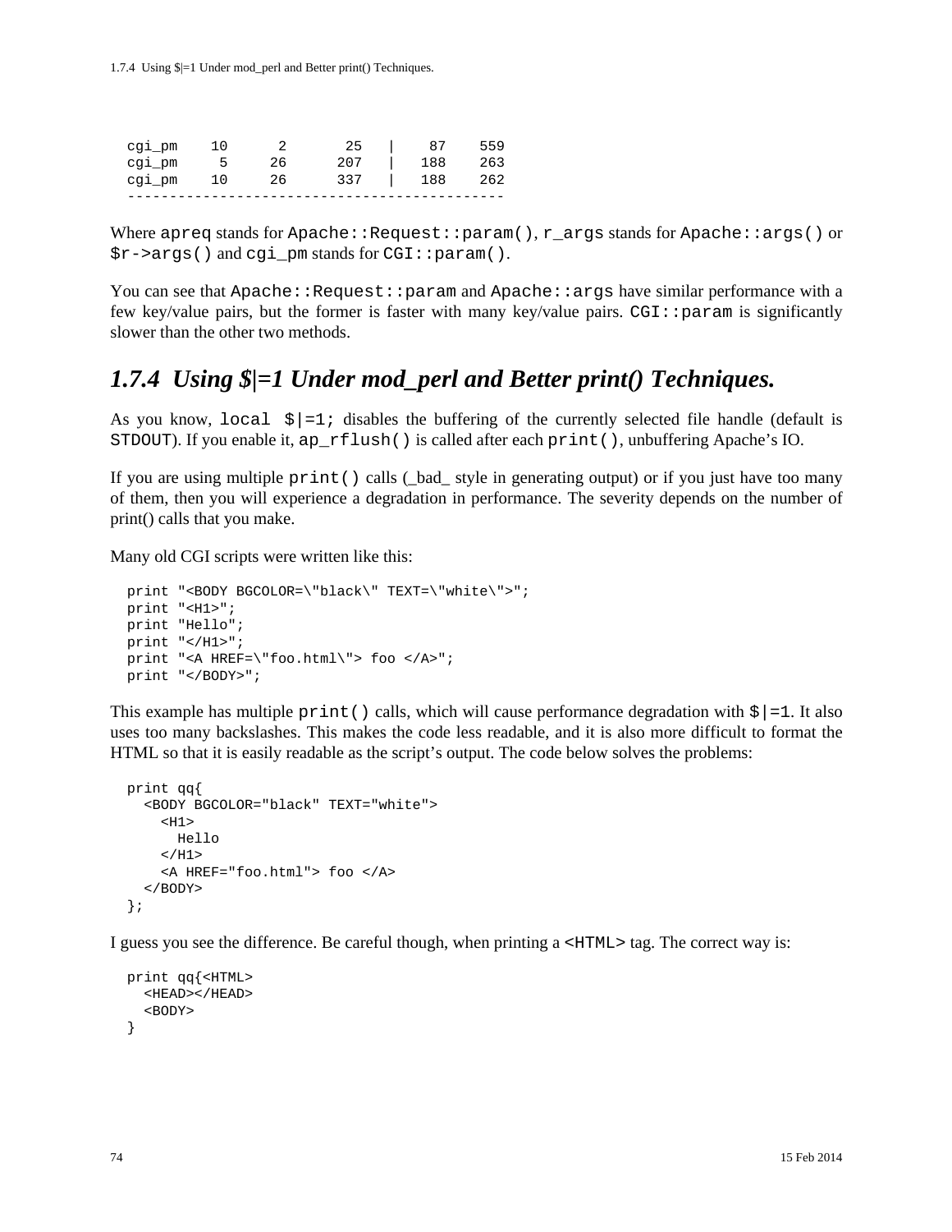```
cgi_pm    10      2       25   |    87    559
cgi_pm     5     26      207   |   188    263
cgi_pm    10     26      337   |   188    262
--------------------------------------------
```

Where `apreq` stands for `Apache::Request::param()`, `r_args` stands for `Apache::args()` or `$r->args()` and `cgi_pm` stands for `CGI::param()`.

You can see that `Apache::Request::param` and `Apache::args` have similar performance with a few key/value pairs, but the former is faster with many key/value pairs. `CGI::param` is significantly slower than the other two methods.

### *1.7.4 Using $|=1 Under mod_perl and Better print() Techniques.*

As you know, `local $|=1;` disables the buffering of the currently selected file handle (default is `STDOUT`). If you enable it, `ap_rflush()` is called after each `print()`, unbuffering Apache's IO.

If you are using multiple `print()` calls (_bad_ style in generating output) or if you just have too many of them, then you will experience a degradation in performance. The severity depends on the number of print() calls that you make.

Many old CGI scripts were written like this:

```
print "<BODY BGCOLOR=\"black\" TEXT=\"white\">";
print "<H1>";
print "Hello";
print "</H1>";
print "<A HREF=\"foo.html\"> foo </A>";
print "</BODY>";
```

This example has multiple `print()` calls, which will cause performance degradation with `$|=1`. It also uses too many backslashes. This makes the code less readable, and it is also more difficult to format the HTML so that it is easily readable as the script's output. The code below solves the problems:

```
print qq{
  <BODY BGCOLOR="black" TEXT="white">
    <H1>
      Hello
    </H1>
    <A HREF="foo.html"> foo </A>
  </BODY>
};
```

I guess you see the difference. Be careful though, when printing a `<HTML>` tag. The correct way is:

```
print qq{<HTML>
  <HEAD></HEAD>
  <BODY>
}
```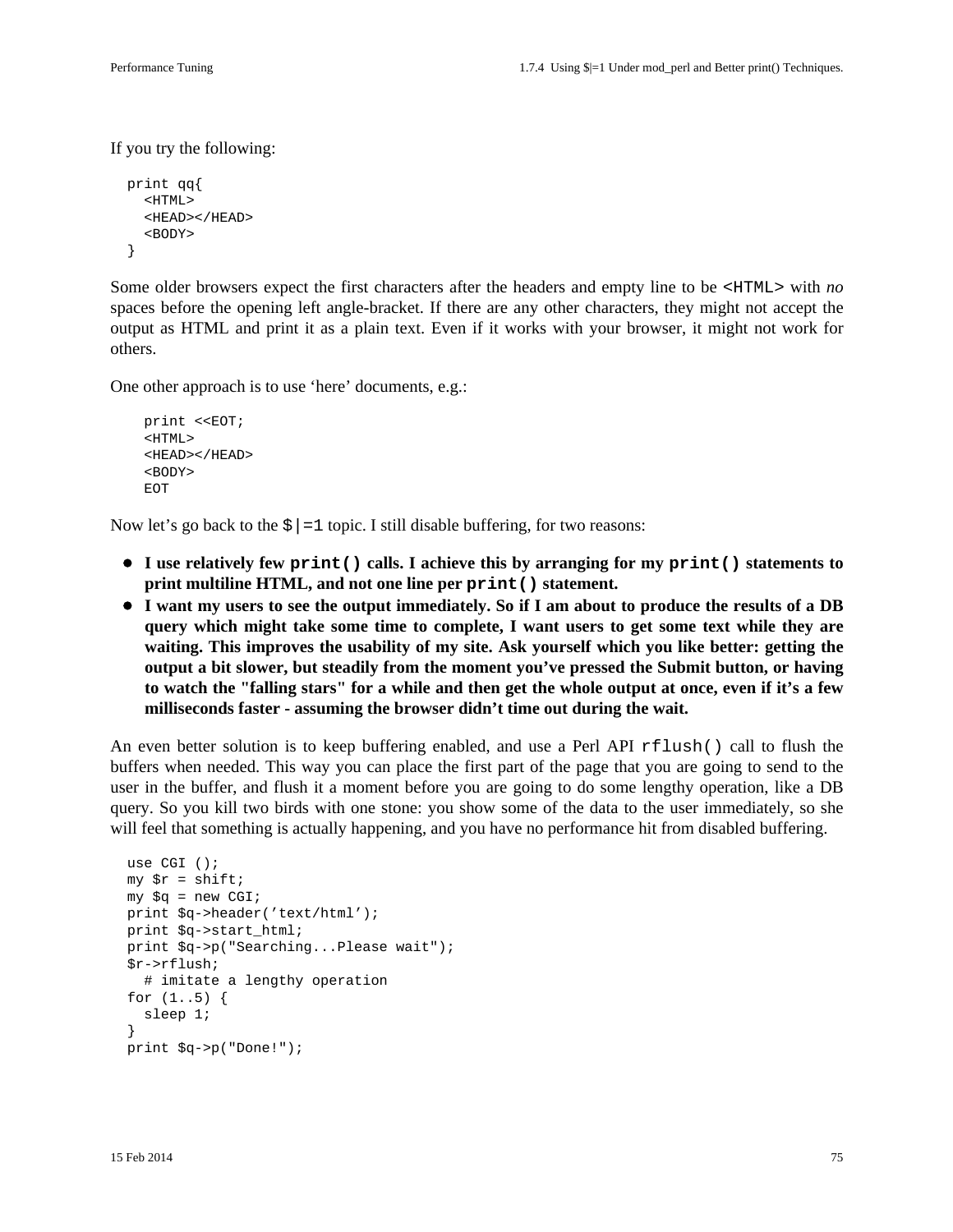If you try the following:

```
print qq{
  <HTML>
  <HEAD></HEAD>
  <BODY>
}
```

Some older browsers expect the first characters after the headers and empty line to be `<HTML>` with *no* spaces before the opening left angle-bracket. If there are any other characters, they might not accept the output as HTML and print it as a plain text. Even if it works with your browser, it might not work for others.

One other approach is to use 'here' documents, e.g.:

```
  print <<EOT;
  <HTML>
  <HEAD></HEAD>
  <BODY>
  EOT
```

Now let's go back to the `$|=1` topic. I still disable buffering, for two reasons:

- **I use relatively few `print()` calls. I achieve this by arranging for my `print()` statements to print multiline HTML, and not one line per `print()` statement.**
- **I want my users to see the output immediately. So if I am about to produce the results of a DB query which might take some time to complete, I want users to get some text while they are waiting. This improves the usability of my site. Ask yourself which you like better: getting the output a bit slower, but steadily from the moment you've pressed the Submit button, or having to watch the "falling stars" for a while and then get the whole output at once, even if it's a few milliseconds faster - assuming the browser didn't time out during the wait.**

An even better solution is to keep buffering enabled, and use a Perl API `rflush()` call to flush the buffers when needed. This way you can place the first part of the page that you are going to send to the user in the buffer, and flush it a moment before you are going to do some lengthy operation, like a DB query. So you kill two birds with one stone: you show some of the data to the user immediately, so she will feel that something is actually happening, and you have no performance hit from disabled buffering.

```
use CGI ();
my $r = shift;
my $q = new CGI;
print $q->header('text/html');
print $q->start_html;
print $q->p("Searching...Please wait");
$r->rflush;
  # imitate a lengthy operation
for (1..5) {
  sleep 1;
}
print $q->p("Done!");
```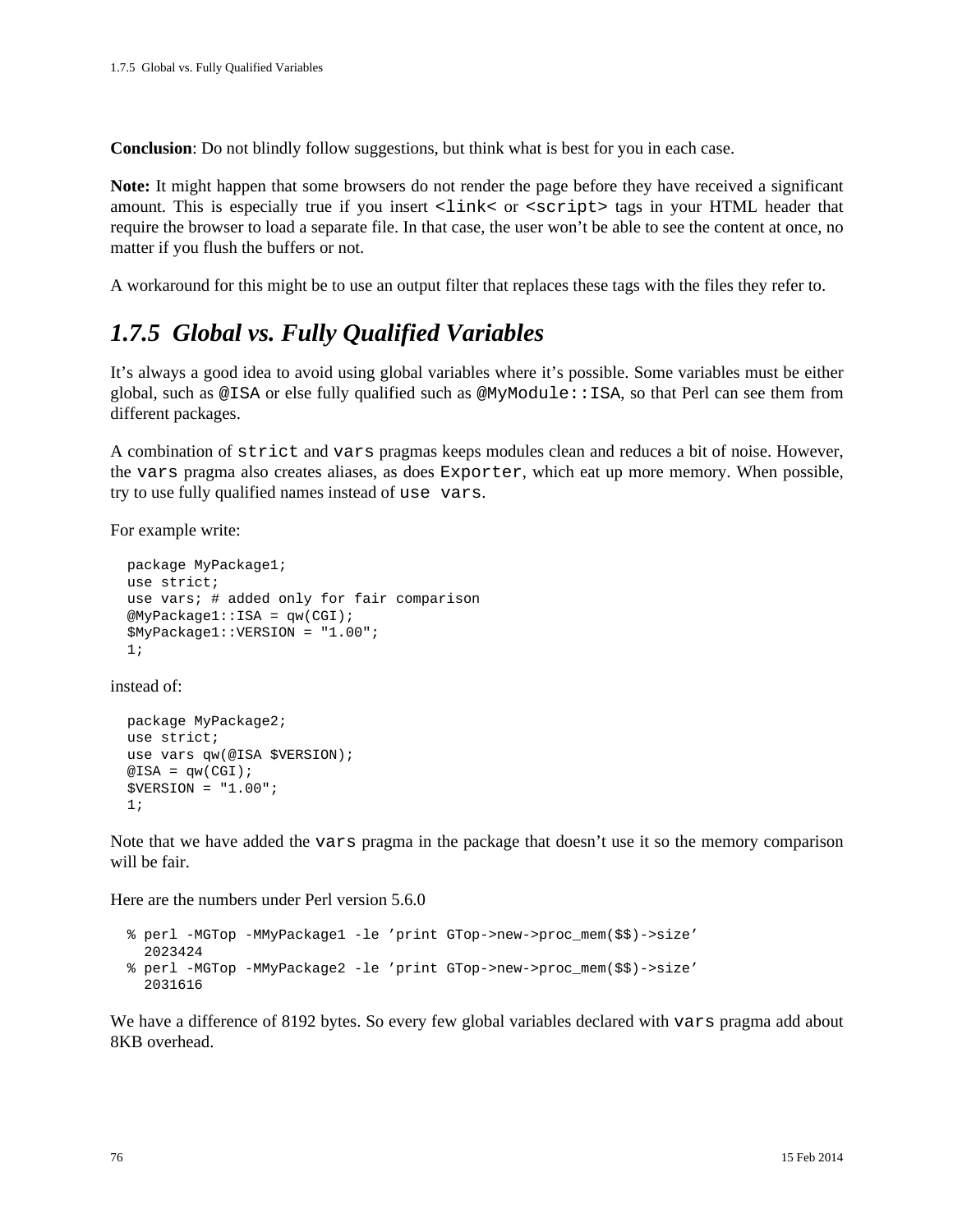**Conclusion**: Do not blindly follow suggestions, but think what is best for you in each case.

**Note:** It might happen that some browsers do not render the page before they have received a significant amount. This is especially true if you insert `<link<` or `<script>` tags in your HTML header that require the browser to load a separate file. In that case, the user won't be able to see the content at once, no matter if you flush the buffers or not.

A workaround for this might be to use an output filter that replaces these tags with the files they refer to.

## *1.7.5 Global vs. Fully Qualified Variables*

It's always a good idea to avoid using global variables where it's possible. Some variables must be either global, such as `@ISA` or else fully qualified such as `@MyModule::ISA`, so that Perl can see them from different packages.

A combination of `strict` and `vars` pragmas keeps modules clean and reduces a bit of noise. However, the `vars` pragma also creates aliases, as does `Exporter`, which eat up more memory. When possible, try to use fully qualified names instead of `use vars`.

For example write:

```
package MyPackage1;
use strict;
use vars; # added only for fair comparison
@MyPackage1::ISA = qw(CGI);
$MyPackage1::VERSION = "1.00";
1;
```

instead of:

```
package MyPackage2;
use strict;
use vars qw(@ISA $VERSION);
@ISA = qw(CGI);
$VERSION = "1.00";
1;
```

Note that we have added the `vars` pragma in the package that doesn't use it so the memory comparison will be fair.

Here are the numbers under Perl version 5.6.0

```
% perl -MGTop -MMyPackage1 -le 'print GTop->new->proc_mem($$)->size'
  2023424
% perl -MGTop -MMyPackage2 -le 'print GTop->new->proc_mem($$)->size'
  2031616
```

We have a difference of 8192 bytes. So every few global variables declared with `vars` pragma add about 8KB overhead.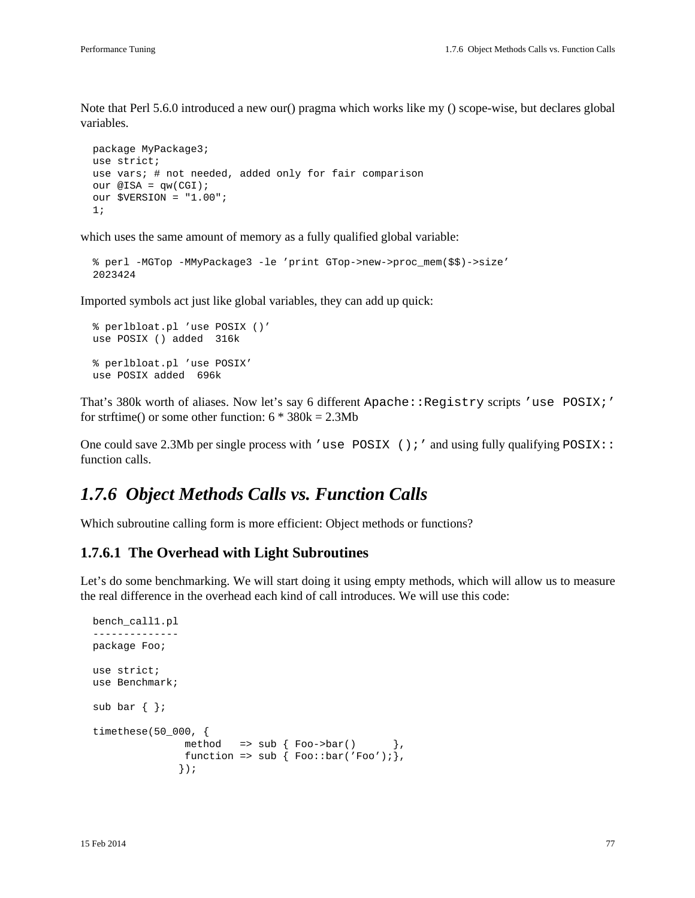Note that Perl 5.6.0 introduced a new our() pragma which works like my () scope-wise, but declares global variables.

```
package MyPackage3;
use strict;
use vars; # not needed, added only for fair comparison
our @ISA = qw(CGI);
our $VERSION = "1.00";
1;
```

which uses the same amount of memory as a fully qualified global variable:

```
% perl -MGTop -MMyPackage3 -le 'print GTop->new->proc_mem($$)->size'
2023424
```

Imported symbols act just like global variables, they can add up quick:

```
% perlbloat.pl 'use POSIX ()'
use POSIX () added  316k

% perlbloat.pl 'use POSIX'
use POSIX added  696k
```

That's 380k worth of aliases. Now let's say 6 different `Apache::Registry` scripts `'use POSIX;'` for strftime() or some other function: 6 * 380k = 2.3Mb

One could save 2.3Mb per single process with `'use POSIX ();'` and using fully qualifying `POSIX::` function calls.

## *1.7.6 Object Methods Calls vs. Function Calls*

Which subroutine calling form is more efficient: Object methods or functions?

### 1.7.6.1 The Overhead with Light Subroutines

Let's do some benchmarking. We will start doing it using empty methods, which will allow us to measure the real difference in the overhead each kind of call introduces. We will use this code:

```
bench_call1.pl
--------------
package Foo;

use strict;
use Benchmark;

sub bar { };

timethese(50_000, {
               method   => sub { Foo->bar()      },
               function => sub { Foo::bar('Foo');},
              });
```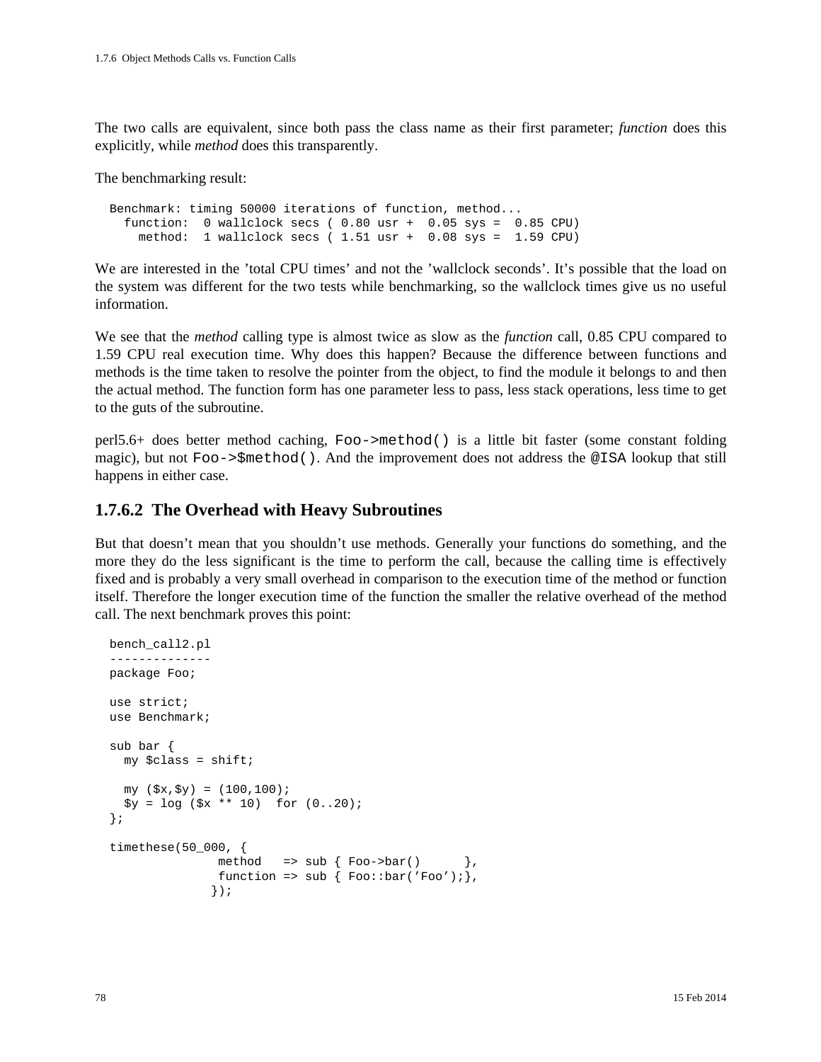The two calls are equivalent, since both pass the class name as their first parameter; *function* does this explicitly, while *method* does this transparently.

The benchmarking result:

```
Benchmark: timing 50000 iterations of function, method...
  function:  0 wallclock secs ( 0.80 usr +  0.05 sys =  0.85 CPU)
    method:  1 wallclock secs ( 1.51 usr +  0.08 sys =  1.59 CPU)
```

We are interested in the 'total CPU times' and not the 'wallclock seconds'. It's possible that the load on the system was different for the two tests while benchmarking, so the wallclock times give us no useful information.

We see that the *method* calling type is almost twice as slow as the *function* call, 0.85 CPU compared to 1.59 CPU real execution time. Why does this happen? Because the difference between functions and methods is the time taken to resolve the pointer from the object, to find the module it belongs to and then the actual method. The function form has one parameter less to pass, less stack operations, less time to get to the guts of the subroutine.

perl5.6+ does better method caching, `Foo->method()` is a little bit faster (some constant folding magic), but not `Foo->$method()`. And the improvement does not address the `@ISA` lookup that still happens in either case.

### 1.7.6.2 The Overhead with Heavy Subroutines

But that doesn't mean that you shouldn't use methods. Generally your functions do something, and the more they do the less significant is the time to perform the call, because the calling time is effectively fixed and is probably a very small overhead in comparison to the execution time of the method or function itself. Therefore the longer execution time of the function the smaller the relative overhead of the method call. The next benchmark proves this point:

```
bench_call2.pl
--------------
package Foo;

use strict;
use Benchmark;

sub bar {
  my $class = shift;

  my ($x,$y) = (100,100);
  $y = log ($x ** 10)  for (0..20);
};

timethese(50_000, {
               method   => sub { Foo->bar()      },
               function => sub { Foo::bar('Foo');},
              });
```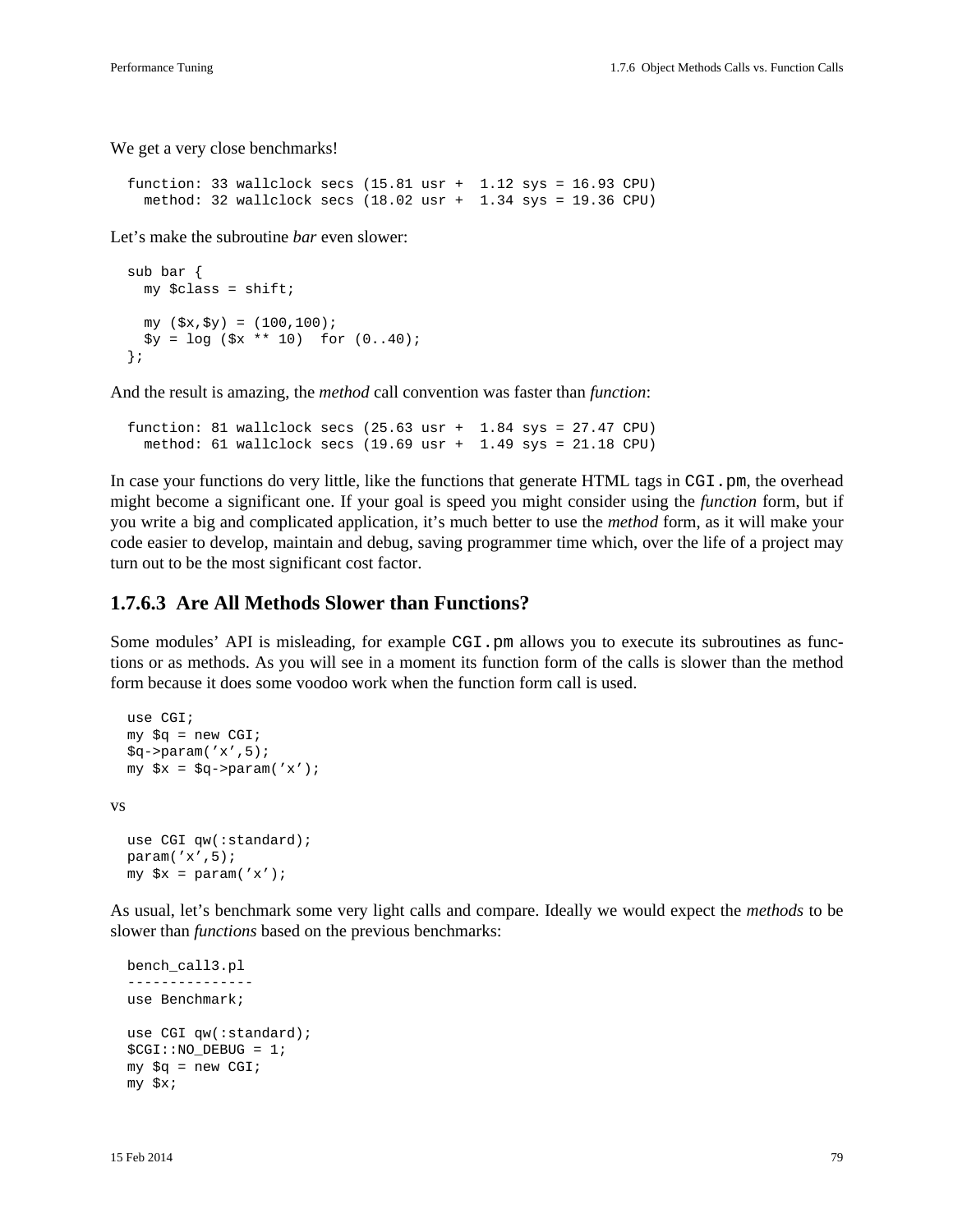We get a very close benchmarks!

```
function: 33 wallclock secs (15.81 usr +  1.12 sys = 16.93 CPU)
  method: 32 wallclock secs (18.02 usr +  1.34 sys = 19.36 CPU)
```

Let’s make the subroutine *bar* even slower:

```
sub bar {
  my $class = shift;

  my ($x,$y) = (100,100);
  $y = log ($x ** 10)  for (0..40);
};
```

And the result is amazing, the *method* call convention was faster than *function*:

```
function: 81 wallclock secs (25.63 usr +  1.84 sys = 27.47 CPU)
  method: 61 wallclock secs (19.69 usr +  1.49 sys = 21.18 CPU)
```

In case your functions do very little, like the functions that generate HTML tags in `CGI.pm`, the overhead might become a significant one. If your goal is speed you might consider using the *function* form, but if you write a big and complicated application, it’s much better to use the *method* form, as it will make your code easier to develop, maintain and debug, saving programmer time which, over the life of a project may turn out to be the most significant cost factor.

### 1.7.6.3 Are All Methods Slower than Functions?

Some modules’ API is misleading, for example `CGI.pm` allows you to execute its subroutines as functions or as methods. As you will see in a moment its function form of the calls is slower than the method form because it does some voodoo work when the function form call is used.

```
use CGI;
my $q = new CGI;
$q->param('x',5);
my $x = $q->param('x');
```

vs

```
use CGI qw(:standard);
param('x',5);
my $x = param('x');
```

As usual, let’s benchmark some very light calls and compare. Ideally we would expect the *methods* to be slower than *functions* based on the previous benchmarks:

```
bench_call3.pl
---------------
use Benchmark;

use CGI qw(:standard);
$CGI::NO_DEBUG = 1;
my $q = new CGI;
my $x;
```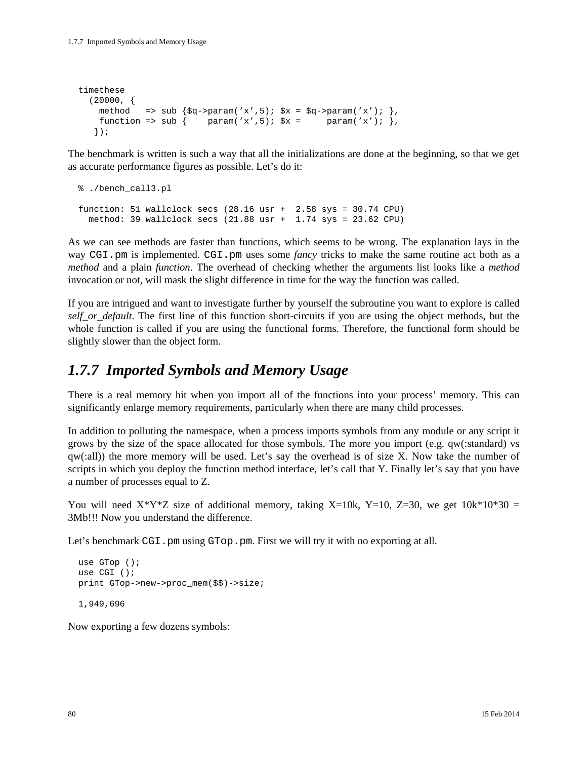```
timethese
  (20000, {
    method   => sub {$q->param('x',5); $x = $q->param('x'); },
    function => sub {    param('x',5); $x =     param('x'); },
   });
```

The benchmark is written is such a way that all the initializations are done at the beginning, so that we get as accurate performance figures as possible. Let's do it:

```
% ./bench_call3.pl

function: 51 wallclock secs (28.16 usr +  2.58 sys = 30.74 CPU)
  method: 39 wallclock secs (21.88 usr +  1.74 sys = 23.62 CPU)
```

As we can see methods are faster than functions, which seems to be wrong. The explanation lays in the way `CGI.pm` is implemented. `CGI.pm` uses some *fancy* tricks to make the same routine act both as a *method* and a plain *function*. The overhead of checking whether the arguments list looks like a *method* invocation or not, will mask the slight difference in time for the way the function was called.

If you are intrigued and want to investigate further by yourself the subroutine you want to explore is called *self_or_default*. The first line of this function short-circuits if you are using the object methods, but the whole function is called if you are using the functional forms. Therefore, the functional form should be slightly slower than the object form.

## 1.7.7 Imported Symbols and Memory Usage

There is a real memory hit when you import all of the functions into your process' memory. This can significantly enlarge memory requirements, particularly when there are many child processes.

In addition to polluting the namespace, when a process imports symbols from any module or any script it grows by the size of the space allocated for those symbols. The more you import (e.g. qw(:standard) vs qw(:all)) the more memory will be used. Let's say the overhead is of size X. Now take the number of scripts in which you deploy the function method interface, let's call that Y. Finally let's say that you have a number of processes equal to Z.

You will need X*Y*Z size of additional memory, taking X=10k, Y=10, Z=30, we get 10k*10*30 = 3Mb!!! Now you understand the difference.

Let's benchmark `CGI.pm` using `GTop.pm`. First we will try it with no exporting at all.

```
use GTop ();
use CGI ();
print GTop->new->proc_mem($$)->size;

1,949,696
```

Now exporting a few dozens symbols: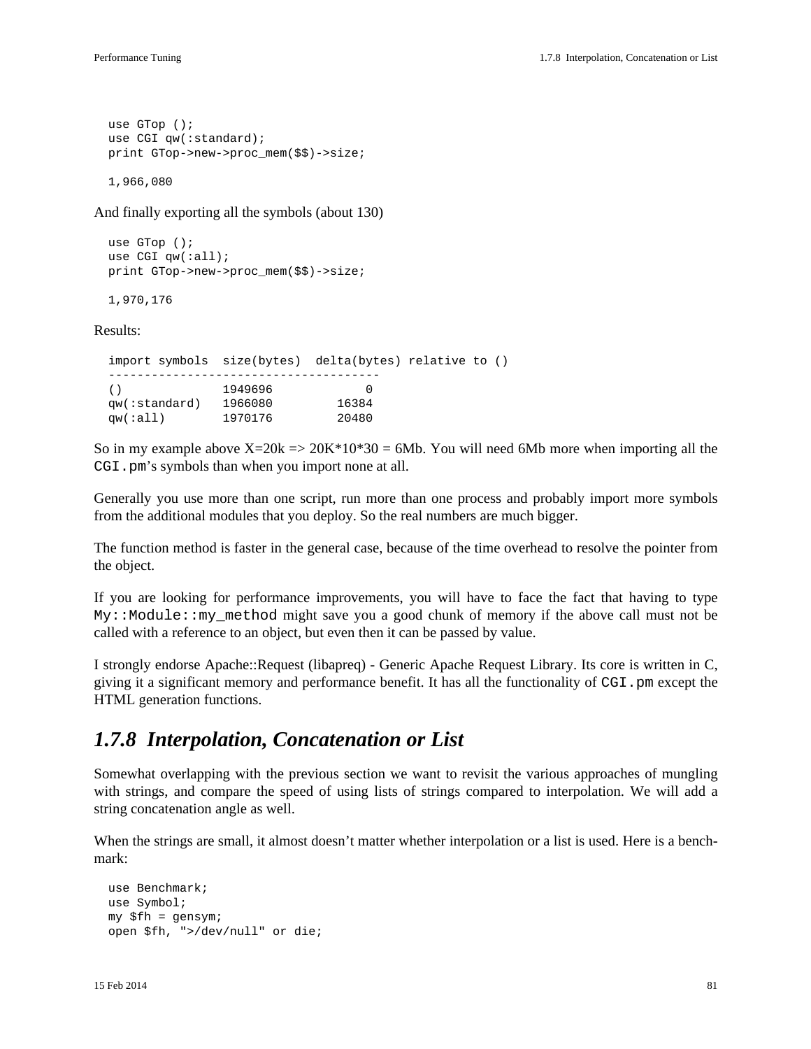```
use GTop ();
use CGI qw(:standard);
print GTop->new->proc_mem($$)->size;

1,966,080
```

And finally exporting all the symbols (about 130)

```
use GTop ();
use CGI qw(:all);
print GTop->new->proc_mem($$)->size;

1,970,176
```

Results:

```
import symbols  size(bytes)  delta(bytes) relative to ()
--------------------------------------
()              1949696             0
qw(:standard)   1966080         16384
qw(:all)        1970176         20480
```

So in my example above X=20k => 20K*10*30 = 6Mb. You will need 6Mb more when importing all the `CGI.pm`'s symbols than when you import none at all.

Generally you use more than one script, run more than one process and probably import more symbols from the additional modules that you deploy. So the real numbers are much bigger.

The function method is faster in the general case, because of the time overhead to resolve the pointer from the object.

If you are looking for performance improvements, you will have to face the fact that having to type `My::Module::my_method` might save you a good chunk of memory if the above call must not be called with a reference to an object, but even then it can be passed by value.

I strongly endorse Apache::Request (libapreq) - Generic Apache Request Library. Its core is written in C, giving it a significant memory and performance benefit. It has all the functionality of `CGI.pm` except the HTML generation functions.

## *1.7.8 Interpolation, Concatenation or List*

Somewhat overlapping with the previous section we want to revisit the various approaches of mungling with strings, and compare the speed of using lists of strings compared to interpolation. We will add a string concatenation angle as well.

When the strings are small, it almost doesn't matter whether interpolation or a list is used. Here is a benchmark:

```
use Benchmark;
use Symbol;
my $fh = gensym;
open $fh, ">/dev/null" or die;
```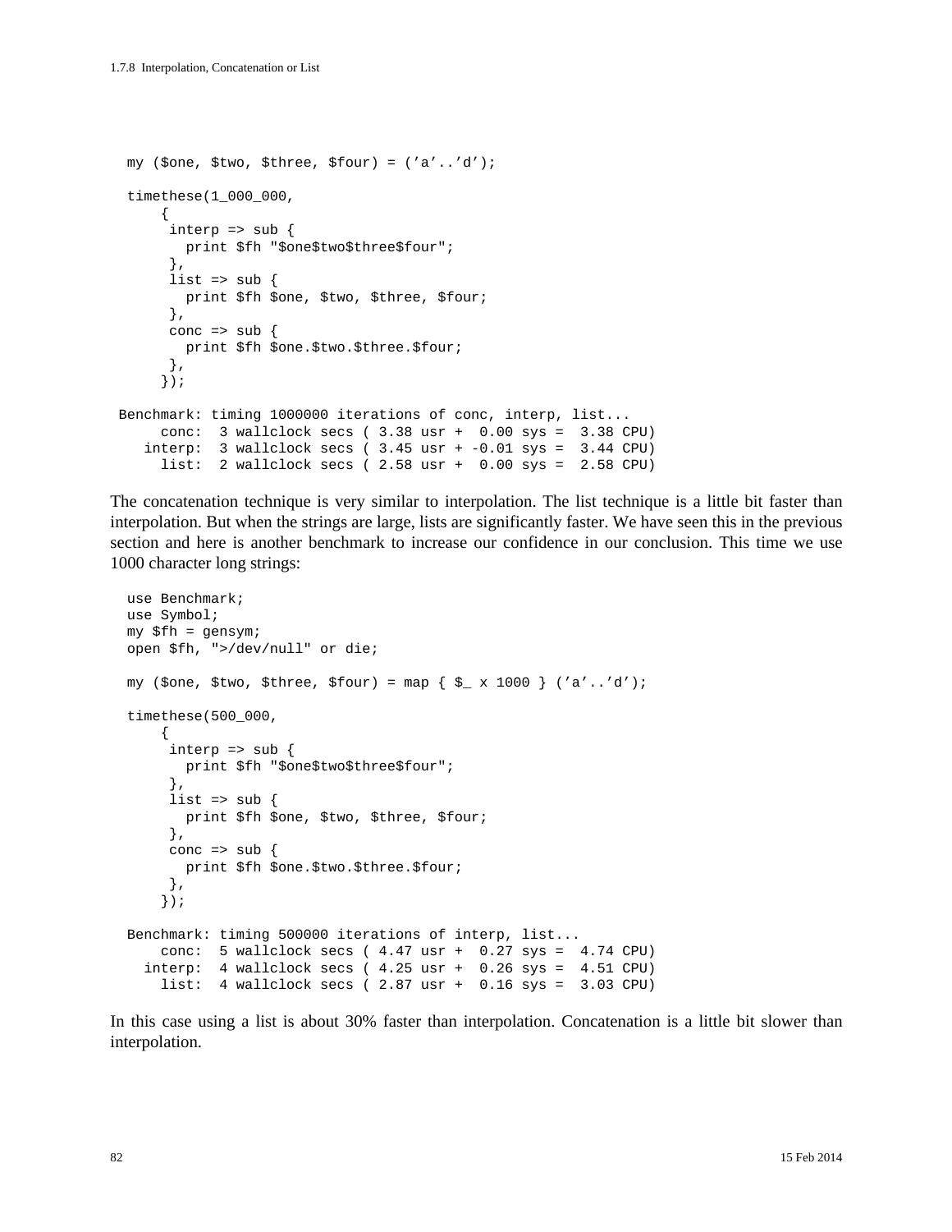```
my ($one, $two, $three, $four) = ('a'..'d');

timethese(1_000_000,
    {
     interp => sub {
       print $fh "$one$two$three$four";
     },
     list => sub {
       print $fh $one, $two, $three, $four;
     },
     conc => sub {
       print $fh $one.$two.$three.$four;
     },
    });

Benchmark: timing 1000000 iterations of conc, interp, list...
     conc:  3 wallclock secs ( 3.38 usr +  0.00 sys =  3.38 CPU)
   interp:  3 wallclock secs ( 3.45 usr + -0.01 sys =  3.44 CPU)
     list:  2 wallclock secs ( 2.58 usr +  0.00 sys =  2.58 CPU)
```

The concatenation technique is very similar to interpolation. The list technique is a little bit faster than interpolation. But when the strings are large, lists are significantly faster. We have seen this in the previous section and here is another benchmark to increase our confidence in our conclusion. This time we use 1000 character long strings:

```
use Benchmark;
use Symbol;
my $fh = gensym;
open $fh, ">/dev/null" or die;

my ($one, $two, $three, $four) = map { $_ x 1000 } ('a'..'d');

timethese(500_000,
    {
     interp => sub {
       print $fh "$one$two$three$four";
     },
     list => sub {
       print $fh $one, $two, $three, $four;
     },
     conc => sub {
       print $fh $one.$two.$three.$four;
     },
    });

Benchmark: timing 500000 iterations of interp, list...
     conc:  5 wallclock secs ( 4.47 usr +  0.27 sys =  4.74 CPU)
   interp:  4 wallclock secs ( 4.25 usr +  0.26 sys =  4.51 CPU)
     list:  4 wallclock secs ( 2.87 usr +  0.16 sys =  3.03 CPU)
```

In this case using a list is about 30% faster than interpolation. Concatenation is a little bit slower than interpolation.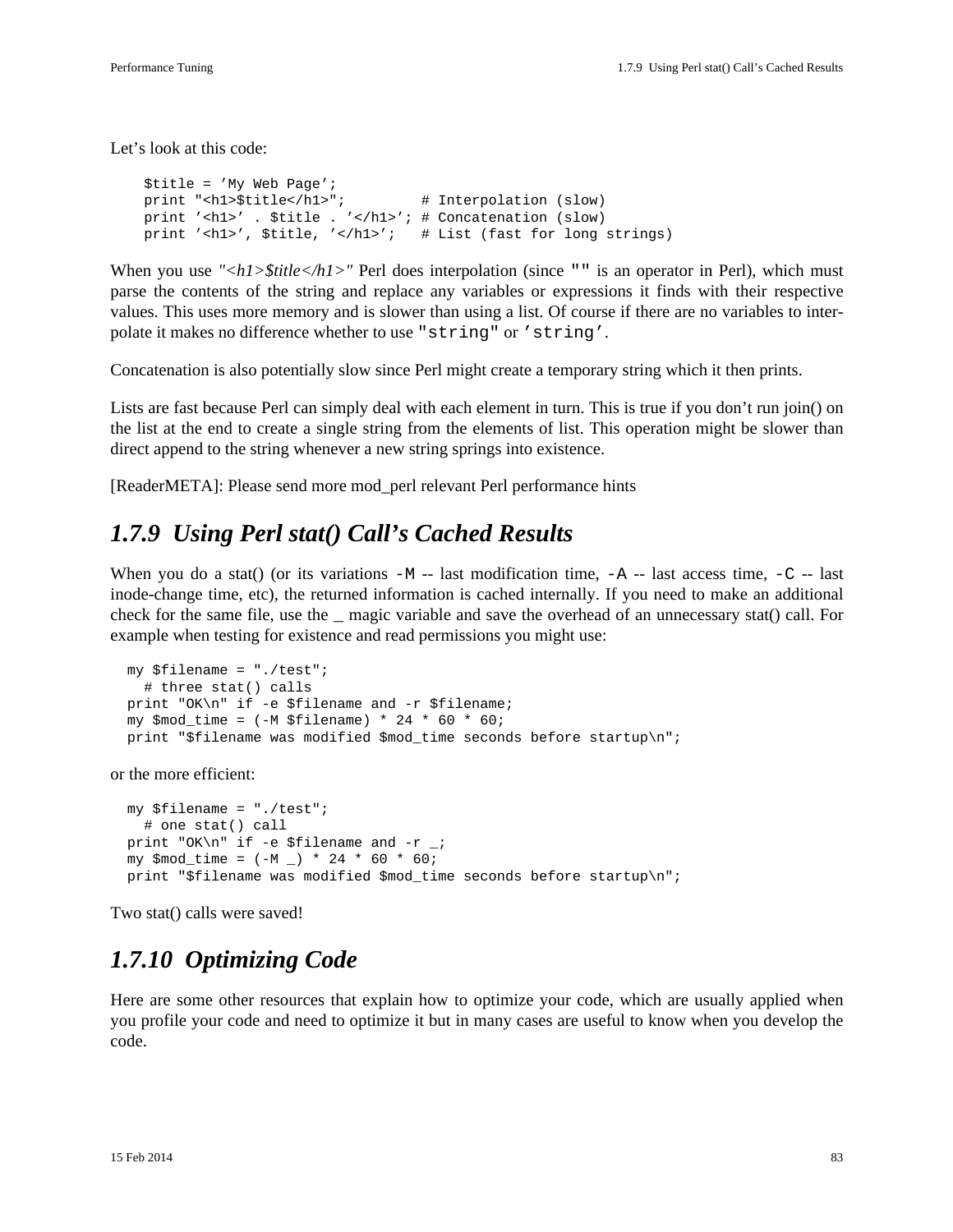Let's look at this code:

```
$title = 'My Web Page';
print "<h1>$title</h1>";         # Interpolation (slow)
print '<h1>' . $title . '</h1>'; # Concatenation (slow)
print '<h1>', $title, '</h1>';   # List (fast for long strings)
```

When you use *"<h1>$title</h1>"* Perl does interpolation (since `""` is an operator in Perl), which must parse the contents of the string and replace any variables or expressions it finds with their respective values. This uses more memory and is slower than using a list. Of course if there are no variables to interpolate it makes no difference whether to use `"string"` or `'string'`.

Concatenation is also potentially slow since Perl might create a temporary string which it then prints.

Lists are fast because Perl can simply deal with each element in turn. This is true if you don't run join() on the list at the end to create a single string from the elements of list. This operation might be slower than direct append to the string whenever a new string springs into existence.

[ReaderMETA]: Please send more mod_perl relevant Perl performance hints

## *1.7.9 Using Perl stat() Call's Cached Results*

When you do a stat() (or its variations `-M` -- last modification time, `-A` -- last access time, `-C` -- last inode-change time, etc), the returned information is cached internally. If you need to make an additional check for the same file, use the _ magic variable and save the overhead of an unnecessary stat() call. For example when testing for existence and read permissions you might use:

```
my $filename = "./test";
  # three stat() calls
print "OK\n" if -e $filename and -r $filename;
my $mod_time = (-M $filename) * 24 * 60 * 60;
print "$filename was modified $mod_time seconds before startup\n";
```

or the more efficient:

```
my $filename = "./test";
  # one stat() call
print "OK\n" if -e $filename and -r _;
my $mod_time = (-M _) * 24 * 60 * 60;
print "$filename was modified $mod_time seconds before startup\n";
```

Two stat() calls were saved!

## *1.7.10 Optimizing Code*

Here are some other resources that explain how to optimize your code, which are usually applied when you profile your code and need to optimize it but in many cases are useful to know when you develop the code.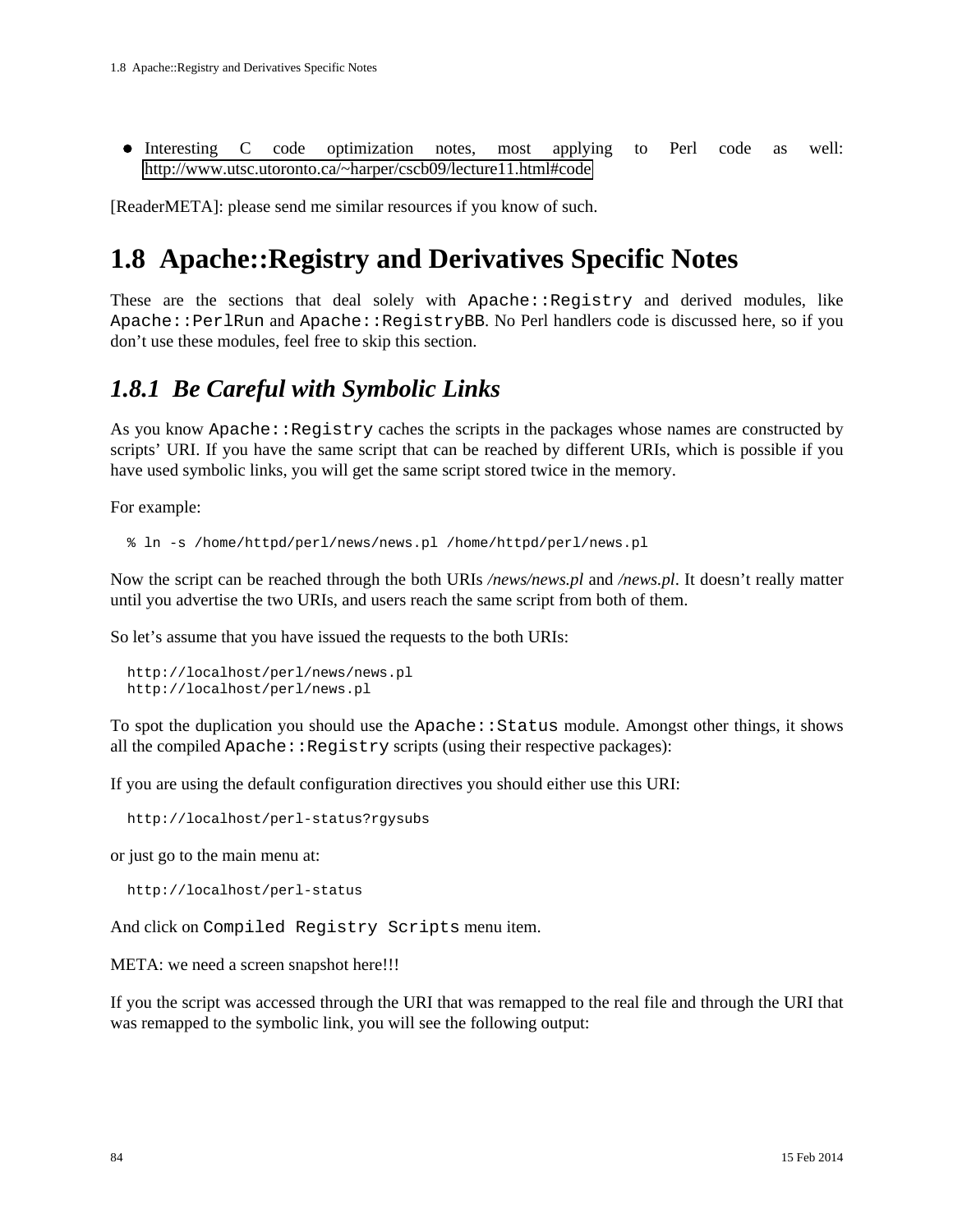- Interesting C code optimization notes, most applying to Perl code as well: http://www.utsc.utoronto.ca/~harper/cscb09/lecture11.html#code

[ReaderMETA]: please send me similar resources if you know of such.

# 1.8 Apache::Registry and Derivatives Specific Notes

These are the sections that deal solely with `Apache::Registry` and derived modules, like `Apache::PerlRun` and `Apache::RegistryBB`. No Perl handlers code is discussed here, so if you don't use these modules, feel free to skip this section.

## *1.8.1 Be Careful with Symbolic Links*

As you know `Apache::Registry` caches the scripts in the packages whose names are constructed by scripts' URI. If you have the same script that can be reached by different URIs, which is possible if you have used symbolic links, you will get the same script stored twice in the memory.

For example:

```
% ln -s /home/httpd/perl/news/news.pl /home/httpd/perl/news.pl
```

Now the script can be reached through the both URIs */news/news.pl* and */news.pl*. It doesn't really matter until you advertise the two URIs, and users reach the same script from both of them.

So let's assume that you have issued the requests to the both URIs:

```
http://localhost/perl/news/news.pl
http://localhost/perl/news.pl
```

To spot the duplication you should use the `Apache::Status` module. Amongst other things, it shows all the compiled `Apache::Registry` scripts (using their respective packages):

If you are using the default configuration directives you should either use this URI:

```
http://localhost/perl-status?rgysubs
```

or just go to the main menu at:

```
http://localhost/perl-status
```

And click on `Compiled Registry Scripts` menu item.

META: we need a screen snapshot here!!!

If you the script was accessed through the URI that was remapped to the real file and through the URI that was remapped to the symbolic link, you will see the following output: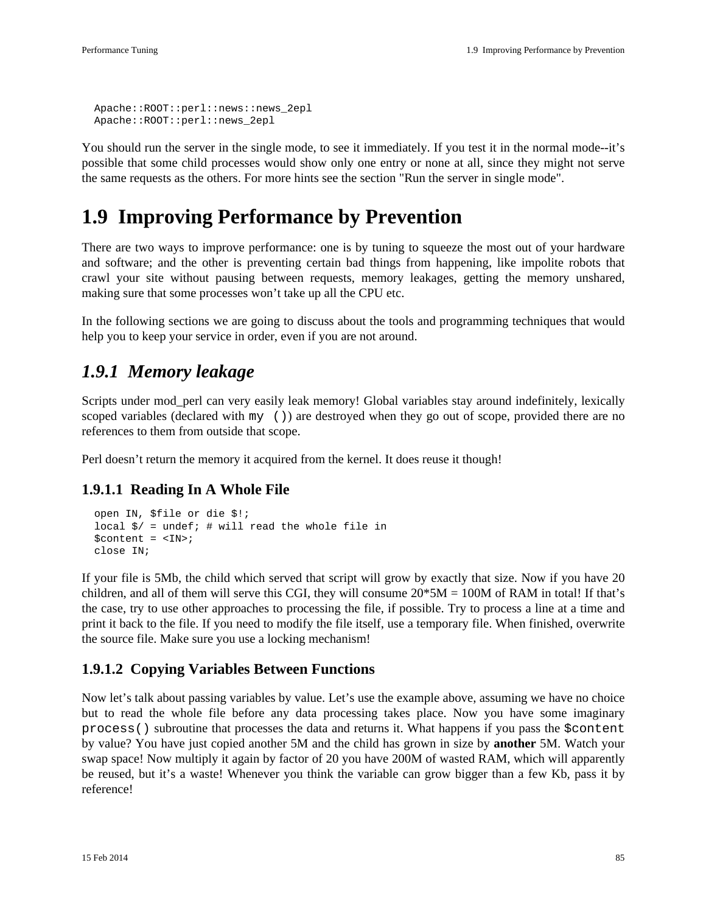```
Apache::ROOT::perl::news::news_2epl
Apache::ROOT::perl::news_2epl
```

You should run the server in the single mode, to see it immediately. If you test it in the normal mode--it's possible that some child processes would show only one entry or none at all, since they might not serve the same requests as the others. For more hints see the section "Run the server in single mode".

# 1.9 Improving Performance by Prevention

There are two ways to improve performance: one is by tuning to squeeze the most out of your hardware and software; and the other is preventing certain bad things from happening, like impolite robots that crawl your site without pausing between requests, memory leakages, getting the memory unshared, making sure that some processes won't take up all the CPU etc.

In the following sections we are going to discuss about the tools and programming techniques that would help you to keep your service in order, even if you are not around.

## *1.9.1 Memory leakage*

Scripts under mod_perl can very easily leak memory! Global variables stay around indefinitely, lexically scoped variables (declared with `my ()`) are destroyed when they go out of scope, provided there are no references to them from outside that scope.

Perl doesn't return the memory it acquired from the kernel. It does reuse it though!

### 1.9.1.1 Reading In A Whole File

```
open IN, $file or die $!;
local $/ = undef; # will read the whole file in
$content = <IN>;
close IN;
```

If your file is 5Mb, the child which served that script will grow by exactly that size. Now if you have 20 children, and all of them will serve this CGI, they will consume 20*5M = 100M of RAM in total! If that's the case, try to use other approaches to processing the file, if possible. Try to process a line at a time and print it back to the file. If you need to modify the file itself, use a temporary file. When finished, overwrite the source file. Make sure you use a locking mechanism!

### 1.9.1.2 Copying Variables Between Functions

Now let's talk about passing variables by value. Let's use the example above, assuming we have no choice but to read the whole file before any data processing takes place. Now you have some imaginary `process()` subroutine that processes the data and returns it. What happens if you pass the `$content` by value? You have just copied another 5M and the child has grown in size by **another** 5M. Watch your swap space! Now multiply it again by factor of 20 you have 200M of wasted RAM, which will apparently be reused, but it's a waste! Whenever you think the variable can grow bigger than a few Kb, pass it by reference!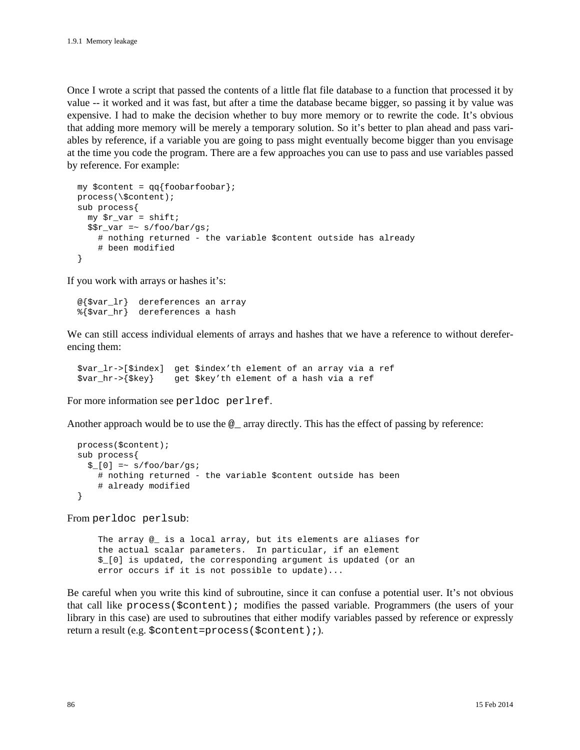Once I wrote a script that passed the contents of a little flat file database to a function that processed it by value -- it worked and it was fast, but after a time the database became bigger, so passing it by value was expensive. I had to make the decision whether to buy more memory or to rewrite the code. It's obvious that adding more memory will be merely a temporary solution. So it's better to plan ahead and pass variables by reference, if a variable you are going to pass might eventually become bigger than you envisage at the time you code the program. There are a few approaches you can use to pass and use variables passed by reference. For example:

```
my $content = qq{foobarfoobar};
process(\$content);
sub process{
  my $r_var = shift;
  $$r_var =~ s/foo/bar/gs;
    # nothing returned - the variable $content outside has already
    # been modified
}
```

If you work with arrays or hashes it's:

```
@{$var_lr}  dereferences an array
%{$var_hr}  dereferences a hash
```

We can still access individual elements of arrays and hashes that we have a reference to without dereferencing them:

```
$var_lr->[$index]  get $index'th element of an array via a ref
$var_hr->{$key}    get $key'th element of a hash via a ref
```

For more information see `perldoc perlref`.

Another approach would be to use the `@_` array directly. This has the effect of passing by reference:

```
process($content);
sub process{
  $_[0] =~ s/foo/bar/gs;
    # nothing returned - the variable $content outside has been
    # already modified
}
```

From `perldoc perlsub`:

```
    The array @_ is a local array, but its elements are aliases for
    the actual scalar parameters.  In particular, if an element
    $_[0] is updated, the corresponding argument is updated (or an
    error occurs if it is not possible to update)...
```

Be careful when you write this kind of subroutine, since it can confuse a potential user. It's not obvious that call like `process($content);` modifies the passed variable. Programmers (the users of your library in this case) are used to subroutines that either modify variables passed by reference or expressly return a result (e.g. `$content=process($content);`).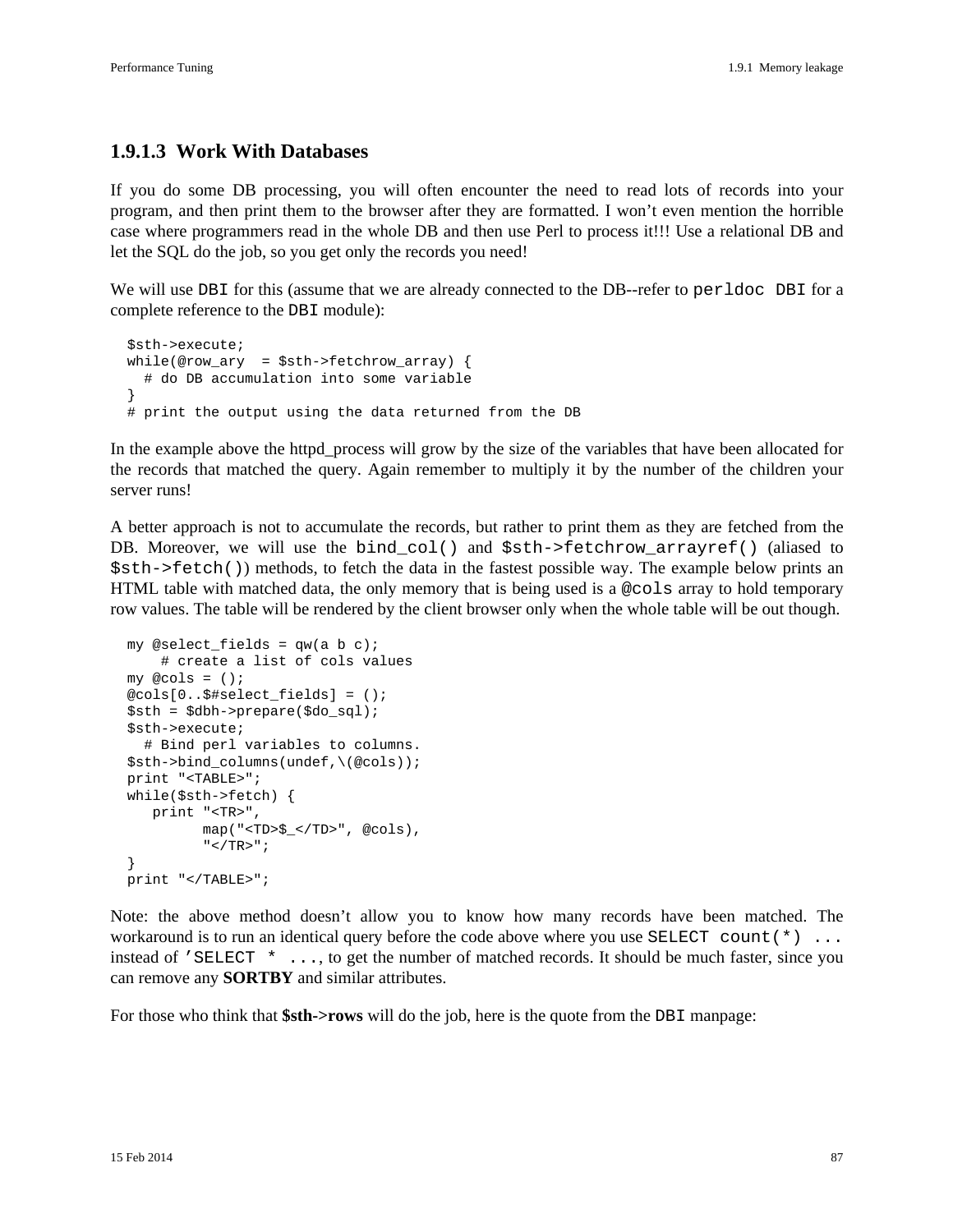### 1.9.1.3 Work With Databases

If you do some DB processing, you will often encounter the need to read lots of records into your program, and then print them to the browser after they are formatted. I won't even mention the horrible case where programmers read in the whole DB and then use Perl to process it!!! Use a relational DB and let the SQL do the job, so you get only the records you need!

We will use `DBI` for this (assume that we are already connected to the DB--refer to `perldoc DBI` for a complete reference to the `DBI` module):

```
$sth->execute;
while(@row_ary  = $sth->fetchrow_array) {
  # do DB accumulation into some variable
}
# print the output using the data returned from the DB
```

In the example above the httpd_process will grow by the size of the variables that have been allocated for the records that matched the query. Again remember to multiply it by the number of the children your server runs!

A better approach is not to accumulate the records, but rather to print them as they are fetched from the DB. Moreover, we will use the `bind_col()` and `$sth->fetchrow_arrayref()` (aliased to `$sth->fetch()`) methods, to fetch the data in the fastest possible way. The example below prints an HTML table with matched data, the only memory that is being used is a `@cols` array to hold temporary row values. The table will be rendered by the client browser only when the whole table will be out though.

```
my @select_fields = qw(a b c);
    # create a list of cols values
my @cols = ();
@cols[0..$#select_fields] = ();
$sth = $dbh->prepare($do_sql);
$sth->execute;
  # Bind perl variables to columns.
$sth->bind_columns(undef,\(@cols));
print "<TABLE>";
while($sth->fetch) {
   print "<TR>",
         map("<TD>$_</TD>", @cols),
         "</TR>";
}
print "</TABLE>";
```

Note: the above method doesn't allow you to know how many records have been matched. The workaround is to run an identical query before the code above where you use `SELECT count(*) ...` instead of `'SELECT * ...`, to get the number of matched records. It should be much faster, since you can remove any **SORTBY** and similar attributes.

For those who think that **$sth->rows** will do the job, here is the quote from the `DBI` manpage: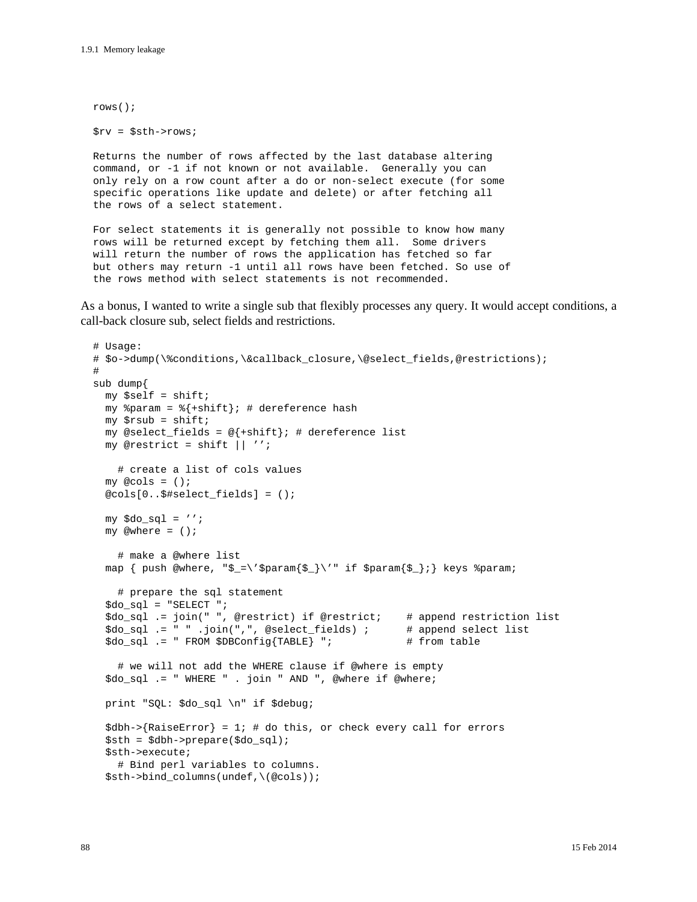```
rows();

$rv = $sth->rows;

Returns the number of rows affected by the last database altering
command, or -1 if not known or not available.  Generally you can
only rely on a row count after a do or non-select execute (for some
specific operations like update and delete) or after fetching all
the rows of a select statement.

For select statements it is generally not possible to know how many
rows will be returned except by fetching them all.  Some drivers
will return the number of rows the application has fetched so far
but others may return -1 until all rows have been fetched. So use of
the rows method with select statements is not recommended.
```

As a bonus, I wanted to write a single sub that flexibly processes any query. It would accept conditions, a call-back closure sub, select fields and restrictions.

```
# Usage:
# $o->dump(\%conditions,\&callback_closure,\@select_fields,@restrictions);
#
sub dump{
  my $self = shift;
  my %param = %{+shift}; # dereference hash
  my $rsub = shift;
  my @select_fields = @{+shift}; # dereference list
  my @restrict = shift || '';

    # create a list of cols values
  my @cols = ();
  @cols[0..$#select_fields] = ();

  my $do_sql = '';
  my @where = ();

    # make a @where list
  map { push @where, "$_=\'$param{$_}\'" if $param{$_};} keys %param;

    # prepare the sql statement
  $do_sql = "SELECT ";
  $do_sql .= join(" ", @restrict) if @restrict;    # append restriction list
  $do_sql .= " " .join(",", @select_fields) ;      # append select list
  $do_sql .= " FROM $DBConfig{TABLE} ";            # from table

    # we will not add the WHERE clause if @where is empty
  $do_sql .= " WHERE " . join " AND ", @where if @where;

  print "SQL: $do_sql \n" if $debug;

  $dbh->{RaiseError} = 1; # do this, or check every call for errors
  $sth = $dbh->prepare($do_sql);
  $sth->execute;
    # Bind perl variables to columns.
  $sth->bind_columns(undef,\(@cols));
```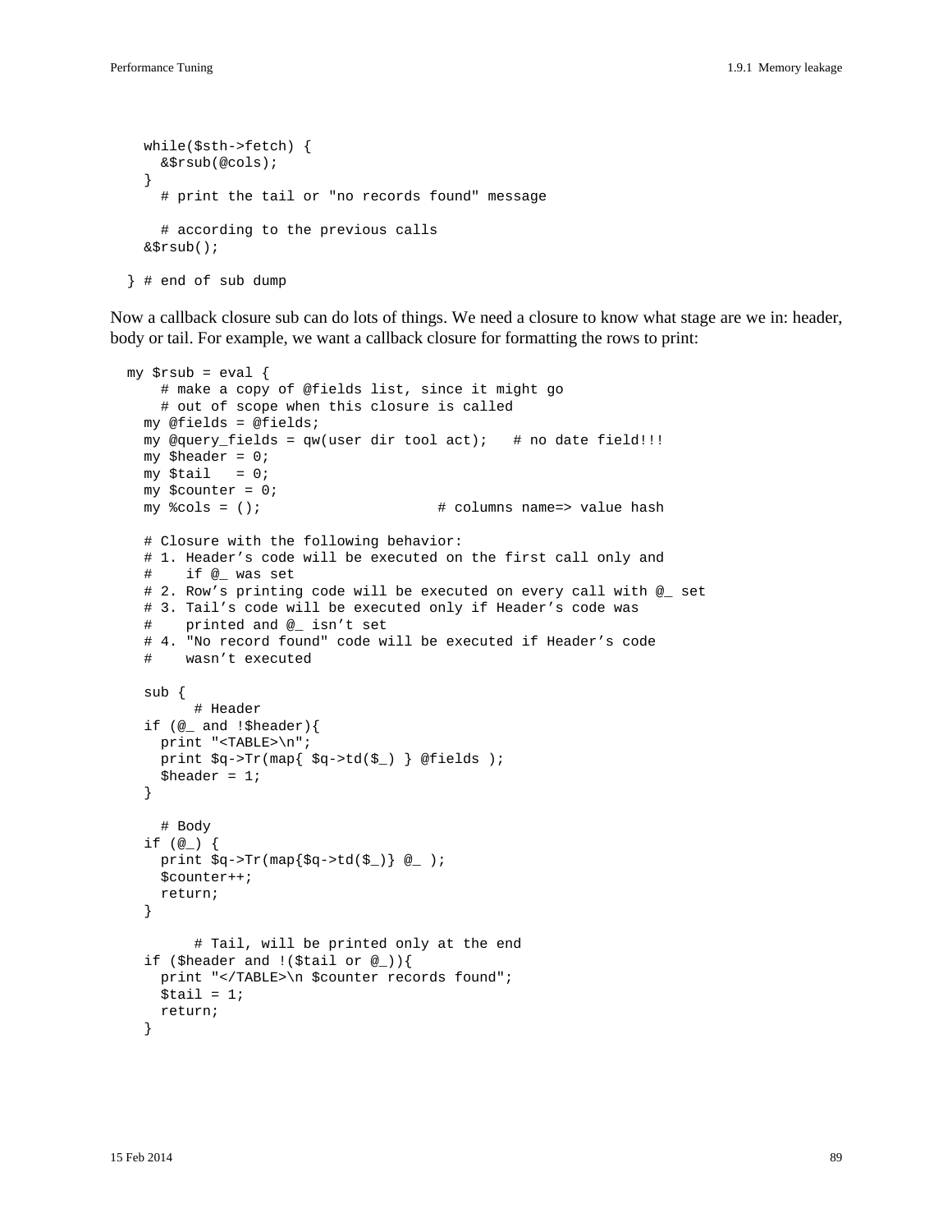```
    while($sth->fetch) {
      &$rsub(@cols);
    }
      # print the tail or "no records found" message

      # according to the previous calls
    &$rsub();

  } # end of sub dump
```

Now a callback closure sub can do lots of things. We need a closure to know what stage are we in: header, body or tail. For example, we want a callback closure for formatting the rows to print:

```
  my $rsub = eval {
      # make a copy of @fields list, since it might go
      # out of scope when this closure is called
    my @fields = @fields;
    my @query_fields = qw(user dir tool act);   # no date field!!!
    my $header = 0;
    my $tail   = 0;
    my $counter = 0;
    my %cols = ();                     # columns name=> value hash

    # Closure with the following behavior:
    # 1. Header's code will be executed on the first call only and
    #    if @_ was set
    # 2. Row's printing code will be executed on every call with @_ set
    # 3. Tail's code will be executed only if Header's code was
    #    printed and @_ isn't set
    # 4. "No record found" code will be executed if Header's code
    #    wasn't executed

    sub {
          # Header
    if (@_ and !$header){
      print "<TABLE>\n";
      print $q->Tr(map{ $q->td($_) } @fields );
      $header = 1;
    }

      # Body
    if (@_) {
      print $q->Tr(map{$q->td($_)} @_ );
      $counter++;
      return;
    }

          # Tail, will be printed only at the end
    if ($header and !($tail or @_)){
      print "</TABLE>\n $counter records found";
      $tail = 1;
      return;
    }
```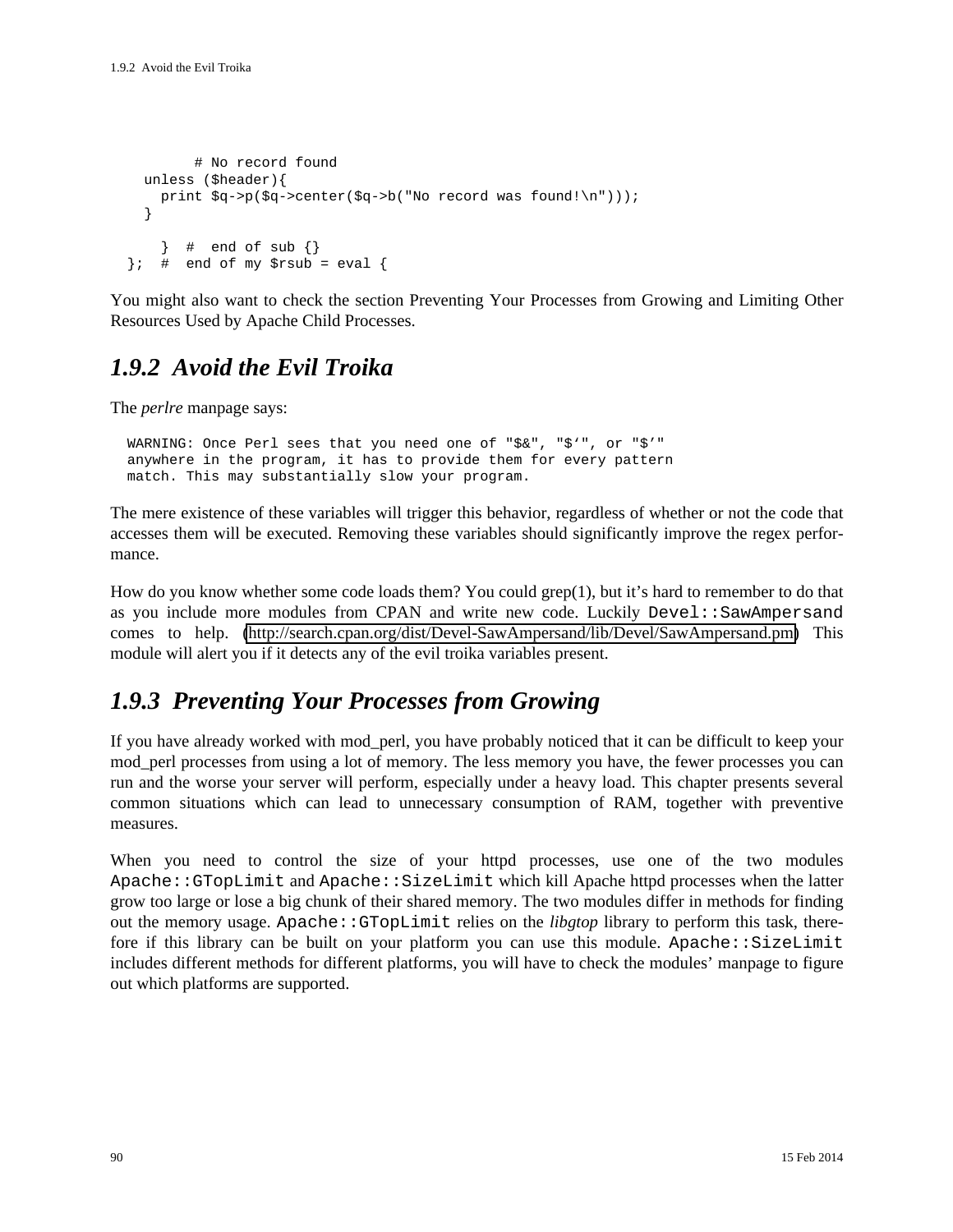```
        # No record found
    unless ($header){
      print $q->p($q->center($q->b("No record was found!\n")));
    }

      }  #  end of sub {}
  };  #  end of my $rsub = eval {
```

You might also want to check the section Preventing Your Processes from Growing and Limiting Other Resources Used by Apache Child Processes.

## 1.9.2 Avoid the Evil Troika

The *perlre* manpage says:

```
WARNING: Once Perl sees that you need one of "$&", "$‘", or "$’"
anywhere in the program, it has to provide them for every pattern
match. This may substantially slow your program.
```

The mere existence of these variables will trigger this behavior, regardless of whether or not the code that accesses them will be executed. Removing these variables should significantly improve the regex performance.

How do you know whether some code loads them? You could grep(1), but it’s hard to remember to do that as you include more modules from CPAN and write new code. Luckily `Devel::SawAmpersand` comes to help. (http://search.cpan.org/dist/Devel-SawAmpersand/lib/Devel/SawAmpersand.pm) This module will alert you if it detects any of the evil troika variables present.

## 1.9.3 Preventing Your Processes from Growing

If you have already worked with mod_perl, you have probably noticed that it can be difficult to keep your mod_perl processes from using a lot of memory. The less memory you have, the fewer processes you can run and the worse your server will perform, especially under a heavy load. This chapter presents several common situations which can lead to unnecessary consumption of RAM, together with preventive measures.

When you need to control the size of your httpd processes, use one of the two modules `Apache::GTopLimit` and `Apache::SizeLimit` which kill Apache httpd processes when the latter grow too large or lose a big chunk of their shared memory. The two modules differ in methods for finding out the memory usage. `Apache::GTopLimit` relies on the *libgtop* library to perform this task, therefore if this library can be built on your platform you can use this module. `Apache::SizeLimit` includes different methods for different platforms, you will have to check the modules’ manpage to figure out which platforms are supported.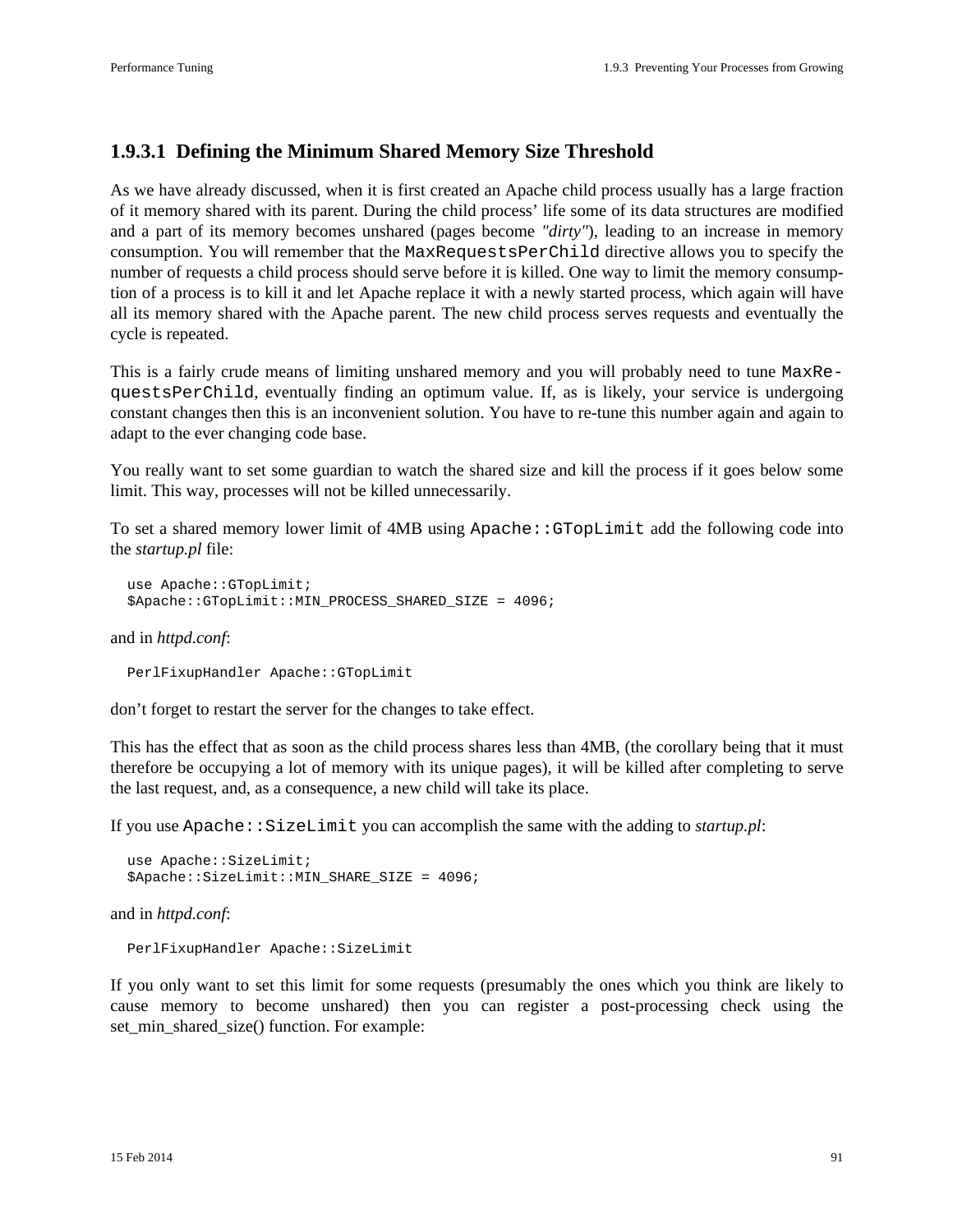### 1.9.3.1 Defining the Minimum Shared Memory Size Threshold

As we have already discussed, when it is first created an Apache child process usually has a large fraction of it memory shared with its parent. During the child process' life some of its data structures are modified and a part of its memory becomes unshared (pages become *"dirty"*), leading to an increase in memory consumption. You will remember that the `MaxRequestsPerChild` directive allows you to specify the number of requests a child process should serve before it is killed. One way to limit the memory consumption of a process is to kill it and let Apache replace it with a newly started process, which again will have all its memory shared with the Apache parent. The new child process serves requests and eventually the cycle is repeated.

This is a fairly crude means of limiting unshared memory and you will probably need to tune `MaxRequestsPerChild`, eventually finding an optimum value. If, as is likely, your service is undergoing constant changes then this is an inconvenient solution. You have to re-tune this number again and again to adapt to the ever changing code base.

You really want to set some guardian to watch the shared size and kill the process if it goes below some limit. This way, processes will not be killed unnecessarily.

To set a shared memory lower limit of 4MB using `Apache::GTopLimit` add the following code into the *startup.pl* file:

```
use Apache::GTopLimit;
$Apache::GTopLimit::MIN_PROCESS_SHARED_SIZE = 4096;
```

and in *httpd.conf*:

```
PerlFixupHandler Apache::GTopLimit
```

don't forget to restart the server for the changes to take effect.

This has the effect that as soon as the child process shares less than 4MB, (the corollary being that it must therefore be occupying a lot of memory with its unique pages), it will be killed after completing to serve the last request, and, as a consequence, a new child will take its place.

If you use `Apache::SizeLimit` you can accomplish the same with the adding to *startup.pl*:

```
use Apache::SizeLimit;
$Apache::SizeLimit::MIN_SHARE_SIZE = 4096;
```

and in *httpd.conf*:

```
PerlFixupHandler Apache::SizeLimit
```

If you only want to set this limit for some requests (presumably the ones which you think are likely to cause memory to become unshared) then you can register a post-processing check using the set_min_shared_size() function. For example: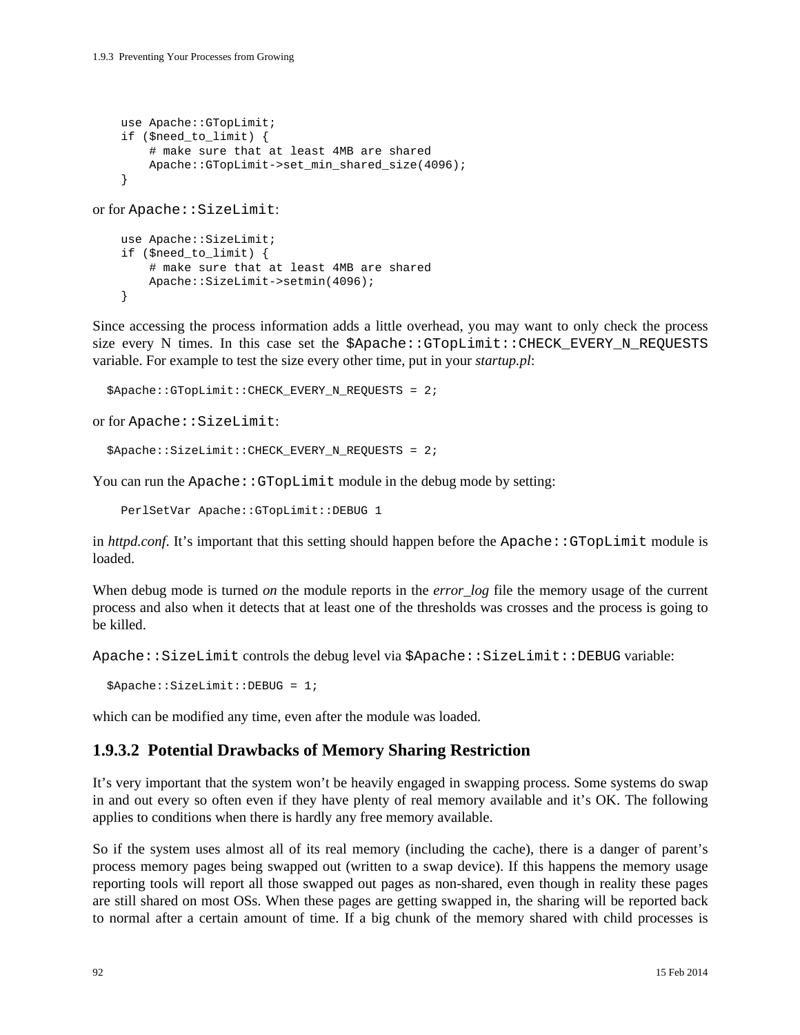```
use Apache::GTopLimit;
if ($need_to_limit) {
    # make sure that at least 4MB are shared
    Apache::GTopLimit->set_min_shared_size(4096);
}
```

or for `Apache::SizeLimit`:

```
use Apache::SizeLimit;
if ($need_to_limit) {
    # make sure that at least 4MB are shared
    Apache::SizeLimit->setmin(4096);
}
```

Since accessing the process information adds a little overhead, you may want to only check the process size every N times. In this case set the `$Apache::GTopLimit::CHECK_EVERY_N_REQUESTS` variable. For example to test the size every other time, put in your *startup.pl*:

```
$Apache::GTopLimit::CHECK_EVERY_N_REQUESTS = 2;
```

or for `Apache::SizeLimit`:

```
$Apache::SizeLimit::CHECK_EVERY_N_REQUESTS = 2;
```

You can run the `Apache::GTopLimit` module in the debug mode by setting:

```
PerlSetVar Apache::GTopLimit::DEBUG 1
```

in *httpd.conf*. It's important that this setting should happen before the `Apache::GTopLimit` module is loaded.

When debug mode is turned *on* the module reports in the *error_log* file the memory usage of the current process and also when it detects that at least one of the thresholds was crosses and the process is going to be killed.

`Apache::SizeLimit` controls the debug level via `$Apache::SizeLimit::DEBUG` variable:

```
$Apache::SizeLimit::DEBUG = 1;
```

which can be modified any time, even after the module was loaded.

### 1.9.3.2 Potential Drawbacks of Memory Sharing Restriction

It's very important that the system won't be heavily engaged in swapping process. Some systems do swap in and out every so often even if they have plenty of real memory available and it's OK. The following applies to conditions when there is hardly any free memory available.

So if the system uses almost all of its real memory (including the cache), there is a danger of parent's process memory pages being swapped out (written to a swap device). If this happens the memory usage reporting tools will report all those swapped out pages as non-shared, even though in reality these pages are still shared on most OSs. When these pages are getting swapped in, the sharing will be reported back to normal after a certain amount of time. If a big chunk of the memory shared with child processes is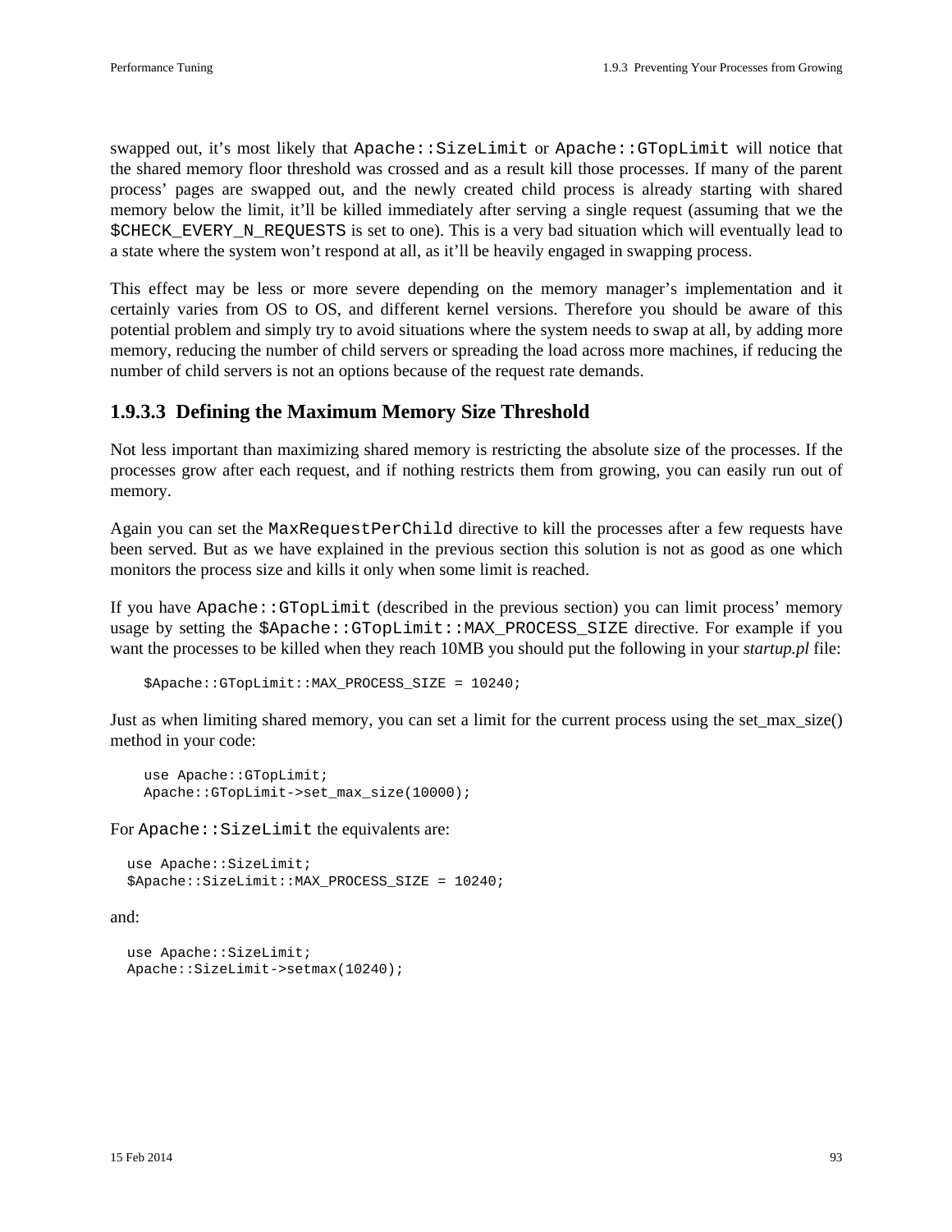swapped out, it’s most likely that `Apache::SizeLimit` or `Apache::GTopLimit` will notice that the shared memory floor threshold was crossed and as a result kill those processes. If many of the parent process’ pages are swapped out, and the newly created child process is already starting with shared memory below the limit, it’ll be killed immediately after serving a single request (assuming that we the `$CHECK_EVERY_N_REQUESTS` is set to one). This is a very bad situation which will eventually lead to a state where the system won’t respond at all, as it’ll be heavily engaged in swapping process.

This effect may be less or more severe depending on the memory manager’s implementation and it certainly varies from OS to OS, and different kernel versions. Therefore you should be aware of this potential problem and simply try to avoid situations where the system needs to swap at all, by adding more memory, reducing the number of child servers or spreading the load across more machines, if reducing the number of child servers is not an options because of the request rate demands.

### 1.9.3.3 Defining the Maximum Memory Size Threshold

Not less important than maximizing shared memory is restricting the absolute size of the processes. If the processes grow after each request, and if nothing restricts them from growing, you can easily run out of memory.

Again you can set the `MaxRequestPerChild` directive to kill the processes after a few requests have been served. But as we have explained in the previous section this solution is not as good as one which monitors the process size and kills it only when some limit is reached.

If you have `Apache::GTopLimit` (described in the previous section) you can limit process’ memory usage by setting the `$Apache::GTopLimit::MAX_PROCESS_SIZE` directive. For example if you want the processes to be killed when they reach 10MB you should put the following in your *startup.pl* file:

```
$Apache::GTopLimit::MAX_PROCESS_SIZE = 10240;
```

Just as when limiting shared memory, you can set a limit for the current process using the set_max_size() method in your code:

```
use Apache::GTopLimit;
Apache::GTopLimit->set_max_size(10000);
```

For `Apache::SizeLimit` the equivalents are:

```
use Apache::SizeLimit;
$Apache::SizeLimit::MAX_PROCESS_SIZE = 10240;
```

and:

```
use Apache::SizeLimit;
Apache::SizeLimit->setmax(10240);
```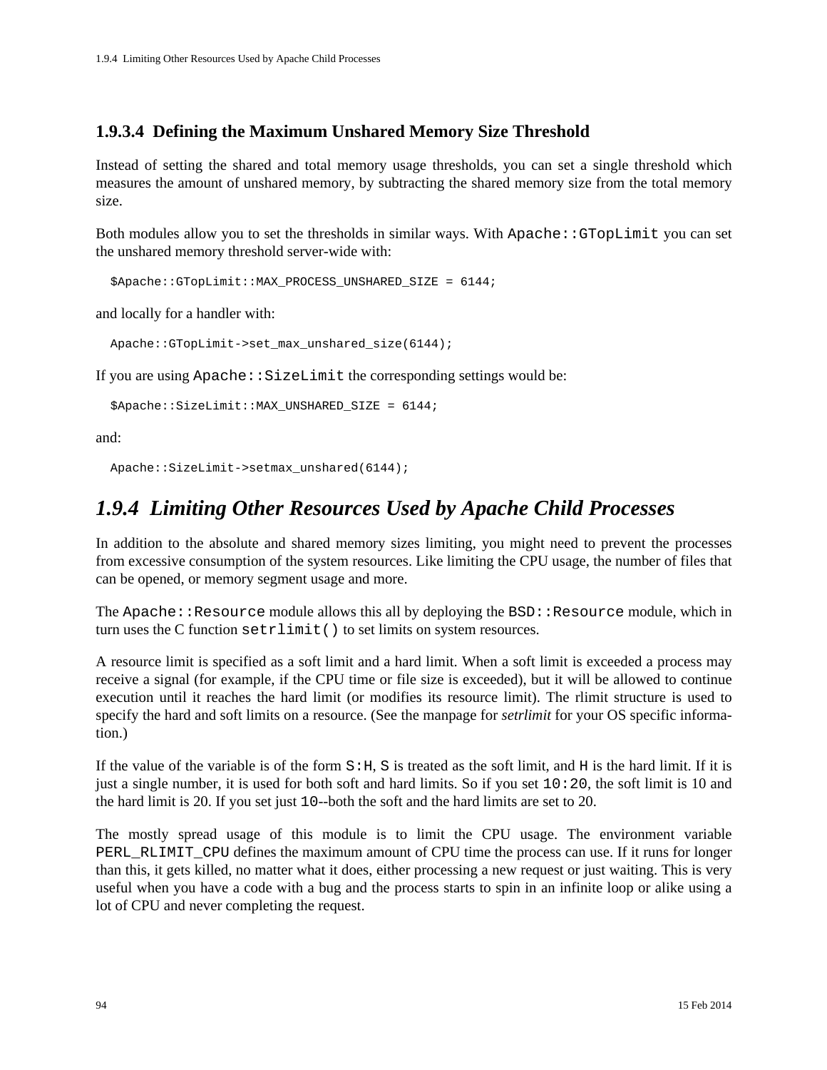### 1.9.3.4 Defining the Maximum Unshared Memory Size Threshold

Instead of setting the shared and total memory usage thresholds, you can set a single threshold which measures the amount of unshared memory, by subtracting the shared memory size from the total memory size.

Both modules allow you to set the thresholds in similar ways. With `Apache::GTopLimit` you can set the unshared memory threshold server-wide with:

```
$Apache::GTopLimit::MAX_PROCESS_UNSHARED_SIZE = 6144;
```

and locally for a handler with:

```
Apache::GTopLimit->set_max_unshared_size(6144);
```

If you are using `Apache::SizeLimit` the corresponding settings would be:

```
$Apache::SizeLimit::MAX_UNSHARED_SIZE = 6144;
```

and:

```
Apache::SizeLimit->setmax_unshared(6144);
```

## *1.9.4 Limiting Other Resources Used by Apache Child Processes*

In addition to the absolute and shared memory sizes limiting, you might need to prevent the processes from excessive consumption of the system resources. Like limiting the CPU usage, the number of files that can be opened, or memory segment usage and more.

The `Apache::Resource` module allows this all by deploying the `BSD::Resource` module, which in turn uses the C function `setrlimit()` to set limits on system resources.

A resource limit is specified as a soft limit and a hard limit. When a soft limit is exceeded a process may receive a signal (for example, if the CPU time or file size is exceeded), but it will be allowed to continue execution until it reaches the hard limit (or modifies its resource limit). The rlimit structure is used to specify the hard and soft limits on a resource. (See the manpage for *setrlimit* for your OS specific information.)

If the value of the variable is of the form `S:H`, `S` is treated as the soft limit, and `H` is the hard limit. If it is just a single number, it is used for both soft and hard limits. So if you set `10:20`, the soft limit is 10 and the hard limit is 20. If you set just `10`--both the soft and the hard limits are set to 20.

The mostly spread usage of this module is to limit the CPU usage. The environment variable `PERL_RLIMIT_CPU` defines the maximum amount of CPU time the process can use. If it runs for longer than this, it gets killed, no matter what it does, either processing a new request or just waiting. This is very useful when you have a code with a bug and the process starts to spin in an infinite loop or alike using a lot of CPU and never completing the request.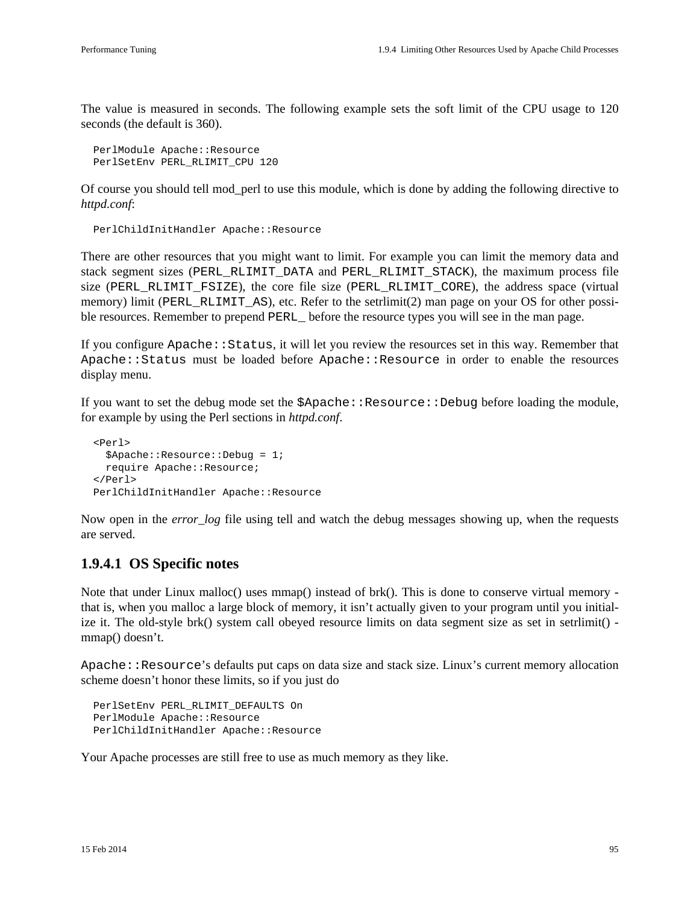The value is measured in seconds. The following example sets the soft limit of the CPU usage to 120 seconds (the default is 360).

```
PerlModule Apache::Resource
PerlSetEnv PERL_RLIMIT_CPU 120
```

Of course you should tell mod_perl to use this module, which is done by adding the following directive to *httpd.conf*:

```
PerlChildInitHandler Apache::Resource
```

There are other resources that you might want to limit. For example you can limit the memory data and stack segment sizes (`PERL_RLIMIT_DATA` and `PERL_RLIMIT_STACK`), the maximum process file size (`PERL_RLIMIT_FSIZE`), the core file size (`PERL_RLIMIT_CORE`), the address space (virtual memory) limit (`PERL_RLIMIT_AS`), etc. Refer to the setrlimit(2) man page on your OS for other possible resources. Remember to prepend `PERL_` before the resource types you will see in the man page.

If you configure `Apache::Status`, it will let you review the resources set in this way. Remember that `Apache::Status` must be loaded before `Apache::Resource` in order to enable the resources display menu.

If you want to set the debug mode set the `$Apache::Resource::Debug` before loading the module, for example by using the Perl sections in *httpd.conf*.

```
<Perl>
  $Apache::Resource::Debug = 1;
  require Apache::Resource;
</Perl>
PerlChildInitHandler Apache::Resource
```

Now open in the *error_log* file using tell and watch the debug messages showing up, when the requests are served.

### 1.9.4.1 OS Specific notes

Note that under Linux malloc() uses mmap() instead of brk(). This is done to conserve virtual memory - that is, when you malloc a large block of memory, it isn't actually given to your program until you initialize it. The old-style brk() system call obeyed resource limits on data segment size as set in setrlimit() - mmap() doesn't.

`Apache::Resource`'s defaults put caps on data size and stack size. Linux's current memory allocation scheme doesn't honor these limits, so if you just do

```
PerlSetEnv PERL_RLIMIT_DEFAULTS On
PerlModule Apache::Resource
PerlChildInitHandler Apache::Resource
```

Your Apache processes are still free to use as much memory as they like.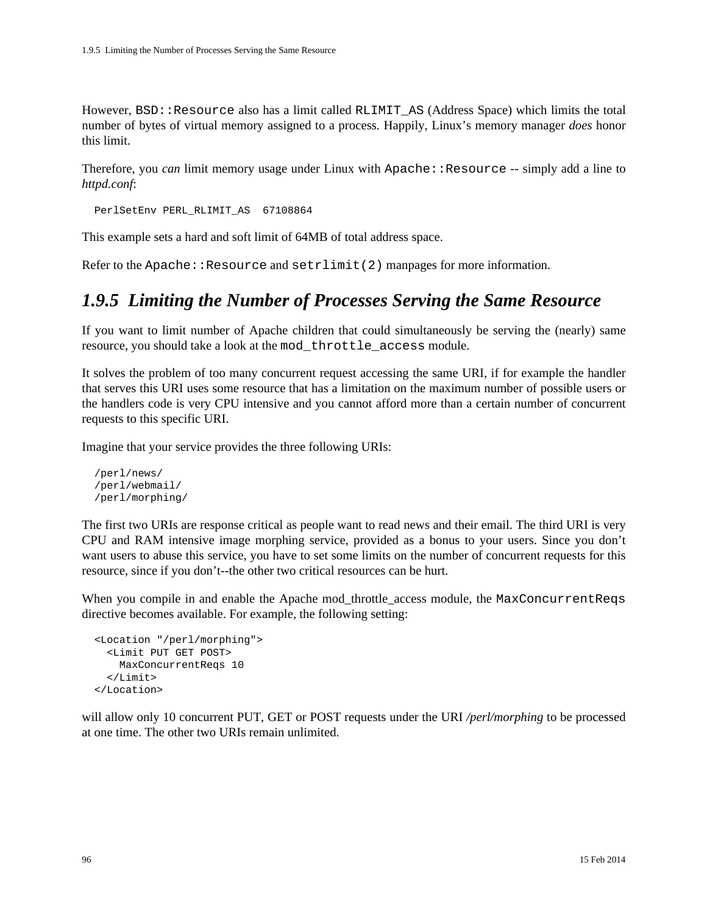However, `BSD::Resource` also has a limit called `RLIMIT_AS` (Address Space) which limits the total number of bytes of virtual memory assigned to a process. Happily, Linux's memory manager *does* honor this limit.

Therefore, you *can* limit memory usage under Linux with `Apache::Resource` -- simply add a line to *httpd.conf*:

```
PerlSetEnv PERL_RLIMIT_AS  67108864
```

This example sets a hard and soft limit of 64MB of total address space.

Refer to the `Apache::Resource` and `setrlimit(2)` manpages for more information.

### *1.9.5 Limiting the Number of Processes Serving the Same Resource*

If you want to limit number of Apache children that could simultaneously be serving the (nearly) same resource, you should take a look at the `mod_throttle_access` module.

It solves the problem of too many concurrent request accessing the same URI, if for example the handler that serves this URI uses some resource that has a limitation on the maximum number of possible users or the handlers code is very CPU intensive and you cannot afford more than a certain number of concurrent requests to this specific URI.

Imagine that your service provides the three following URIs:

```
/perl/news/
/perl/webmail/
/perl/morphing/
```

The first two URIs are response critical as people want to read news and their email. The third URI is very CPU and RAM intensive image morphing service, provided as a bonus to your users. Since you don't want users to abuse this service, you have to set some limits on the number of concurrent requests for this resource, since if you don't--the other two critical resources can be hurt.

When you compile in and enable the Apache mod_throttle_access module, the `MaxConcurrentReqs` directive becomes available. For example, the following setting:

```
<Location "/perl/morphing">
  <Limit PUT GET POST>
    MaxConcurrentReqs 10
  </Limit>
</Location>
```

will allow only 10 concurrent PUT, GET or POST requests under the URI */perl/morphing* to be processed at one time. The other two URIs remain unlimited.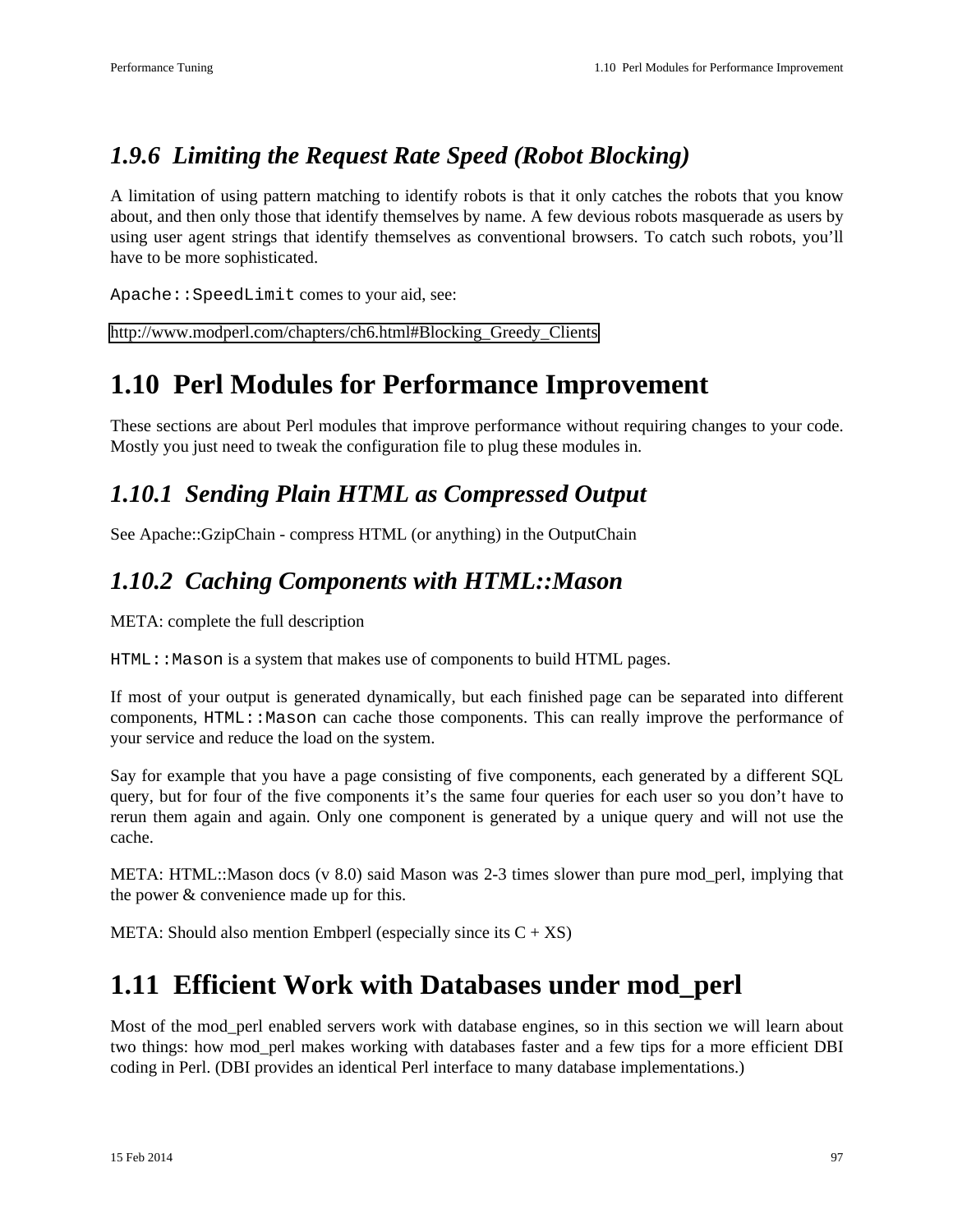### 1.9.6 Limiting the Request Rate Speed (Robot Blocking)

A limitation of using pattern matching to identify robots is that it only catches the robots that you know about, and then only those that identify themselves by name. A few devious robots masquerade as users by using user agent strings that identify themselves as conventional browsers. To catch such robots, you'll have to be more sophisticated.

`Apache::SpeedLimit` comes to your aid, see:

http://www.modperl.com/chapters/ch6.html#Blocking_Greedy_Clients

## 1.10 Perl Modules for Performance Improvement

These sections are about Perl modules that improve performance without requiring changes to your code. Mostly you just need to tweak the configuration file to plug these modules in.

### 1.10.1 Sending Plain HTML as Compressed Output

See Apache::GzipChain - compress HTML (or anything) in the OutputChain

### 1.10.2 Caching Components with HTML::Mason

META: complete the full description

`HTML::Mason` is a system that makes use of components to build HTML pages.

If most of your output is generated dynamically, but each finished page can be separated into different components, `HTML::Mason` can cache those components. This can really improve the performance of your service and reduce the load on the system.

Say for example that you have a page consisting of five components, each generated by a different SQL query, but for four of the five components it's the same four queries for each user so you don't have to rerun them again and again. Only one component is generated by a unique query and will not use the cache.

META: HTML::Mason docs (v 8.0) said Mason was 2-3 times slower than pure mod_perl, implying that the power & convenience made up for this.

META: Should also mention Embperl (especially since its C + XS)

## 1.11 Efficient Work with Databases under mod_perl

Most of the mod_perl enabled servers work with database engines, so in this section we will learn about two things: how mod_perl makes working with databases faster and a few tips for a more efficient DBI coding in Perl. (DBI provides an identical Perl interface to many database implementations.)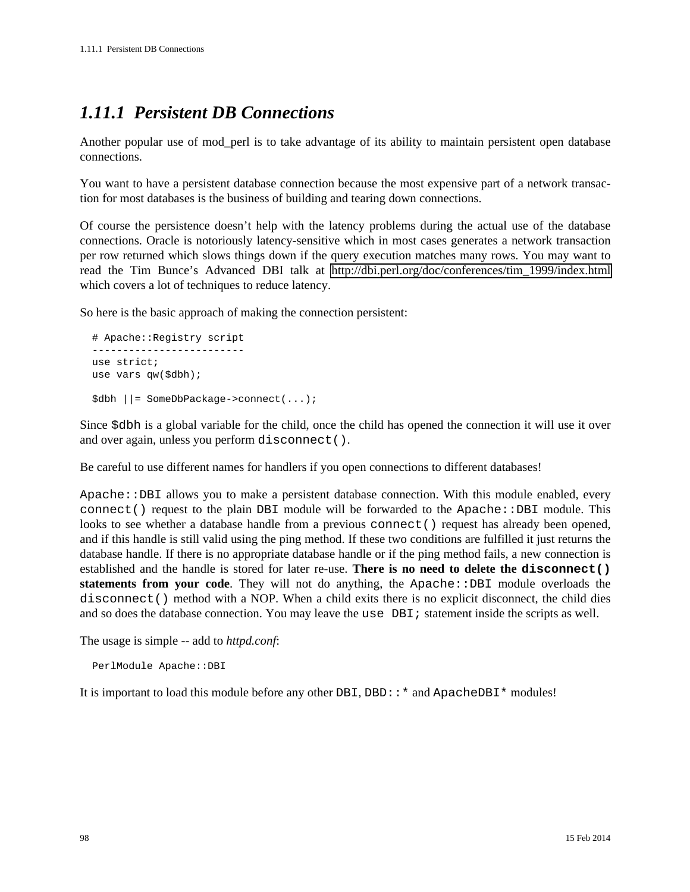### 1.11.1 *Persistent DB Connections*

Another popular use of mod_perl is to take advantage of its ability to maintain persistent open database connections.

You want to have a persistent database connection because the most expensive part of a network transaction for most databases is the business of building and tearing down connections.

Of course the persistence doesn't help with the latency problems during the actual use of the database connections. Oracle is notoriously latency-sensitive which in most cases generates a network transaction per row returned which slows things down if the query execution matches many rows. You may want to read the Tim Bunce's Advanced DBI talk at http://dbi.perl.org/doc/conferences/tim_1999/index.html which covers a lot of techniques to reduce latency.

So here is the basic approach of making the connection persistent:

```
# Apache::Registry script
-------------------------
use strict;
use vars qw($dbh);

$dbh ||= SomeDbPackage->connect(...);
```

Since `$dbh` is a global variable for the child, once the child has opened the connection it will use it over and over again, unless you perform `disconnect()`.

Be careful to use different names for handlers if you open connections to different databases!

`Apache::DBI` allows you to make a persistent database connection. With this module enabled, every `connect()` request to the plain `DBI` module will be forwarded to the `Apache::DBI` module. This looks to see whether a database handle from a previous `connect()` request has already been opened, and if this handle is still valid using the ping method. If these two conditions are fulfilled it just returns the database handle. If there is no appropriate database handle or if the ping method fails, a new connection is established and the handle is stored for later re-use. **There is no need to delete the `disconnect()` statements from your code**. They will not do anything, the `Apache::DBI` module overloads the `disconnect()` method with a NOP. When a child exits there is no explicit disconnect, the child dies and so does the database connection. You may leave the `use DBI;` statement inside the scripts as well.

The usage is simple -- add to *httpd.conf*:

```
PerlModule Apache::DBI
```

It is important to load this module before any other `DBI`, `DBD::*` and `ApacheDBI*` modules!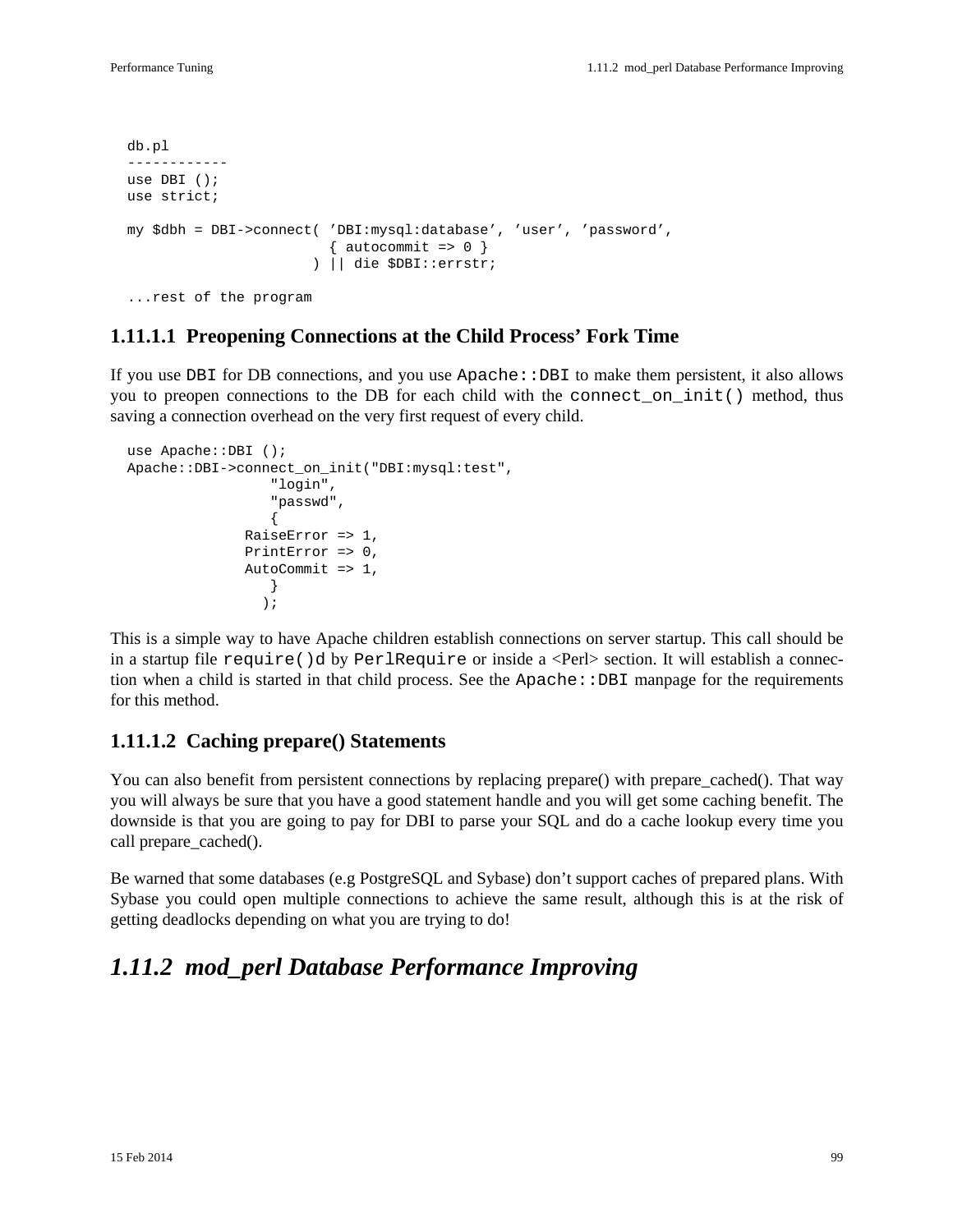```
db.pl
------------
use DBI ();
use strict;

my $dbh = DBI->connect( 'DBI:mysql:database', 'user', 'password',
                        { autocommit => 0 }
                      ) || die $DBI::errstr;

...rest of the program
```

#### 1.11.1.1 Preopening Connections at the Child Process' Fork Time

If you use `DBI` for DB connections, and you use `Apache::DBI` to make them persistent, it also allows you to preopen connections to the DB for each child with the `connect_on_init()` method, thus saving a connection overhead on the very first request of every child.

```
use Apache::DBI ();
Apache::DBI->connect_on_init("DBI:mysql:test",
                 "login",
                 "passwd",
                 {
              RaiseError => 1,
              PrintError => 0,
              AutoCommit => 1,
                 }
                );
```

This is a simple way to have Apache children establish connections on server startup. This call should be in a startup file `require()`d by `PerlRequire` or inside a <Perl> section. It will establish a connection when a child is started in that child process. See the `Apache::DBI` manpage for the requirements for this method.

#### 1.11.1.2 Caching prepare() Statements

You can also benefit from persistent connections by replacing prepare() with prepare_cached(). That way you will always be sure that you have a good statement handle and you will get some caching benefit. The downside is that you are going to pay for DBI to parse your SQL and do a cache lookup every time you call prepare_cached().

Be warned that some databases (e.g PostgreSQL and Sybase) don't support caches of prepared plans. With Sybase you could open multiple connections to achieve the same result, although this is at the risk of getting deadlocks depending on what you are trying to do!

### *1.11.2 mod_perl Database Performance Improving*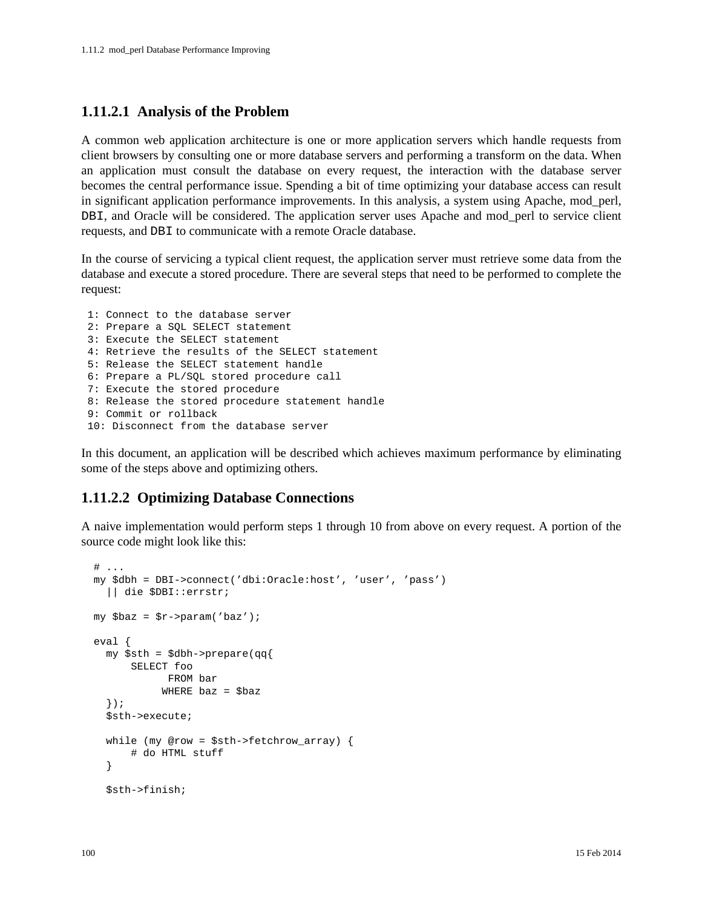### 1.11.2.1 Analysis of the Problem

A common web application architecture is one or more application servers which handle requests from client browsers by consulting one or more database servers and performing a transform on the data. When an application must consult the database on every request, the interaction with the database server becomes the central performance issue. Spending a bit of time optimizing your database access can result in significant application performance improvements. In this analysis, a system using Apache, mod_perl, `DBI`, and Oracle will be considered. The application server uses Apache and mod_perl to service client requests, and `DBI` to communicate with a remote Oracle database.

In the course of servicing a typical client request, the application server must retrieve some data from the database and execute a stored procedure. There are several steps that need to be performed to complete the request:

```
 1: Connect to the database server
 2: Prepare a SQL SELECT statement
 3: Execute the SELECT statement
 4: Retrieve the results of the SELECT statement
 5: Release the SELECT statement handle
 6: Prepare a PL/SQL stored procedure call
 7: Execute the stored procedure
 8: Release the stored procedure statement handle
 9: Commit or rollback
 10: Disconnect from the database server
```

In this document, an application will be described which achieves maximum performance by eliminating some of the steps above and optimizing others.

### 1.11.2.2 Optimizing Database Connections

A naive implementation would perform steps 1 through 10 from above on every request. A portion of the source code might look like this:

```
  # ...
  my $dbh = DBI->connect('dbi:Oracle:host', 'user', 'pass')
    || die $DBI::errstr;

  my $baz = $r->param('baz');

  eval {
    my $sth = $dbh->prepare(qq{
        SELECT foo
              FROM bar
             WHERE baz = $baz
    });
    $sth->execute;

    while (my @row = $sth->fetchrow_array) {
        # do HTML stuff
    }

    $sth->finish;
```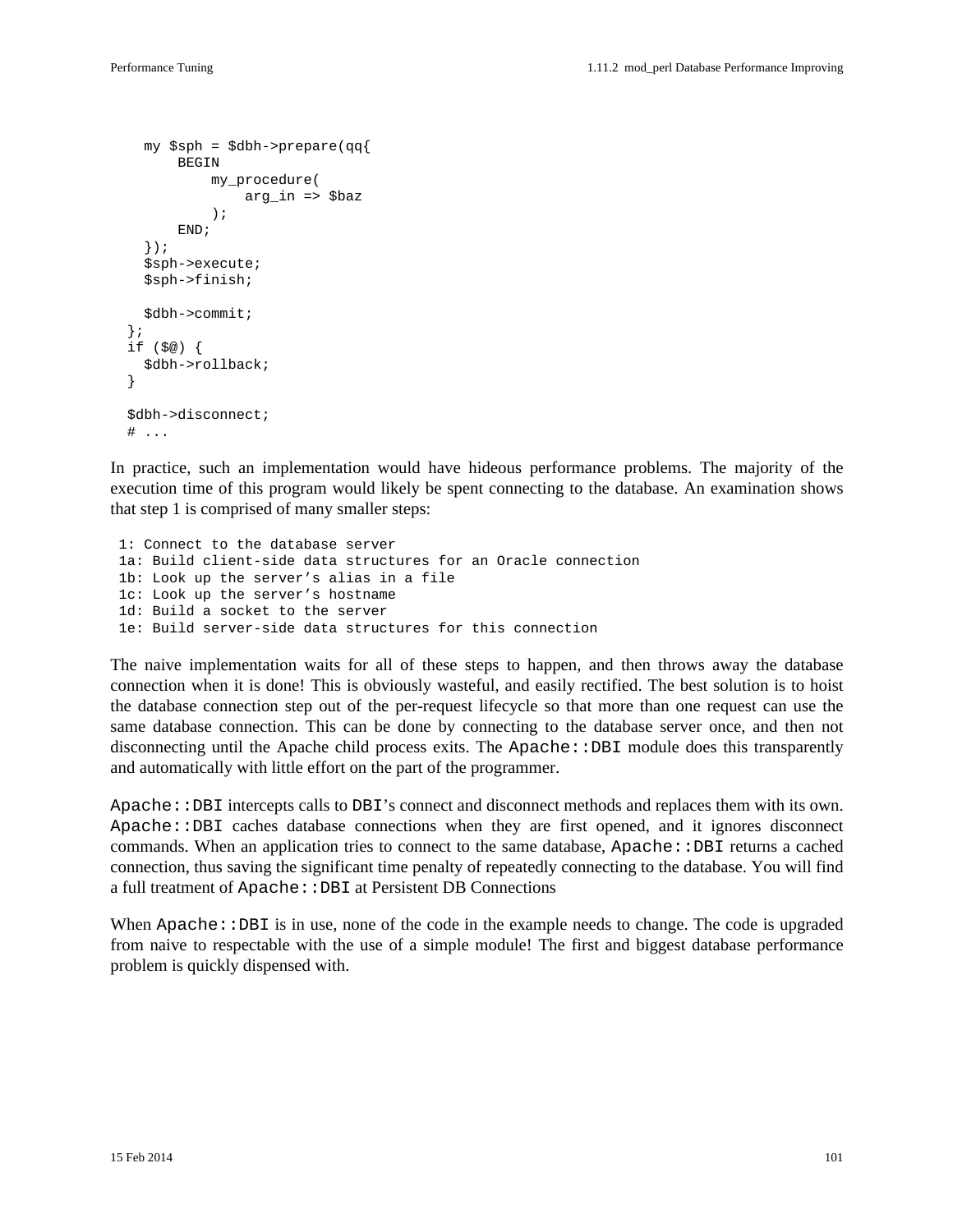```
    my $sph = $dbh->prepare(qq{
        BEGIN
            my_procedure(
                arg_in => $baz
            );
        END;
    });
    $sph->execute;
    $sph->finish;

    $dbh->commit;
  };
  if ($@) {
    $dbh->rollback;
  }

  $dbh->disconnect;
  # ...
```

In practice, such an implementation would have hideous performance problems. The majority of the execution time of this program would likely be spent connecting to the database. An examination shows that step 1 is comprised of many smaller steps:

```
 1: Connect to the database server
 1a: Build client-side data structures for an Oracle connection
 1b: Look up the server's alias in a file
 1c: Look up the server's hostname
 1d: Build a socket to the server
 1e: Build server-side data structures for this connection
```

The naive implementation waits for all of these steps to happen, and then throws away the database connection when it is done! This is obviously wasteful, and easily rectified. The best solution is to hoist the database connection step out of the per-request lifecycle so that more than one request can use the same database connection. This can be done by connecting to the database server once, and then not disconnecting until the Apache child process exits. The `Apache::DBI` module does this transparently and automatically with little effort on the part of the programmer.

`Apache::DBI` intercepts calls to `DBI`'s connect and disconnect methods and replaces them with its own. `Apache::DBI` caches database connections when they are first opened, and it ignores disconnect commands. When an application tries to connect to the same database, `Apache::DBI` returns a cached connection, thus saving the significant time penalty of repeatedly connecting to the database. You will find a full treatment of `Apache::DBI` at Persistent DB Connections

When `Apache::DBI` is in use, none of the code in the example needs to change. The code is upgraded from naive to respectable with the use of a simple module! The first and biggest database performance problem is quickly dispensed with.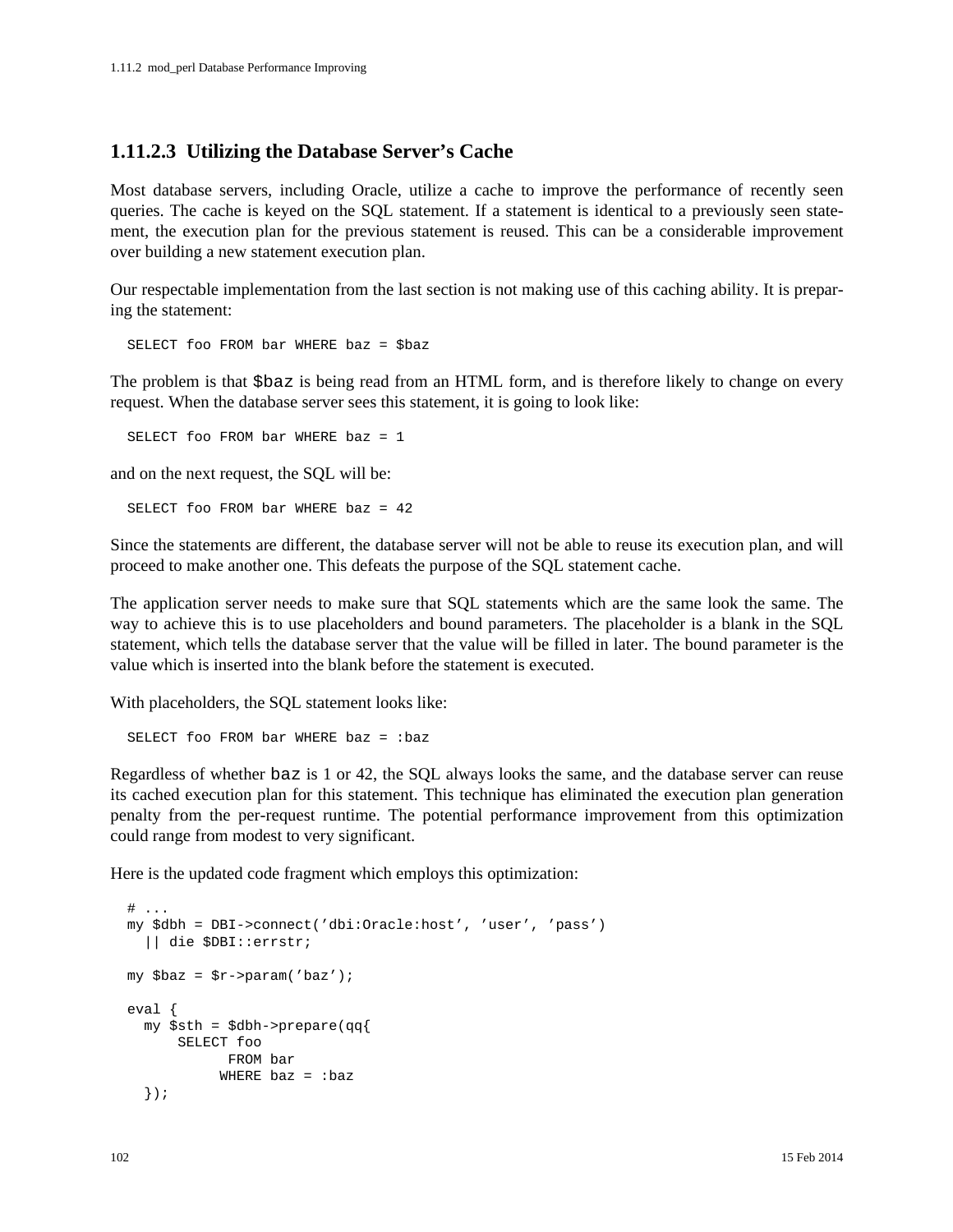### 1.11.2.3 Utilizing the Database Server's Cache

Most database servers, including Oracle, utilize a cache to improve the performance of recently seen queries. The cache is keyed on the SQL statement. If a statement is identical to a previously seen statement, the execution plan for the previous statement is reused. This can be a considerable improvement over building a new statement execution plan.

Our respectable implementation from the last section is not making use of this caching ability. It is preparing the statement:

```
SELECT foo FROM bar WHERE baz = $baz
```

The problem is that `$baz` is being read from an HTML form, and is therefore likely to change on every request. When the database server sees this statement, it is going to look like:

```
SELECT foo FROM bar WHERE baz = 1
```

and on the next request, the SQL will be:

```
SELECT foo FROM bar WHERE baz = 42
```

Since the statements are different, the database server will not be able to reuse its execution plan, and will proceed to make another one. This defeats the purpose of the SQL statement cache.

The application server needs to make sure that SQL statements which are the same look the same. The way to achieve this is to use placeholders and bound parameters. The placeholder is a blank in the SQL statement, which tells the database server that the value will be filled in later. The bound parameter is the value which is inserted into the blank before the statement is executed.

With placeholders, the SQL statement looks like:

```
SELECT foo FROM bar WHERE baz = :baz
```

Regardless of whether `baz` is 1 or 42, the SQL always looks the same, and the database server can reuse its cached execution plan for this statement. This technique has eliminated the execution plan generation penalty from the per-request runtime. The potential performance improvement from this optimization could range from modest to very significant.

Here is the updated code fragment which employs this optimization:

```
# ...
my $dbh = DBI->connect('dbi:Oracle:host', 'user', 'pass')
  || die $DBI::errstr;

my $baz = $r->param('baz');

eval {
  my $sth = $dbh->prepare(qq{
      SELECT foo
            FROM bar
           WHERE baz = :baz
  });
```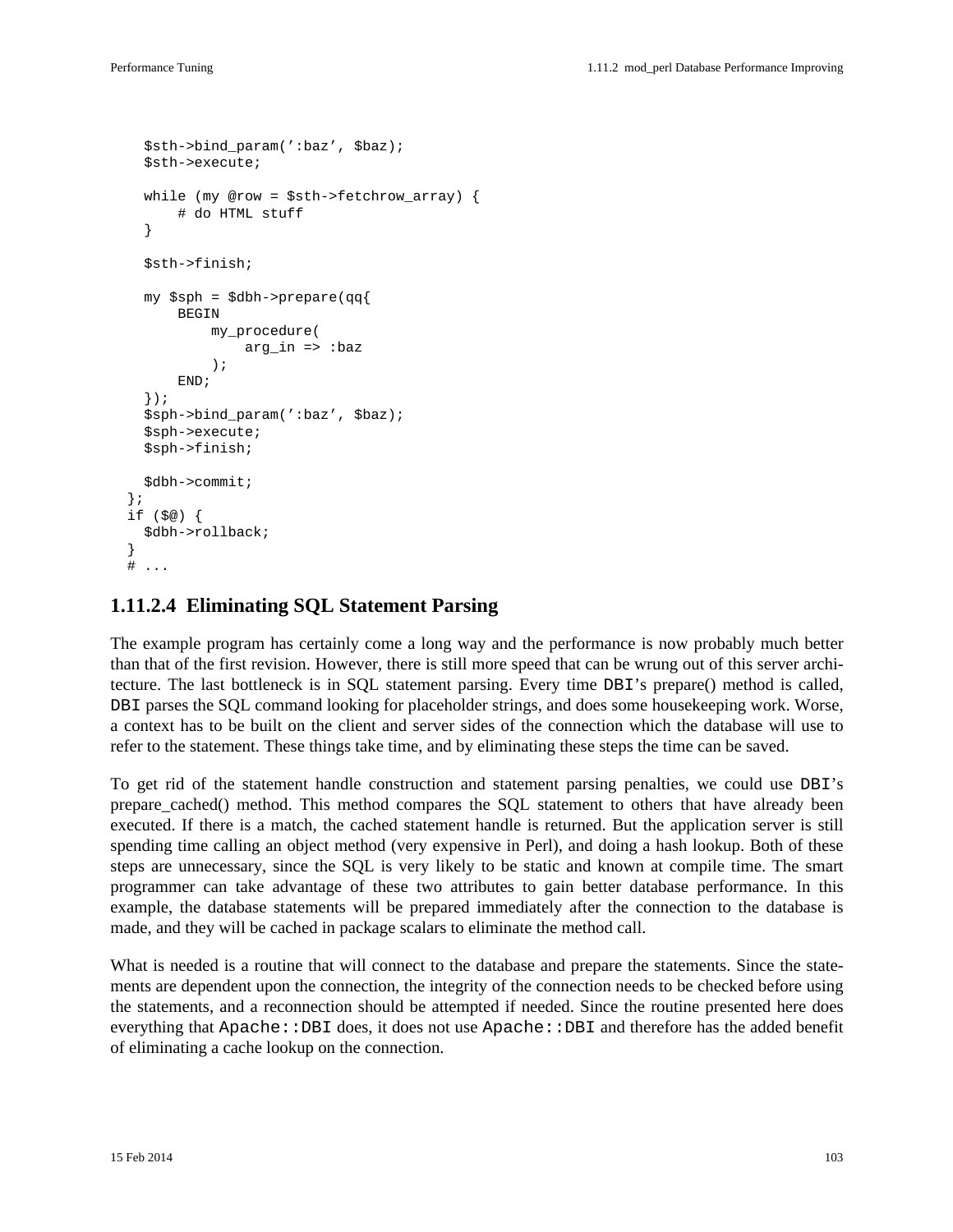```
    $sth->bind_param(':baz', $baz);
    $sth->execute;

    while (my @row = $sth->fetchrow_array) {
        # do HTML stuff
    }

    $sth->finish;

    my $sph = $dbh->prepare(qq{
        BEGIN
            my_procedure(
                arg_in => :baz
            );
        END;
    });
    $sph->bind_param(':baz', $baz);
    $sph->execute;
    $sph->finish;

    $dbh->commit;
  };
  if ($@) {
    $dbh->rollback;
  }
  # ...
```

### 1.11.2.4 Eliminating SQL Statement Parsing

The example program has certainly come a long way and the performance is now probably much better than that of the first revision. However, there is still more speed that can be wrung out of this server architecture. The last bottleneck is in SQL statement parsing. Every time `DBI`'s prepare() method is called, `DBI` parses the SQL command looking for placeholder strings, and does some housekeeping work. Worse, a context has to be built on the client and server sides of the connection which the database will use to refer to the statement. These things take time, and by eliminating these steps the time can be saved.

To get rid of the statement handle construction and statement parsing penalties, we could use `DBI`'s prepare_cached() method. This method compares the SQL statement to others that have already been executed. If there is a match, the cached statement handle is returned. But the application server is still spending time calling an object method (very expensive in Perl), and doing a hash lookup. Both of these steps are unnecessary, since the SQL is very likely to be static and known at compile time. The smart programmer can take advantage of these two attributes to gain better database performance. In this example, the database statements will be prepared immediately after the connection to the database is made, and they will be cached in package scalars to eliminate the method call.

What is needed is a routine that will connect to the database and prepare the statements. Since the statements are dependent upon the connection, the integrity of the connection needs to be checked before using the statements, and a reconnection should be attempted if needed. Since the routine presented here does everything that `Apache::DBI` does, it does not use `Apache::DBI` and therefore has the added benefit of eliminating a cache lookup on the connection.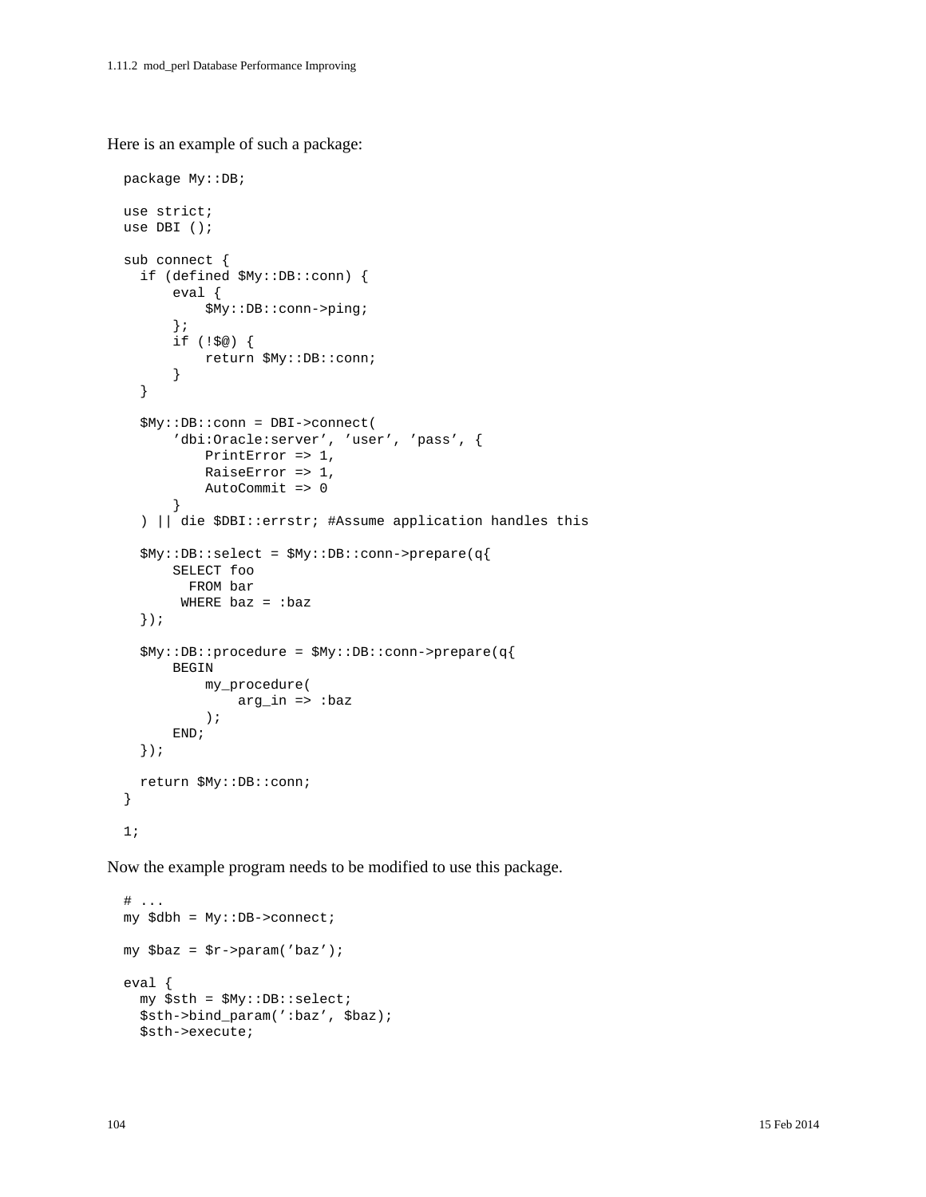Here is an example of such a package:

```
package My::DB;

use strict;
use DBI ();

sub connect {
  if (defined $My::DB::conn) {
      eval {
          $My::DB::conn->ping;
      };
      if (!$@) {
          return $My::DB::conn;
      }
  }

  $My::DB::conn = DBI->connect(
      'dbi:Oracle:server', 'user', 'pass', {
          PrintError => 1,
          RaiseError => 1,
          AutoCommit => 0
      }
  ) || die $DBI::errstr; #Assume application handles this

  $My::DB::select = $My::DB::conn->prepare(q{
      SELECT foo
        FROM bar
       WHERE baz = :baz
  });

  $My::DB::procedure = $My::DB::conn->prepare(q{
      BEGIN
          my_procedure(
              arg_in => :baz
          );
      END;
  });

  return $My::DB::conn;
}

1;
```

Now the example program needs to be modified to use this package.

```
# ...
my $dbh = My::DB->connect;

my $baz = $r->param('baz');

eval {
  my $sth = $My::DB::select;
  $sth->bind_param(':baz', $baz);
  $sth->execute;
```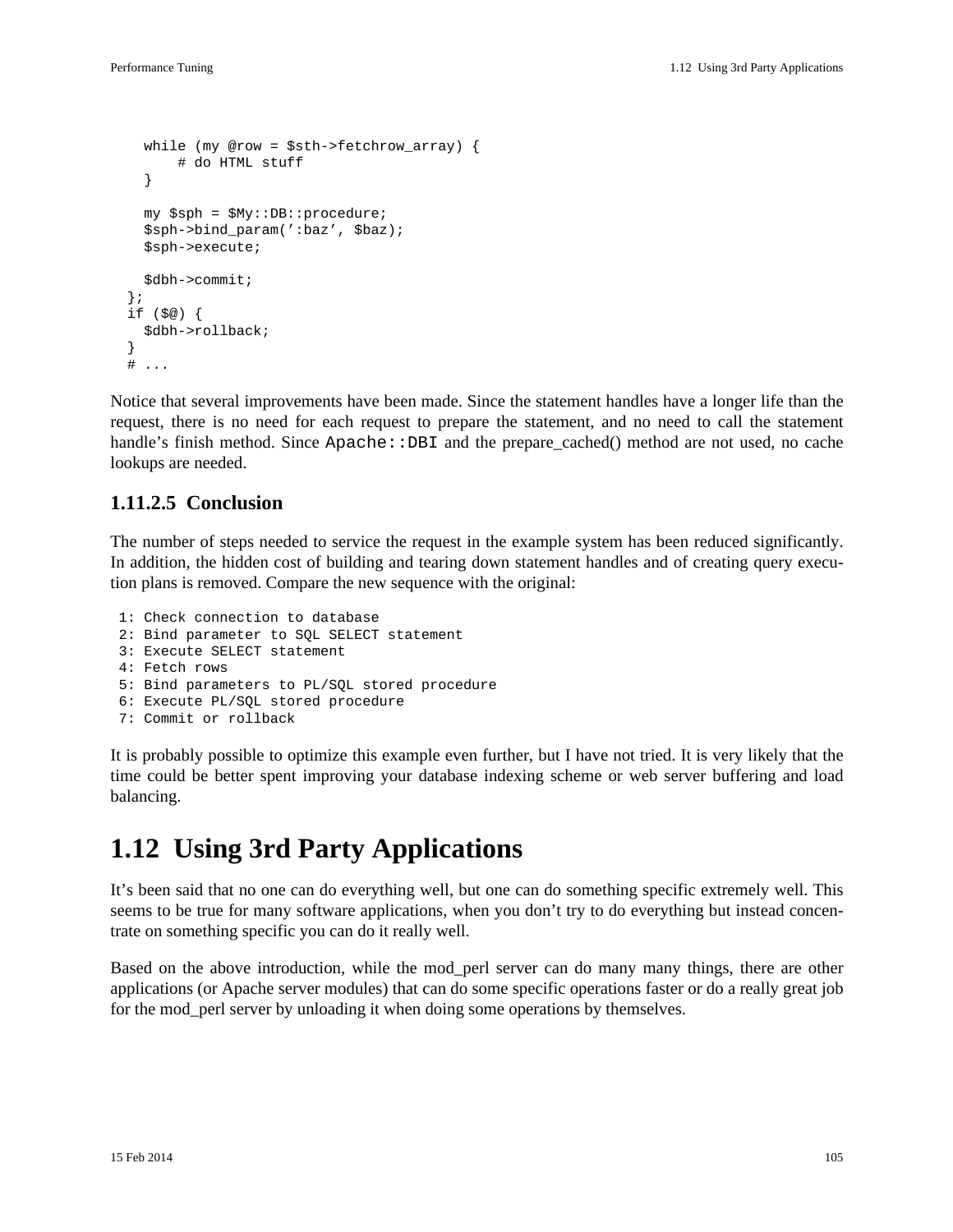```
    while (my @row = $sth->fetchrow_array) {
        # do HTML stuff
    }

    my $sph = $My::DB::procedure;
    $sph->bind_param(':baz', $baz);
    $sph->execute;

    $dbh->commit;
  };
  if ($@) {
    $dbh->rollback;
  }
  # ...
```

Notice that several improvements have been made. Since the statement handles have a longer life than the request, there is no need for each request to prepare the statement, and no need to call the statement handle's finish method. Since `Apache::DBI` and the prepare_cached() method are not used, no cache lookups are needed.

### 1.11.2.5 Conclusion

The number of steps needed to service the request in the example system has been reduced significantly. In addition, the hidden cost of building and tearing down statement handles and of creating query execution plans is removed. Compare the new sequence with the original:

```
 1: Check connection to database
 2: Bind parameter to SQL SELECT statement
 3: Execute SELECT statement
 4: Fetch rows
 5: Bind parameters to PL/SQL stored procedure
 6: Execute PL/SQL stored procedure
 7: Commit or rollback
```

It is probably possible to optimize this example even further, but I have not tried. It is very likely that the time could be better spent improving your database indexing scheme or web server buffering and load balancing.

# 1.12 Using 3rd Party Applications

It's been said that no one can do everything well, but one can do something specific extremely well. This seems to be true for many software applications, when you don't try to do everything but instead concentrate on something specific you can do it really well.

Based on the above introduction, while the mod_perl server can do many many things, there are other applications (or Apache server modules) that can do some specific operations faster or do a really great job for the mod_perl server by unloading it when doing some operations by themselves.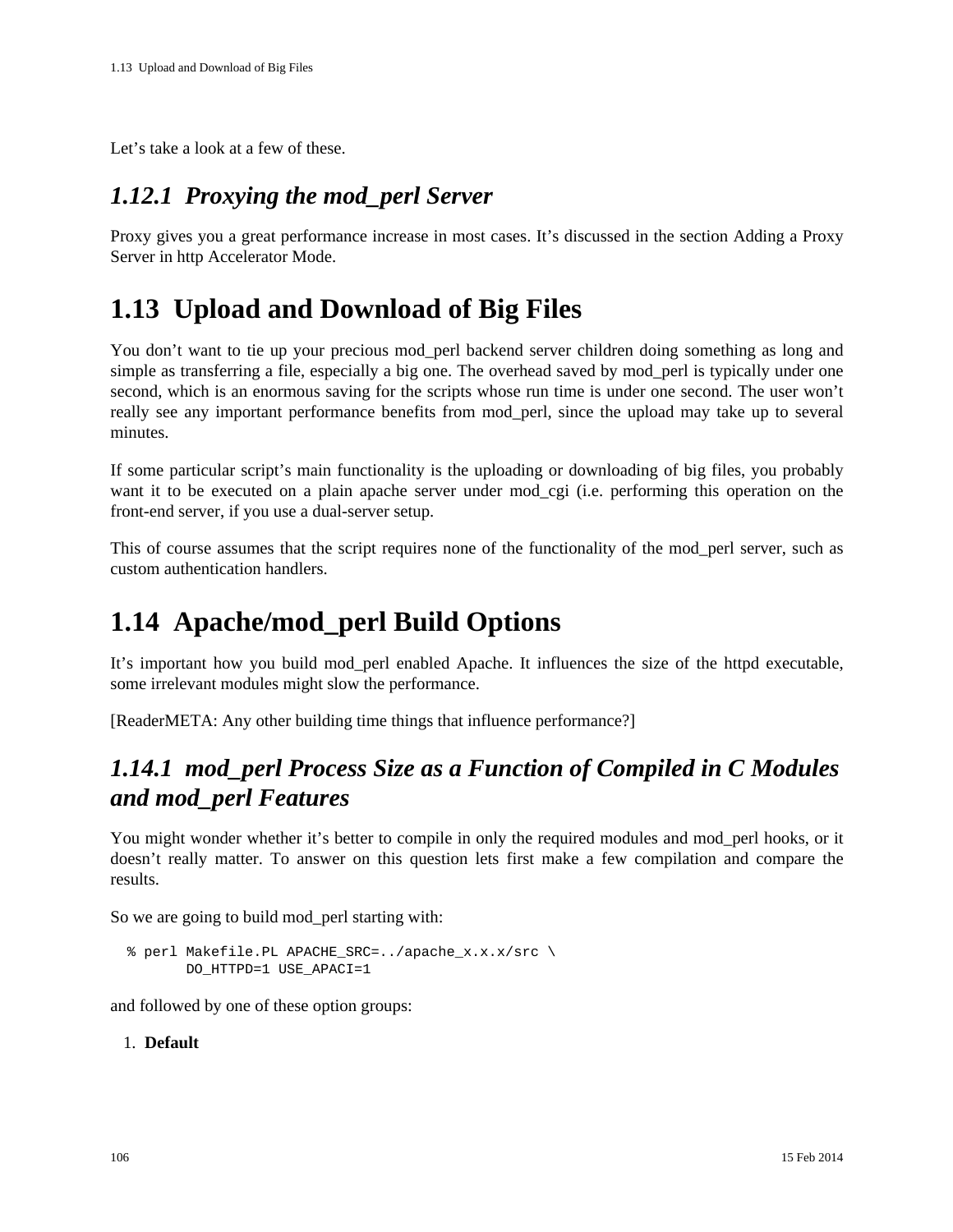Let's take a look at a few of these.

### *1.12.1 Proxying the mod_perl Server*

Proxy gives you a great performance increase in most cases. It's discussed in the section Adding a Proxy Server in http Accelerator Mode.

## 1.13 Upload and Download of Big Files

You don't want to tie up your precious mod_perl backend server children doing something as long and simple as transferring a file, especially a big one. The overhead saved by mod_perl is typically under one second, which is an enormous saving for the scripts whose run time is under one second. The user won't really see any important performance benefits from mod_perl, since the upload may take up to several minutes.

If some particular script's main functionality is the uploading or downloading of big files, you probably want it to be executed on a plain apache server under mod_cgi (i.e. performing this operation on the front-end server, if you use a dual-server setup.

This of course assumes that the script requires none of the functionality of the mod_perl server, such as custom authentication handlers.

## 1.14 Apache/mod_perl Build Options

It's important how you build mod_perl enabled Apache. It influences the size of the httpd executable, some irrelevant modules might slow the performance.

[ReaderMETA: Any other building time things that influence performance?]

### *1.14.1 mod_perl Process Size as a Function of Compiled in C Modules and mod_perl Features*

You might wonder whether it's better to compile in only the required modules and mod_perl hooks, or it doesn't really matter. To answer on this question lets first make a few compilation and compare the results.

So we are going to build mod_perl starting with:

```
% perl Makefile.PL APACHE_SRC=../apache_x.x.x/src \
      DO_HTTPD=1 USE_APACI=1
```

and followed by one of these option groups:

1. **Default**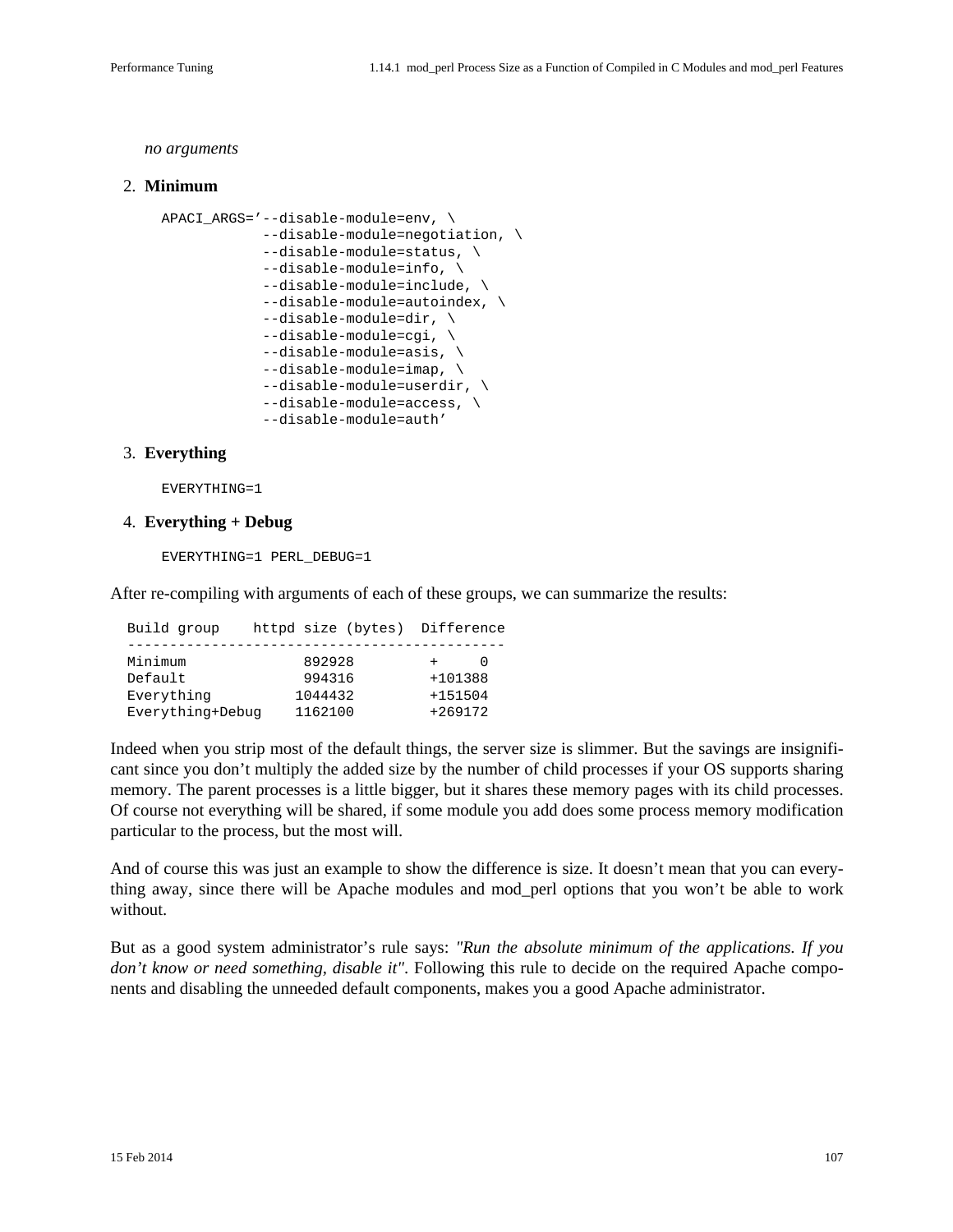*no arguments*

2. **Minimum**

```
APACI_ARGS='--disable-module=env, \
            --disable-module=negotiation, \
            --disable-module=status, \
            --disable-module=info, \
            --disable-module=include, \
            --disable-module=autoindex, \
            --disable-module=dir, \
            --disable-module=cgi, \
            --disable-module=asis, \
            --disable-module=imap, \
            --disable-module=userdir, \
            --disable-module=access, \
            --disable-module=auth'
```

3. **Everything**

```
EVERYTHING=1
```

4. **Everything + Debug**

```
EVERYTHING=1 PERL_DEBUG=1
```

After re-compiling with arguments of each of these groups, we can summarize the results:

```
Build group    httpd size (bytes)  Difference
---------------------------------------------
Minimum              892928         +      0
Default              994316         +101388
Everything          1044432         +151504
Everything+Debug    1162100         +269172
```

Indeed when you strip most of the default things, the server size is slimmer. But the savings are insignificant since you don't multiply the added size by the number of child processes if your OS supports sharing memory. The parent processes is a little bigger, but it shares these memory pages with its child processes. Of course not everything will be shared, if some module you add does some process memory modification particular to the process, but the most will.

And of course this was just an example to show the difference is size. It doesn't mean that you can everything away, since there will be Apache modules and mod_perl options that you won't be able to work without.

But as a good system administrator's rule says: *"Run the absolute minimum of the applications. If you don't know or need something, disable it"*. Following this rule to decide on the required Apache components and disabling the unneeded default components, makes you a good Apache administrator.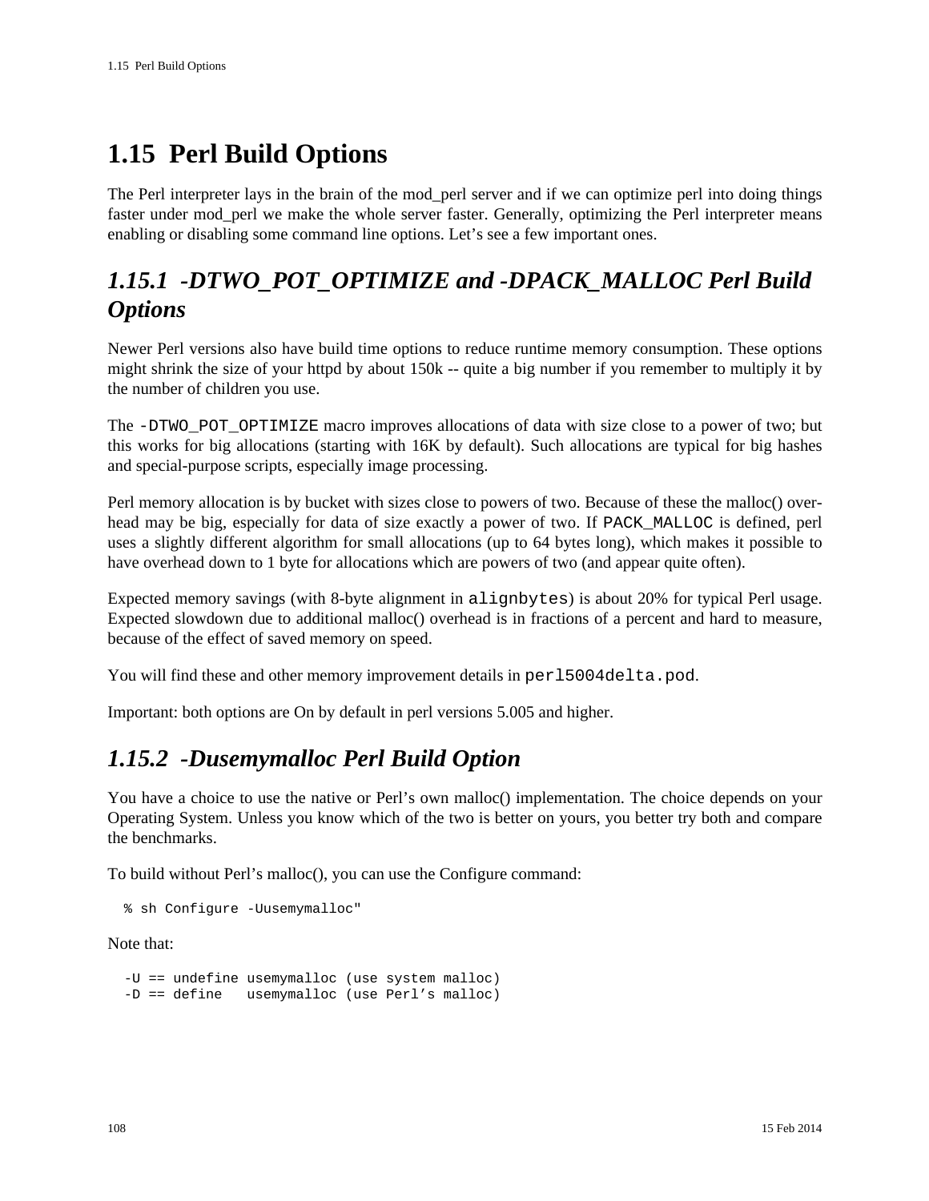# 1.15 Perl Build Options

The Perl interpreter lays in the brain of the mod_perl server and if we can optimize perl into doing things faster under mod_perl we make the whole server faster. Generally, optimizing the Perl interpreter means enabling or disabling some command line options. Let's see a few important ones.

## *1.15.1 -DTWO_POT_OPTIMIZE and -DPACK_MALLOC Perl Build Options*

Newer Perl versions also have build time options to reduce runtime memory consumption. These options might shrink the size of your httpd by about 150k -- quite a big number if you remember to multiply it by the number of children you use.

The `-DTWO_POT_OPTIMIZE` macro improves allocations of data with size close to a power of two; but this works for big allocations (starting with 16K by default). Such allocations are typical for big hashes and special-purpose scripts, especially image processing.

Perl memory allocation is by bucket with sizes close to powers of two. Because of these the malloc() overhead may be big, especially for data of size exactly a power of two. If `PACK_MALLOC` is defined, perl uses a slightly different algorithm for small allocations (up to 64 bytes long), which makes it possible to have overhead down to 1 byte for allocations which are powers of two (and appear quite often).

Expected memory savings (with 8-byte alignment in `alignbytes`) is about 20% for typical Perl usage. Expected slowdown due to additional malloc() overhead is in fractions of a percent and hard to measure, because of the effect of saved memory on speed.

You will find these and other memory improvement details in `perl5004delta.pod`.

Important: both options are On by default in perl versions 5.005 and higher.

## *1.15.2 -Dusemymalloc Perl Build Option*

You have a choice to use the native or Perl's own malloc() implementation. The choice depends on your Operating System. Unless you know which of the two is better on yours, you better try both and compare the benchmarks.

To build without Perl's malloc(), you can use the Configure command:

```
% sh Configure -Uusemymalloc"
```

Note that:

```
-U == undefine usemymalloc (use system malloc)
-D == define   usemymalloc (use Perl's malloc)
```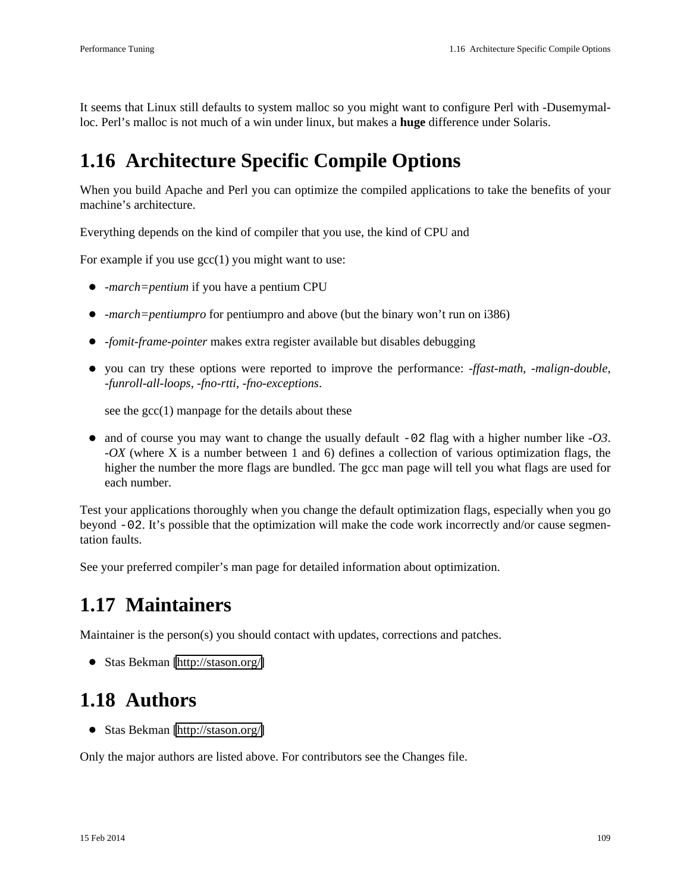It seems that Linux still defaults to system malloc so you might want to configure Perl with -Dusemymalloc. Perl's malloc is not much of a win under linux, but makes a **huge** difference under Solaris.

## 1.16 Architecture Specific Compile Options

When you build Apache and Perl you can optimize the compiled applications to take the benefits of your machine's architecture.

Everything depends on the kind of compiler that you use, the kind of CPU and

For example if you use gcc(1) you might want to use:

- *-march=pentium* if you have a pentium CPU
- *-march=pentiumpro* for pentiumpro and above (but the binary won't run on i386)
- *-fomit-frame-pointer* makes extra register available but disables debugging
- you can try these options were reported to improve the performance: *-ffast-math*, *-malign-double*, *-funroll-all-loops*, *-fno-rtti*, *-fno-exceptions*.

  see the gcc(1) manpage for the details about these

- and of course you may want to change the usually default `-02` flag with a higher number like *-O3*. *-OX* (where X is a number between 1 and 6) defines a collection of various optimization flags, the higher the number the more flags are bundled. The gcc man page will tell you what flags are used for each number.

Test your applications thoroughly when you change the default optimization flags, especially when you go beyond `-02`. It's possible that the optimization will make the code work incorrectly and/or cause segmentation faults.

See your preferred compiler's man page for detailed information about optimization.

## 1.17 Maintainers

Maintainer is the person(s) you should contact with updates, corrections and patches.

- Stas Bekman [http://stason.org/]

## 1.18 Authors

- Stas Bekman [http://stason.org/]

Only the major authors are listed above. For contributors see the Changes file.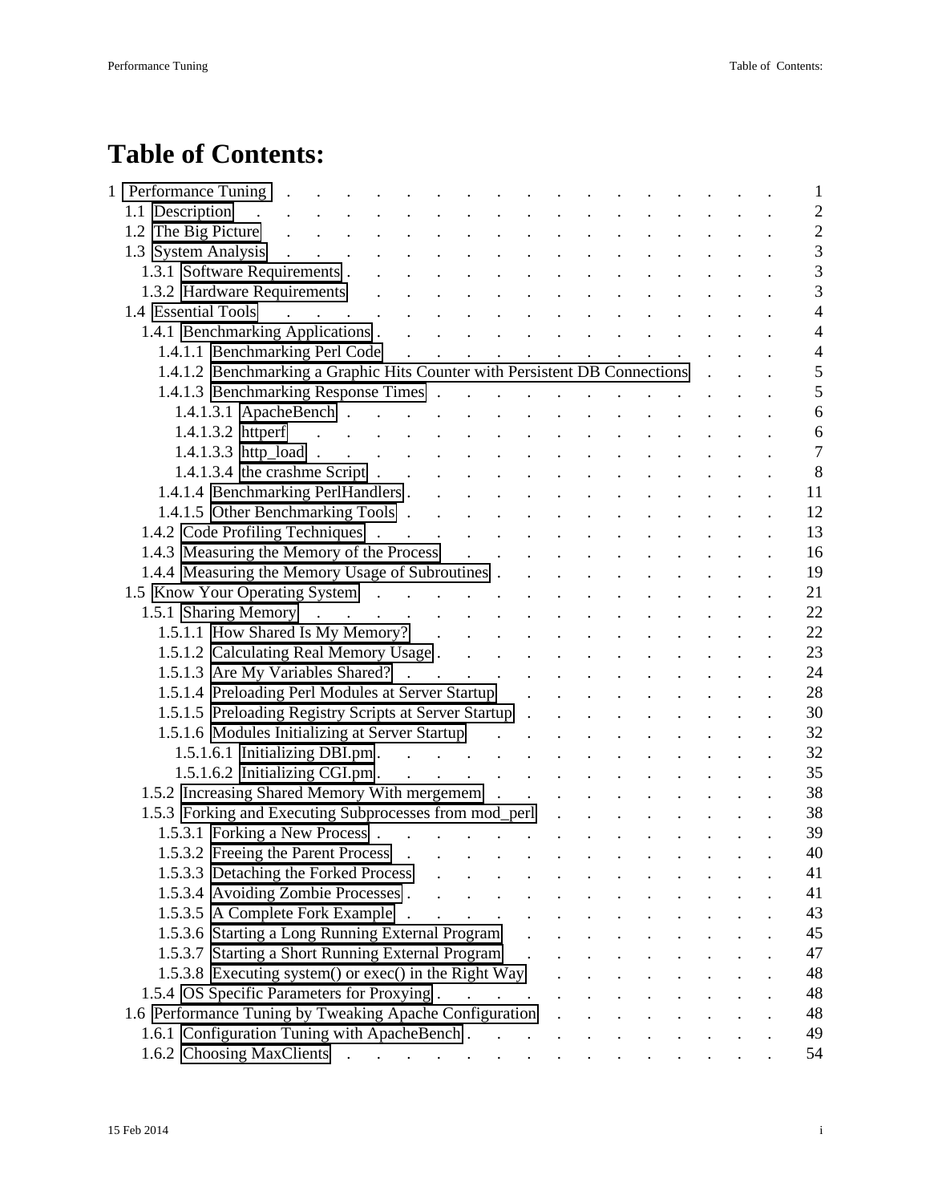# Table of Contents:

- 1 Performance Tuning . . . 1
  - 1.1 Description . . . 2
  - 1.2 The Big Picture . . . 2
  - 1.3 System Analysis . . . 3
    - 1.3.1 Software Requirements . . . 3
    - 1.3.2 Hardware Requirements . . . 3
  - 1.4 Essential Tools . . . 4
    - 1.4.1 Benchmarking Applications . . . 4
      - 1.4.1.1 Benchmarking Perl Code . . . 4
      - 1.4.1.2 Benchmarking a Graphic Hits Counter with Persistent DB Connections . . . 5
      - 1.4.1.3 Benchmarking Response Times . . . 5
        - 1.4.1.3.1 ApacheBench . . . 6
        - 1.4.1.3.2 httperf . . . 6
        - 1.4.1.3.3 http_load . . . 7
        - 1.4.1.3.4 the crashme Script . . . 8
      - 1.4.1.4 Benchmarking PerlHandlers . . . 11
      - 1.4.1.5 Other Benchmarking Tools . . . 12
    - 1.4.2 Code Profiling Techniques . . . 13
    - 1.4.3 Measuring the Memory of the Process . . . 16
    - 1.4.4 Measuring the Memory Usage of Subroutines . . . 19
  - 1.5 Know Your Operating System . . . 21
    - 1.5.1 Sharing Memory . . . 22
      - 1.5.1.1 How Shared Is My Memory? . . . 22
      - 1.5.1.2 Calculating Real Memory Usage . . . 23
      - 1.5.1.3 Are My Variables Shared? . . . 24
      - 1.5.1.4 Preloading Perl Modules at Server Startup . . . 28
      - 1.5.1.5 Preloading Registry Scripts at Server Startup . . . 30
      - 1.5.1.6 Modules Initializing at Server Startup . . . 32
        - 1.5.1.6.1 Initializing DBI.pm . . . 32
        - 1.5.1.6.2 Initializing CGI.pm . . . 35
    - 1.5.2 Increasing Shared Memory With mergemem . . . 38
    - 1.5.3 Forking and Executing Subprocesses from mod_perl . . . 38
      - 1.5.3.1 Forking a New Process . . . 39
      - 1.5.3.2 Freeing the Parent Process . . . 40
      - 1.5.3.3 Detaching the Forked Process . . . 41
      - 1.5.3.4 Avoiding Zombie Processes . . . 41
      - 1.5.3.5 A Complete Fork Example . . . 43
      - 1.5.3.6 Starting a Long Running External Program . . . 45
      - 1.5.3.7 Starting a Short Running External Program . . . 47
      - 1.5.3.8 Executing system() or exec() in the Right Way . . . 48
    - 1.5.4 OS Specific Parameters for Proxying . . . 48
  - 1.6 Performance Tuning by Tweaking Apache Configuration . . . 48
    - 1.6.1 Configuration Tuning with ApacheBench . . . 49
    - 1.6.2 Choosing MaxClients . . . 54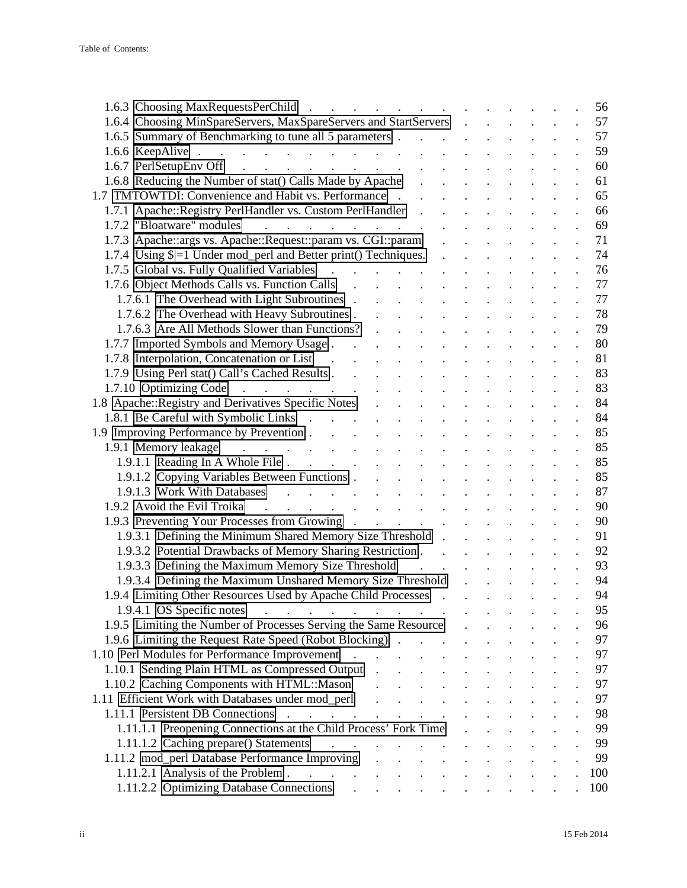- 1.6.3 Choosing MaxRequestsPerChild . . . 56
- 1.6.4 Choosing MinSpareServers, MaxSpareServers and StartServers . . . 57
- 1.6.5 Summary of Benchmarking to tune all 5 parameters . . . 57
- 1.6.6 KeepAlive . . . 59
- 1.6.7 PerlSetupEnv Off . . . 60
- 1.6.8 Reducing the Number of stat() Calls Made by Apache . . . 61
- 1.7 TMTOWTDI: Convenience and Habit vs. Performance . . . 65
  - 1.7.1 Apache::Registry PerlHandler vs. Custom PerlHandler . . . 66
  - 1.7.2 "Bloatware" modules . . . 69
  - 1.7.3 Apache::args vs. Apache::Request::param vs. CGI::param . . . 71
  - 1.7.4 Using $|=1 Under mod_perl and Better print() Techniques. . . . 74
  - 1.7.5 Global vs. Fully Qualified Variables . . . 76
  - 1.7.6 Object Methods Calls vs. Function Calls . . . 77
    - 1.7.6.1 The Overhead with Light Subroutines . . . 77
    - 1.7.6.2 The Overhead with Heavy Subroutines . . . 78
    - 1.7.6.3 Are All Methods Slower than Functions? . . . 79
  - 1.7.7 Imported Symbols and Memory Usage . . . 80
  - 1.7.8 Interpolation, Concatenation or List . . . 81
  - 1.7.9 Using Perl stat() Call's Cached Results . . . 83
  - 1.7.10 Optimizing Code . . . 83
- 1.8 Apache::Registry and Derivatives Specific Notes . . . 84
  - 1.8.1 Be Careful with Symbolic Links . . . 84
- 1.9 Improving Performance by Prevention . . . 85
  - 1.9.1 Memory leakage . . . 85
    - 1.9.1.1 Reading In A Whole File . . . 85
    - 1.9.1.2 Copying Variables Between Functions . . . 85
    - 1.9.1.3 Work With Databases . . . 87
  - 1.9.2 Avoid the Evil Troika . . . 90
  - 1.9.3 Preventing Your Processes from Growing . . . 90
    - 1.9.3.1 Defining the Minimum Shared Memory Size Threshold . . . 91
    - 1.9.3.2 Potential Drawbacks of Memory Sharing Restriction . . . 92
    - 1.9.3.3 Defining the Maximum Memory Size Threshold . . . 93
    - 1.9.3.4 Defining the Maximum Unshared Memory Size Threshold . . . 94
  - 1.9.4 Limiting Other Resources Used by Apache Child Processes . . . 94
    - 1.9.4.1 OS Specific notes . . . 95
  - 1.9.5 Limiting the Number of Processes Serving the Same Resource . . . 96
  - 1.9.6 Limiting the Request Rate Speed (Robot Blocking) . . . 97
- 1.10 Perl Modules for Performance Improvement . . . 97
  - 1.10.1 Sending Plain HTML as Compressed Output . . . 97
  - 1.10.2 Caching Components with HTML::Mason . . . 97
- 1.11 Efficient Work with Databases under mod_perl . . . 97
  - 1.11.1 Persistent DB Connections . . . 98
    - 1.11.1.1 Preopening Connections at the Child Process' Fork Time . . . 99
    - 1.11.1.2 Caching prepare() Statements . . . 99
  - 1.11.2 mod_perl Database Performance Improving . . . 99
    - 1.11.2.1 Analysis of the Problem . . . 100
    - 1.11.2.2 Optimizing Database Connections . . . 100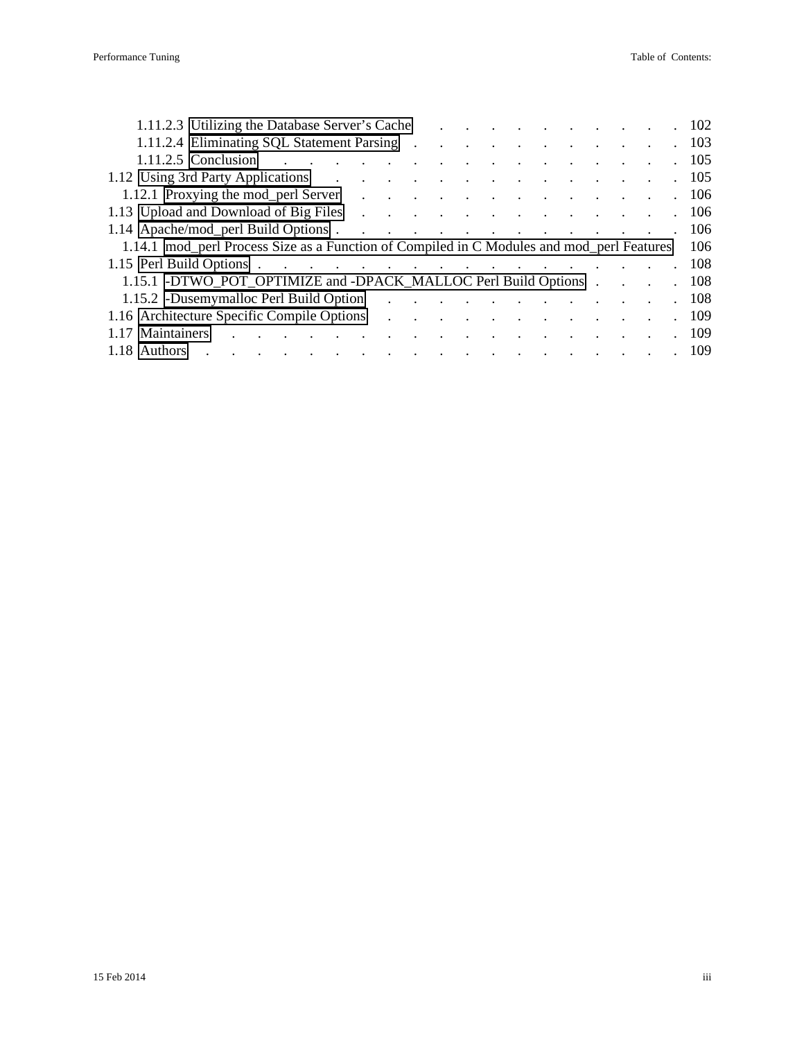- 1.11.2.3 Utilizing the Database Server's Cache . . . . . . . . . . . . 102
- 1.11.2.4 Eliminating SQL Statement Parsing . . . . . . . . . . . . 103
- 1.11.2.5 Conclusion . . . . . . . . . . . . . . . . . . . . 105
- 1.12 Using 3rd Party Applications . . . . . . . . . . . . . . . . . 105
- 1.12.1 Proxying the mod_perl Server . . . . . . . . . . . . . . . 106
- 1.13 Upload and Download of Big Files . . . . . . . . . . . . . . . 106
- 1.14 Apache/mod_perl Build Options . . . . . . . . . . . . . . . . 106
- 1.14.1 mod_perl Process Size as a Function of Compiled in C Modules and mod_perl Features 106
- 1.15 Perl Build Options . . . . . . . . . . . . . . . . . . . . 108
- 1.15.1 -DTWO_POT_OPTIMIZE and -DPACK_MALLOC Perl Build Options . . . . . 108
- 1.15.2 -Dusemymalloc Perl Build Option . . . . . . . . . . . . . . 108
- 1.16 Architecture Specific Compile Options . . . . . . . . . . . . . 109
- 1.17 Maintainers . . . . . . . . . . . . . . . . . . . . . . 109
- 1.18 Authors . . . . . . . . . . . . . . . . . . . . . . . 109